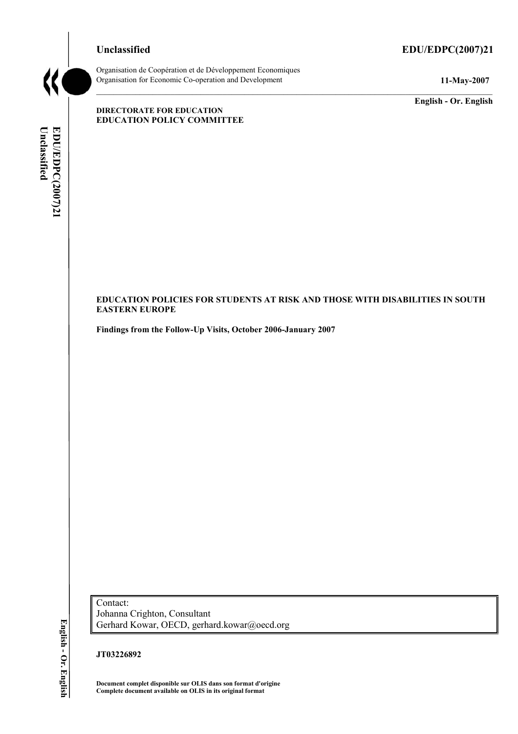**Unclassified** **EDU/EDPC(2007)21**

Organisation de Coopération et de Développement Economiques
Organisation for Economic Co-operation and Development **11-May-2007**

**English - Or. English**

**DIRECTORATE FOR EDUCATION**
**EDUCATION POLICY COMMITTEE**

**EDUCATION POLICIES FOR STUDENTS AT RISK AND THOSE WITH DISABILITIES IN SOUTH EASTERN EUROPE**

**Findings from the Follow-Up Visits, October 2006-January 2007**

Contact:
Johanna Crighton, Consultant
Gerhard Kowar, OECD, gerhard.kowar@oecd.org

**JT03226892**

**Document complet disponible sur OLIS dans son format d'origine**
**Complete document available on OLIS in its original format**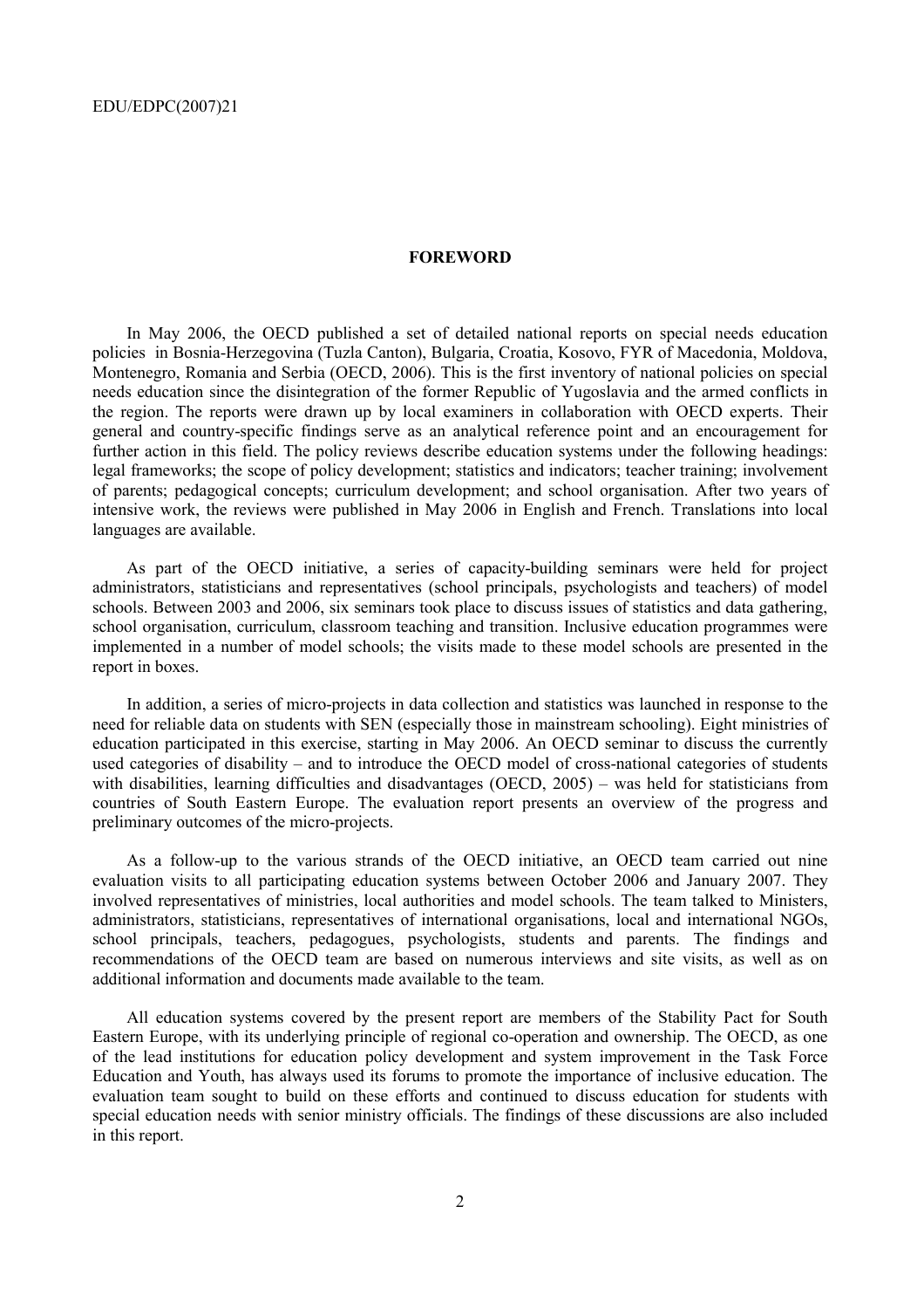## FOREWORD

In May 2006, the OECD published a set of detailed national reports on special needs education policies in Bosnia-Herzegovina (Tuzla Canton), Bulgaria, Croatia, Kosovo, FYR of Macedonia, Moldova, Montenegro, Romania and Serbia (OECD, 2006). This is the first inventory of national policies on special needs education since the disintegration of the former Republic of Yugoslavia and the armed conflicts in the region. The reports were drawn up by local examiners in collaboration with OECD experts. Their general and country-specific findings serve as an analytical reference point and an encouragement for further action in this field. The policy reviews describe education systems under the following headings: legal frameworks; the scope of policy development; statistics and indicators; teacher training; involvement of parents; pedagogical concepts; curriculum development; and school organisation. After two years of intensive work, the reviews were published in May 2006 in English and French. Translations into local languages are available.

As part of the OECD initiative, a series of capacity-building seminars were held for project administrators, statisticians and representatives (school principals, psychologists and teachers) of model schools. Between 2003 and 2006, six seminars took place to discuss issues of statistics and data gathering, school organisation, curriculum, classroom teaching and transition. Inclusive education programmes were implemented in a number of model schools; the visits made to these model schools are presented in the report in boxes.

In addition, a series of micro-projects in data collection and statistics was launched in response to the need for reliable data on students with SEN (especially those in mainstream schooling). Eight ministries of education participated in this exercise, starting in May 2006. An OECD seminar to discuss the currently used categories of disability – and to introduce the OECD model of cross-national categories of students with disabilities, learning difficulties and disadvantages (OECD, 2005) – was held for statisticians from countries of South Eastern Europe. The evaluation report presents an overview of the progress and preliminary outcomes of the micro-projects.

As a follow-up to the various strands of the OECD initiative, an OECD team carried out nine evaluation visits to all participating education systems between October 2006 and January 2007. They involved representatives of ministries, local authorities and model schools. The team talked to Ministers, administrators, statisticians, representatives of international organisations, local and international NGOs, school principals, teachers, pedagogues, psychologists, students and parents. The findings and recommendations of the OECD team are based on numerous interviews and site visits, as well as on additional information and documents made available to the team.

All education systems covered by the present report are members of the Stability Pact for South Eastern Europe, with its underlying principle of regional co-operation and ownership. The OECD, as one of the lead institutions for education policy development and system improvement in the Task Force Education and Youth, has always used its forums to promote the importance of inclusive education. The evaluation team sought to build on these efforts and continued to discuss education for students with special education needs with senior ministry officials. The findings of these discussions are also included in this report.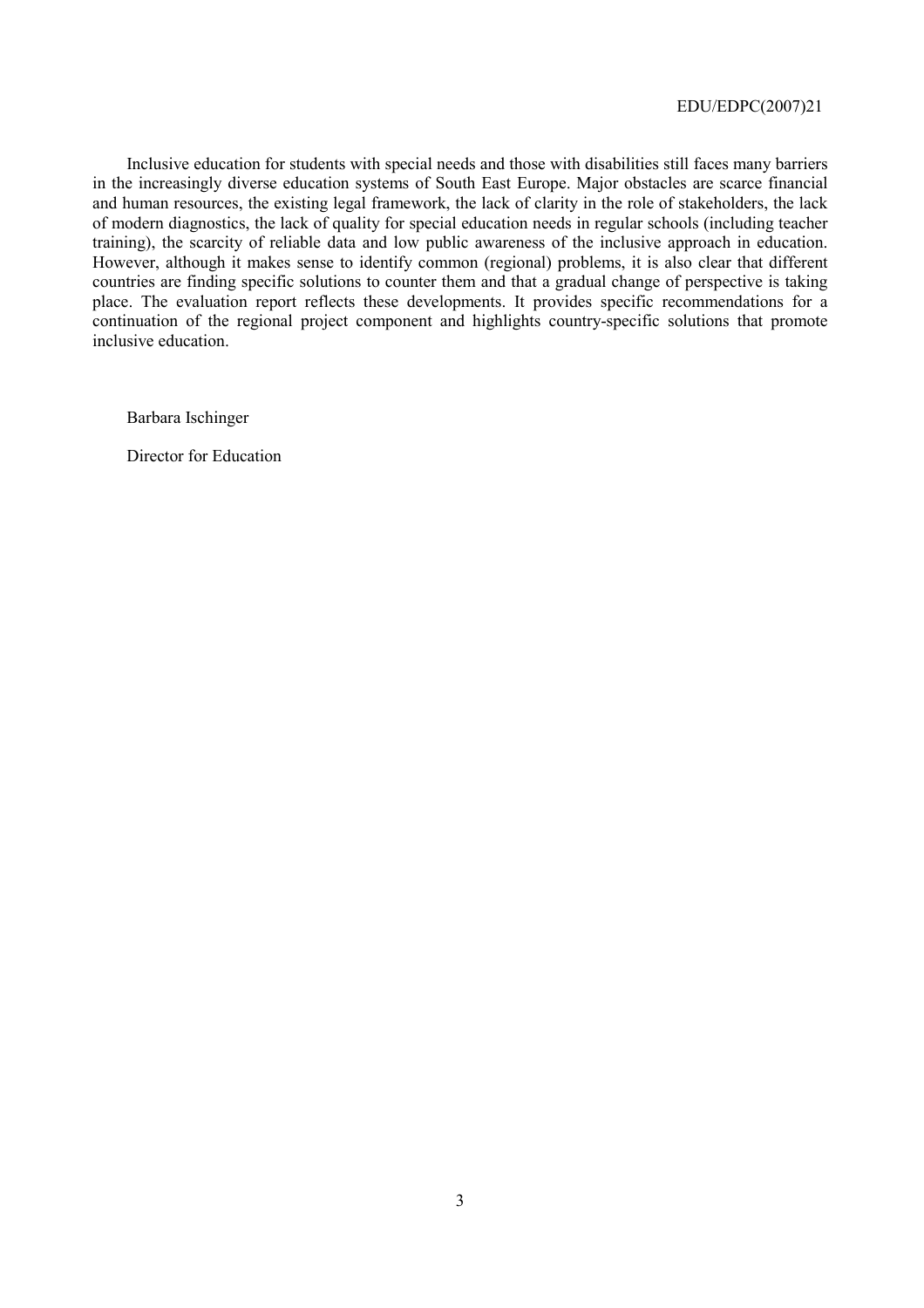Inclusive education for students with special needs and those with disabilities still faces many barriers in the increasingly diverse education systems of South East Europe. Major obstacles are scarce financial and human resources, the existing legal framework, the lack of clarity in the role of stakeholders, the lack of modern diagnostics, the lack of quality for special education needs in regular schools (including teacher training), the scarcity of reliable data and low public awareness of the inclusive approach in education. However, although it makes sense to identify common (regional) problems, it is also clear that different countries are finding specific solutions to counter them and that a gradual change of perspective is taking place. The evaluation report reflects these developments. It provides specific recommendations for a continuation of the regional project component and highlights country-specific solutions that promote inclusive education.

Barbara Ischinger

Director for Education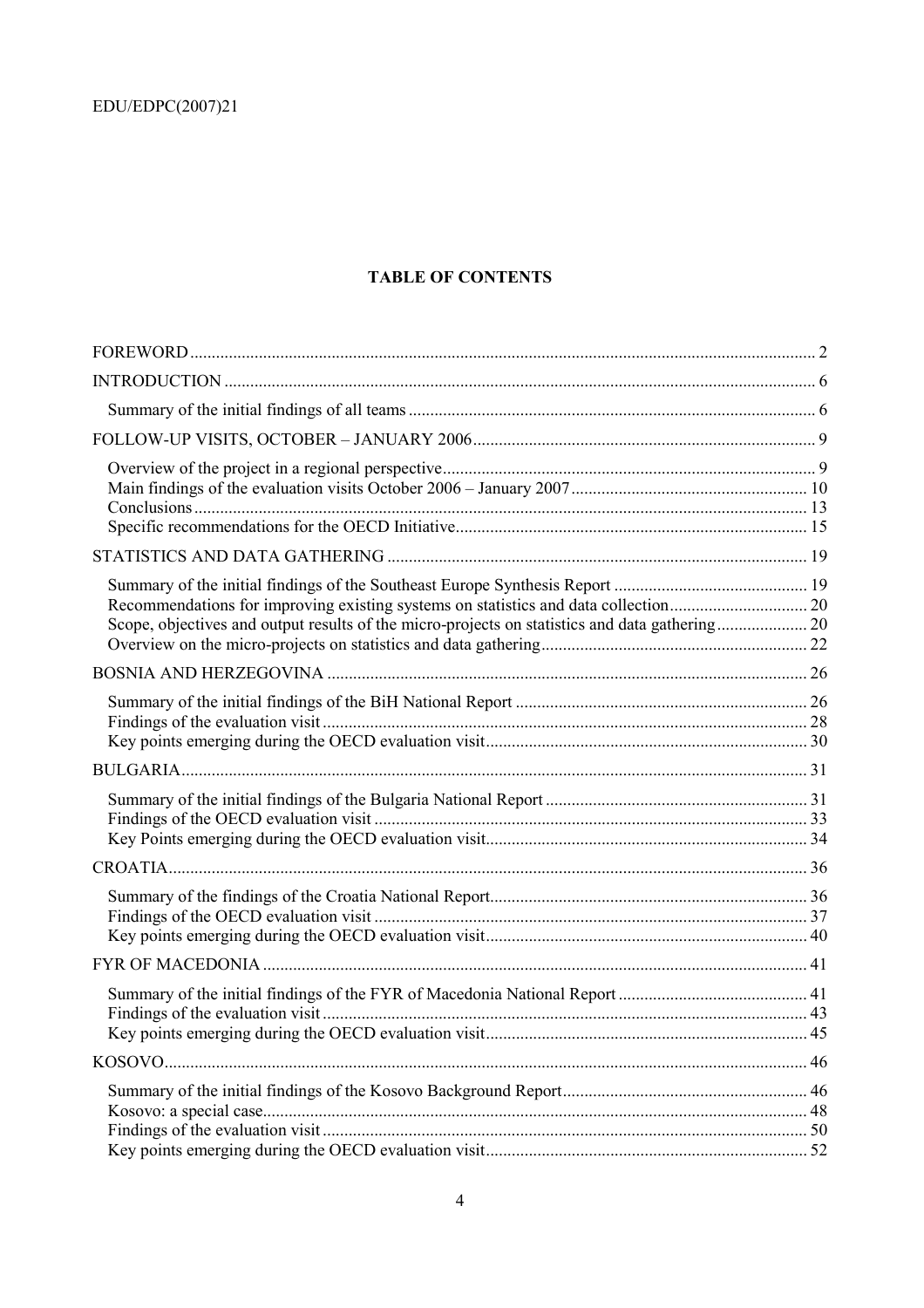# TABLE OF CONTENTS

FOREWORD ..... 2

INTRODUCTION ..... 6

- Summary of the initial findings of all teams ..... 6

FOLLOW-UP VISITS, OCTOBER – JANUARY 2006 ..... 9

- Overview of the project in a regional perspective ..... 9
- Main findings of the evaluation visits October 2006 – January 2007 ..... 10
- Conclusions ..... 13
- Specific recommendations for the OECD Initiative ..... 15

STATISTICS AND DATA GATHERING ..... 19

- Summary of the initial findings of the Southeast Europe Synthesis Report ..... 19
- Recommendations for improving existing systems on statistics and data collection ..... 20
- Scope, objectives and output results of the micro-projects on statistics and data gathering ..... 20
- Overview on the micro-projects on statistics and data gathering ..... 22

BOSNIA AND HERZEGOVINA ..... 26

- Summary of the initial findings of the BiH National Report ..... 26
- Findings of the evaluation visit ..... 28
- Key points emerging during the OECD evaluation visit ..... 30

BULGARIA ..... 31

- Summary of the initial findings of the Bulgaria National Report ..... 31
- Findings of the OECD evaluation visit ..... 33
- Key Points emerging during the OECD evaluation visit ..... 34

CROATIA ..... 36

- Summary of the findings of the Croatia National Report ..... 36
- Findings of the OECD evaluation visit ..... 37
- Key points emerging during the OECD evaluation visit ..... 40

FYR OF MACEDONIA ..... 41

- Summary of the initial findings of the FYR of Macedonia National Report ..... 41
- Findings of the evaluation visit ..... 43
- Key points emerging during the OECD evaluation visit ..... 45

KOSOVO ..... 46

- Summary of the initial findings of the Kosovo Background Report ..... 46
- Kosovo: a special case ..... 48
- Findings of the evaluation visit ..... 50
- Key points emerging during the OECD evaluation visit ..... 52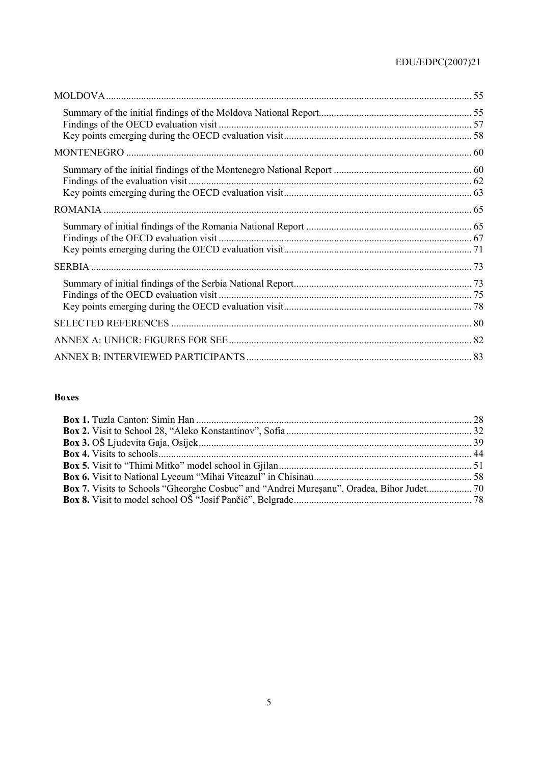MOLDOVA ........................................................................................................................................ 55

Summary of the initial findings of the Moldova National Report............................................................ 55
Findings of the OECD evaluation visit .................................................................................................... 57
Key points emerging during the OECD evaluation visit.......................................................................... 58

MONTENEGRO ........................................................................................................................................ 60

Summary of the initial findings of the Montenegro National Report ...................................................... 60
Findings of the evaluation visit ................................................................................................................ 62
Key points emerging during the OECD evaluation visit.......................................................................... 63

ROMANIA .................................................................................................................................................. 65

Summary of initial findings of the Romania National Report ................................................................. 65
Findings of the OECD evaluation visit .................................................................................................... 67
Key points emerging during the OECD evaluation visit.......................................................................... 71

SERBIA ....................................................................................................................................................... 73

Summary of initial findings of the Serbia National Report...................................................................... 73
Findings of the OECD evaluation visit .................................................................................................... 75
Key points emerging during the OECD evaluation visit.......................................................................... 78

SELECTED REFERENCES ....................................................................................................................... 80

ANNEX A: UNHCR: FIGURES FOR SEE................................................................................................ 82

ANNEX B: INTERVIEWED PARTICIPANTS......................................................................................... 83

**Boxes**

**Box 1.** Tuzla Canton: Simin Han ............................................................................................................ 28
**Box 2.** Visit to School 28, "Aleko Konstantinov", Sofia ......................................................................... 32
**Box 3.** OŠ Ljudevita Gaja, Osijek ........................................................................................................... 39
**Box 4.** Visits to schools............................................................................................................................ 44
**Box 5.** Visit to "Thimi Mitko" model school in Gjilan ............................................................................ 51
**Box 6.** Visit to National Lyceum "Mihai Viteazul" in Chisinau.............................................................. 58
**Box 7.** Visits to Schools "Gheorghe Cosbuc" and "Andrei Mureşanu", Oradea, Bihor Judet.................. 70
**Box 8.** Visit to model school OŠ "Josif Pančić", Belgrade...................................................................... 78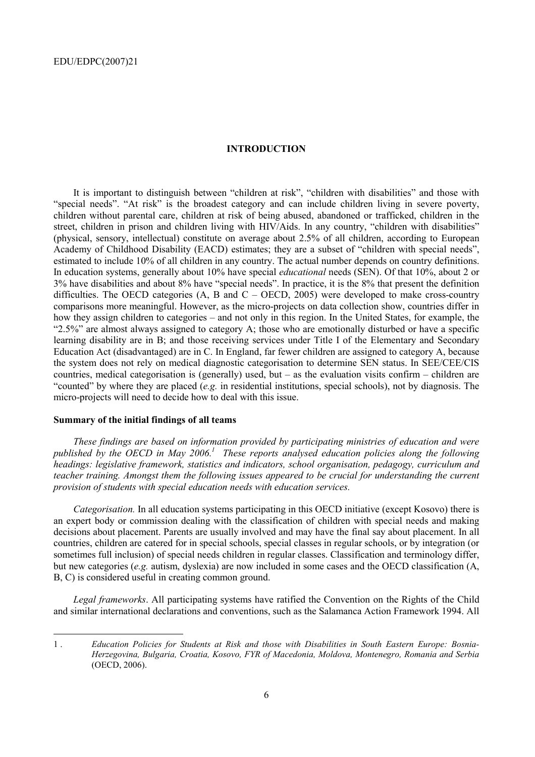## INTRODUCTION

It is important to distinguish between "children at risk", "children with disabilities" and those with "special needs". "At risk" is the broadest category and can include children living in severe poverty, children without parental care, children at risk of being abused, abandoned or trafficked, children in the street, children in prison and children living with HIV/Aids. In any country, "children with disabilities" (physical, sensory, intellectual) constitute on average about 2.5% of all children, according to European Academy of Childhood Disability (EACD) estimates; they are a subset of "children with special needs", estimated to include 10% of all children in any country. The actual number depends on country definitions. In education systems, generally about 10% have special *educational* needs (SEN). Of that 10%, about 2 or 3% have disabilities and about 8% have "special needs". In practice, it is the 8% that present the definition difficulties. The OECD categories (A, B and C – OECD, 2005) were developed to make cross-country comparisons more meaningful. However, as the micro-projects on data collection show, countries differ in how they assign children to categories – and not only in this region. In the United States, for example, the "2.5%" are almost always assigned to category A; those who are emotionally disturbed or have a specific learning disability are in B; and those receiving services under Title I of the Elementary and Secondary Education Act (disadvantaged) are in C. In England, far fewer children are assigned to category A, because the system does not rely on medical diagnostic categorisation to determine SEN status. In SEE/CEE/CIS countries, medical categorisation is (generally) used, but – as the evaluation visits confirm – children are "counted" by where they are placed (*e.g.* in residential institutions, special schools), not by diagnosis. The micro-projects will need to decide how to deal with this issue.

### Summary of the initial findings of all teams

*These findings are based on information provided by participating ministries of education and were published by the OECD in May 2006.*[1] *These reports analysed education policies along the following headings: legislative framework, statistics and indicators, school organisation, pedagogy, curriculum and teacher training. Amongst them the following issues appeared to be crucial for understanding the current provision of students with special education needs with education services.*

*Categorisation.* In all education systems participating in this OECD initiative (except Kosovo) there is an expert body or commission dealing with the classification of children with special needs and making decisions about placement. Parents are usually involved and may have the final say about placement. In all countries, children are catered for in special schools, special classes in regular schools, or by integration (or sometimes full inclusion) of special needs children in regular classes. Classification and terminology differ, but new categories (*e.g.* autism, dyslexia) are now included in some cases and the OECD classification (A, B, C) is considered useful in creating common ground.

*Legal frameworks*. All participating systems have ratified the Convention on the Rights of the Child and similar international declarations and conventions, such as the Salamanca Action Framework 1994. All

---

1 . *Education Policies for Students at Risk and those with Disabilities in South Eastern Europe: Bosnia-Herzegovina, Bulgaria, Croatia, Kosovo, FYR of Macedonia, Moldova, Montenegro, Romania and Serbia* (OECD, 2006).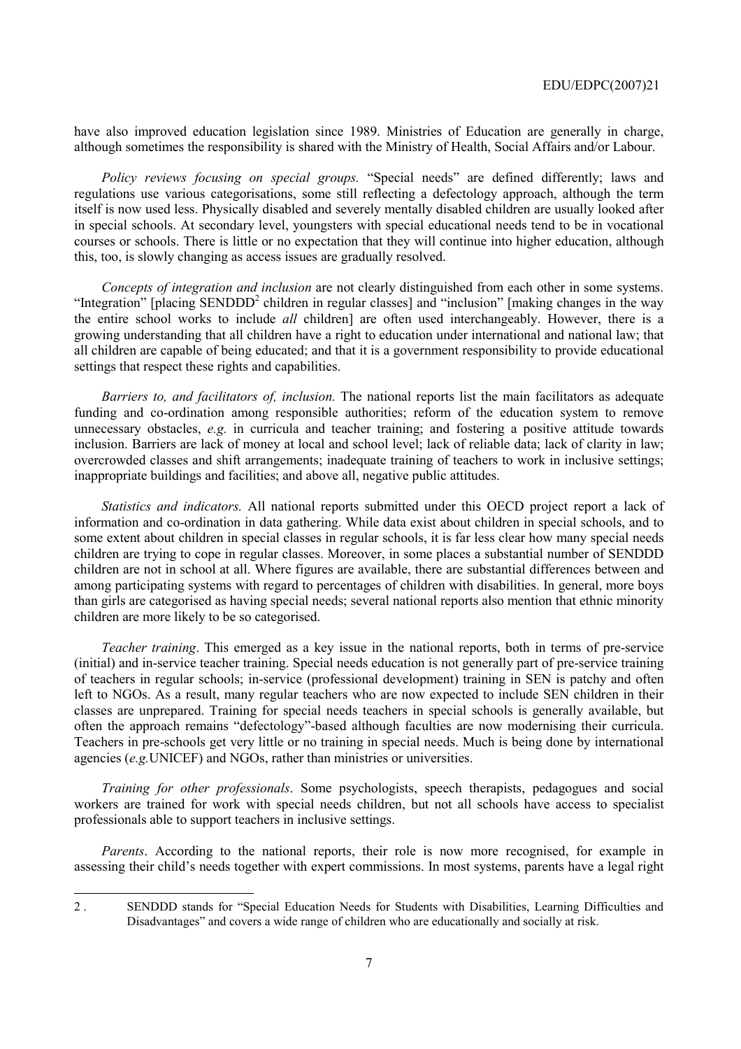have also improved education legislation since 1989. Ministries of Education are generally in charge, although sometimes the responsibility is shared with the Ministry of Health, Social Affairs and/or Labour.

*Policy reviews focusing on special groups.* "Special needs" are defined differently; laws and regulations use various categorisations, some still reflecting a defectology approach, although the term itself is now used less. Physically disabled and severely mentally disabled children are usually looked after in special schools. At secondary level, youngsters with special educational needs tend to be in vocational courses or schools. There is little or no expectation that they will continue into higher education, although this, too, is slowly changing as access issues are gradually resolved.

*Concepts of integration and inclusion* are not clearly distinguished from each other in some systems. "Integration" [placing SENDDD[2] children in regular classes] and "inclusion" [making changes in the way the entire school works to include *all* children] are often used interchangeably. However, there is a growing understanding that all children have a right to education under international and national law; that all children are capable of being educated; and that it is a government responsibility to provide educational settings that respect these rights and capabilities.

*Barriers to, and facilitators of, inclusion.* The national reports list the main facilitators as adequate funding and co-ordination among responsible authorities; reform of the education system to remove unnecessary obstacles, *e.g.* in curricula and teacher training; and fostering a positive attitude towards inclusion. Barriers are lack of money at local and school level; lack of reliable data; lack of clarity in law; overcrowded classes and shift arrangements; inadequate training of teachers to work in inclusive settings; inappropriate buildings and facilities; and above all, negative public attitudes.

*Statistics and indicators.* All national reports submitted under this OECD project report a lack of information and co-ordination in data gathering. While data exist about children in special schools, and to some extent about children in special classes in regular schools, it is far less clear how many special needs children are trying to cope in regular classes. Moreover, in some places a substantial number of SENDDD children are not in school at all. Where figures are available, there are substantial differences between and among participating systems with regard to percentages of children with disabilities. In general, more boys than girls are categorised as having special needs; several national reports also mention that ethnic minority children are more likely to be so categorised.

*Teacher training*. This emerged as a key issue in the national reports, both in terms of pre-service (initial) and in-service teacher training. Special needs education is not generally part of pre-service training of teachers in regular schools; in-service (professional development) training in SEN is patchy and often left to NGOs. As a result, many regular teachers who are now expected to include SEN children in their classes are unprepared. Training for special needs teachers in special schools is generally available, but often the approach remains "defectology"-based although faculties are now modernising their curricula. Teachers in pre-schools get very little or no training in special needs. Much is being done by international agencies (*e.g.*UNICEF) and NGOs, rather than ministries or universities.

*Training for other professionals*. Some psychologists, speech therapists, pedagogues and social workers are trained for work with special needs children, but not all schools have access to specialist professionals able to support teachers in inclusive settings.

*Parents*. According to the national reports, their role is now more recognised, for example in assessing their child's needs together with expert commissions. In most systems, parents have a legal right

---

2 . SENDDD stands for "Special Education Needs for Students with Disabilities, Learning Difficulties and Disadvantages" and covers a wide range of children who are educationally and socially at risk.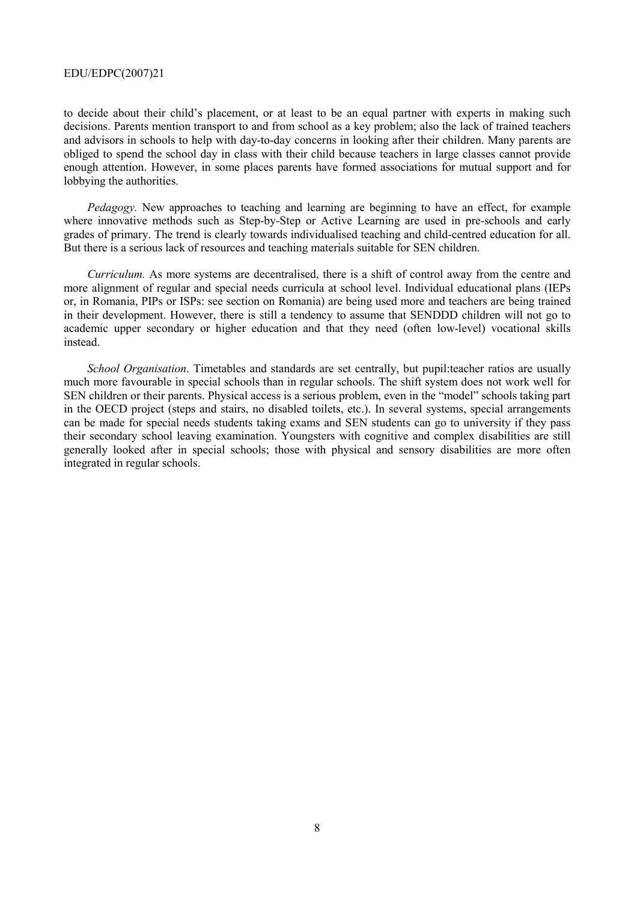to decide about their child's placement, or at least to be an equal partner with experts in making such decisions. Parents mention transport to and from school as a key problem; also the lack of trained teachers and advisors in schools to help with day-to-day concerns in looking after their children. Many parents are obliged to spend the school day in class with their child because teachers in large classes cannot provide enough attention. However, in some places parents have formed associations for mutual support and for lobbying the authorities.

*Pedagogy.* New approaches to teaching and learning are beginning to have an effect, for example where innovative methods such as Step-by-Step or Active Learning are used in pre-schools and early grades of primary. The trend is clearly towards individualised teaching and child-centred education for all. But there is a serious lack of resources and teaching materials suitable for SEN children.

*Curriculum.* As more systems are decentralised, there is a shift of control away from the centre and more alignment of regular and special needs curricula at school level. Individual educational plans (IEPs or, in Romania, PIPs or ISPs: see section on Romania) are being used more and teachers are being trained in their development. However, there is still a tendency to assume that SENDDD children will not go to academic upper secondary or higher education and that they need (often low-level) vocational skills instead.

*School Organisation*. Timetables and standards are set centrally, but pupil:teacher ratios are usually much more favourable in special schools than in regular schools. The shift system does not work well for SEN children or their parents. Physical access is a serious problem, even in the "model" schools taking part in the OECD project (steps and stairs, no disabled toilets, etc.). In several systems, special arrangements can be made for special needs students taking exams and SEN students can go to university if they pass their secondary school leaving examination. Youngsters with cognitive and complex disabilities are still generally looked after in special schools; those with physical and sensory disabilities are more often integrated in regular schools.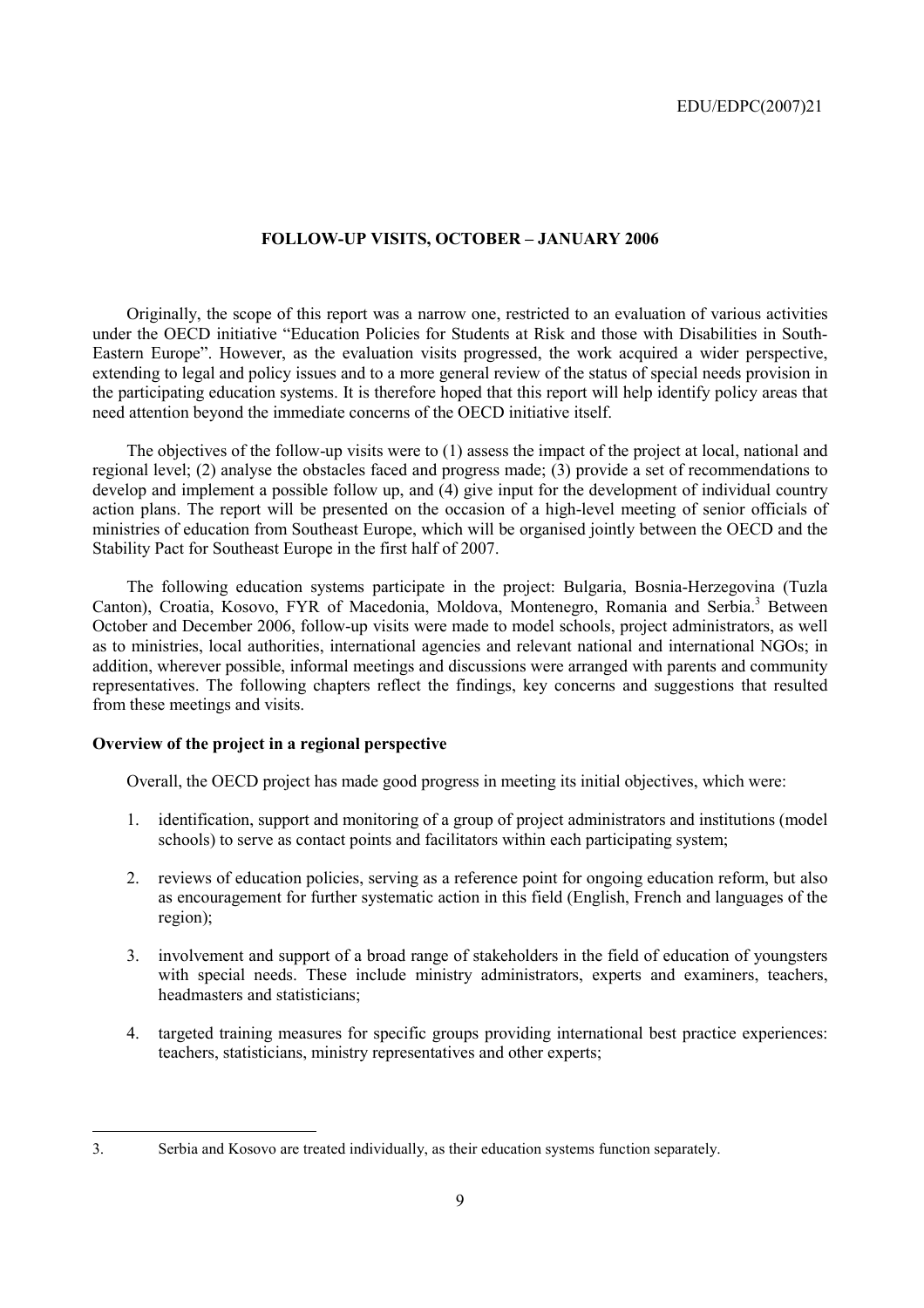## FOLLOW-UP VISITS, OCTOBER – JANUARY 2006

Originally, the scope of this report was a narrow one, restricted to an evaluation of various activities under the OECD initiative "Education Policies for Students at Risk and those with Disabilities in South-Eastern Europe". However, as the evaluation visits progressed, the work acquired a wider perspective, extending to legal and policy issues and to a more general review of the status of special needs provision in the participating education systems. It is therefore hoped that this report will help identify policy areas that need attention beyond the immediate concerns of the OECD initiative itself.

The objectives of the follow-up visits were to (1) assess the impact of the project at local, national and regional level; (2) analyse the obstacles faced and progress made; (3) provide a set of recommendations to develop and implement a possible follow up, and (4) give input for the development of individual country action plans. The report will be presented on the occasion of a high-level meeting of senior officials of ministries of education from Southeast Europe, which will be organised jointly between the OECD and the Stability Pact for Southeast Europe in the first half of 2007.

The following education systems participate in the project: Bulgaria, Bosnia-Herzegovina (Tuzla Canton), Croatia, Kosovo, FYR of Macedonia, Moldova, Montenegro, Romania and Serbia.[3] Between October and December 2006, follow-up visits were made to model schools, project administrators, as well as to ministries, local authorities, international agencies and relevant national and international NGOs; in addition, wherever possible, informal meetings and discussions were arranged with parents and community representatives. The following chapters reflect the findings, key concerns and suggestions that resulted from these meetings and visits.

### Overview of the project in a regional perspective

Overall, the OECD project has made good progress in meeting its initial objectives, which were:

1. identification, support and monitoring of a group of project administrators and institutions (model schools) to serve as contact points and facilitators within each participating system;

2. reviews of education policies, serving as a reference point for ongoing education reform, but also as encouragement for further systematic action in this field (English, French and languages of the region);

3. involvement and support of a broad range of stakeholders in the field of education of youngsters with special needs. These include ministry administrators, experts and examiners, teachers, headmasters and statisticians;

4. targeted training measures for specific groups providing international best practice experiences: teachers, statisticians, ministry representatives and other experts;

---

3. Serbia and Kosovo are treated individually, as their education systems function separately.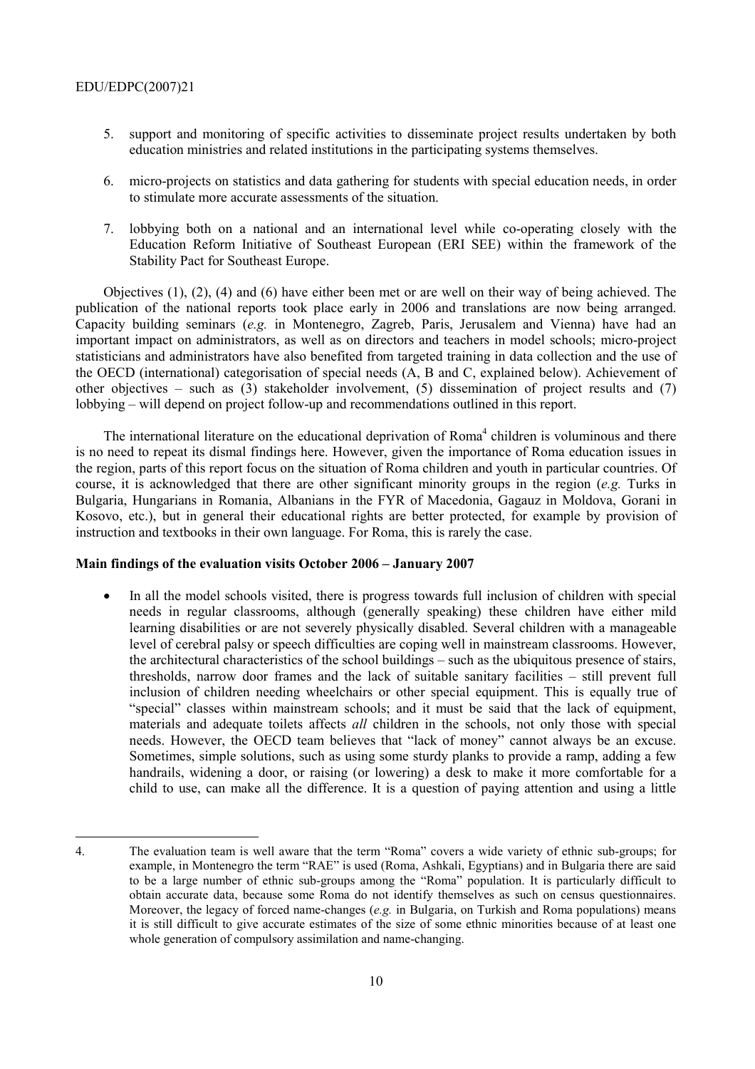5. support and monitoring of specific activities to disseminate project results undertaken by both education ministries and related institutions in the participating systems themselves.

6. micro-projects on statistics and data gathering for students with special education needs, in order to stimulate more accurate assessments of the situation.

7. lobbying both on a national and an international level while co-operating closely with the Education Reform Initiative of Southeast European (ERI SEE) within the framework of the Stability Pact for Southeast Europe.

Objectives (1), (2), (4) and (6) have either been met or are well on their way of being achieved. The publication of the national reports took place early in 2006 and translations are now being arranged. Capacity building seminars (*e.g.* in Montenegro, Zagreb, Paris, Jerusalem and Vienna) have had an important impact on administrators, as well as on directors and teachers in model schools; micro-project statisticians and administrators have also benefited from targeted training in data collection and the use of the OECD (international) categorisation of special needs (A, B and C, explained below). Achievement of other objectives – such as (3) stakeholder involvement, (5) dissemination of project results and (7) lobbying – will depend on project follow-up and recommendations outlined in this report.

The international literature on the educational deprivation of Roma[4] children is voluminous and there is no need to repeat its dismal findings here. However, given the importance of Roma education issues in the region, parts of this report focus on the situation of Roma children and youth in particular countries. Of course, it is acknowledged that there are other significant minority groups in the region (*e.g.* Turks in Bulgaria, Hungarians in Romania, Albanians in the FYR of Macedonia, Gagauz in Moldova, Gorani in Kosovo, etc.), but in general their educational rights are better protected, for example by provision of instruction and textbooks in their own language. For Roma, this is rarely the case.

**Main findings of the evaluation visits October 2006 – January 2007**

- In all the model schools visited, there is progress towards full inclusion of children with special needs in regular classrooms, although (generally speaking) these children have either mild learning disabilities or are not severely physically disabled. Several children with a manageable level of cerebral palsy or speech difficulties are coping well in mainstream classrooms. However, the architectural characteristics of the school buildings – such as the ubiquitous presence of stairs, thresholds, narrow door frames and the lack of suitable sanitary facilities – still prevent full inclusion of children needing wheelchairs or other special equipment. This is equally true of "special" classes within mainstream schools; and it must be said that the lack of equipment, materials and adequate toilets affects *all* children in the schools, not only those with special needs. However, the OECD team believes that "lack of money" cannot always be an excuse. Sometimes, simple solutions, such as using some sturdy planks to provide a ramp, adding a few handrails, widening a door, or raising (or lowering) a desk to make it more comfortable for a child to use, can make all the difference. It is a question of paying attention and using a little

---

4. The evaluation team is well aware that the term "Roma" covers a wide variety of ethnic sub-groups; for example, in Montenegro the term "RAE" is used (Roma, Ashkali, Egyptians) and in Bulgaria there are said to be a large number of ethnic sub-groups among the "Roma" population. It is particularly difficult to obtain accurate data, because some Roma do not identify themselves as such on census questionnaires. Moreover, the legacy of forced name-changes (*e.g.* in Bulgaria, on Turkish and Roma populations) means it is still difficult to give accurate estimates of the size of some ethnic minorities because of at least one whole generation of compulsory assimilation and name-changing.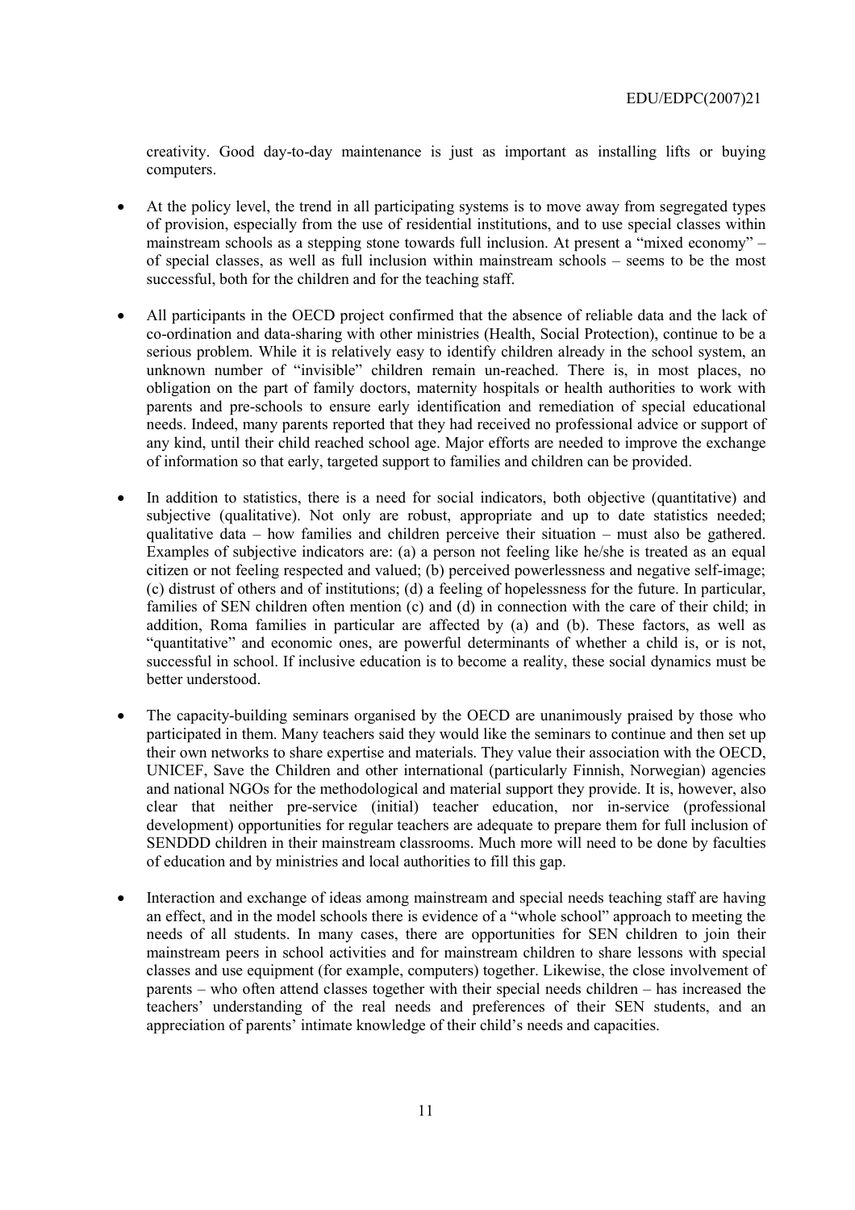creativity. Good day-to-day maintenance is just as important as installing lifts or buying computers.

- At the policy level, the trend in all participating systems is to move away from segregated types of provision, especially from the use of residential institutions, and to use special classes within mainstream schools as a stepping stone towards full inclusion. At present a "mixed economy" – of special classes, as well as full inclusion within mainstream schools – seems to be the most successful, both for the children and for the teaching staff.

- All participants in the OECD project confirmed that the absence of reliable data and the lack of co-ordination and data-sharing with other ministries (Health, Social Protection), continue to be a serious problem. While it is relatively easy to identify children already in the school system, an unknown number of "invisible" children remain un-reached. There is, in most places, no obligation on the part of family doctors, maternity hospitals or health authorities to work with parents and pre-schools to ensure early identification and remediation of special educational needs. Indeed, many parents reported that they had received no professional advice or support of any kind, until their child reached school age. Major efforts are needed to improve the exchange of information so that early, targeted support to families and children can be provided.

- In addition to statistics, there is a need for social indicators, both objective (quantitative) and subjective (qualitative). Not only are robust, appropriate and up to date statistics needed; qualitative data – how families and children perceive their situation – must also be gathered. Examples of subjective indicators are: (a) a person not feeling like he/she is treated as an equal citizen or not feeling respected and valued; (b) perceived powerlessness and negative self-image; (c) distrust of others and of institutions; (d) a feeling of hopelessness for the future. In particular, families of SEN children often mention (c) and (d) in connection with the care of their child; in addition, Roma families in particular are affected by (a) and (b). These factors, as well as "quantitative" and economic ones, are powerful determinants of whether a child is, or is not, successful in school. If inclusive education is to become a reality, these social dynamics must be better understood.

- The capacity-building seminars organised by the OECD are unanimously praised by those who participated in them. Many teachers said they would like the seminars to continue and then set up their own networks to share expertise and materials. They value their association with the OECD, UNICEF, Save the Children and other international (particularly Finnish, Norwegian) agencies and national NGOs for the methodological and material support they provide. It is, however, also clear that neither pre-service (initial) teacher education, nor in-service (professional development) opportunities for regular teachers are adequate to prepare them for full inclusion of SENDDD children in their mainstream classrooms. Much more will need to be done by faculties of education and by ministries and local authorities to fill this gap.

- Interaction and exchange of ideas among mainstream and special needs teaching staff are having an effect, and in the model schools there is evidence of a "whole school" approach to meeting the needs of all students. In many cases, there are opportunities for SEN children to join their mainstream peers in school activities and for mainstream children to share lessons with special classes and use equipment (for example, computers) together. Likewise, the close involvement of parents – who often attend classes together with their special needs children – has increased the teachers' understanding of the real needs and preferences of their SEN students, and an appreciation of parents' intimate knowledge of their child's needs and capacities.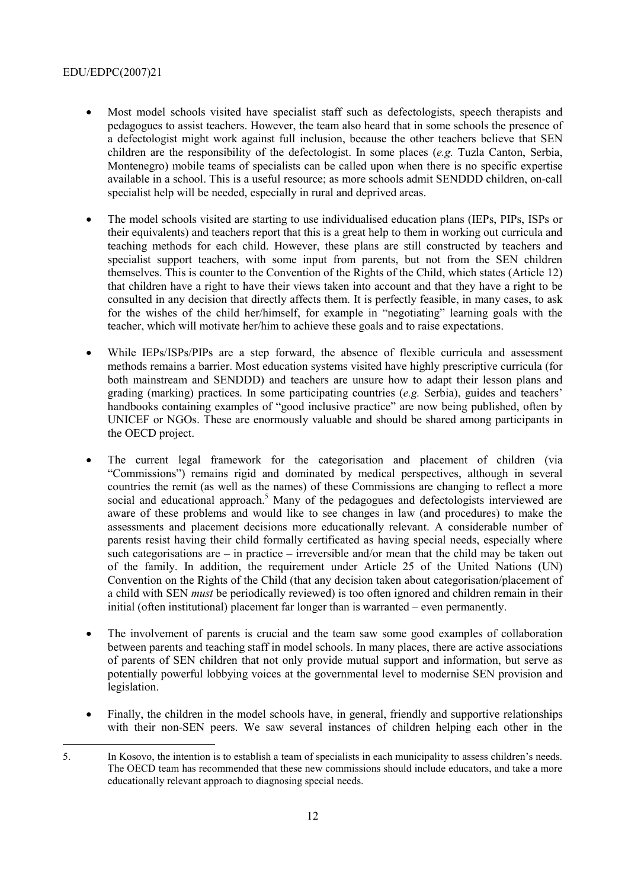- Most model schools visited have specialist staff such as defectologists, speech therapists and pedagogues to assist teachers. However, the team also heard that in some schools the presence of a defectologist might work against full inclusion, because the other teachers believe that SEN children are the responsibility of the defectologist. In some places (*e.g.* Tuzla Canton, Serbia, Montenegro) mobile teams of specialists can be called upon when there is no specific expertise available in a school. This is a useful resource; as more schools admit SENDDD children, on-call specialist help will be needed, especially in rural and deprived areas.

- The model schools visited are starting to use individualised education plans (IEPs, PIPs, ISPs or their equivalents) and teachers report that this is a great help to them in working out curricula and teaching methods for each child. However, these plans are still constructed by teachers and specialist support teachers, with some input from parents, but not from the SEN children themselves. This is counter to the Convention of the Rights of the Child, which states (Article 12) that children have a right to have their views taken into account and that they have a right to be consulted in any decision that directly affects them. It is perfectly feasible, in many cases, to ask for the wishes of the child her/himself, for example in "negotiating" learning goals with the teacher, which will motivate her/him to achieve these goals and to raise expectations.

- While IEPs/ISPs/PIPs are a step forward, the absence of flexible curricula and assessment methods remains a barrier. Most education systems visited have highly prescriptive curricula (for both mainstream and SENDDD) and teachers are unsure how to adapt their lesson plans and grading (marking) practices. In some participating countries (*e.g.* Serbia), guides and teachers' handbooks containing examples of "good inclusive practice" are now being published, often by UNICEF or NGOs. These are enormously valuable and should be shared among participants in the OECD project.

- The current legal framework for the categorisation and placement of children (via "Commissions") remains rigid and dominated by medical perspectives, although in several countries the remit (as well as the names) of these Commissions are changing to reflect a more social and educational approach.[5] Many of the pedagogues and defectologists interviewed are aware of these problems and would like to see changes in law (and procedures) to make the assessments and placement decisions more educationally relevant. A considerable number of parents resist having their child formally certificated as having special needs, especially where such categorisations are – in practice – irreversible and/or mean that the child may be taken out of the family. In addition, the requirement under Article 25 of the United Nations (UN) Convention on the Rights of the Child (that any decision taken about categorisation/placement of a child with SEN *must* be periodically reviewed) is too often ignored and children remain in their initial (often institutional) placement far longer than is warranted – even permanently.

- The involvement of parents is crucial and the team saw some good examples of collaboration between parents and teaching staff in model schools. In many places, there are active associations of parents of SEN children that not only provide mutual support and information, but serve as potentially powerful lobbying voices at the governmental level to modernise SEN provision and legislation.

- Finally, the children in the model schools have, in general, friendly and supportive relationships with their non-SEN peers. We saw several instances of children helping each other in the

5. In Kosovo, the intention is to establish a team of specialists in each municipality to assess children's needs. The OECD team has recommended that these new commissions should include educators, and take a more educationally relevant approach to diagnosing special needs.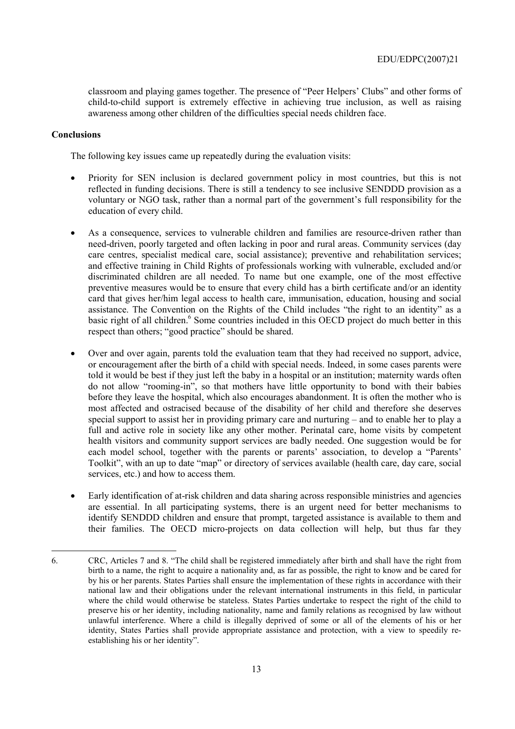classroom and playing games together. The presence of "Peer Helpers' Clubs" and other forms of child-to-child support is extremely effective in achieving true inclusion, as well as raising awareness among other children of the difficulties special needs children face.

**Conclusions**

The following key issues came up repeatedly during the evaluation visits:

- Priority for SEN inclusion is declared government policy in most countries, but this is not reflected in funding decisions. There is still a tendency to see inclusive SENDDD provision as a voluntary or NGO task, rather than a normal part of the government's full responsibility for the education of every child.

- As a consequence, services to vulnerable children and families are resource-driven rather than need-driven, poorly targeted and often lacking in poor and rural areas. Community services (day care centres, specialist medical care, social assistance); preventive and rehabilitation services; and effective training in Child Rights of professionals working with vulnerable, excluded and/or discriminated children are all needed. To name but one example, one of the most effective preventive measures would be to ensure that every child has a birth certificate and/or an identity card that gives her/him legal access to health care, immunisation, education, housing and social assistance. The Convention on the Rights of the Child includes "the right to an identity" as a basic right of all children.[6] Some countries included in this OECD project do much better in this respect than others; "good practice" should be shared.

- Over and over again, parents told the evaluation team that they had received no support, advice, or encouragement after the birth of a child with special needs. Indeed, in some cases parents were told it would be best if they just left the baby in a hospital or an institution; maternity wards often do not allow "rooming-in", so that mothers have little opportunity to bond with their babies before they leave the hospital, which also encourages abandonment. It is often the mother who is most affected and ostracised because of the disability of her child and therefore she deserves special support to assist her in providing primary care and nurturing – and to enable her to play a full and active role in society like any other mother. Perinatal care, home visits by competent health visitors and community support services are badly needed. One suggestion would be for each model school, together with the parents or parents' association, to develop a "Parents' Toolkit", with an up to date "map" or directory of services available (health care, day care, social services, etc.) and how to access them.

- Early identification of at-risk children and data sharing across responsible ministries and agencies are essential. In all participating systems, there is an urgent need for better mechanisms to identify SENDDD children and ensure that prompt, targeted assistance is available to them and their families. The OECD micro-projects on data collection will help, but thus far they

---

6. CRC, Articles 7 and 8. "The child shall be registered immediately after birth and shall have the right from birth to a name, the right to acquire a nationality and, as far as possible, the right to know and be cared for by his or her parents. States Parties shall ensure the implementation of these rights in accordance with their national law and their obligations under the relevant international instruments in this field, in particular where the child would otherwise be stateless. States Parties undertake to respect the right of the child to preserve his or her identity, including nationality, name and family relations as recognised by law without unlawful interference. Where a child is illegally deprived of some or all of the elements of his or her identity, States Parties shall provide appropriate assistance and protection, with a view to speedily re-establishing his or her identity".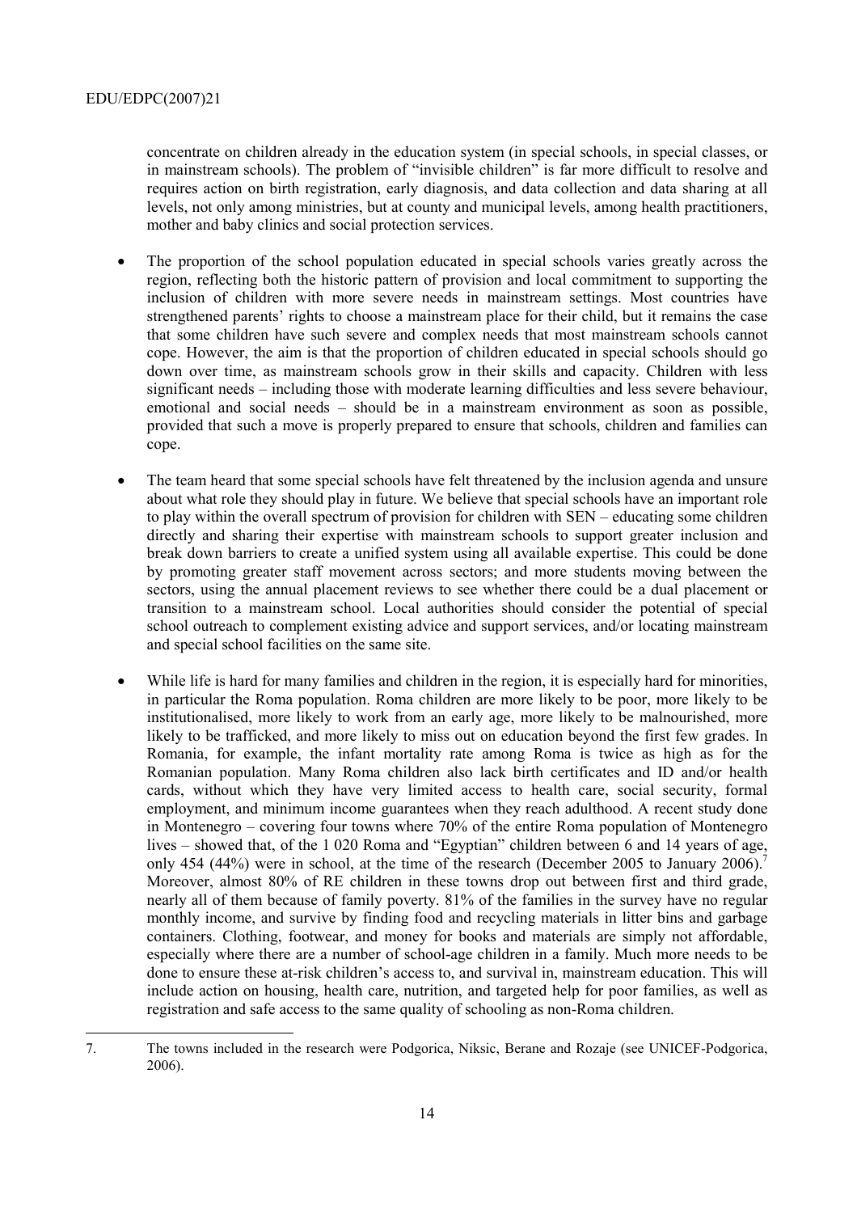concentrate on children already in the education system (in special schools, in special classes, or in mainstream schools). The problem of "invisible children" is far more difficult to resolve and requires action on birth registration, early diagnosis, and data collection and data sharing at all levels, not only among ministries, but at county and municipal levels, among health practitioners, mother and baby clinics and social protection services.

- The proportion of the school population educated in special schools varies greatly across the region, reflecting both the historic pattern of provision and local commitment to supporting the inclusion of children with more severe needs in mainstream settings. Most countries have strengthened parents' rights to choose a mainstream place for their child, but it remains the case that some children have such severe and complex needs that most mainstream schools cannot cope. However, the aim is that the proportion of children educated in special schools should go down over time, as mainstream schools grow in their skills and capacity. Children with less significant needs – including those with moderate learning difficulties and less severe behaviour, emotional and social needs – should be in a mainstream environment as soon as possible, provided that such a move is properly prepared to ensure that schools, children and families can cope.

- The team heard that some special schools have felt threatened by the inclusion agenda and unsure about what role they should play in future. We believe that special schools have an important role to play within the overall spectrum of provision for children with SEN – educating some children directly and sharing their expertise with mainstream schools to support greater inclusion and break down barriers to create a unified system using all available expertise. This could be done by promoting greater staff movement across sectors; and more students moving between the sectors, using the annual placement reviews to see whether there could be a dual placement or transition to a mainstream school. Local authorities should consider the potential of special school outreach to complement existing advice and support services, and/or locating mainstream and special school facilities on the same site.

- While life is hard for many families and children in the region, it is especially hard for minorities, in particular the Roma population. Roma children are more likely to be poor, more likely to be institutionalised, more likely to work from an early age, more likely to be malnourished, more likely to be trafficked, and more likely to miss out on education beyond the first few grades. In Romania, for example, the infant mortality rate among Roma is twice as high as for the Romanian population. Many Roma children also lack birth certificates and ID and/or health cards, without which they have very limited access to health care, social security, formal employment, and minimum income guarantees when they reach adulthood. A recent study done in Montenegro – covering four towns where 70% of the entire Roma population of Montenegro lives – showed that, of the 1 020 Roma and "Egyptian" children between 6 and 14 years of age, only 454 (44%) were in school, at the time of the research (December 2005 to January 2006).[7] Moreover, almost 80% of RE children in these towns drop out between first and third grade, nearly all of them because of family poverty. 81% of the families in the survey have no regular monthly income, and survive by finding food and recycling materials in litter bins and garbage containers. Clothing, footwear, and money for books and materials are simply not affordable, especially where there are a number of school-age children in a family. Much more needs to be done to ensure these at-risk children's access to, and survival in, mainstream education. This will include action on housing, health care, nutrition, and targeted help for poor families, as well as registration and safe access to the same quality of schooling as non-Roma children.

---

7. The towns included in the research were Podgorica, Niksic, Berane and Rozaje (see UNICEF-Podgorica, 2006).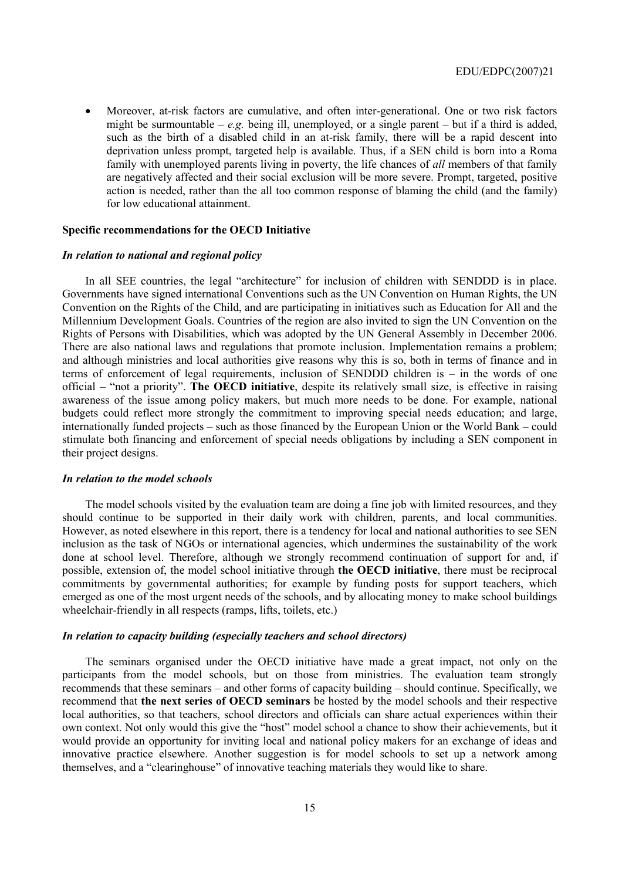- Moreover, at-risk factors are cumulative, and often inter-generational. One or two risk factors might be surmountable – *e.g.* being ill, unemployed, or a single parent – but if a third is added, such as the birth of a disabled child in an at-risk family, there will be a rapid descent into deprivation unless prompt, targeted help is available. Thus, if a SEN child is born into a Roma family with unemployed parents living in poverty, the life chances of *all* members of that family are negatively affected and their social exclusion will be more severe. Prompt, targeted, positive action is needed, rather than the all too common response of blaming the child (and the family) for low educational attainment.

**Specific recommendations for the OECD Initiative**

***In relation to national and regional policy***

In all SEE countries, the legal "architecture" for inclusion of children with SENDDD is in place. Governments have signed international Conventions such as the UN Convention on Human Rights, the UN Convention on the Rights of the Child, and are participating in initiatives such as Education for All and the Millennium Development Goals. Countries of the region are also invited to sign the UN Convention on the Rights of Persons with Disabilities, which was adopted by the UN General Assembly in December 2006. There are also national laws and regulations that promote inclusion. Implementation remains a problem; and although ministries and local authorities give reasons why this is so, both in terms of finance and in terms of enforcement of legal requirements, inclusion of SENDDD children is – in the words of one official – "not a priority". **The OECD initiative**, despite its relatively small size, is effective in raising awareness of the issue among policy makers, but much more needs to be done. For example, national budgets could reflect more strongly the commitment to improving special needs education; and large, internationally funded projects – such as those financed by the European Union or the World Bank – could stimulate both financing and enforcement of special needs obligations by including a SEN component in their project designs.

***In relation to the model schools***

The model schools visited by the evaluation team are doing a fine job with limited resources, and they should continue to be supported in their daily work with children, parents, and local communities. However, as noted elsewhere in this report, there is a tendency for local and national authorities to see SEN inclusion as the task of NGOs or international agencies, which undermines the sustainability of the work done at school level. Therefore, although we strongly recommend continuation of support for and, if possible, extension of, the model school initiative through **the OECD initiative**, there must be reciprocal commitments by governmental authorities; for example by funding posts for support teachers, which emerged as one of the most urgent needs of the schools, and by allocating money to make school buildings wheelchair-friendly in all respects (ramps, lifts, toilets, etc.)

***In relation to capacity building (especially teachers and school directors)***

The seminars organised under the OECD initiative have made a great impact, not only on the participants from the model schools, but on those from ministries. The evaluation team strongly recommends that these seminars – and other forms of capacity building – should continue. Specifically, we recommend that **the next series of OECD seminars** be hosted by the model schools and their respective local authorities, so that teachers, school directors and officials can share actual experiences within their own context. Not only would this give the "host" model school a chance to show their achievements, but it would provide an opportunity for inviting local and national policy makers for an exchange of ideas and innovative practice elsewhere. Another suggestion is for model schools to set up a network among themselves, and a "clearinghouse" of innovative teaching materials they would like to share.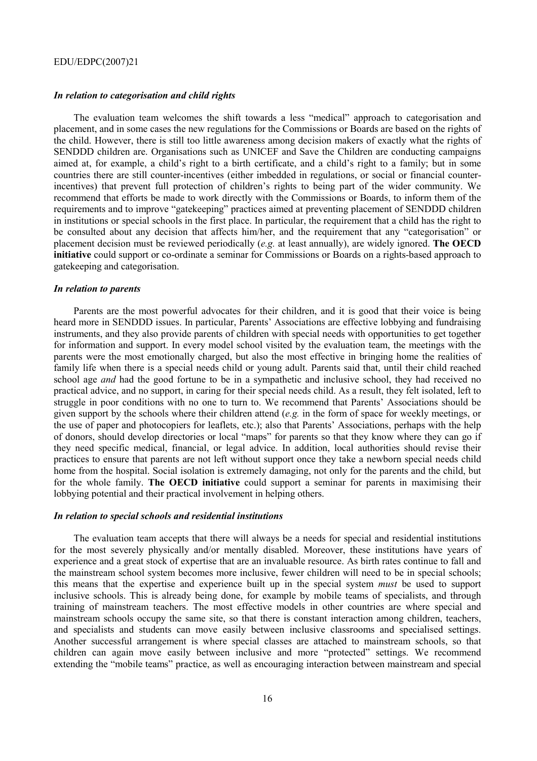#### *In relation to categorisation and child rights*

The evaluation team welcomes the shift towards a less "medical" approach to categorisation and placement, and in some cases the new regulations for the Commissions or Boards are based on the rights of the child. However, there is still too little awareness among decision makers of exactly what the rights of SENDDD children are. Organisations such as UNICEF and Save the Children are conducting campaigns aimed at, for example, a child's right to a birth certificate, and a child's right to a family; but in some countries there are still counter-incentives (either imbedded in regulations, or social or financial counter-incentives) that prevent full protection of children's rights to being part of the wider community. We recommend that efforts be made to work directly with the Commissions or Boards, to inform them of the requirements and to improve "gatekeeping" practices aimed at preventing placement of SENDDD children in institutions or special schools in the first place. In particular, the requirement that a child has the right to be consulted about any decision that affects him/her, and the requirement that any "categorisation" or placement decision must be reviewed periodically (*e.g.* at least annually), are widely ignored. **The OECD initiative** could support or co-ordinate a seminar for Commissions or Boards on a rights-based approach to gatekeeping and categorisation.

#### *In relation to parents*

Parents are the most powerful advocates for their children, and it is good that their voice is being heard more in SENDDD issues. In particular, Parents' Associations are effective lobbying and fundraising instruments, and they also provide parents of children with special needs with opportunities to get together for information and support. In every model school visited by the evaluation team, the meetings with the parents were the most emotionally charged, but also the most effective in bringing home the realities of family life when there is a special needs child or young adult. Parents said that, until their child reached school age *and* had the good fortune to be in a sympathetic and inclusive school, they had received no practical advice, and no support, in caring for their special needs child. As a result, they felt isolated, left to struggle in poor conditions with no one to turn to. We recommend that Parents' Associations should be given support by the schools where their children attend (*e.g.* in the form of space for weekly meetings, or the use of paper and photocopiers for leaflets, etc.); also that Parents' Associations, perhaps with the help of donors, should develop directories or local "maps" for parents so that they know where they can go if they need specific medical, financial, or legal advice. In addition, local authorities should revise their practices to ensure that parents are not left without support once they take a newborn special needs child home from the hospital. Social isolation is extremely damaging, not only for the parents and the child, but for the whole family. **The OECD initiative** could support a seminar for parents in maximising their lobbying potential and their practical involvement in helping others.

#### *In relation to special schools and residential institutions*

The evaluation team accepts that there will always be a needs for special and residential institutions for the most severely physically and/or mentally disabled. Moreover, these institutions have years of experience and a great stock of expertise that are an invaluable resource. As birth rates continue to fall and the mainstream school system becomes more inclusive, fewer children will need to be in special schools; this means that the expertise and experience built up in the special system *must* be used to support inclusive schools. This is already being done, for example by mobile teams of specialists, and through training of mainstream teachers. The most effective models in other countries are where special and mainstream schools occupy the same site, so that there is constant interaction among children, teachers, and specialists and students can move easily between inclusive classrooms and specialised settings. Another successful arrangement is where special classes are attached to mainstream schools, so that children can again move easily between inclusive and more "protected" settings. We recommend extending the "mobile teams" practice, as well as encouraging interaction between mainstream and special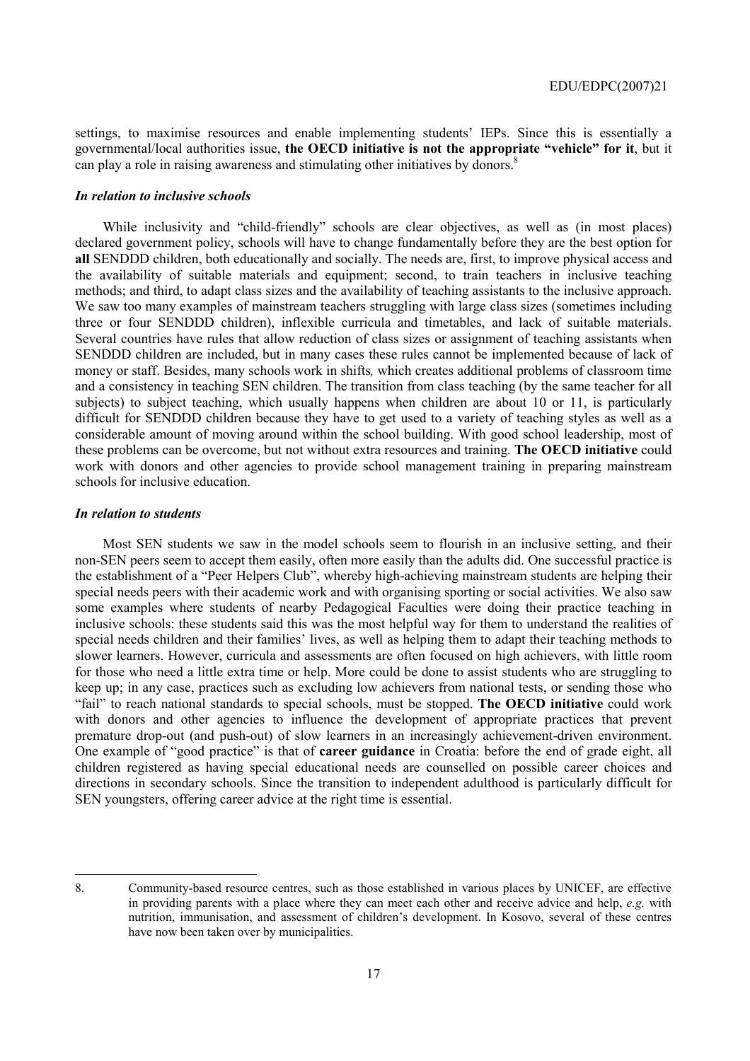settings, to maximise resources and enable implementing students' IEPs. Since this is essentially a governmental/local authorities issue, **the OECD initiative is not the appropriate "vehicle" for it**, but it can play a role in raising awareness and stimulating other initiatives by donors.[8]

### *In relation to inclusive schools*

While inclusivity and "child-friendly" schools are clear objectives, as well as (in most places) declared government policy, schools will have to change fundamentally before they are the best option for **all** SENDDD children, both educationally and socially. The needs are, first, to improve physical access and the availability of suitable materials and equipment; second, to train teachers in inclusive teaching methods; and third, to adapt class sizes and the availability of teaching assistants to the inclusive approach. We saw too many examples of mainstream teachers struggling with large class sizes (sometimes including three or four SENDDD children), inflexible curricula and timetables, and lack of suitable materials. Several countries have rules that allow reduction of class sizes or assignment of teaching assistants when SENDDD children are included, but in many cases these rules cannot be implemented because of lack of money or staff. Besides, many schools work in shifts*,* which creates additional problems of classroom time and a consistency in teaching SEN children. The transition from class teaching (by the same teacher for all subjects) to subject teaching, which usually happens when children are about 10 or 11, is particularly difficult for SENDDD children because they have to get used to a variety of teaching styles as well as a considerable amount of moving around within the school building. With good school leadership, most of these problems can be overcome, but not without extra resources and training. **The OECD initiative** could work with donors and other agencies to provide school management training in preparing mainstream schools for inclusive education.

### *In relation to students*

Most SEN students we saw in the model schools seem to flourish in an inclusive setting, and their non-SEN peers seem to accept them easily, often more easily than the adults did. One successful practice is the establishment of a "Peer Helpers Club", whereby high-achieving mainstream students are helping their special needs peers with their academic work and with organising sporting or social activities. We also saw some examples where students of nearby Pedagogical Faculties were doing their practice teaching in inclusive schools: these students said this was the most helpful way for them to understand the realities of special needs children and their families' lives, as well as helping them to adapt their teaching methods to slower learners. However, curricula and assessments are often focused on high achievers, with little room for those who need a little extra time or help. More could be done to assist students who are struggling to keep up; in any case, practices such as excluding low achievers from national tests, or sending those who "fail" to reach national standards to special schools, must be stopped. **The OECD initiative** could work with donors and other agencies to influence the development of appropriate practices that prevent premature drop-out (and push-out) of slow learners in an increasingly achievement-driven environment. One example of "good practice" is that of **career guidance** in Croatia: before the end of grade eight, all children registered as having special educational needs are counselled on possible career choices and directions in secondary schools. Since the transition to independent adulthood is particularly difficult for SEN youngsters, offering career advice at the right time is essential.

---

8. Community-based resource centres, such as those established in various places by UNICEF, are effective in providing parents with a place where they can meet each other and receive advice and help, *e.g.* with nutrition, immunisation, and assessment of children's development. In Kosovo, several of these centres have now been taken over by municipalities.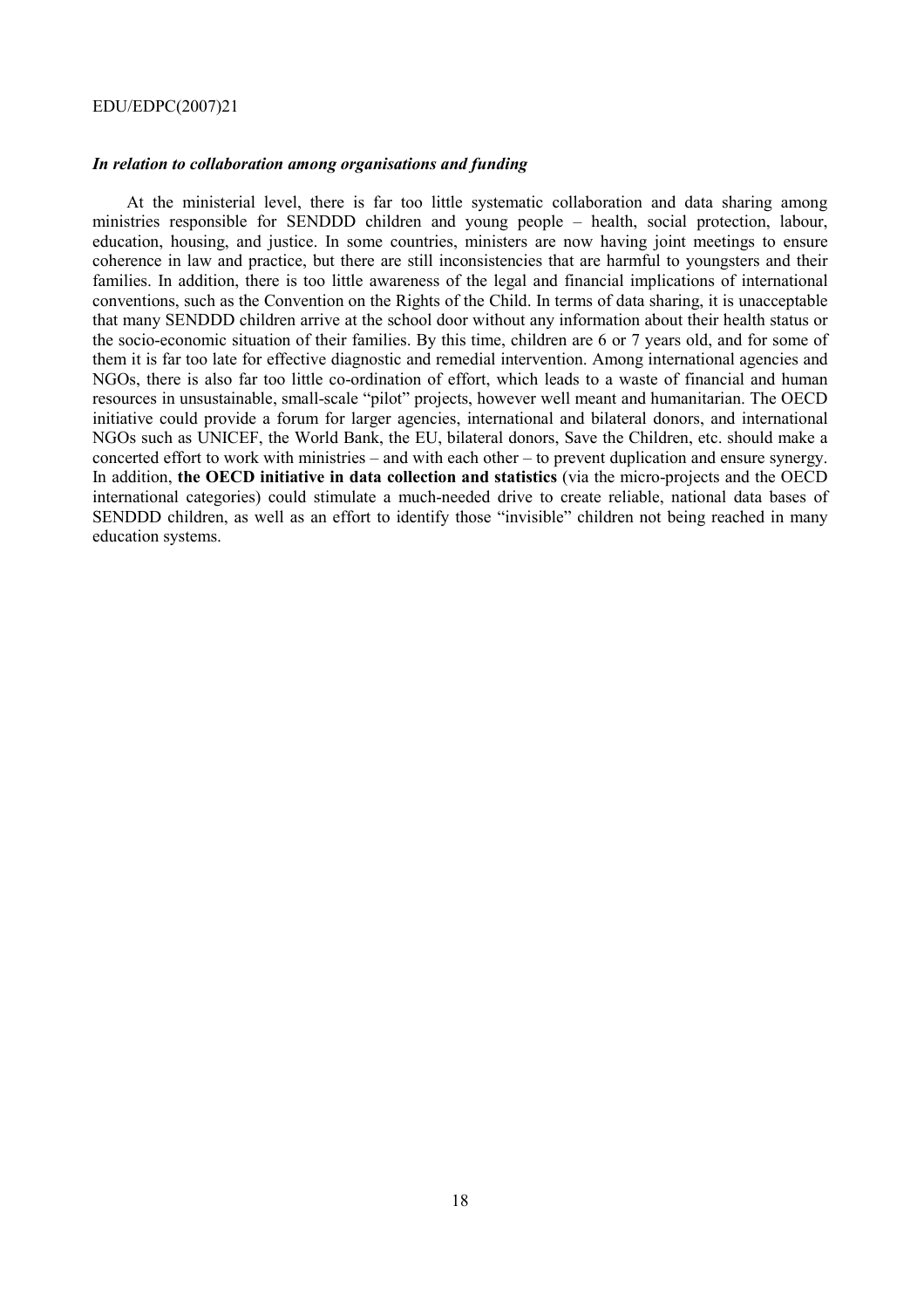***In relation to collaboration among organisations and funding***

At the ministerial level, there is far too little systematic collaboration and data sharing among ministries responsible for SENDDD children and young people – health, social protection, labour, education, housing, and justice. In some countries, ministers are now having joint meetings to ensure coherence in law and practice, but there are still inconsistencies that are harmful to youngsters and their families. In addition, there is too little awareness of the legal and financial implications of international conventions, such as the Convention on the Rights of the Child. In terms of data sharing, it is unacceptable that many SENDDD children arrive at the school door without any information about their health status or the socio-economic situation of their families. By this time, children are 6 or 7 years old, and for some of them it is far too late for effective diagnostic and remedial intervention. Among international agencies and NGOs, there is also far too little co-ordination of effort, which leads to a waste of financial and human resources in unsustainable, small-scale "pilot" projects, however well meant and humanitarian. The OECD initiative could provide a forum for larger agencies, international and bilateral donors, and international NGOs such as UNICEF, the World Bank, the EU, bilateral donors, Save the Children, etc. should make a concerted effort to work with ministries – and with each other – to prevent duplication and ensure synergy. In addition, **the OECD initiative in data collection and statistics** (via the micro-projects and the OECD international categories) could stimulate a much-needed drive to create reliable, national data bases of SENDDD children, as well as an effort to identify those "invisible" children not being reached in many education systems.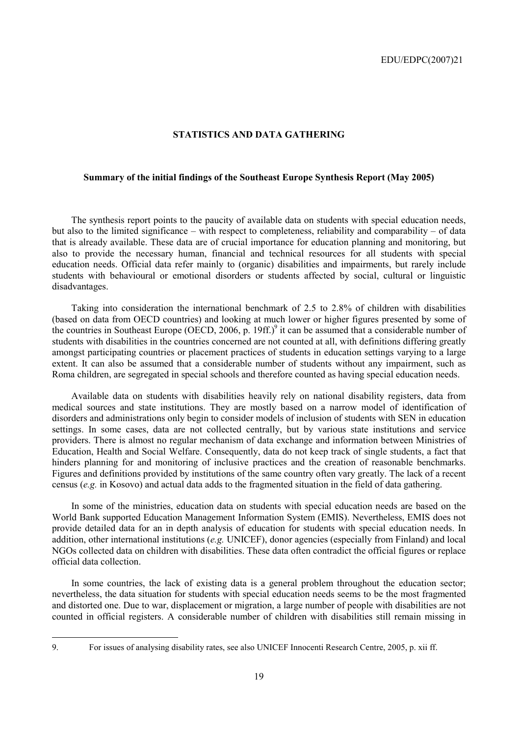## STATISTICS AND DATA GATHERING

### Summary of the initial findings of the Southeast Europe Synthesis Report (May 2005)

The synthesis report points to the paucity of available data on students with special education needs, but also to the limited significance – with respect to completeness, reliability and comparability – of data that is already available. These data are of crucial importance for education planning and monitoring, but also to provide the necessary human, financial and technical resources for all students with special education needs. Official data refer mainly to (organic) disabilities and impairments, but rarely include students with behavioural or emotional disorders or students affected by social, cultural or linguistic disadvantages.

Taking into consideration the international benchmark of 2.5 to 2.8% of children with disabilities (based on data from OECD countries) and looking at much lower or higher figures presented by some of the countries in Southeast Europe (OECD, 2006, p. 19ff.)[9] it can be assumed that a considerable number of students with disabilities in the countries concerned are not counted at all, with definitions differing greatly amongst participating countries or placement practices of students in education settings varying to a large extent. It can also be assumed that a considerable number of students without any impairment, such as Roma children, are segregated in special schools and therefore counted as having special education needs.

Available data on students with disabilities heavily rely on national disability registers, data from medical sources and state institutions. They are mostly based on a narrow model of identification of disorders and administrations only begin to consider models of inclusion of students with SEN in education settings. In some cases, data are not collected centrally, but by various state institutions and service providers. There is almost no regular mechanism of data exchange and information between Ministries of Education, Health and Social Welfare. Consequently, data do not keep track of single students, a fact that hinders planning for and monitoring of inclusive practices and the creation of reasonable benchmarks. Figures and definitions provided by institutions of the same country often vary greatly. The lack of a recent census (*e.g.* in Kosovo) and actual data adds to the fragmented situation in the field of data gathering.

In some of the ministries, education data on students with special education needs are based on the World Bank supported Education Management Information System (EMIS). Nevertheless, EMIS does not provide detailed data for an in depth analysis of education for students with special education needs. In addition, other international institutions (*e.g.* UNICEF), donor agencies (especially from Finland) and local NGOs collected data on children with disabilities. These data often contradict the official figures or replace official data collection.

In some countries, the lack of existing data is a general problem throughout the education sector; nevertheless, the data situation for students with special education needs seems to be the most fragmented and distorted one. Due to war, displacement or migration, a large number of people with disabilities are not counted in official registers. A considerable number of children with disabilities still remain missing in

---

9. For issues of analysing disability rates, see also UNICEF Innocenti Research Centre, 2005, p. xii ff.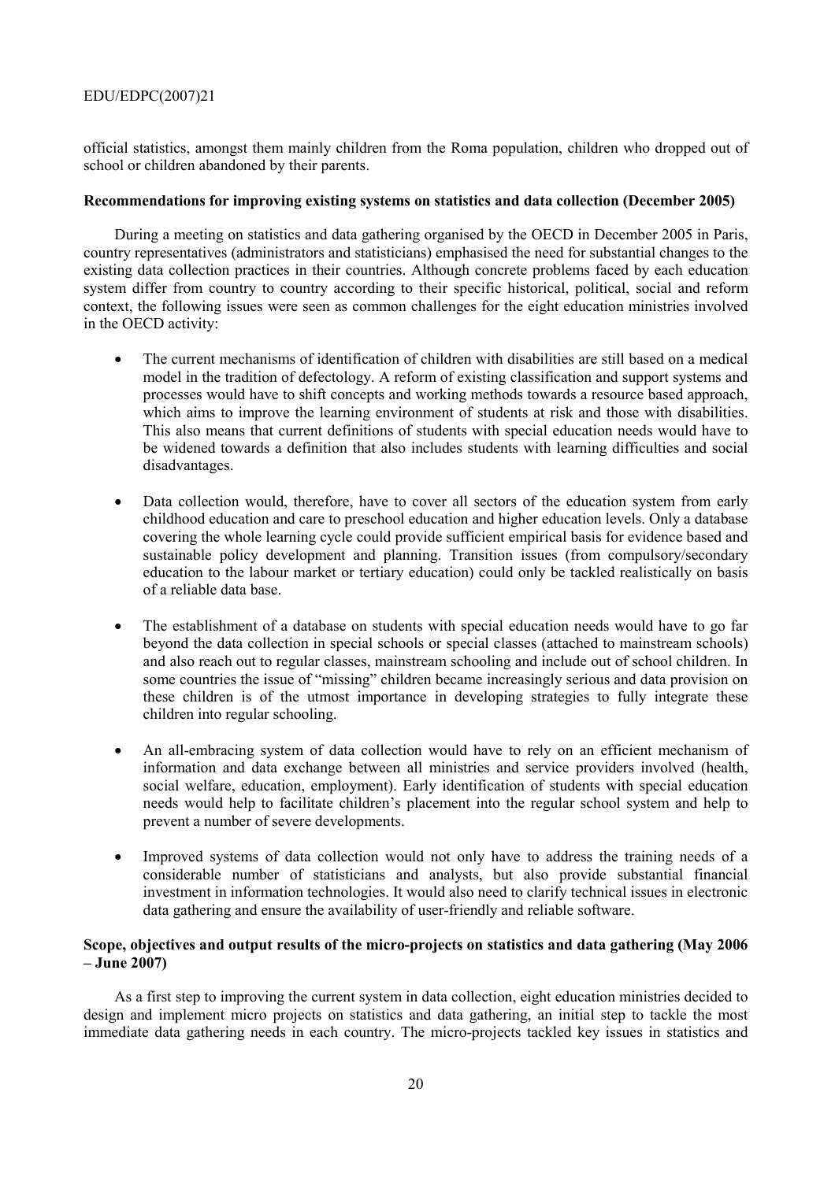official statistics, amongst them mainly children from the Roma population, children who dropped out of school or children abandoned by their parents.

**Recommendations for improving existing systems on statistics and data collection (December 2005)**

During a meeting on statistics and data gathering organised by the OECD in December 2005 in Paris, country representatives (administrators and statisticians) emphasised the need for substantial changes to the existing data collection practices in their countries. Although concrete problems faced by each education system differ from country to country according to their specific historical, political, social and reform context, the following issues were seen as common challenges for the eight education ministries involved in the OECD activity:

- The current mechanisms of identification of children with disabilities are still based on a medical model in the tradition of defectology. A reform of existing classification and support systems and processes would have to shift concepts and working methods towards a resource based approach, which aims to improve the learning environment of students at risk and those with disabilities. This also means that current definitions of students with special education needs would have to be widened towards a definition that also includes students with learning difficulties and social disadvantages.

- Data collection would, therefore, have to cover all sectors of the education system from early childhood education and care to preschool education and higher education levels. Only a database covering the whole learning cycle could provide sufficient empirical basis for evidence based and sustainable policy development and planning. Transition issues (from compulsory/secondary education to the labour market or tertiary education) could only be tackled realistically on basis of a reliable data base.

- The establishment of a database on students with special education needs would have to go far beyond the data collection in special schools or special classes (attached to mainstream schools) and also reach out to regular classes, mainstream schooling and include out of school children. In some countries the issue of "missing" children became increasingly serious and data provision on these children is of the utmost importance in developing strategies to fully integrate these children into regular schooling.

- An all-embracing system of data collection would have to rely on an efficient mechanism of information and data exchange between all ministries and service providers involved (health, social welfare, education, employment). Early identification of students with special education needs would help to facilitate children's placement into the regular school system and help to prevent a number of severe developments.

- Improved systems of data collection would not only have to address the training needs of a considerable number of statisticians and analysts, but also provide substantial financial investment in information technologies. It would also need to clarify technical issues in electronic data gathering and ensure the availability of user-friendly and reliable software.

**Scope, objectives and output results of the micro-projects on statistics and data gathering (May 2006 – June 2007)**

As a first step to improving the current system in data collection, eight education ministries decided to design and implement micro projects on statistics and data gathering, an initial step to tackle the most immediate data gathering needs in each country. The micro-projects tackled key issues in statistics and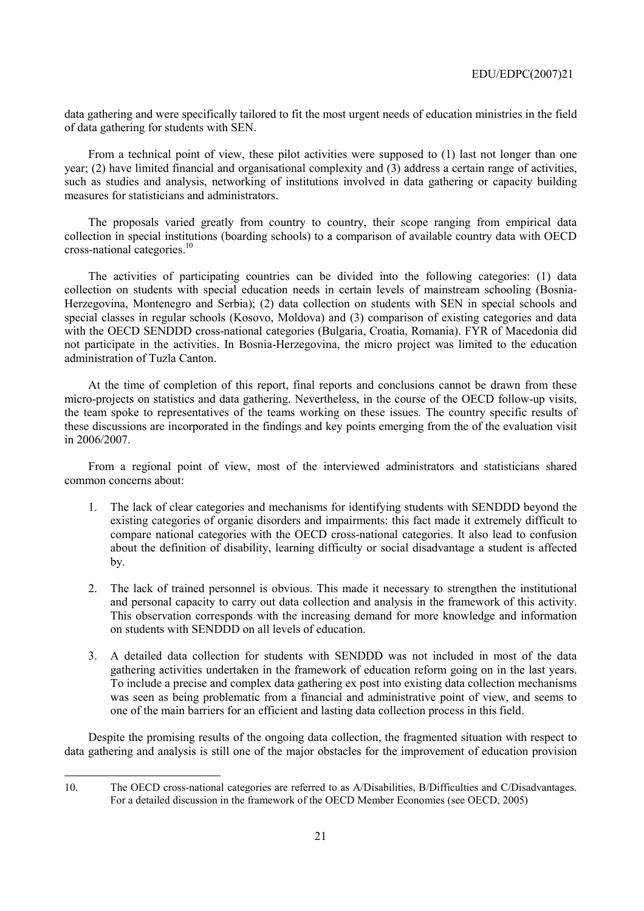data gathering and were specifically tailored to fit the most urgent needs of education ministries in the field of data gathering for students with SEN.

From a technical point of view, these pilot activities were supposed to (1) last not longer than one year; (2) have limited financial and organisational complexity and (3) address a certain range of activities, such as studies and analysis, networking of institutions involved in data gathering or capacity building measures for statisticians and administrators.

The proposals varied greatly from country to country, their scope ranging from empirical data collection in special institutions (boarding schools) to a comparison of available country data with OECD cross-national categories.[10]

The activities of participating countries can be divided into the following categories: (1) data collection on students with special education needs in certain levels of mainstream schooling (Bosnia-Herzegovina, Montenegro and Serbia); (2) data collection on students with SEN in special schools and special classes in regular schools (Kosovo, Moldova) and (3) comparison of existing categories and data with the OECD SENDDD cross-national categories (Bulgaria, Croatia, Romania). FYR of Macedonia did not participate in the activities. In Bosnia-Herzegovina, the micro project was limited to the education administration of Tuzla Canton.

At the time of completion of this report, final reports and conclusions cannot be drawn from these micro-projects on statistics and data gathering. Nevertheless, in the course of the OECD follow-up visits, the team spoke to representatives of the teams working on these issues. The country specific results of these discussions are incorporated in the findings and key points emerging from the of the evaluation visit in 2006/2007.

From a regional point of view, most of the interviewed administrators and statisticians shared common concerns about:

1. The lack of clear categories and mechanisms for identifying students with SENDDD beyond the existing categories of organic disorders and impairments: this fact made it extremely difficult to compare national categories with the OECD cross-national categories. It also lead to confusion about the definition of disability, learning difficulty or social disadvantage a student is affected by.

2. The lack of trained personnel is obvious. This made it necessary to strengthen the institutional and personal capacity to carry out data collection and analysis in the framework of this activity. This observation corresponds with the increasing demand for more knowledge and information on students with SENDDD on all levels of education.

3. A detailed data collection for students with SENDDD was not included in most of the data gathering activities undertaken in the framework of education reform going on in the last years. To include a precise and complex data gathering ex post into existing data collection mechanisms was seen as being problematic from a financial and administrative point of view, and seems to one of the main barriers for an efficient and lasting data collection process in this field.

Despite the promising results of the ongoing data collection, the fragmented situation with respect to data gathering and analysis is still one of the major obstacles for the improvement of education provision

---

10. The OECD cross-national categories are referred to as A/Disabilities, B/Difficulties and C/Disadvantages. For a detailed discussion in the framework of the OECD Member Economies (see OECD, 2005)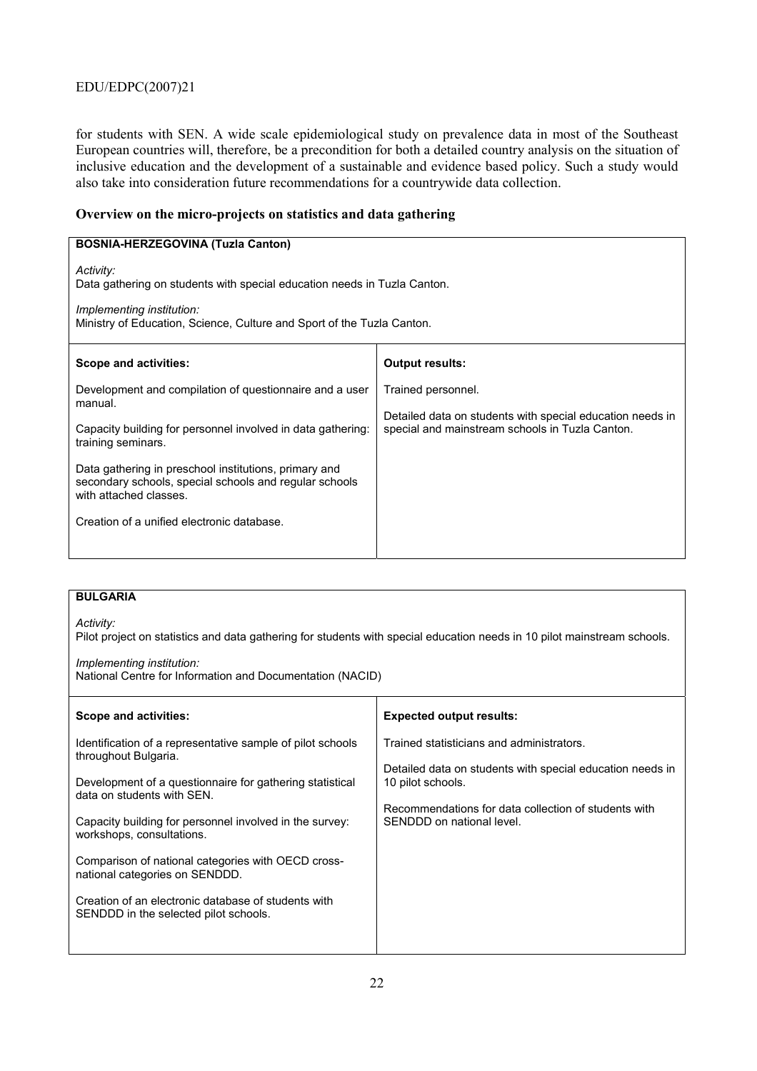for students with SEN. A wide scale epidemiological study on prevalence data in most of the Southeast European countries will, therefore, be a precondition for both a detailed country analysis on the situation of inclusive education and the development of a sustainable and evidence based policy. Such a study would also take into consideration future recommendations for a countrywide data collection.

### Overview on the micro-projects on statistics and data gathering

| **BOSNIA-HERZEGOVINA (Tuzla Canton)** | |
|---|---|
| *Activity:*<br>Data gathering on students with special education needs in Tuzla Canton.<br><br>*Implementing institution:*<br>Ministry of Education, Science, Culture and Sport of the Tuzla Canton. | |
| **Scope and activities:**<br><br>Development and compilation of questionnaire and a user manual.<br><br>Capacity building for personnel involved in data gathering: training seminars.<br><br>Data gathering in preschool institutions, primary and secondary schools, special schools and regular schools with attached classes.<br><br>Creation of a unified electronic database. | **Output results:**<br><br>Trained personnel.<br><br>Detailed data on students with special education needs in special and mainstream schools in Tuzla Canton. |

| **BULGARIA** | |
|---|---|
| *Activity:*<br>Pilot project on statistics and data gathering for students with special education needs in 10 pilot mainstream schools.<br><br>*Implementing institution:*<br>National Centre for Information and Documentation (NACID) | |
| **Scope and activities:**<br><br>Identification of a representative sample of pilot schools throughout Bulgaria.<br><br>Development of a questionnaire for gathering statistical data on students with SEN.<br><br>Capacity building for personnel involved in the survey: workshops, consultations.<br><br>Comparison of national categories with OECD cross-national categories on SENDDD.<br><br>Creation of an electronic database of students with SENDDD in the selected pilot schools. | **Expected output results:**<br><br>Trained statisticians and administrators.<br><br>Detailed data on students with special education needs in 10 pilot schools.<br><br>Recommendations for data collection of students with SENDDD on national level. |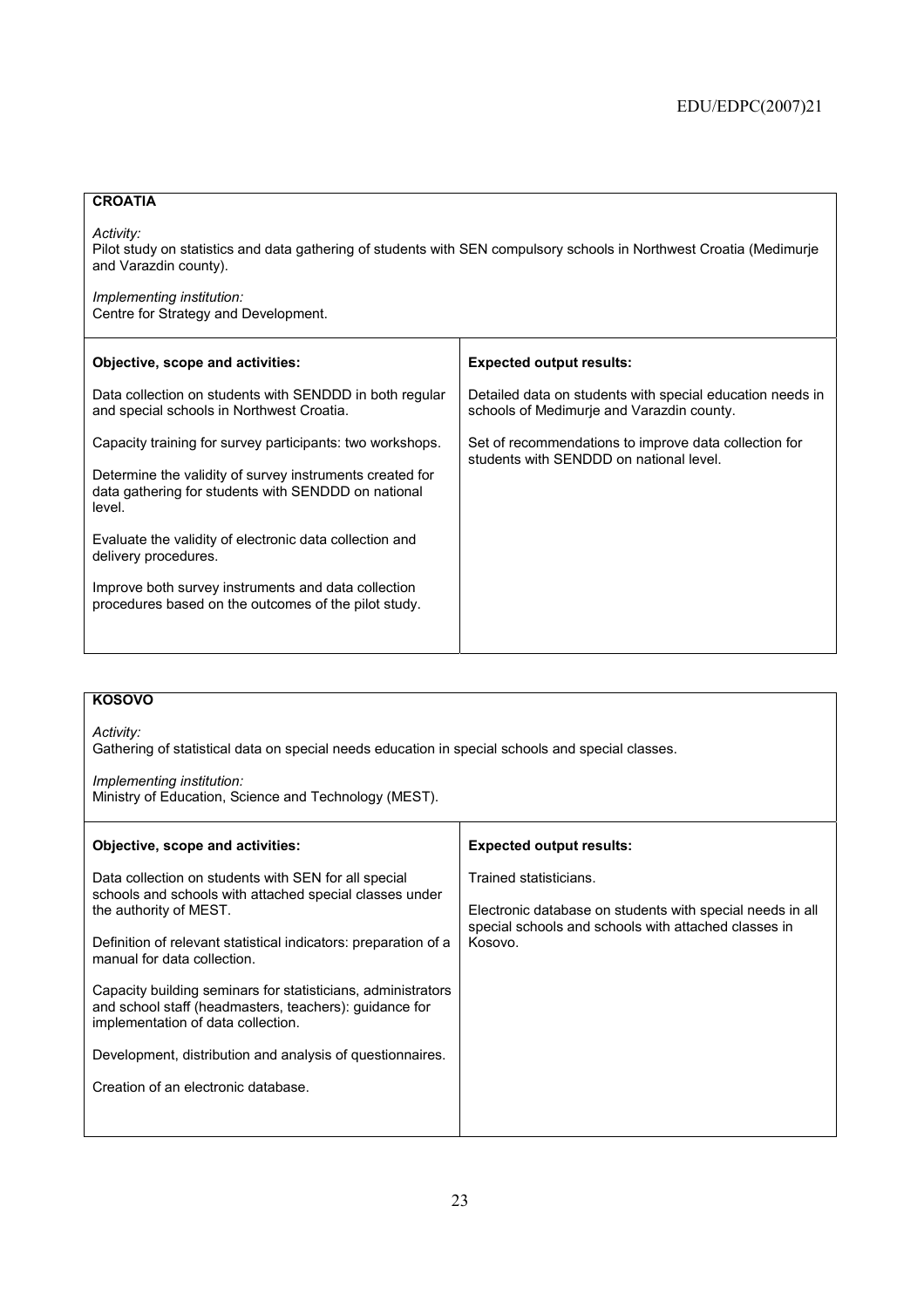## CROATIA

*Activity:*
Pilot study on statistics and data gathering of students with SEN compulsory schools in Northwest Croatia (Medimurje and Varazdin county).

*Implementing institution:*
Centre for Strategy and Development.

| **Objective, scope and activities:** | **Expected output results:** |
|---|---|
| Data collection on students with SENDDD in both regular and special schools in Northwest Croatia.<br><br>Capacity training for survey participants: two workshops.<br><br>Determine the validity of survey instruments created for data gathering for students with SENDDD on national level.<br><br>Evaluate the validity of electronic data collection and delivery procedures.<br><br>Improve both survey instruments and data collection procedures based on the outcomes of the pilot study. | Detailed data on students with special education needs in schools of Medimurje and Varazdin county.<br><br>Set of recommendations to improve data collection for students with SENDDD on national level. |

## KOSOVO

*Activity:*
Gathering of statistical data on special needs education in special schools and special classes.

*Implementing institution:*
Ministry of Education, Science and Technology (MEST).

| **Objective, scope and activities:** | **Expected output results:** |
|---|---|
| Data collection on students with SEN for all special schools and schools with attached special classes under the authority of MEST.<br><br>Definition of relevant statistical indicators: preparation of a manual for data collection.<br><br>Capacity building seminars for statisticians, administrators and school staff (headmasters, teachers): guidance for implementation of data collection.<br><br>Development, distribution and analysis of questionnaires.<br><br>Creation of an electronic database. | Trained statisticians.<br><br>Electronic database on students with special needs in all special schools and schools with attached classes in Kosovo. |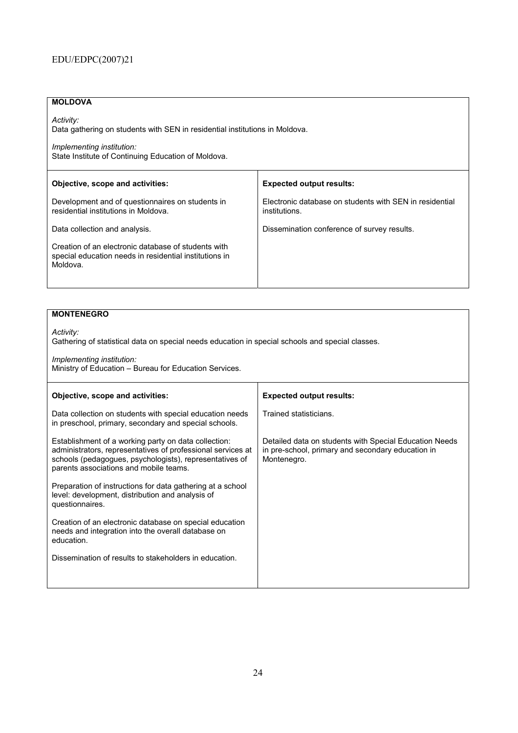| **MOLDOVA** | |
|---|---|
| *Activity:*<br>Data gathering on students with SEN in residential institutions in Moldova.<br><br>*Implementing institution:*<br>State Institute of Continuing Education of Moldova. | |
| **Objective, scope and activities:** | **Expected output results:** |
| Development and of questionnaires on students in residential institutions in Moldova.<br><br>Data collection and analysis.<br><br>Creation of an electronic database of students with special education needs in residential institutions in Moldova. | Electronic database on students with SEN in residential institutions.<br><br>Dissemination conference of survey results. |

| **MONTENEGRO** | |
|---|---|
| *Activity:*<br>Gathering of statistical data on special needs education in special schools and special classes.<br><br>*Implementing institution:*<br>Ministry of Education – Bureau for Education Services. | |
| **Objective, scope and activities:** | **Expected output results:** |
| Data collection on students with special education needs in preschool, primary, secondary and special schools.<br><br>Establishment of a working party on data collection: administrators, representatives of professional services at schools (pedagogues, psychologists), representatives of parents associations and mobile teams.<br><br>Preparation of instructions for data gathering at a school level: development, distribution and analysis of questionnaires.<br><br>Creation of an electronic database on special education needs and integration into the overall database on education.<br><br>Dissemination of results to stakeholders in education. | Trained statisticians.<br><br>Detailed data on students with Special Education Needs in pre-school, primary and secondary education in Montenegro. |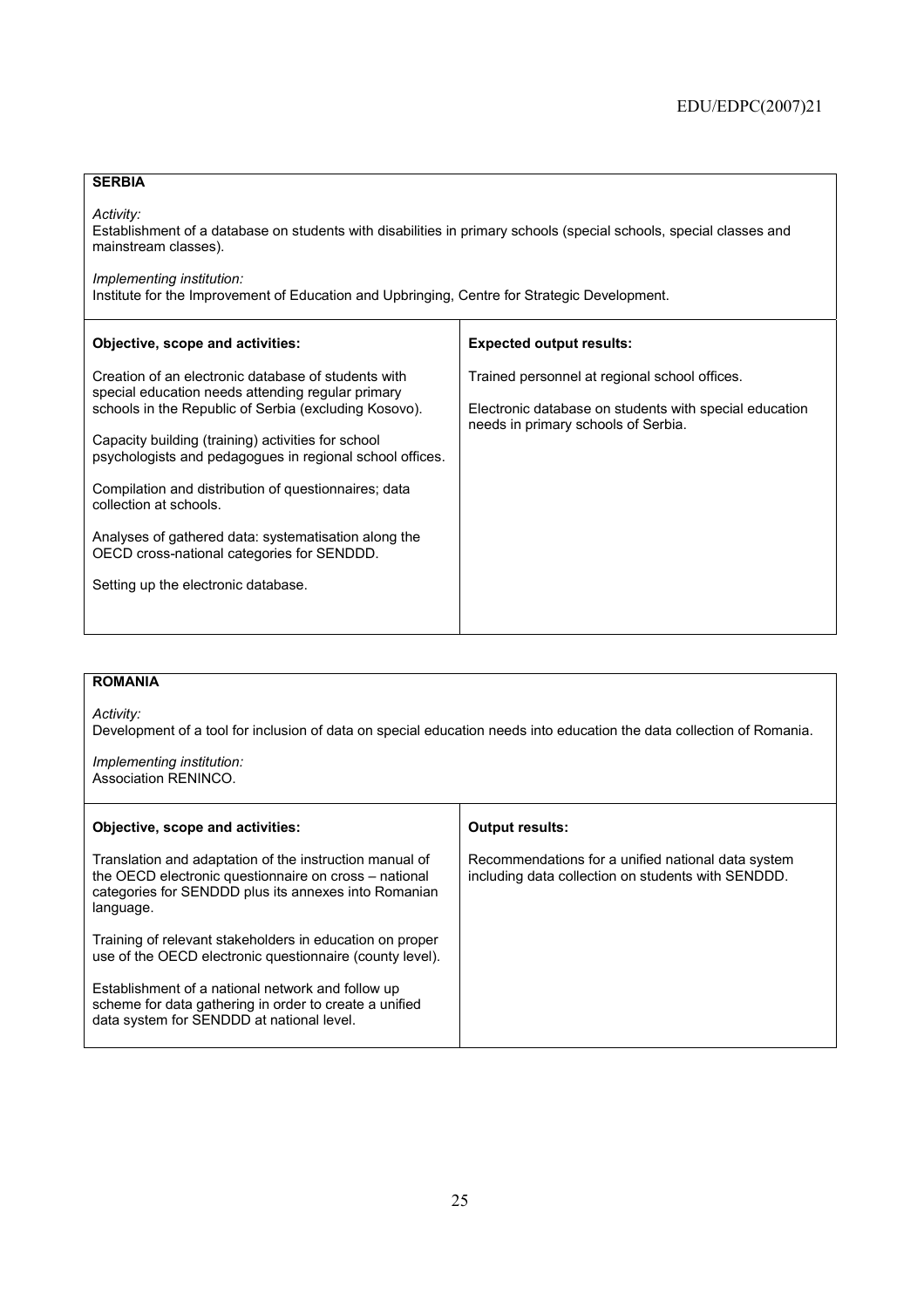**SERBIA**

*Activity:*
Establishment of a database on students with disabilities in primary schools (special schools, special classes and mainstream classes).

*Implementing institution:*
Institute for the Improvement of Education and Upbringing, Centre for Strategic Development.

| Objective, scope and activities: | Expected output results: |
|---|---|
| Creation of an electronic database of students with special education needs attending regular primary schools in the Republic of Serbia (excluding Kosovo).<br><br>Capacity building (training) activities for school psychologists and pedagogues in regional school offices.<br><br>Compilation and distribution of questionnaires; data collection at schools.<br><br>Analyses of gathered data: systematisation along the OECD cross-national categories for SENDDD.<br><br>Setting up the electronic database. | Trained personnel at regional school offices.<br><br>Electronic database on students with special education needs in primary schools of Serbia. |

**ROMANIA**

*Activity:*
Development of a tool for inclusion of data on special education needs into education the data collection of Romania.

*Implementing institution:*
Association RENINCO.

| Objective, scope and activities: | Output results: |
|---|---|
| Translation and adaptation of the instruction manual of the OECD electronic questionnaire on cross – national categories for SENDDD plus its annexes into Romanian language.<br><br>Training of relevant stakeholders in education on proper use of the OECD electronic questionnaire (county level).<br><br>Establishment of a national network and follow up scheme for data gathering in order to create a unified data system for SENDDD at national level. | Recommendations for a unified national data system including data collection on students with SENDDD. |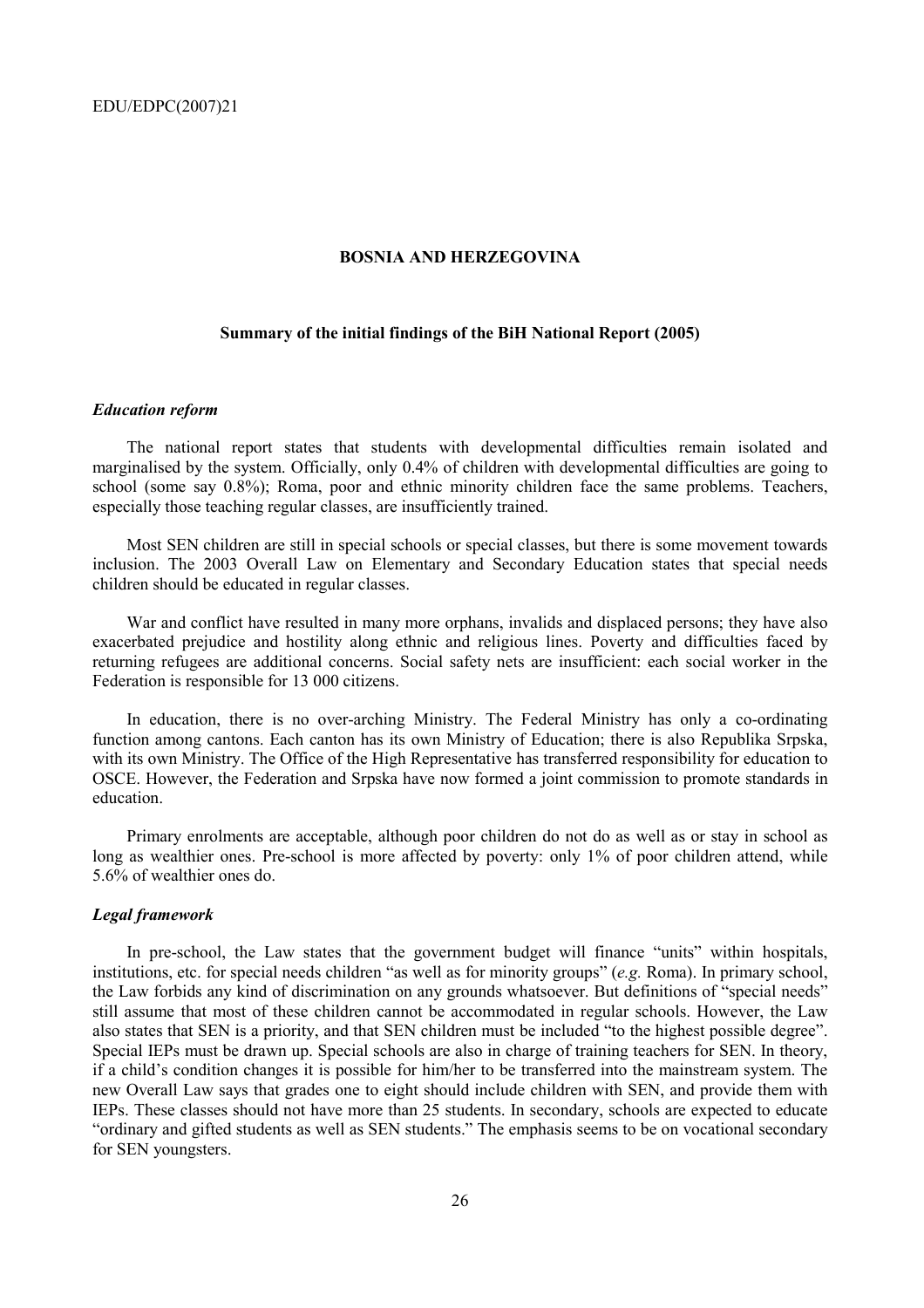## BOSNIA AND HERZEGOVINA

### Summary of the initial findings of the BiH National Report (2005)

#### *Education reform*

The national report states that students with developmental difficulties remain isolated and marginalised by the system. Officially, only 0.4% of children with developmental difficulties are going to school (some say 0.8%); Roma, poor and ethnic minority children face the same problems. Teachers, especially those teaching regular classes, are insufficiently trained.

Most SEN children are still in special schools or special classes, but there is some movement towards inclusion. The 2003 Overall Law on Elementary and Secondary Education states that special needs children should be educated in regular classes.

War and conflict have resulted in many more orphans, invalids and displaced persons; they have also exacerbated prejudice and hostility along ethnic and religious lines. Poverty and difficulties faced by returning refugees are additional concerns. Social safety nets are insufficient: each social worker in the Federation is responsible for 13 000 citizens.

In education, there is no over-arching Ministry. The Federal Ministry has only a co-ordinating function among cantons. Each canton has its own Ministry of Education; there is also Republika Srpska, with its own Ministry. The Office of the High Representative has transferred responsibility for education to OSCE. However, the Federation and Srpska have now formed a joint commission to promote standards in education.

Primary enrolments are acceptable, although poor children do not do as well as or stay in school as long as wealthier ones. Pre-school is more affected by poverty: only 1% of poor children attend, while 5.6% of wealthier ones do.

#### *Legal framework*

In pre-school, the Law states that the government budget will finance "units" within hospitals, institutions, etc. for special needs children "as well as for minority groups" (*e.g.* Roma). In primary school, the Law forbids any kind of discrimination on any grounds whatsoever. But definitions of "special needs" still assume that most of these children cannot be accommodated in regular schools. However, the Law also states that SEN is a priority, and that SEN children must be included "to the highest possible degree". Special IEPs must be drawn up. Special schools are also in charge of training teachers for SEN. In theory, if a child's condition changes it is possible for him/her to be transferred into the mainstream system. The new Overall Law says that grades one to eight should include children with SEN, and provide them with IEPs. These classes should not have more than 25 students. In secondary, schools are expected to educate "ordinary and gifted students as well as SEN students." The emphasis seems to be on vocational secondary for SEN youngsters.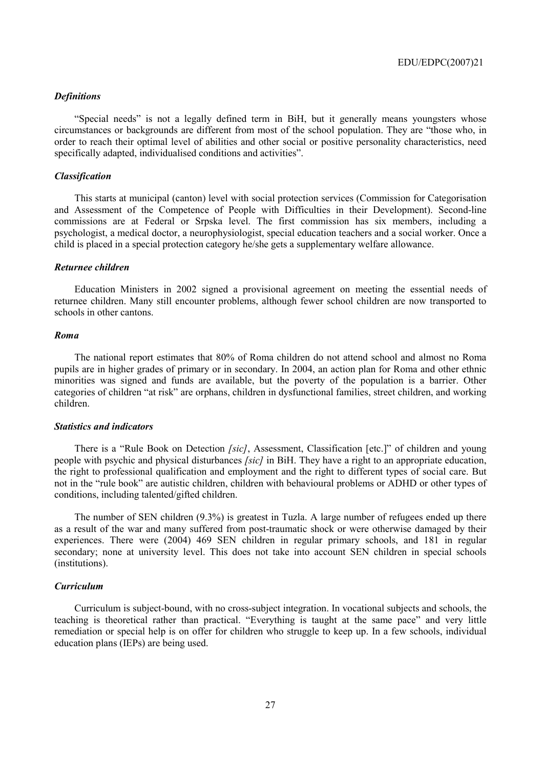### *Definitions*

"Special needs" is not a legally defined term in BiH, but it generally means youngsters whose circumstances or backgrounds are different from most of the school population. They are "those who, in order to reach their optimal level of abilities and other social or positive personality characteristics, need specifically adapted, individualised conditions and activities".

### *Classification*

This starts at municipal (canton) level with social protection services (Commission for Categorisation and Assessment of the Competence of People with Difficulties in their Development). Second-line commissions are at Federal or Srpska level. The first commission has six members, including a psychologist, a medical doctor, a neurophysiologist, special education teachers and a social worker. Once a child is placed in a special protection category he/she gets a supplementary welfare allowance.

### *Returnee children*

Education Ministers in 2002 signed a provisional agreement on meeting the essential needs of returnee children. Many still encounter problems, although fewer school children are now transported to schools in other cantons.

### *Roma*

The national report estimates that 80% of Roma children do not attend school and almost no Roma pupils are in higher grades of primary or in secondary. In 2004, an action plan for Roma and other ethnic minorities was signed and funds are available, but the poverty of the population is a barrier. Other categories of children "at risk" are orphans, children in dysfunctional families, street children, and working children.

### *Statistics and indicators*

There is a "Rule Book on Detection *[sic]*, Assessment, Classification [etc.]" of children and young people with psychic and physical disturbances *[sic]* in BiH. They have a right to an appropriate education, the right to professional qualification and employment and the right to different types of social care. But not in the "rule book" are autistic children, children with behavioural problems or ADHD or other types of conditions, including talented/gifted children.

The number of SEN children (9.3%) is greatest in Tuzla. A large number of refugees ended up there as a result of the war and many suffered from post-traumatic shock or were otherwise damaged by their experiences. There were (2004) 469 SEN children in regular primary schools, and 181 in regular secondary; none at university level. This does not take into account SEN children in special schools (institutions).

### *Curriculum*

Curriculum is subject-bound, with no cross-subject integration. In vocational subjects and schools, the teaching is theoretical rather than practical. "Everything is taught at the same pace" and very little remediation or special help is on offer for children who struggle to keep up. In a few schools, individual education plans (IEPs) are being used.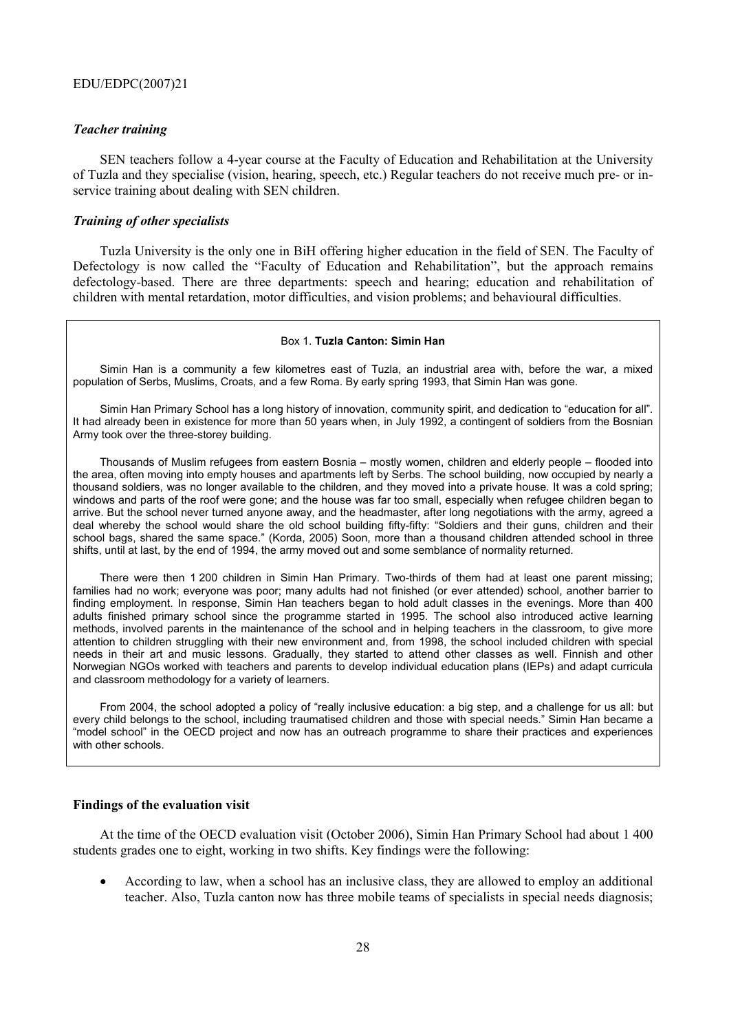### *Teacher training*

SEN teachers follow a 4-year course at the Faculty of Education and Rehabilitation at the University of Tuzla and they specialise (vision, hearing, speech, etc.) Regular teachers do not receive much pre- or in-service training about dealing with SEN children.

### *Training of other specialists*

Tuzla University is the only one in BiH offering higher education in the field of SEN. The Faculty of Defectology is now called the "Faculty of Education and Rehabilitation", but the approach remains defectology-based. There are three departments: speech and hearing; education and rehabilitation of children with mental retardation, motor difficulties, and vision problems; and behavioural difficulties.

> Box 1. **Tuzla Canton: Simin Han**
>
> Simin Han is a community a few kilometres east of Tuzla, an industrial area with, before the war, a mixed population of Serbs, Muslims, Croats, and a few Roma. By early spring 1993, that Simin Han was gone.
>
> Simin Han Primary School has a long history of innovation, community spirit, and dedication to "education for all". It had already been in existence for more than 50 years when, in July 1992, a contingent of soldiers from the Bosnian Army took over the three-storey building.
>
> Thousands of Muslim refugees from eastern Bosnia – mostly women, children and elderly people – flooded into the area, often moving into empty houses and apartments left by Serbs. The school building, now occupied by nearly a thousand soldiers, was no longer available to the children, and they moved into a private house. It was a cold spring; windows and parts of the roof were gone; and the house was far too small, especially when refugee children began to arrive. But the school never turned anyone away, and the headmaster, after long negotiations with the army, agreed a deal whereby the school would share the old school building fifty-fifty: "Soldiers and their guns, children and their school bags, shared the same space." (Korda, 2005) Soon, more than a thousand children attended school in three shifts, until at last, by the end of 1994, the army moved out and some semblance of normality returned.
>
> There were then 1 200 children in Simin Han Primary. Two-thirds of them had at least one parent missing; families had no work; everyone was poor; many adults had not finished (or ever attended) school, another barrier to finding employment. In response, Simin Han teachers began to hold adult classes in the evenings. More than 400 adults finished primary school since the programme started in 1995. The school also introduced active learning methods, involved parents in the maintenance of the school and in helping teachers in the classroom, to give more attention to children struggling with their new environment and, from 1998, the school included children with special needs in their art and music lessons. Gradually, they started to attend other classes as well. Finnish and other Norwegian NGOs worked with teachers and parents to develop individual education plans (IEPs) and adapt curricula and classroom methodology for a variety of learners.
>
> From 2004, the school adopted a policy of "really inclusive education: a big step, and a challenge for us all: but every child belongs to the school, including traumatised children and those with special needs." Simin Han became a "model school" in the OECD project and now has an outreach programme to share their practices and experiences with other schools.

#### **Findings of the evaluation visit**

At the time of the OECD evaluation visit (October 2006), Simin Han Primary School had about 1 400 students grades one to eight, working in two shifts. Key findings were the following:

- According to law, when a school has an inclusive class, they are allowed to employ an additional teacher. Also, Tuzla canton now has three mobile teams of specialists in special needs diagnosis;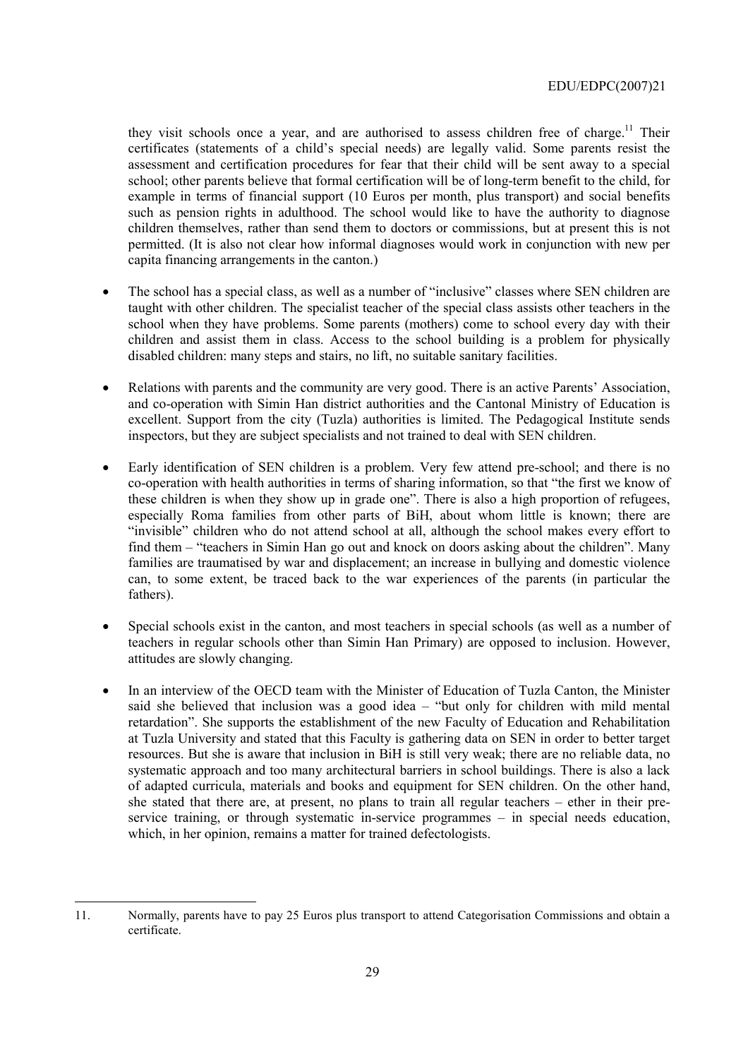they visit schools once a year, and are authorised to assess children free of charge.[11] Their certificates (statements of a child's special needs) are legally valid. Some parents resist the assessment and certification procedures for fear that their child will be sent away to a special school; other parents believe that formal certification will be of long-term benefit to the child, for example in terms of financial support (10 Euros per month, plus transport) and social benefits such as pension rights in adulthood. The school would like to have the authority to diagnose children themselves, rather than send them to doctors or commissions, but at present this is not permitted. (It is also not clear how informal diagnoses would work in conjunction with new per capita financing arrangements in the canton.)

- The school has a special class, as well as a number of "inclusive" classes where SEN children are taught with other children. The specialist teacher of the special class assists other teachers in the school when they have problems. Some parents (mothers) come to school every day with their children and assist them in class. Access to the school building is a problem for physically disabled children: many steps and stairs, no lift, no suitable sanitary facilities.

- Relations with parents and the community are very good. There is an active Parents' Association, and co-operation with Simin Han district authorities and the Cantonal Ministry of Education is excellent. Support from the city (Tuzla) authorities is limited. The Pedagogical Institute sends inspectors, but they are subject specialists and not trained to deal with SEN children.

- Early identification of SEN children is a problem. Very few attend pre-school; and there is no co-operation with health authorities in terms of sharing information, so that "the first we know of these children is when they show up in grade one". There is also a high proportion of refugees, especially Roma families from other parts of BiH, about whom little is known; there are "invisible" children who do not attend school at all, although the school makes every effort to find them – "teachers in Simin Han go out and knock on doors asking about the children". Many families are traumatised by war and displacement; an increase in bullying and domestic violence can, to some extent, be traced back to the war experiences of the parents (in particular the fathers).

- Special schools exist in the canton, and most teachers in special schools (as well as a number of teachers in regular schools other than Simin Han Primary) are opposed to inclusion. However, attitudes are slowly changing.

- In an interview of the OECD team with the Minister of Education of Tuzla Canton, the Minister said she believed that inclusion was a good idea – "but only for children with mild mental retardation". She supports the establishment of the new Faculty of Education and Rehabilitation at Tuzla University and stated that this Faculty is gathering data on SEN in order to better target resources. But she is aware that inclusion in BiH is still very weak; there are no reliable data, no systematic approach and too many architectural barriers in school buildings. There is also a lack of adapted curricula, materials and books and equipment for SEN children. On the other hand, she stated that there are, at present, no plans to train all regular teachers – ether in their pre-service training, or through systematic in-service programmes – in special needs education, which, in her opinion, remains a matter for trained defectologists.

---

11. Normally, parents have to pay 25 Euros plus transport to attend Categorisation Commissions and obtain a certificate.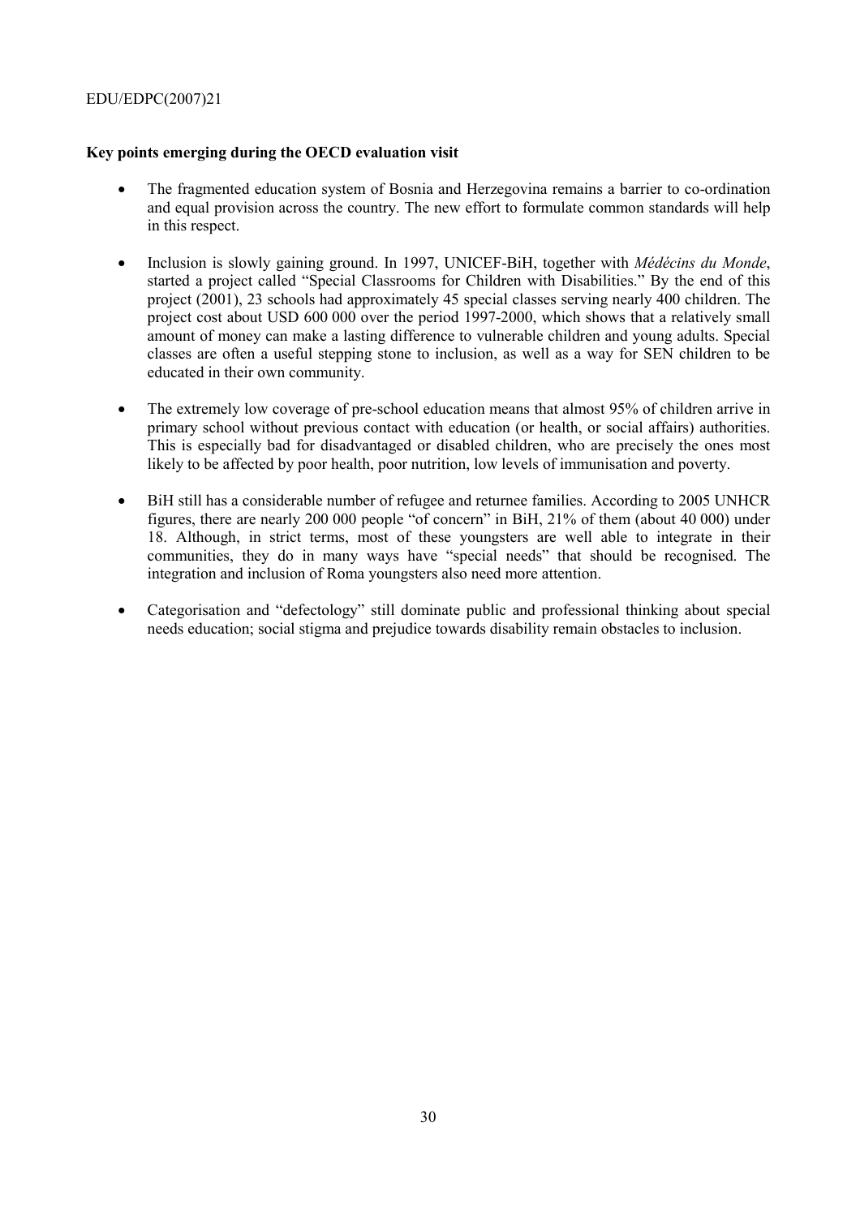**Key points emerging during the OECD evaluation visit**

- The fragmented education system of Bosnia and Herzegovina remains a barrier to co-ordination and equal provision across the country. The new effort to formulate common standards will help in this respect.
- Inclusion is slowly gaining ground. In 1997, UNICEF-BiH, together with *Médécins du Monde*, started a project called "Special Classrooms for Children with Disabilities." By the end of this project (2001), 23 schools had approximately 45 special classes serving nearly 400 children. The project cost about USD 600 000 over the period 1997-2000, which shows that a relatively small amount of money can make a lasting difference to vulnerable children and young adults. Special classes are often a useful stepping stone to inclusion, as well as a way for SEN children to be educated in their own community.
- The extremely low coverage of pre-school education means that almost 95% of children arrive in primary school without previous contact with education (or health, or social affairs) authorities. This is especially bad for disadvantaged or disabled children, who are precisely the ones most likely to be affected by poor health, poor nutrition, low levels of immunisation and poverty.
- BiH still has a considerable number of refugee and returnee families. According to 2005 UNHCR figures, there are nearly 200 000 people "of concern" in BiH, 21% of them (about 40 000) under 18. Although, in strict terms, most of these youngsters are well able to integrate in their communities, they do in many ways have "special needs" that should be recognised. The integration and inclusion of Roma youngsters also need more attention.
- Categorisation and "defectology" still dominate public and professional thinking about special needs education; social stigma and prejudice towards disability remain obstacles to inclusion.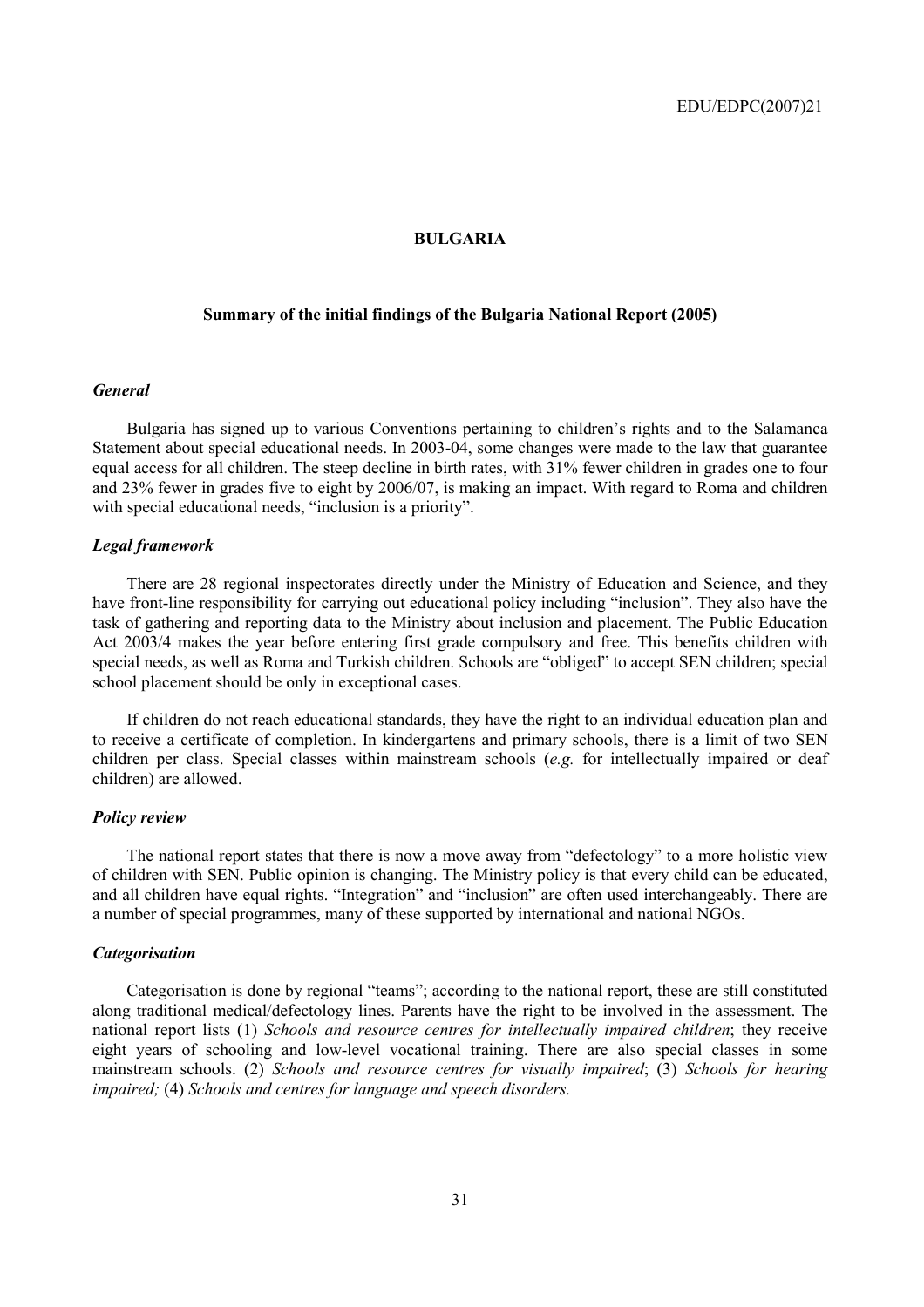# BULGARIA

## Summary of the initial findings of the Bulgaria National Report (2005)

### *General*

Bulgaria has signed up to various Conventions pertaining to children's rights and to the Salamanca Statement about special educational needs. In 2003-04, some changes were made to the law that guarantee equal access for all children. The steep decline in birth rates, with 31% fewer children in grades one to four and 23% fewer in grades five to eight by 2006/07, is making an impact. With regard to Roma and children with special educational needs, "inclusion is a priority".

### *Legal framework*

There are 28 regional inspectorates directly under the Ministry of Education and Science, and they have front-line responsibility for carrying out educational policy including "inclusion". They also have the task of gathering and reporting data to the Ministry about inclusion and placement. The Public Education Act 2003/4 makes the year before entering first grade compulsory and free. This benefits children with special needs, as well as Roma and Turkish children. Schools are "obliged" to accept SEN children; special school placement should be only in exceptional cases.

If children do not reach educational standards, they have the right to an individual education plan and to receive a certificate of completion. In kindergartens and primary schools, there is a limit of two SEN children per class. Special classes within mainstream schools (*e.g.* for intellectually impaired or deaf children) are allowed.

### *Policy review*

The national report states that there is now a move away from "defectology" to a more holistic view of children with SEN. Public opinion is changing. The Ministry policy is that every child can be educated, and all children have equal rights. "Integration" and "inclusion" are often used interchangeably. There are a number of special programmes, many of these supported by international and national NGOs.

### *Categorisation*

Categorisation is done by regional "teams"; according to the national report, these are still constituted along traditional medical/defectology lines. Parents have the right to be involved in the assessment. The national report lists (1) *Schools and resource centres for intellectually impaired children*; they receive eight years of schooling and low-level vocational training. There are also special classes in some mainstream schools. (2) *Schools and resource centres for visually impaired*; (3) *Schools for hearing impaired;* (4) *Schools and centres for language and speech disorders.*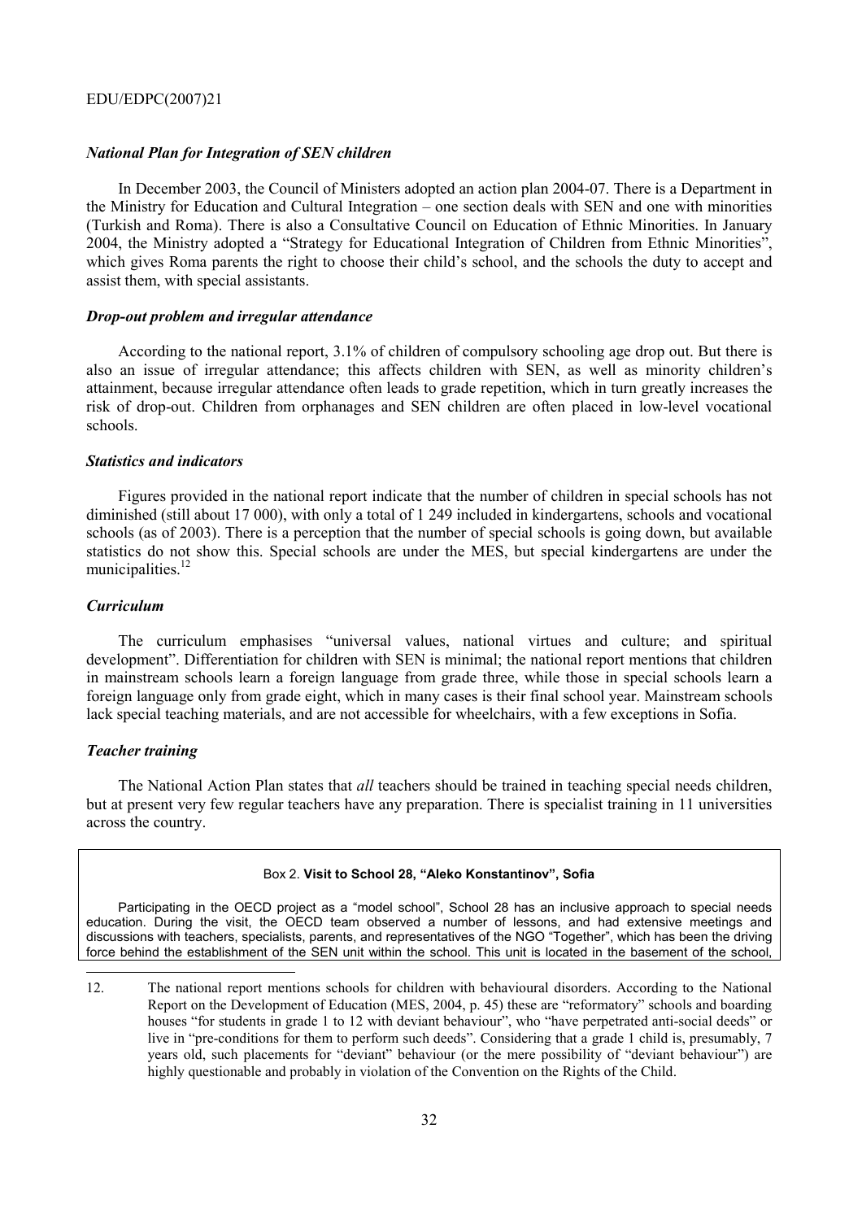### *National Plan for Integration of SEN children*

In December 2003, the Council of Ministers adopted an action plan 2004-07. There is a Department in the Ministry for Education and Cultural Integration – one section deals with SEN and one with minorities (Turkish and Roma). There is also a Consultative Council on Education of Ethnic Minorities. In January 2004, the Ministry adopted a "Strategy for Educational Integration of Children from Ethnic Minorities", which gives Roma parents the right to choose their child's school, and the schools the duty to accept and assist them, with special assistants.

### *Drop-out problem and irregular attendance*

According to the national report, 3.1% of children of compulsory schooling age drop out. But there is also an issue of irregular attendance; this affects children with SEN, as well as minority children's attainment, because irregular attendance often leads to grade repetition, which in turn greatly increases the risk of drop-out. Children from orphanages and SEN children are often placed in low-level vocational schools.

### *Statistics and indicators*

Figures provided in the national report indicate that the number of children in special schools has not diminished (still about 17 000), with only a total of 1 249 included in kindergartens, schools and vocational schools (as of 2003). There is a perception that the number of special schools is going down, but available statistics do not show this. Special schools are under the MES, but special kindergartens are under the municipalities.[12]

### *Curriculum*

The curriculum emphasises "universal values, national virtues and culture; and spiritual development". Differentiation for children with SEN is minimal; the national report mentions that children in mainstream schools learn a foreign language from grade three, while those in special schools learn a foreign language only from grade eight, which in many cases is their final school year. Mainstream schools lack special teaching materials, and are not accessible for wheelchairs, with a few exceptions in Sofia.

### *Teacher training*

The National Action Plan states that *all* teachers should be trained in teaching special needs children, but at present very few regular teachers have any preparation. There is specialist training in 11 universities across the country.

> Box 2. **Visit to School 28, "Aleko Konstantinov", Sofia**
>
> Participating in the OECD project as a "model school", School 28 has an inclusive approach to special needs education. During the visit, the OECD team observed a number of lessons, and had extensive meetings and discussions with teachers, specialists, parents, and representatives of the NGO "Together", which has been the driving force behind the establishment of the SEN unit within the school. This unit is located in the basement of the school,

---

12. The national report mentions schools for children with behavioural disorders. According to the National Report on the Development of Education (MES, 2004, p. 45) these are "reformatory" schools and boarding houses "for students in grade 1 to 12 with deviant behaviour", who "have perpetrated anti-social deeds" or live in "pre-conditions for them to perform such deeds". Considering that a grade 1 child is, presumably, 7 years old, such placements for "deviant" behaviour (or the mere possibility of "deviant behaviour") are highly questionable and probably in violation of the Convention on the Rights of the Child.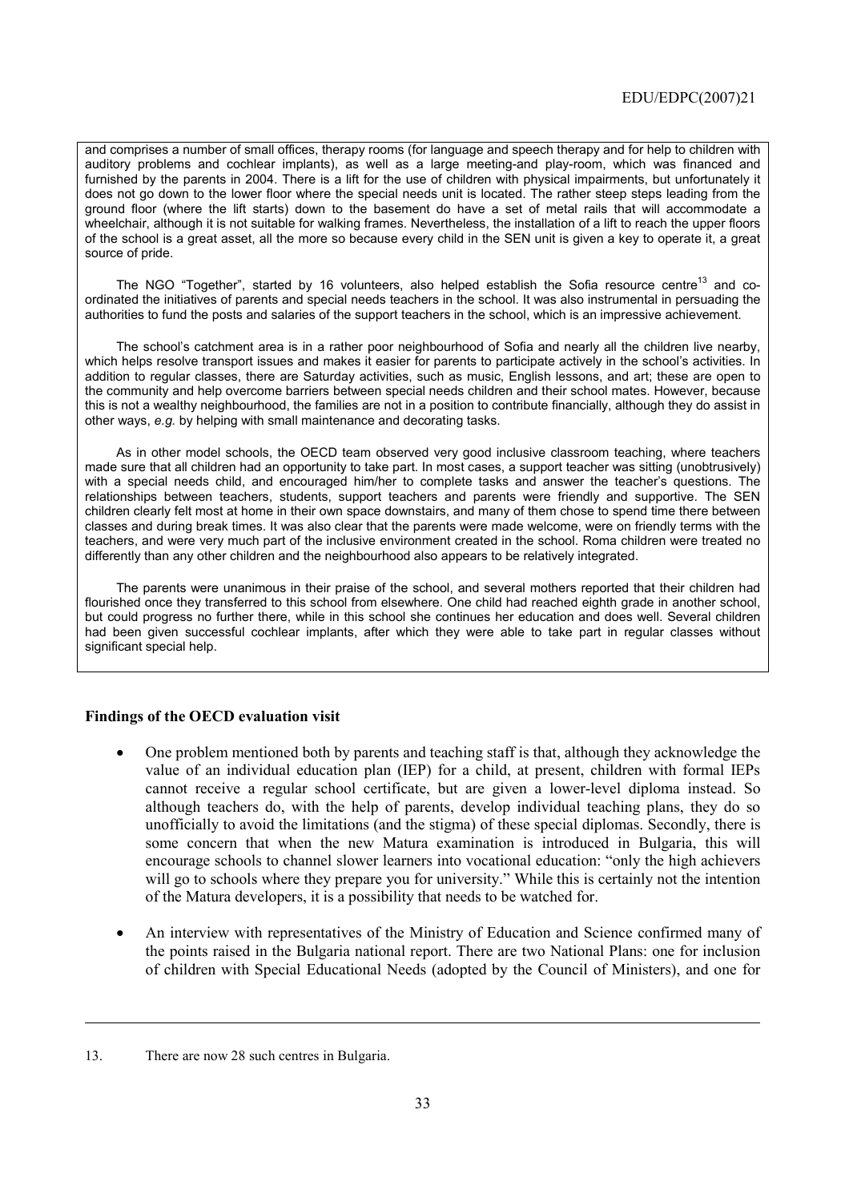and comprises a number of small offices, therapy rooms (for language and speech therapy and for help to children with auditory problems and cochlear implants), as well as a large meeting-and play-room, which was financed and furnished by the parents in 2004. There is a lift for the use of children with physical impairments, but unfortunately it does not go down to the lower floor where the special needs unit is located. The rather steep steps leading from the ground floor (where the lift starts) down to the basement do have a set of metal rails that will accommodate a wheelchair, although it is not suitable for walking frames. Nevertheless, the installation of a lift to reach the upper floors of the school is a great asset, all the more so because every child in the SEN unit is given a key to operate it, a great source of pride.

The NGO "Together", started by 16 volunteers, also helped establish the Sofia resource centre[13] and co-ordinated the initiatives of parents and special needs teachers in the school. It was also instrumental in persuading the authorities to fund the posts and salaries of the support teachers in the school, which is an impressive achievement.

The school's catchment area is in a rather poor neighbourhood of Sofia and nearly all the children live nearby, which helps resolve transport issues and makes it easier for parents to participate actively in the school's activities. In addition to regular classes, there are Saturday activities, such as music, English lessons, and art; these are open to the community and help overcome barriers between special needs children and their school mates. However, because this is not a wealthy neighbourhood, the families are not in a position to contribute financially, although they do assist in other ways, *e.g.* by helping with small maintenance and decorating tasks.

As in other model schools, the OECD team observed very good inclusive classroom teaching, where teachers made sure that all children had an opportunity to take part. In most cases, a support teacher was sitting (unobtrusively) with a special needs child, and encouraged him/her to complete tasks and answer the teacher's questions. The relationships between teachers, students, support teachers and parents were friendly and supportive. The SEN children clearly felt most at home in their own space downstairs, and many of them chose to spend time there between classes and during break times. It was also clear that the parents were made welcome, were on friendly terms with the teachers, and were very much part of the inclusive environment created in the school. Roma children were treated no differently than any other children and the neighbourhood also appears to be relatively integrated.

The parents were unanimous in their praise of the school, and several mothers reported that their children had flourished once they transferred to this school from elsewhere. One child had reached eighth grade in another school, but could progress no further there, while in this school she continues her education and does well. Several children had been given successful cochlear implants, after which they were able to take part in regular classes without significant special help.

### Findings of the OECD evaluation visit

- One problem mentioned both by parents and teaching staff is that, although they acknowledge the value of an individual education plan (IEP) for a child, at present, children with formal IEPs cannot receive a regular school certificate, but are given a lower-level diploma instead. So although teachers do, with the help of parents, develop individual teaching plans, they do so unofficially to avoid the limitations (and the stigma) of these special diplomas. Secondly, there is some concern that when the new Matura examination is introduced in Bulgaria, this will encourage schools to channel slower learners into vocational education: "only the high achievers will go to schools where they prepare you for university." While this is certainly not the intention of the Matura developers, it is a possibility that needs to be watched for.

- An interview with representatives of the Ministry of Education and Science confirmed many of the points raised in the Bulgaria national report. There are two National Plans: one for inclusion of children with Special Educational Needs (adopted by the Council of Ministers), and one for

---

13. There are now 28 such centres in Bulgaria.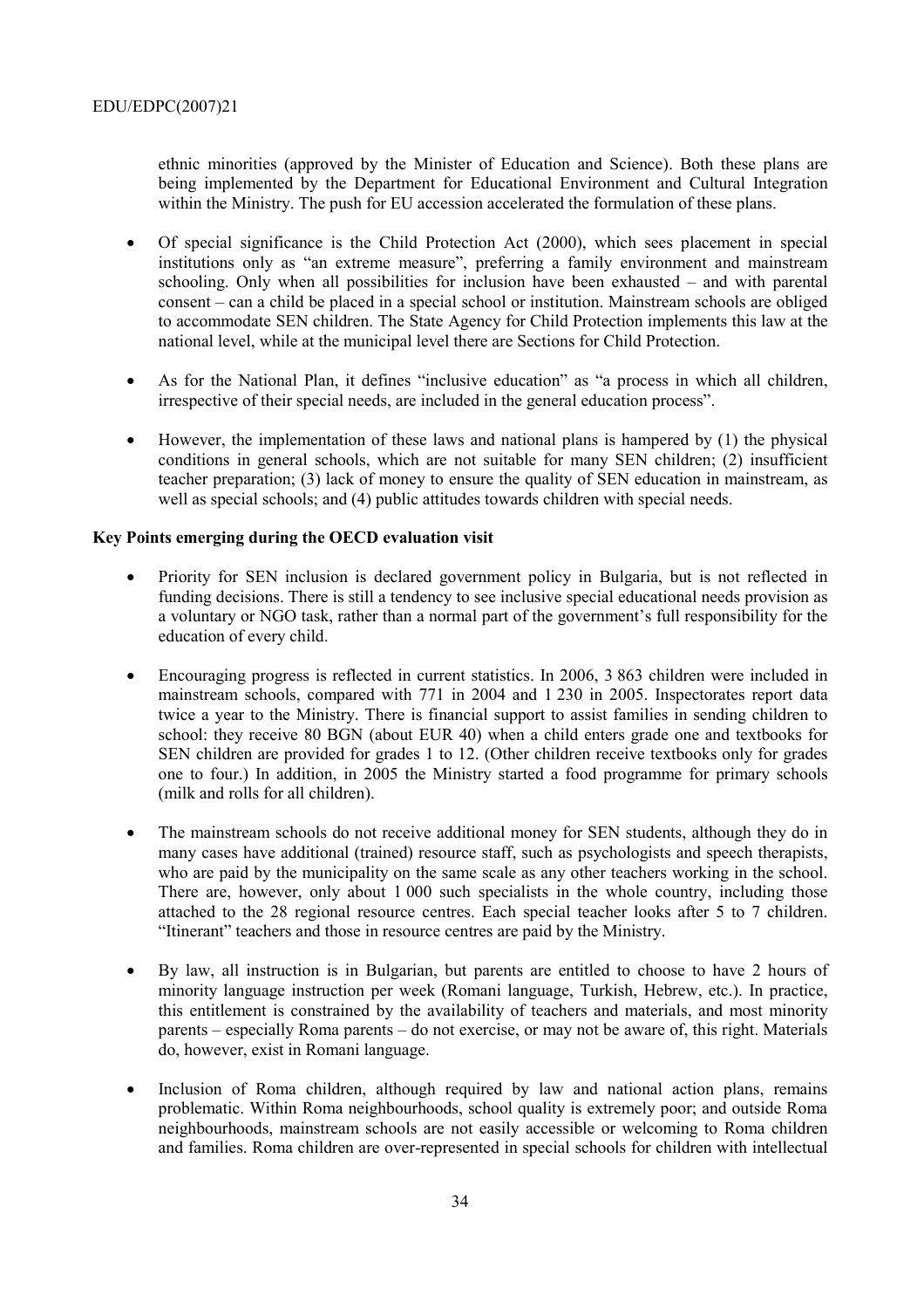ethnic minorities (approved by the Minister of Education and Science). Both these plans are being implemented by the Department for Educational Environment and Cultural Integration within the Ministry. The push for EU accession accelerated the formulation of these plans.

- Of special significance is the Child Protection Act (2000), which sees placement in special institutions only as "an extreme measure", preferring a family environment and mainstream schooling. Only when all possibilities for inclusion have been exhausted – and with parental consent – can a child be placed in a special school or institution. Mainstream schools are obliged to accommodate SEN children. The State Agency for Child Protection implements this law at the national level, while at the municipal level there are Sections for Child Protection.

- As for the National Plan, it defines "inclusive education" as "a process in which all children, irrespective of their special needs, are included in the general education process".

- However, the implementation of these laws and national plans is hampered by (1) the physical conditions in general schools, which are not suitable for many SEN children; (2) insufficient teacher preparation; (3) lack of money to ensure the quality of SEN education in mainstream, as well as special schools; and (4) public attitudes towards children with special needs.

**Key Points emerging during the OECD evaluation visit**

- Priority for SEN inclusion is declared government policy in Bulgaria, but is not reflected in funding decisions. There is still a tendency to see inclusive special educational needs provision as a voluntary or NGO task, rather than a normal part of the government's full responsibility for the education of every child.

- Encouraging progress is reflected in current statistics. In 2006, 3 863 children were included in mainstream schools, compared with 771 in 2004 and 1 230 in 2005. Inspectorates report data twice a year to the Ministry. There is financial support to assist families in sending children to school: they receive 80 BGN (about EUR 40) when a child enters grade one and textbooks for SEN children are provided for grades 1 to 12. (Other children receive textbooks only for grades one to four.) In addition, in 2005 the Ministry started a food programme for primary schools (milk and rolls for all children).

- The mainstream schools do not receive additional money for SEN students, although they do in many cases have additional (trained) resource staff, such as psychologists and speech therapists, who are paid by the municipality on the same scale as any other teachers working in the school. There are, however, only about 1 000 such specialists in the whole country, including those attached to the 28 regional resource centres. Each special teacher looks after 5 to 7 children. "Itinerant" teachers and those in resource centres are paid by the Ministry.

- By law, all instruction is in Bulgarian, but parents are entitled to choose to have 2 hours of minority language instruction per week (Romani language, Turkish, Hebrew, etc.). In practice, this entitlement is constrained by the availability of teachers and materials, and most minority parents – especially Roma parents – do not exercise, or may not be aware of, this right. Materials do, however, exist in Romani language.

- Inclusion of Roma children, although required by law and national action plans, remains problematic. Within Roma neighbourhoods, school quality is extremely poor; and outside Roma neighbourhoods, mainstream schools are not easily accessible or welcoming to Roma children and families. Roma children are over-represented in special schools for children with intellectual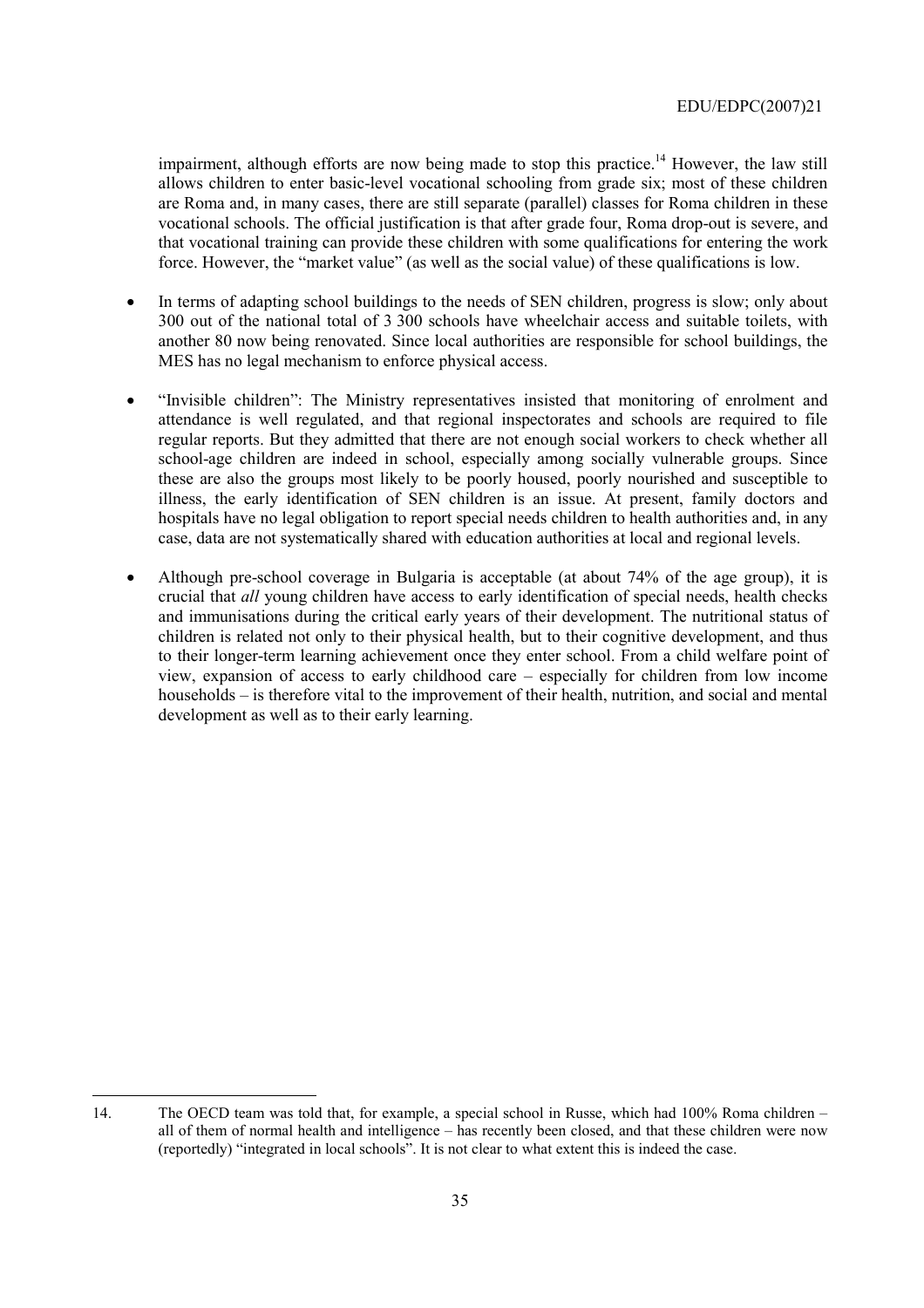impairment, although efforts are now being made to stop this practice.[14] However, the law still allows children to enter basic-level vocational schooling from grade six; most of these children are Roma and, in many cases, there are still separate (parallel) classes for Roma children in these vocational schools. The official justification is that after grade four, Roma drop-out is severe, and that vocational training can provide these children with some qualifications for entering the work force. However, the "market value" (as well as the social value) of these qualifications is low.

- In terms of adapting school buildings to the needs of SEN children, progress is slow; only about 300 out of the national total of 3 300 schools have wheelchair access and suitable toilets, with another 80 now being renovated. Since local authorities are responsible for school buildings, the MES has no legal mechanism to enforce physical access.
- "Invisible children": The Ministry representatives insisted that monitoring of enrolment and attendance is well regulated, and that regional inspectorates and schools are required to file regular reports. But they admitted that there are not enough social workers to check whether all school-age children are indeed in school, especially among socially vulnerable groups. Since these are also the groups most likely to be poorly housed, poorly nourished and susceptible to illness, the early identification of SEN children is an issue. At present, family doctors and hospitals have no legal obligation to report special needs children to health authorities and, in any case, data are not systematically shared with education authorities at local and regional levels.
- Although pre-school coverage in Bulgaria is acceptable (at about 74% of the age group), it is crucial that *all* young children have access to early identification of special needs, health checks and immunisations during the critical early years of their development. The nutritional status of children is related not only to their physical health, but to their cognitive development, and thus to their longer-term learning achievement once they enter school. From a child welfare point of view, expansion of access to early childhood care – especially for children from low income households – is therefore vital to the improvement of their health, nutrition, and social and mental development as well as to their early learning.

---

14. The OECD team was told that, for example, a special school in Russe, which had 100% Roma children – all of them of normal health and intelligence – has recently been closed, and that these children were now (reportedly) "integrated in local schools". It is not clear to what extent this is indeed the case.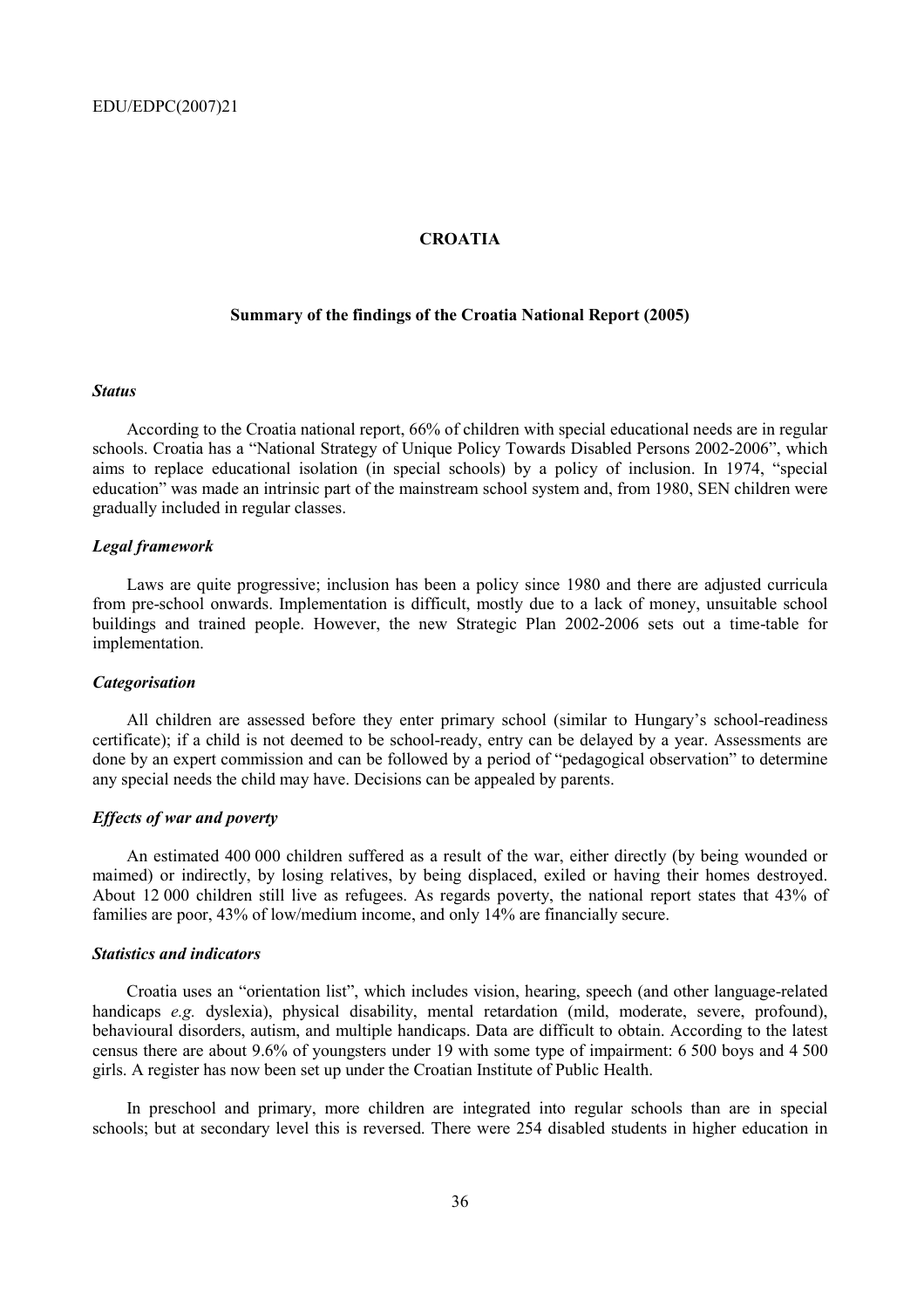# CROATIA

## Summary of the findings of the Croatia National Report (2005)

### *Status*

According to the Croatia national report, 66% of children with special educational needs are in regular schools. Croatia has a "National Strategy of Unique Policy Towards Disabled Persons 2002-2006", which aims to replace educational isolation (in special schools) by a policy of inclusion. In 1974, "special education" was made an intrinsic part of the mainstream school system and, from 1980, SEN children were gradually included in regular classes.

### *Legal framework*

Laws are quite progressive; inclusion has been a policy since 1980 and there are adjusted curricula from pre-school onwards. Implementation is difficult, mostly due to a lack of money, unsuitable school buildings and trained people. However, the new Strategic Plan 2002-2006 sets out a time-table for implementation.

### *Categorisation*

All children are assessed before they enter primary school (similar to Hungary's school-readiness certificate); if a child is not deemed to be school-ready, entry can be delayed by a year. Assessments are done by an expert commission and can be followed by a period of "pedagogical observation" to determine any special needs the child may have. Decisions can be appealed by parents.

### *Effects of war and poverty*

An estimated 400 000 children suffered as a result of the war, either directly (by being wounded or maimed) or indirectly, by losing relatives, by being displaced, exiled or having their homes destroyed. About 12 000 children still live as refugees. As regards poverty, the national report states that 43% of families are poor, 43% of low/medium income, and only 14% are financially secure.

### *Statistics and indicators*

Croatia uses an "orientation list", which includes vision, hearing, speech (and other language-related handicaps *e.g.* dyslexia), physical disability, mental retardation (mild, moderate, severe, profound), behavioural disorders, autism, and multiple handicaps. Data are difficult to obtain. According to the latest census there are about 9.6% of youngsters under 19 with some type of impairment: 6 500 boys and 4 500 girls. A register has now been set up under the Croatian Institute of Public Health.

In preschool and primary, more children are integrated into regular schools than are in special schools; but at secondary level this is reversed. There were 254 disabled students in higher education in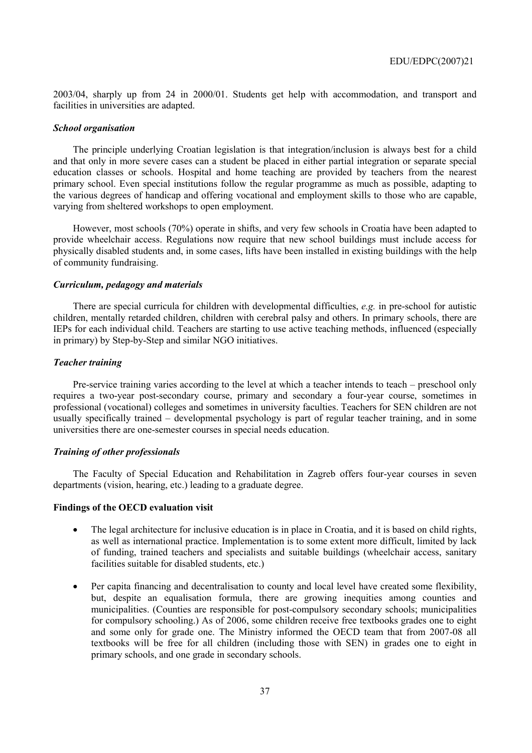2003/04, sharply up from 24 in 2000/01. Students get help with accommodation, and transport and facilities in universities are adapted.

***School organisation***

The principle underlying Croatian legislation is that integration/inclusion is always best for a child and that only in more severe cases can a student be placed in either partial integration or separate special education classes or schools. Hospital and home teaching are provided by teachers from the nearest primary school. Even special institutions follow the regular programme as much as possible, adapting to the various degrees of handicap and offering vocational and employment skills to those who are capable, varying from sheltered workshops to open employment.

However, most schools (70%) operate in shifts, and very few schools in Croatia have been adapted to provide wheelchair access. Regulations now require that new school buildings must include access for physically disabled students and, in some cases, lifts have been installed in existing buildings with the help of community fundraising.

***Curriculum, pedagogy and materials***

There are special curricula for children with developmental difficulties, *e.g.* in pre-school for autistic children, mentally retarded children, children with cerebral palsy and others. In primary schools, there are IEPs for each individual child. Teachers are starting to use active teaching methods, influenced (especially in primary) by Step-by-Step and similar NGO initiatives.

***Teacher training***

Pre-service training varies according to the level at which a teacher intends to teach – preschool only requires a two-year post-secondary course, primary and secondary a four-year course, sometimes in professional (vocational) colleges and sometimes in university faculties. Teachers for SEN children are not usually specifically trained – developmental psychology is part of regular teacher training, and in some universities there are one-semester courses in special needs education.

***Training of other professionals***

The Faculty of Special Education and Rehabilitation in Zagreb offers four-year courses in seven departments (vision, hearing, etc.) leading to a graduate degree.

**Findings of the OECD evaluation visit**

- The legal architecture for inclusive education is in place in Croatia, and it is based on child rights, as well as international practice. Implementation is to some extent more difficult, limited by lack of funding, trained teachers and specialists and suitable buildings (wheelchair access, sanitary facilities suitable for disabled students, etc.)
- Per capita financing and decentralisation to county and local level have created some flexibility, but, despite an equalisation formula, there are growing inequities among counties and municipalities. (Counties are responsible for post-compulsory secondary schools; municipalities for compulsory schooling.) As of 2006, some children receive free textbooks grades one to eight and some only for grade one. The Ministry informed the OECD team that from 2007-08 all textbooks will be free for all children (including those with SEN) in grades one to eight in primary schools, and one grade in secondary schools.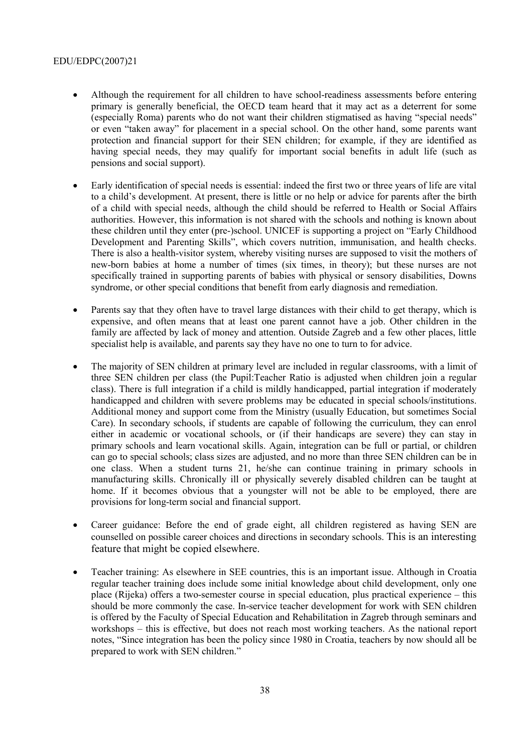- Although the requirement for all children to have school-readiness assessments before entering primary is generally beneficial, the OECD team heard that it may act as a deterrent for some (especially Roma) parents who do not want their children stigmatised as having "special needs" or even "taken away" for placement in a special school. On the other hand, some parents want protection and financial support for their SEN children; for example, if they are identified as having special needs, they may qualify for important social benefits in adult life (such as pensions and social support).

- Early identification of special needs is essential: indeed the first two or three years of life are vital to a child's development. At present, there is little or no help or advice for parents after the birth of a child with special needs, although the child should be referred to Health or Social Affairs authorities. However, this information is not shared with the schools and nothing is known about these children until they enter (pre-)school. UNICEF is supporting a project on "Early Childhood Development and Parenting Skills", which covers nutrition, immunisation, and health checks. There is also a health-visitor system, whereby visiting nurses are supposed to visit the mothers of new-born babies at home a number of times (six times, in theory); but these nurses are not specifically trained in supporting parents of babies with physical or sensory disabilities, Downs syndrome, or other special conditions that benefit from early diagnosis and remediation.

- Parents say that they often have to travel large distances with their child to get therapy, which is expensive, and often means that at least one parent cannot have a job. Other children in the family are affected by lack of money and attention. Outside Zagreb and a few other places, little specialist help is available, and parents say they have no one to turn to for advice.

- The majority of SEN children at primary level are included in regular classrooms, with a limit of three SEN children per class (the Pupil:Teacher Ratio is adjusted when children join a regular class). There is full integration if a child is mildly handicapped, partial integration if moderately handicapped and children with severe problems may be educated in special schools/institutions. Additional money and support come from the Ministry (usually Education, but sometimes Social Care). In secondary schools, if students are capable of following the curriculum, they can enrol either in academic or vocational schools, or (if their handicaps are severe) they can stay in primary schools and learn vocational skills. Again, integration can be full or partial, or children can go to special schools; class sizes are adjusted, and no more than three SEN children can be in one class. When a student turns 21, he/she can continue training in primary schools in manufacturing skills. Chronically ill or physically severely disabled children can be taught at home. If it becomes obvious that a youngster will not be able to be employed, there are provisions for long-term social and financial support.

- Career guidance: Before the end of grade eight, all children registered as having SEN are counselled on possible career choices and directions in secondary schools. This is an interesting feature that might be copied elsewhere.

- Teacher training: As elsewhere in SEE countries, this is an important issue. Although in Croatia regular teacher training does include some initial knowledge about child development, only one place (Rijeka) offers a two-semester course in special education, plus practical experience – this should be more commonly the case. In-service teacher development for work with SEN children is offered by the Faculty of Special Education and Rehabilitation in Zagreb through seminars and workshops – this is effective, but does not reach most working teachers. As the national report notes, "Since integration has been the policy since 1980 in Croatia, teachers by now should all be prepared to work with SEN children."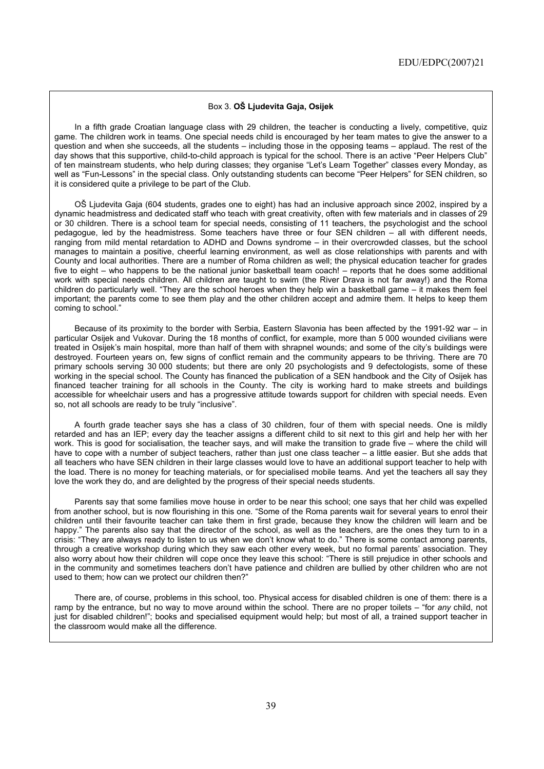Box 3. **OŠ Ljudevita Gaja, Osijek**

In a fifth grade Croatian language class with 29 children, the teacher is conducting a lively, competitive, quiz game. The children work in teams. One special needs child is encouraged by her team mates to give the answer to a question and when she succeeds, all the students – including those in the opposing teams – applaud. The rest of the day shows that this supportive, child-to-child approach is typical for the school. There is an active "Peer Helpers Club" of ten mainstream students, who help during classes; they organise "Let's Learn Together" classes every Monday, as well as "Fun-Lessons" in the special class. Only outstanding students can become "Peer Helpers" for SEN children, so it is considered quite a privilege to be part of the Club.

OŠ Ljudevita Gaja (604 students, grades one to eight) has had an inclusive approach since 2002, inspired by a dynamic headmistress and dedicated staff who teach with great creativity, often with few materials and in classes of 29 or 30 children. There is a school team for special needs, consisting of 11 teachers, the psychologist and the school pedagogue, led by the headmistress. Some teachers have three or four SEN children – all with different needs, ranging from mild mental retardation to ADHD and Downs syndrome – in their overcrowded classes, but the school manages to maintain a positive, cheerful learning environment, as well as close relationships with parents and with County and local authorities. There are a number of Roma children as well; the physical education teacher for grades five to eight – who happens to be the national junior basketball team coach! – reports that he does some additional work with special needs children. All children are taught to swim (the River Drava is not far away!) and the Roma children do particularly well. "They are the school heroes when they help win a basketball game – it makes them feel important; the parents come to see them play and the other children accept and admire them. It helps to keep them coming to school."

Because of its proximity to the border with Serbia, Eastern Slavonia has been affected by the 1991-92 war – in particular Osijek and Vukovar. During the 18 months of conflict, for example, more than 5 000 wounded civilians were treated in Osijek's main hospital, more than half of them with shrapnel wounds; and some of the city's buildings were destroyed. Fourteen years on, few signs of conflict remain and the community appears to be thriving. There are 70 primary schools serving 30 000 students; but there are only 20 psychologists and 9 defectologists, some of these working in the special school. The County has financed the publication of a SEN handbook and the City of Osijek has financed teacher training for all schools in the County. The city is working hard to make streets and buildings accessible for wheelchair users and has a progressive attitude towards support for children with special needs. Even so, not all schools are ready to be truly "inclusive".

A fourth grade teacher says she has a class of 30 children, four of them with special needs. One is mildly retarded and has an IEP; every day the teacher assigns a different child to sit next to this girl and help her with her work. This is good for socialisation, the teacher says, and will make the transition to grade five – where the child will have to cope with a number of subject teachers, rather than just one class teacher – a little easier. But she adds that all teachers who have SEN children in their large classes would love to have an additional support teacher to help with the load. There is no money for teaching materials, or for specialised mobile teams. And yet the teachers all say they love the work they do, and are delighted by the progress of their special needs students.

Parents say that some families move house in order to be near this school; one says that her child was expelled from another school, but is now flourishing in this one. "Some of the Roma parents wait for several years to enrol their children until their favourite teacher can take them in first grade, because they know the children will learn and be happy." The parents also say that the director of the school, as well as the teachers, are the ones they turn to in a crisis: "They are always ready to listen to us when we don't know what to do." There is some contact among parents, through a creative workshop during which they saw each other every week, but no formal parents' association. They also worry about how their children will cope once they leave this school: "There is still prejudice in other schools and in the community and sometimes teachers don't have patience and children are bullied by other children who are not used to them; how can we protect our children then?"

There are, of course, problems in this school, too. Physical access for disabled children is one of them: there is a ramp by the entrance, but no way to move around within the school. There are no proper toilets – "for *any* child, not just for disabled children!"; books and specialised equipment would help; but most of all, a trained support teacher in the classroom would make all the difference.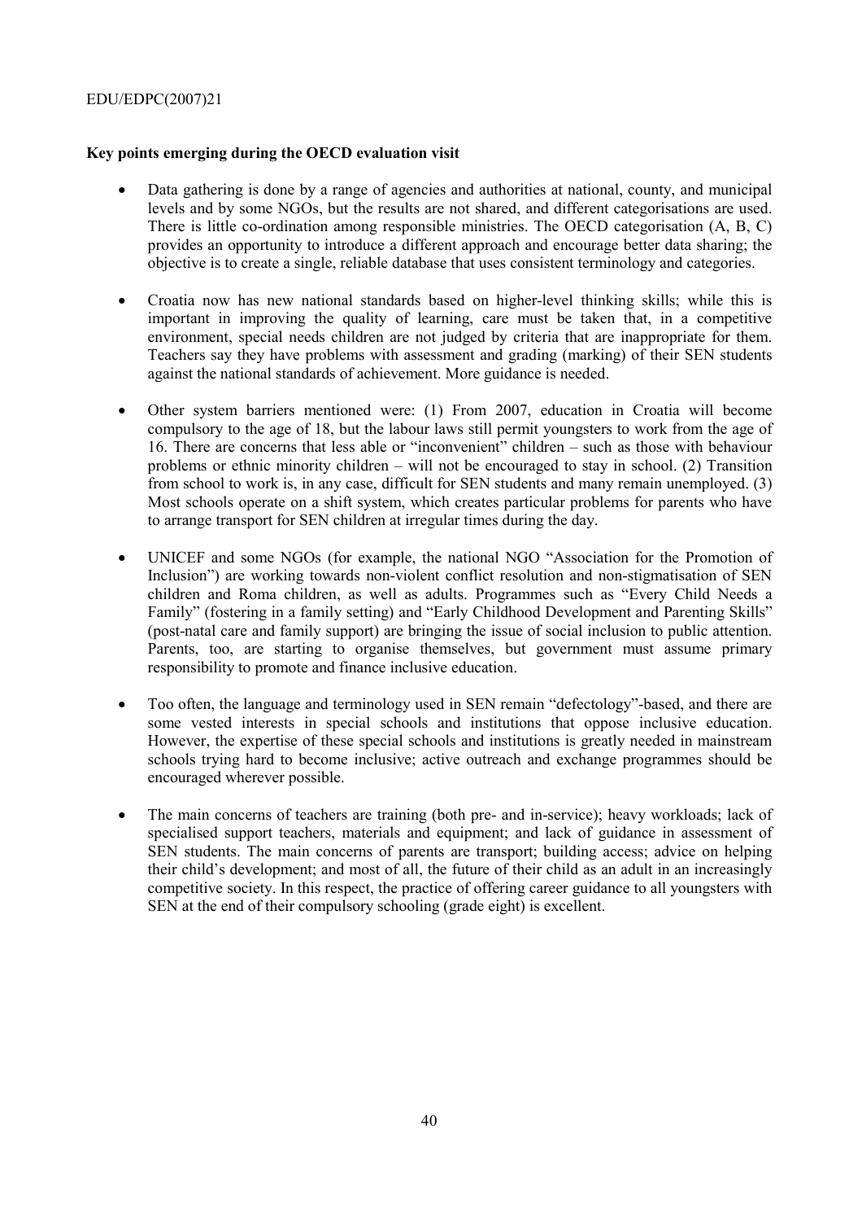**Key points emerging during the OECD evaluation visit**

- Data gathering is done by a range of agencies and authorities at national, county, and municipal levels and by some NGOs, but the results are not shared, and different categorisations are used. There is little co-ordination among responsible ministries. The OECD categorisation (A, B, C) provides an opportunity to introduce a different approach and encourage better data sharing; the objective is to create a single, reliable database that uses consistent terminology and categories.

- Croatia now has new national standards based on higher-level thinking skills; while this is important in improving the quality of learning, care must be taken that, in a competitive environment, special needs children are not judged by criteria that are inappropriate for them. Teachers say they have problems with assessment and grading (marking) of their SEN students against the national standards of achievement. More guidance is needed.

- Other system barriers mentioned were: (1) From 2007, education in Croatia will become compulsory to the age of 18, but the labour laws still permit youngsters to work from the age of 16. There are concerns that less able or "inconvenient" children – such as those with behaviour problems or ethnic minority children – will not be encouraged to stay in school. (2) Transition from school to work is, in any case, difficult for SEN students and many remain unemployed. (3) Most schools operate on a shift system, which creates particular problems for parents who have to arrange transport for SEN children at irregular times during the day.

- UNICEF and some NGOs (for example, the national NGO "Association for the Promotion of Inclusion") are working towards non-violent conflict resolution and non-stigmatisation of SEN children and Roma children, as well as adults. Programmes such as "Every Child Needs a Family" (fostering in a family setting) and "Early Childhood Development and Parenting Skills" (post-natal care and family support) are bringing the issue of social inclusion to public attention. Parents, too, are starting to organise themselves, but government must assume primary responsibility to promote and finance inclusive education.

- Too often, the language and terminology used in SEN remain "defectology"-based, and there are some vested interests in special schools and institutions that oppose inclusive education. However, the expertise of these special schools and institutions is greatly needed in mainstream schools trying hard to become inclusive; active outreach and exchange programmes should be encouraged wherever possible.

- The main concerns of teachers are training (both pre- and in-service); heavy workloads; lack of specialised support teachers, materials and equipment; and lack of guidance in assessment of SEN students. The main concerns of parents are transport; building access; advice on helping their child's development; and most of all, the future of their child as an adult in an increasingly competitive society. In this respect, the practice of offering career guidance to all youngsters with SEN at the end of their compulsory schooling (grade eight) is excellent.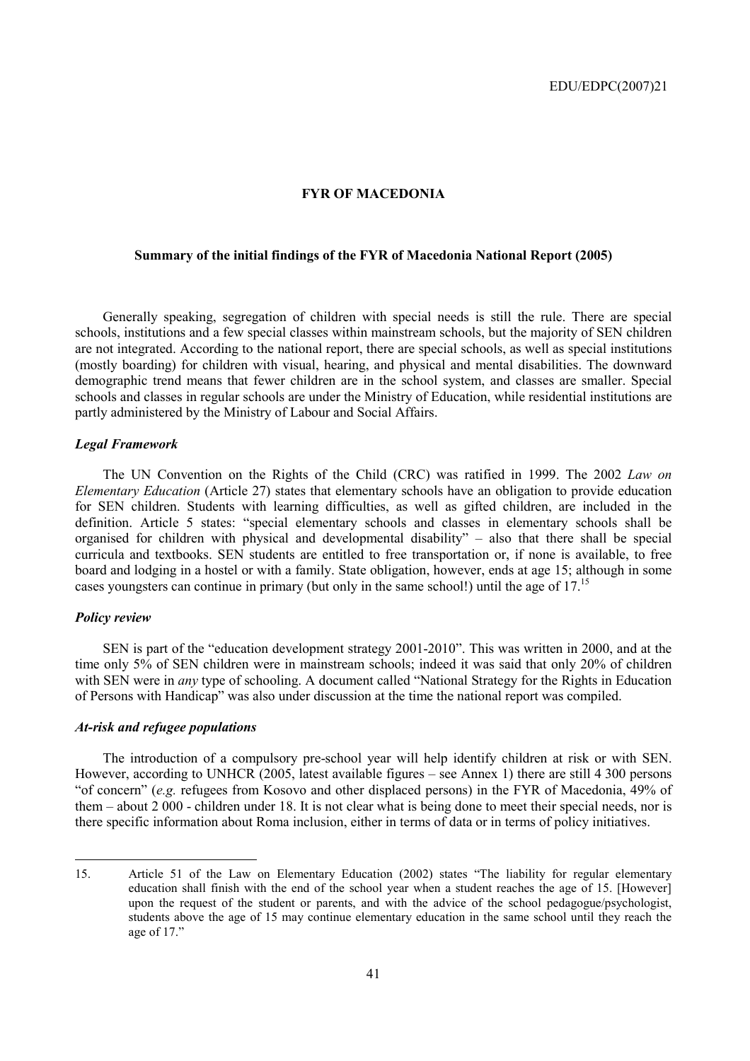## FYR OF MACEDONIA

### Summary of the initial findings of the FYR of Macedonia National Report (2005)

Generally speaking, segregation of children with special needs is still the rule. There are special schools, institutions and a few special classes within mainstream schools, but the majority of SEN children are not integrated. According to the national report, there are special schools, as well as special institutions (mostly boarding) for children with visual, hearing, and physical and mental disabilities. The downward demographic trend means that fewer children are in the school system, and classes are smaller. Special schools and classes in regular schools are under the Ministry of Education, while residential institutions are partly administered by the Ministry of Labour and Social Affairs.

#### *Legal Framework*

The UN Convention on the Rights of the Child (CRC) was ratified in 1999. The 2002 *Law on Elementary Education* (Article 27) states that elementary schools have an obligation to provide education for SEN children. Students with learning difficulties, as well as gifted children, are included in the definition. Article 5 states: "special elementary schools and classes in elementary schools shall be organised for children with physical and developmental disability" – also that there shall be special curricula and textbooks. SEN students are entitled to free transportation or, if none is available, to free board and lodging in a hostel or with a family. State obligation, however, ends at age 15; although in some cases youngsters can continue in primary (but only in the same school!) until the age of 17.[15]

#### *Policy review*

SEN is part of the "education development strategy 2001-2010". This was written in 2000, and at the time only 5% of SEN children were in mainstream schools; indeed it was said that only 20% of children with SEN were in *any* type of schooling. A document called "National Strategy for the Rights in Education of Persons with Handicap" was also under discussion at the time the national report was compiled.

#### *At-risk and refugee populations*

The introduction of a compulsory pre-school year will help identify children at risk or with SEN. However, according to UNHCR (2005, latest available figures – see Annex 1) there are still 4 300 persons "of concern" (*e.g.* refugees from Kosovo and other displaced persons) in the FYR of Macedonia, 49% of them – about 2 000 - children under 18. It is not clear what is being done to meet their special needs, nor is there specific information about Roma inclusion, either in terms of data or in terms of policy initiatives.

---

15. Article 51 of the Law on Elementary Education (2002) states "The liability for regular elementary education shall finish with the end of the school year when a student reaches the age of 15. [However] upon the request of the student or parents, and with the advice of the school pedagogue/psychologist, students above the age of 15 may continue elementary education in the same school until they reach the age of 17."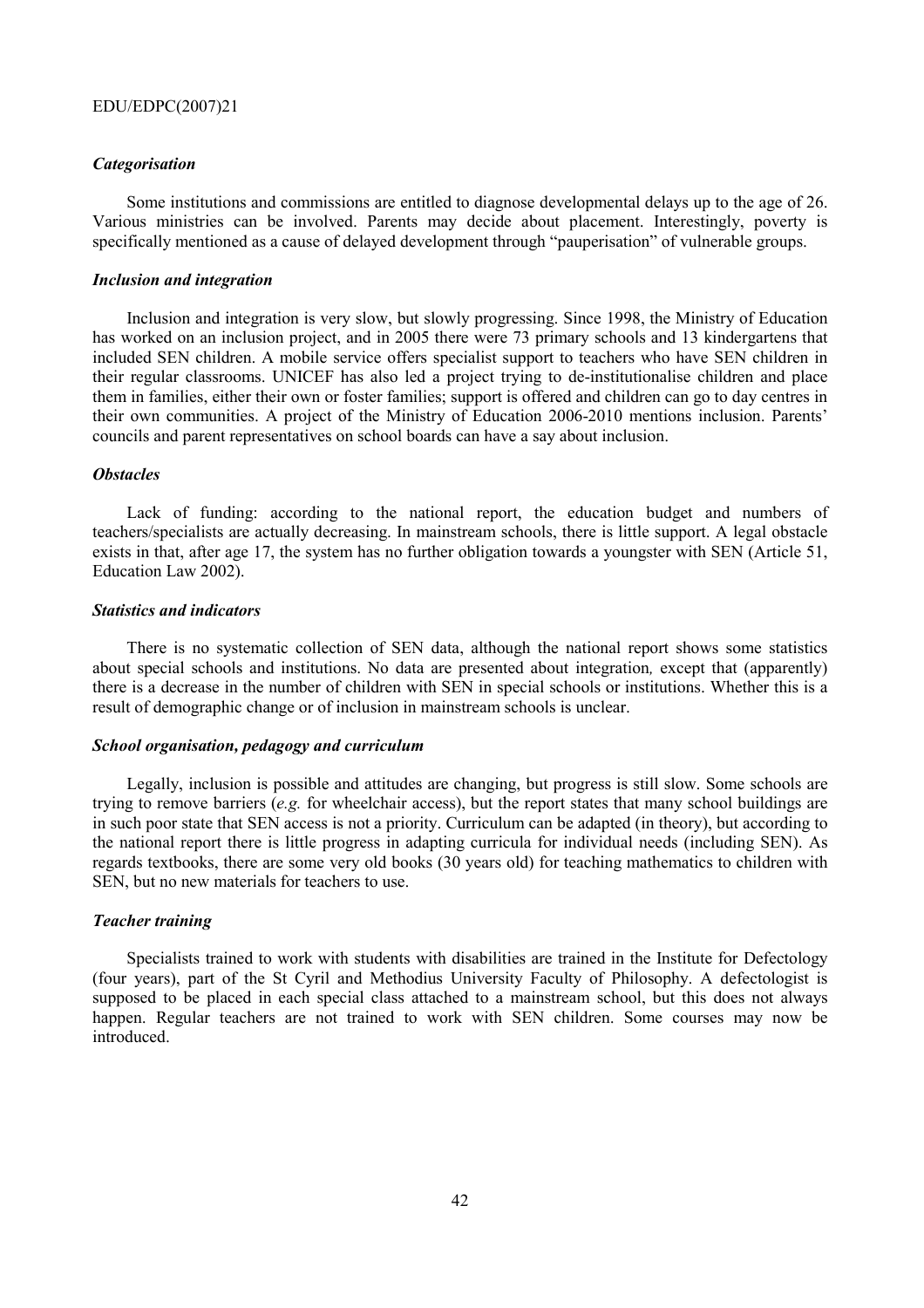### *Categorisation*

Some institutions and commissions are entitled to diagnose developmental delays up to the age of 26. Various ministries can be involved. Parents may decide about placement. Interestingly, poverty is specifically mentioned as a cause of delayed development through "pauperisation" of vulnerable groups.

### *Inclusion and integration*

Inclusion and integration is very slow, but slowly progressing. Since 1998, the Ministry of Education has worked on an inclusion project, and in 2005 there were 73 primary schools and 13 kindergartens that included SEN children. A mobile service offers specialist support to teachers who have SEN children in their regular classrooms. UNICEF has also led a project trying to de-institutionalise children and place them in families, either their own or foster families; support is offered and children can go to day centres in their own communities. A project of the Ministry of Education 2006-2010 mentions inclusion. Parents' councils and parent representatives on school boards can have a say about inclusion.

### *Obstacles*

Lack of funding: according to the national report, the education budget and numbers of teachers/specialists are actually decreasing. In mainstream schools, there is little support. A legal obstacle exists in that, after age 17, the system has no further obligation towards a youngster with SEN (Article 51, Education Law 2002).

### *Statistics and indicators*

There is no systematic collection of SEN data, although the national report shows some statistics about special schools and institutions. No data are presented about integration, except that (apparently) there is a decrease in the number of children with SEN in special schools or institutions. Whether this is a result of demographic change or of inclusion in mainstream schools is unclear.

### *School organisation, pedagogy and curriculum*

Legally, inclusion is possible and attitudes are changing, but progress is still slow. Some schools are trying to remove barriers (*e.g.* for wheelchair access), but the report states that many school buildings are in such poor state that SEN access is not a priority. Curriculum can be adapted (in theory), but according to the national report there is little progress in adapting curricula for individual needs (including SEN). As regards textbooks, there are some very old books (30 years old) for teaching mathematics to children with SEN, but no new materials for teachers to use.

### *Teacher training*

Specialists trained to work with students with disabilities are trained in the Institute for Defectology (four years), part of the St Cyril and Methodius University Faculty of Philosophy. A defectologist is supposed to be placed in each special class attached to a mainstream school, but this does not always happen. Regular teachers are not trained to work with SEN children. Some courses may now be introduced.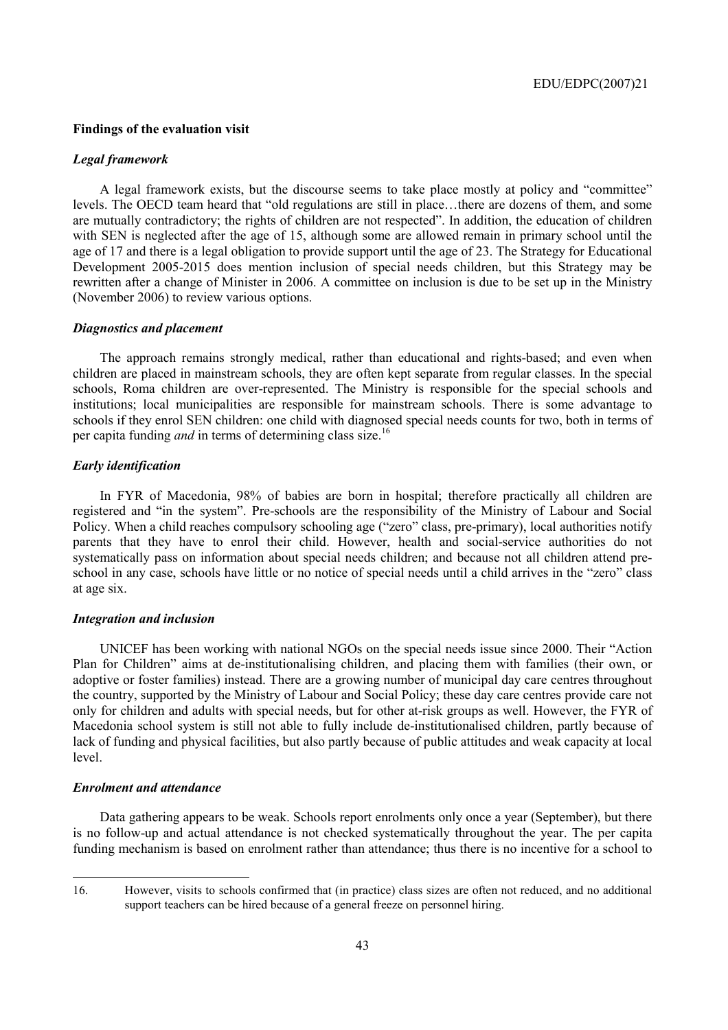### Findings of the evaluation visit

#### *Legal framework*

A legal framework exists, but the discourse seems to take place mostly at policy and "committee" levels. The OECD team heard that "old regulations are still in place…there are dozens of them, and some are mutually contradictory; the rights of children are not respected". In addition, the education of children with SEN is neglected after the age of 15, although some are allowed remain in primary school until the age of 17 and there is a legal obligation to provide support until the age of 23. The Strategy for Educational Development 2005-2015 does mention inclusion of special needs children, but this Strategy may be rewritten after a change of Minister in 2006. A committee on inclusion is due to be set up in the Ministry (November 2006) to review various options.

#### *Diagnostics and placement*

The approach remains strongly medical, rather than educational and rights-based; and even when children are placed in mainstream schools, they are often kept separate from regular classes. In the special schools, Roma children are over-represented. The Ministry is responsible for the special schools and institutions; local municipalities are responsible for mainstream schools. There is some advantage to schools if they enrol SEN children: one child with diagnosed special needs counts for two, both in terms of per capita funding *and* in terms of determining class size.[16]

#### *Early identification*

In FYR of Macedonia, 98% of babies are born in hospital; therefore practically all children are registered and "in the system". Pre-schools are the responsibility of the Ministry of Labour and Social Policy. When a child reaches compulsory schooling age ("zero" class, pre-primary), local authorities notify parents that they have to enrol their child. However, health and social-service authorities do not systematically pass on information about special needs children; and because not all children attend pre-school in any case, schools have little or no notice of special needs until a child arrives in the "zero" class at age six.

#### *Integration and inclusion*

UNICEF has been working with national NGOs on the special needs issue since 2000. Their "Action Plan for Children" aims at de-institutionalising children, and placing them with families (their own, or adoptive or foster families) instead. There are a growing number of municipal day care centres throughout the country, supported by the Ministry of Labour and Social Policy; these day care centres provide care not only for children and adults with special needs, but for other at-risk groups as well. However, the FYR of Macedonia school system is still not able to fully include de-institutionalised children, partly because of lack of funding and physical facilities, but also partly because of public attitudes and weak capacity at local level.

#### *Enrolment and attendance*

Data gathering appears to be weak. Schools report enrolments only once a year (September), but there is no follow-up and actual attendance is not checked systematically throughout the year. The per capita funding mechanism is based on enrolment rather than attendance; thus there is no incentive for a school to

---

16. However, visits to schools confirmed that (in practice) class sizes are often not reduced, and no additional support teachers can be hired because of a general freeze on personnel hiring.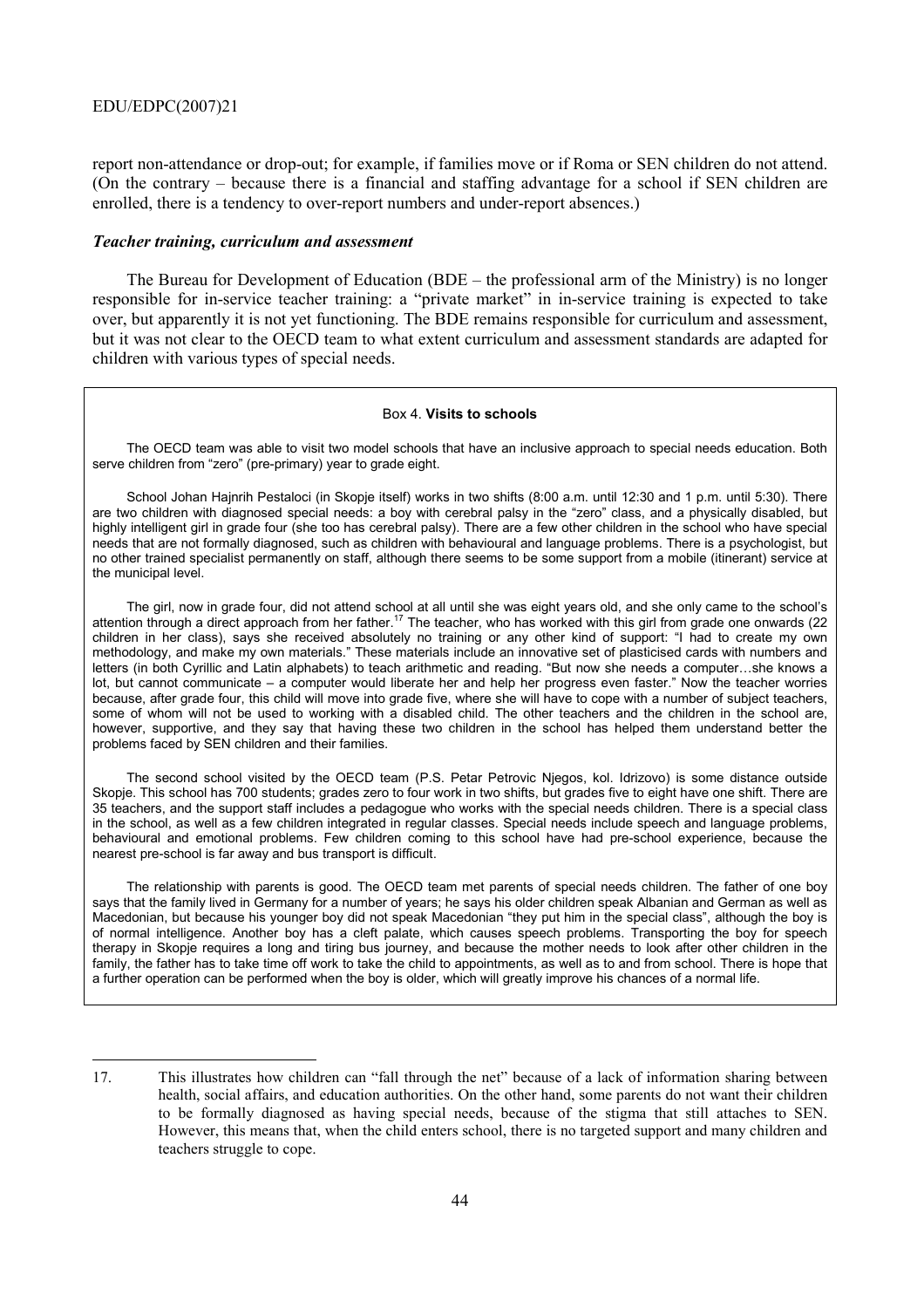report non-attendance or drop-out; for example, if families move or if Roma or SEN children do not attend. (On the contrary – because there is a financial and staffing advantage for a school if SEN children are enrolled, there is a tendency to over-report numbers and under-report absences.)

### *Teacher training, curriculum and assessment*

The Bureau for Development of Education (BDE – the professional arm of the Ministry) is no longer responsible for in-service teacher training: a "private market" in in-service training is expected to take over, but apparently it is not yet functioning. The BDE remains responsible for curriculum and assessment, but it was not clear to the OECD team to what extent curriculum and assessment standards are adapted for children with various types of special needs.

> Box 4. **Visits to schools**
>
> The OECD team was able to visit two model schools that have an inclusive approach to special needs education. Both serve children from "zero" (pre-primary) year to grade eight.
>
> School Johan Hajnrih Pestaloci (in Skopje itself) works in two shifts (8:00 a.m. until 12:30 and 1 p.m. until 5:30). There are two children with diagnosed special needs: a boy with cerebral palsy in the "zero" class, and a physically disabled, but highly intelligent girl in grade four (she too has cerebral palsy). There are a few other children in the school who have special needs that are not formally diagnosed, such as children with behavioural and language problems. There is a psychologist, but no other trained specialist permanently on staff, although there seems to be some support from a mobile (itinerant) service at the municipal level.
>
> The girl, now in grade four, did not attend school at all until she was eight years old, and she only came to the school's attention through a direct approach from her father.[17] The teacher, who has worked with this girl from grade one onwards (22 children in her class), says she received absolutely no training or any other kind of support: "I had to create my own methodology, and make my own materials." These materials include an innovative set of plasticised cards with numbers and letters (in both Cyrillic and Latin alphabets) to teach arithmetic and reading. "But now she needs a computer…she knows a lot, but cannot communicate – a computer would liberate her and help her progress even faster." Now the teacher worries because, after grade four, this child will move into grade five, where she will have to cope with a number of subject teachers, some of whom will not be used to working with a disabled child. The other teachers and the children in the school are, however, supportive, and they say that having these two children in the school has helped them understand better the problems faced by SEN children and their families.
>
> The second school visited by the OECD team (P.S. Petar Petrovic Njegos, kol. Idrizovo) is some distance outside Skopje. This school has 700 students; grades zero to four work in two shifts, but grades five to eight have one shift. There are 35 teachers, and the support staff includes a pedagogue who works with the special needs children. There is a special class in the school, as well as a few children integrated in regular classes. Special needs include speech and language problems, behavioural and emotional problems. Few children coming to this school have had pre-school experience, because the nearest pre-school is far away and bus transport is difficult.
>
> The relationship with parents is good. The OECD team met parents of special needs children. The father of one boy says that the family lived in Germany for a number of years; he says his older children speak Albanian and German as well as Macedonian, but because his younger boy did not speak Macedonian "they put him in the special class", although the boy is of normal intelligence. Another boy has a cleft palate, which causes speech problems. Transporting the boy for speech therapy in Skopje requires a long and tiring bus journey, and because the mother needs to look after other children in the family, the father has to take time off work to take the child to appointments, as well as to and from school. There is hope that a further operation can be performed when the boy is older, which will greatly improve his chances of a normal life.

---

17. This illustrates how children can "fall through the net" because of a lack of information sharing between health, social affairs, and education authorities. On the other hand, some parents do not want their children to be formally diagnosed as having special needs, because of the stigma that still attaches to SEN. However, this means that, when the child enters school, there is no targeted support and many children and teachers struggle to cope.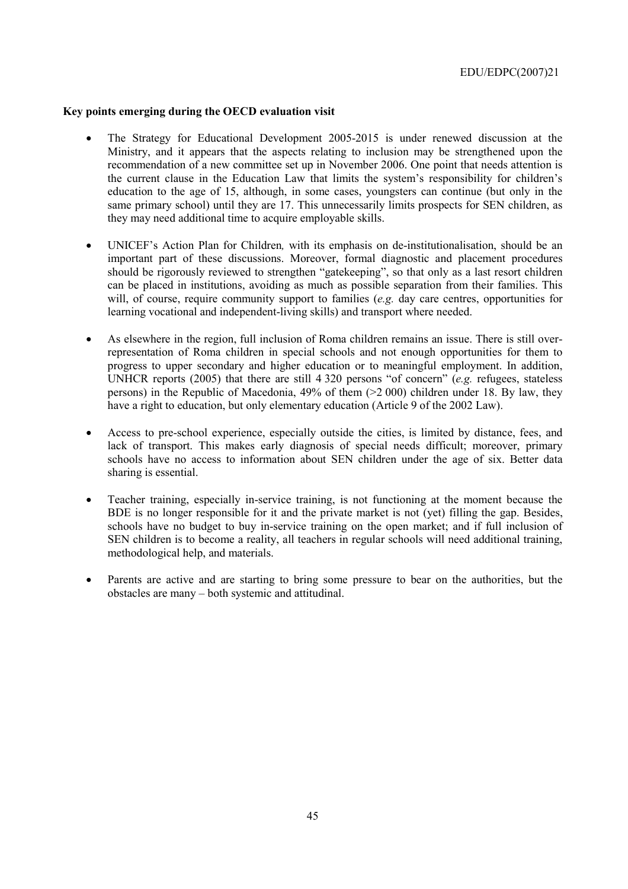**Key points emerging during the OECD evaluation visit**

- The Strategy for Educational Development 2005-2015 is under renewed discussion at the Ministry, and it appears that the aspects relating to inclusion may be strengthened upon the recommendation of a new committee set up in November 2006. One point that needs attention is the current clause in the Education Law that limits the system's responsibility for children's education to the age of 15, although, in some cases, youngsters can continue (but only in the same primary school) until they are 17. This unnecessarily limits prospects for SEN children, as they may need additional time to acquire employable skills.

- UNICEF's Action Plan for Children*,* with its emphasis on de-institutionalisation, should be an important part of these discussions. Moreover, formal diagnostic and placement procedures should be rigorously reviewed to strengthen "gatekeeping", so that only as a last resort children can be placed in institutions, avoiding as much as possible separation from their families. This will, of course, require community support to families (*e.g.* day care centres, opportunities for learning vocational and independent-living skills) and transport where needed.

- As elsewhere in the region, full inclusion of Roma children remains an issue. There is still over-representation of Roma children in special schools and not enough opportunities for them to progress to upper secondary and higher education or to meaningful employment. In addition, UNHCR reports (2005) that there are still 4 320 persons "of concern" (*e.g.* refugees, stateless persons) in the Republic of Macedonia, 49% of them (>2 000) children under 18. By law, they have a right to education, but only elementary education (Article 9 of the 2002 Law).

- Access to pre-school experience, especially outside the cities, is limited by distance, fees, and lack of transport. This makes early diagnosis of special needs difficult; moreover, primary schools have no access to information about SEN children under the age of six. Better data sharing is essential.

- Teacher training, especially in-service training, is not functioning at the moment because the BDE is no longer responsible for it and the private market is not (yet) filling the gap. Besides, schools have no budget to buy in-service training on the open market; and if full inclusion of SEN children is to become a reality, all teachers in regular schools will need additional training, methodological help, and materials.

- Parents are active and are starting to bring some pressure to bear on the authorities, but the obstacles are many – both systemic and attitudinal.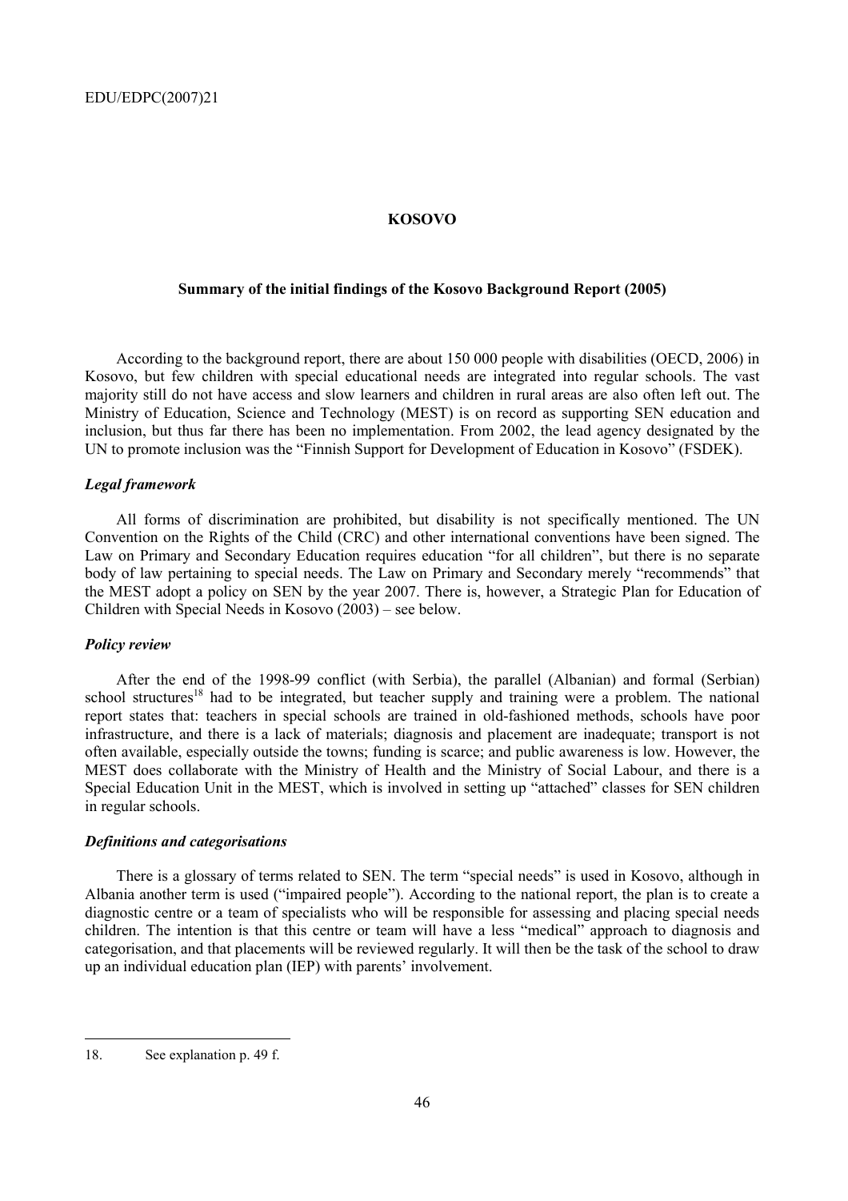## KOSOVO

### Summary of the initial findings of the Kosovo Background Report (2005)

According to the background report, there are about 150 000 people with disabilities (OECD, 2006) in Kosovo, but few children with special educational needs are integrated into regular schools. The vast majority still do not have access and slow learners and children in rural areas are also often left out. The Ministry of Education, Science and Technology (MEST) is on record as supporting SEN education and inclusion, but thus far there has been no implementation. From 2002, the lead agency designated by the UN to promote inclusion was the "Finnish Support for Development of Education in Kosovo" (FSDEK).

#### *Legal framework*

All forms of discrimination are prohibited, but disability is not specifically mentioned. The UN Convention on the Rights of the Child (CRC) and other international conventions have been signed. The Law on Primary and Secondary Education requires education "for all children", but there is no separate body of law pertaining to special needs. The Law on Primary and Secondary merely "recommends" that the MEST adopt a policy on SEN by the year 2007. There is, however, a Strategic Plan for Education of Children with Special Needs in Kosovo (2003) – see below.

#### *Policy review*

After the end of the 1998-99 conflict (with Serbia), the parallel (Albanian) and formal (Serbian) school structures[18] had to be integrated, but teacher supply and training were a problem. The national report states that: teachers in special schools are trained in old-fashioned methods, schools have poor infrastructure, and there is a lack of materials; diagnosis and placement are inadequate; transport is not often available, especially outside the towns; funding is scarce; and public awareness is low. However, the MEST does collaborate with the Ministry of Health and the Ministry of Social Labour, and there is a Special Education Unit in the MEST, which is involved in setting up "attached" classes for SEN children in regular schools.

#### *Definitions and categorisations*

There is a glossary of terms related to SEN. The term "special needs" is used in Kosovo, although in Albania another term is used ("impaired people"). According to the national report, the plan is to create a diagnostic centre or a team of specialists who will be responsible for assessing and placing special needs children. The intention is that this centre or team will have a less "medical" approach to diagnosis and categorisation, and that placements will be reviewed regularly. It will then be the task of the school to draw up an individual education plan (IEP) with parents' involvement.

---

18. See explanation p. 49 f.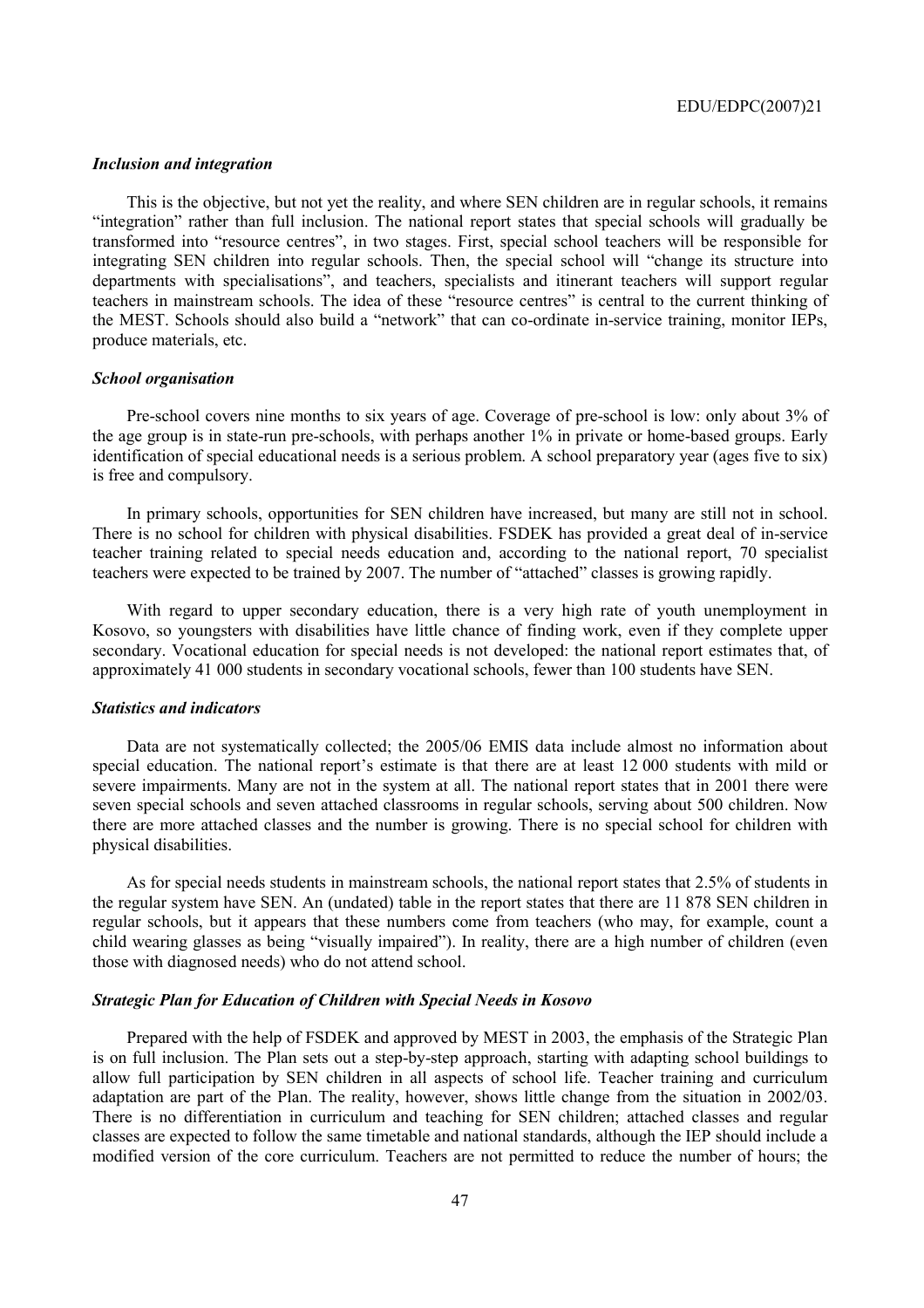### *Inclusion and integration*

This is the objective, but not yet the reality, and where SEN children are in regular schools, it remains "integration" rather than full inclusion. The national report states that special schools will gradually be transformed into "resource centres", in two stages. First, special school teachers will be responsible for integrating SEN children into regular schools. Then, the special school will "change its structure into departments with specialisations", and teachers, specialists and itinerant teachers will support regular teachers in mainstream schools. The idea of these "resource centres" is central to the current thinking of the MEST. Schools should also build a "network" that can co-ordinate in-service training, monitor IEPs, produce materials, etc.

### *School organisation*

Pre-school covers nine months to six years of age. Coverage of pre-school is low: only about 3% of the age group is in state-run pre-schools, with perhaps another 1% in private or home-based groups. Early identification of special educational needs is a serious problem. A school preparatory year (ages five to six) is free and compulsory.

In primary schools, opportunities for SEN children have increased, but many are still not in school. There is no school for children with physical disabilities. FSDEK has provided a great deal of in-service teacher training related to special needs education and, according to the national report, 70 specialist teachers were expected to be trained by 2007. The number of "attached" classes is growing rapidly.

With regard to upper secondary education, there is a very high rate of youth unemployment in Kosovo, so youngsters with disabilities have little chance of finding work, even if they complete upper secondary. Vocational education for special needs is not developed: the national report estimates that, of approximately 41 000 students in secondary vocational schools, fewer than 100 students have SEN.

### *Statistics and indicators*

Data are not systematically collected; the 2005/06 EMIS data include almost no information about special education. The national report's estimate is that there are at least 12 000 students with mild or severe impairments. Many are not in the system at all. The national report states that in 2001 there were seven special schools and seven attached classrooms in regular schools, serving about 500 children. Now there are more attached classes and the number is growing. There is no special school for children with physical disabilities.

As for special needs students in mainstream schools, the national report states that 2.5% of students in the regular system have SEN. An (undated) table in the report states that there are 11 878 SEN children in regular schools, but it appears that these numbers come from teachers (who may, for example, count a child wearing glasses as being "visually impaired"). In reality, there are a high number of children (even those with diagnosed needs) who do not attend school.

### *Strategic Plan for Education of Children with Special Needs in Kosovo*

Prepared with the help of FSDEK and approved by MEST in 2003, the emphasis of the Strategic Plan is on full inclusion. The Plan sets out a step-by-step approach, starting with adapting school buildings to allow full participation by SEN children in all aspects of school life. Teacher training and curriculum adaptation are part of the Plan. The reality, however, shows little change from the situation in 2002/03. There is no differentiation in curriculum and teaching for SEN children; attached classes and regular classes are expected to follow the same timetable and national standards, although the IEP should include a modified version of the core curriculum. Teachers are not permitted to reduce the number of hours; the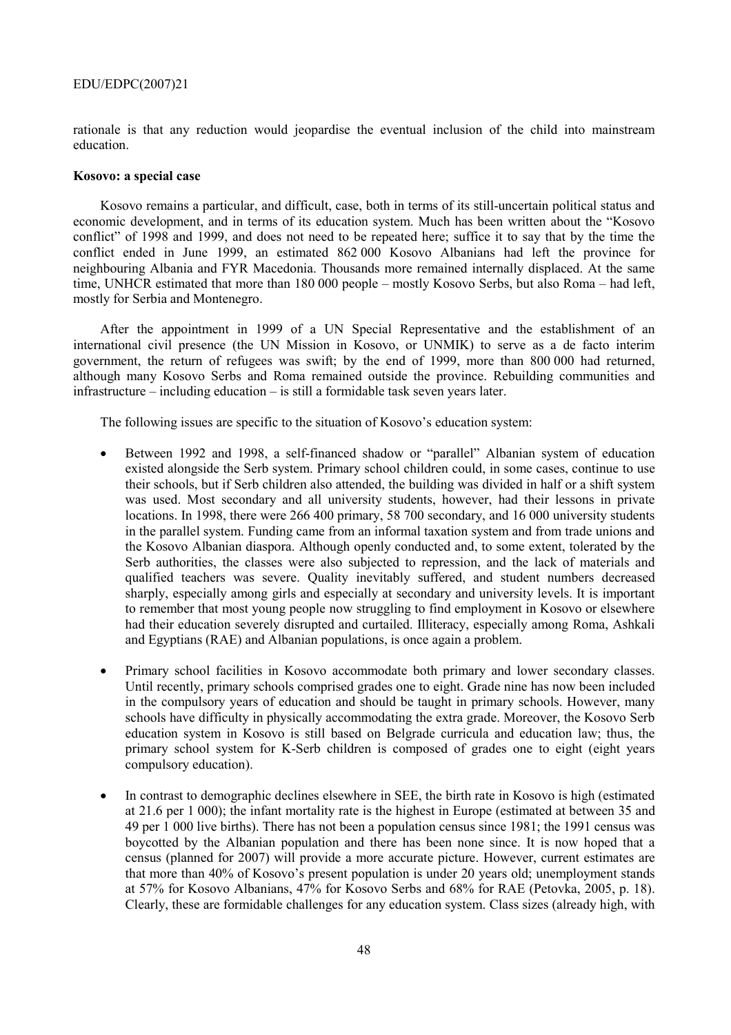rationale is that any reduction would jeopardise the eventual inclusion of the child into mainstream education.

**Kosovo: a special case**

Kosovo remains a particular, and difficult, case, both in terms of its still-uncertain political status and economic development, and in terms of its education system. Much has been written about the "Kosovo conflict" of 1998 and 1999, and does not need to be repeated here; suffice it to say that by the time the conflict ended in June 1999, an estimated 862 000 Kosovo Albanians had left the province for neighbouring Albania and FYR Macedonia. Thousands more remained internally displaced. At the same time, UNHCR estimated that more than 180 000 people – mostly Kosovo Serbs, but also Roma – had left, mostly for Serbia and Montenegro.

After the appointment in 1999 of a UN Special Representative and the establishment of an international civil presence (the UN Mission in Kosovo, or UNMIK) to serve as a de facto interim government, the return of refugees was swift; by the end of 1999, more than 800 000 had returned, although many Kosovo Serbs and Roma remained outside the province. Rebuilding communities and infrastructure – including education – is still a formidable task seven years later.

The following issues are specific to the situation of Kosovo's education system:

- Between 1992 and 1998, a self-financed shadow or "parallel" Albanian system of education existed alongside the Serb system. Primary school children could, in some cases, continue to use their schools, but if Serb children also attended, the building was divided in half or a shift system was used. Most secondary and all university students, however, had their lessons in private locations. In 1998, there were 266 400 primary, 58 700 secondary, and 16 000 university students in the parallel system. Funding came from an informal taxation system and from trade unions and the Kosovo Albanian diaspora. Although openly conducted and, to some extent, tolerated by the Serb authorities, the classes were also subjected to repression, and the lack of materials and qualified teachers was severe. Quality inevitably suffered, and student numbers decreased sharply, especially among girls and especially at secondary and university levels. It is important to remember that most young people now struggling to find employment in Kosovo or elsewhere had their education severely disrupted and curtailed. Illiteracy, especially among Roma, Ashkali and Egyptians (RAE) and Albanian populations, is once again a problem.

- Primary school facilities in Kosovo accommodate both primary and lower secondary classes. Until recently, primary schools comprised grades one to eight. Grade nine has now been included in the compulsory years of education and should be taught in primary schools. However, many schools have difficulty in physically accommodating the extra grade. Moreover, the Kosovo Serb education system in Kosovo is still based on Belgrade curricula and education law; thus, the primary school system for K-Serb children is composed of grades one to eight (eight years compulsory education).

- In contrast to demographic declines elsewhere in SEE, the birth rate in Kosovo is high (estimated at 21.6 per 1 000); the infant mortality rate is the highest in Europe (estimated at between 35 and 49 per 1 000 live births). There has not been a population census since 1981; the 1991 census was boycotted by the Albanian population and there has been none since. It is now hoped that a census (planned for 2007) will provide a more accurate picture. However, current estimates are that more than 40% of Kosovo's present population is under 20 years old; unemployment stands at 57% for Kosovo Albanians, 47% for Kosovo Serbs and 68% for RAE (Petovka, 2005, p. 18). Clearly, these are formidable challenges for any education system. Class sizes (already high, with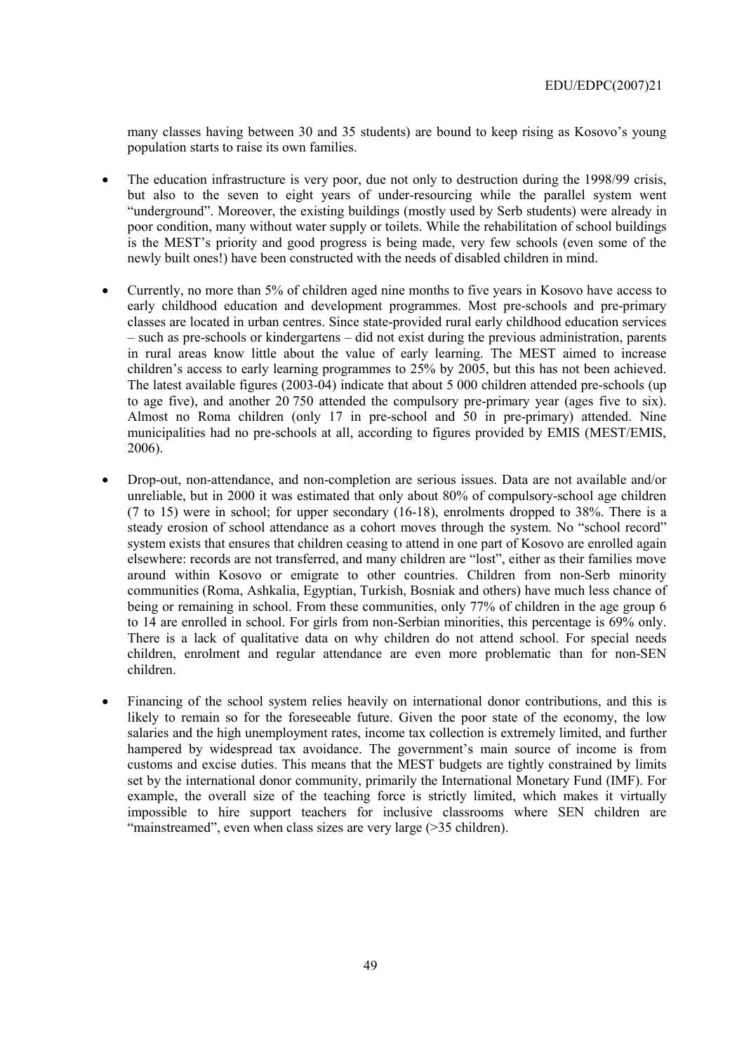many classes having between 30 and 35 students) are bound to keep rising as Kosovo's young population starts to raise its own families.

- The education infrastructure is very poor, due not only to destruction during the 1998/99 crisis, but also to the seven to eight years of under-resourcing while the parallel system went "underground". Moreover, the existing buildings (mostly used by Serb students) were already in poor condition, many without water supply or toilets. While the rehabilitation of school buildings is the MEST's priority and good progress is being made, very few schools (even some of the newly built ones!) have been constructed with the needs of disabled children in mind.

- Currently, no more than 5% of children aged nine months to five years in Kosovo have access to early childhood education and development programmes. Most pre-schools and pre-primary classes are located in urban centres. Since state-provided rural early childhood education services – such as pre-schools or kindergartens – did not exist during the previous administration, parents in rural areas know little about the value of early learning. The MEST aimed to increase children's access to early learning programmes to 25% by 2005, but this has not been achieved. The latest available figures (2003-04) indicate that about 5 000 children attended pre-schools (up to age five), and another 20 750 attended the compulsory pre-primary year (ages five to six). Almost no Roma children (only 17 in pre-school and 50 in pre-primary) attended. Nine municipalities had no pre-schools at all, according to figures provided by EMIS (MEST/EMIS, 2006).

- Drop-out, non-attendance, and non-completion are serious issues. Data are not available and/or unreliable, but in 2000 it was estimated that only about 80% of compulsory-school age children (7 to 15) were in school; for upper secondary (16-18), enrolments dropped to 38%. There is a steady erosion of school attendance as a cohort moves through the system. No "school record" system exists that ensures that children ceasing to attend in one part of Kosovo are enrolled again elsewhere: records are not transferred, and many children are "lost", either as their families move around within Kosovo or emigrate to other countries. Children from non-Serb minority communities (Roma, Ashkalia, Egyptian, Turkish, Bosniak and others) have much less chance of being or remaining in school. From these communities, only 77% of children in the age group 6 to 14 are enrolled in school. For girls from non-Serbian minorities, this percentage is 69% only. There is a lack of qualitative data on why children do not attend school. For special needs children, enrolment and regular attendance are even more problematic than for non-SEN children.

- Financing of the school system relies heavily on international donor contributions, and this is likely to remain so for the foreseeable future. Given the poor state of the economy, the low salaries and the high unemployment rates, income tax collection is extremely limited, and further hampered by widespread tax avoidance. The government's main source of income is from customs and excise duties. This means that the MEST budgets are tightly constrained by limits set by the international donor community, primarily the International Monetary Fund (IMF). For example, the overall size of the teaching force is strictly limited, which makes it virtually impossible to hire support teachers for inclusive classrooms where SEN children are "mainstreamed", even when class sizes are very large (>35 children).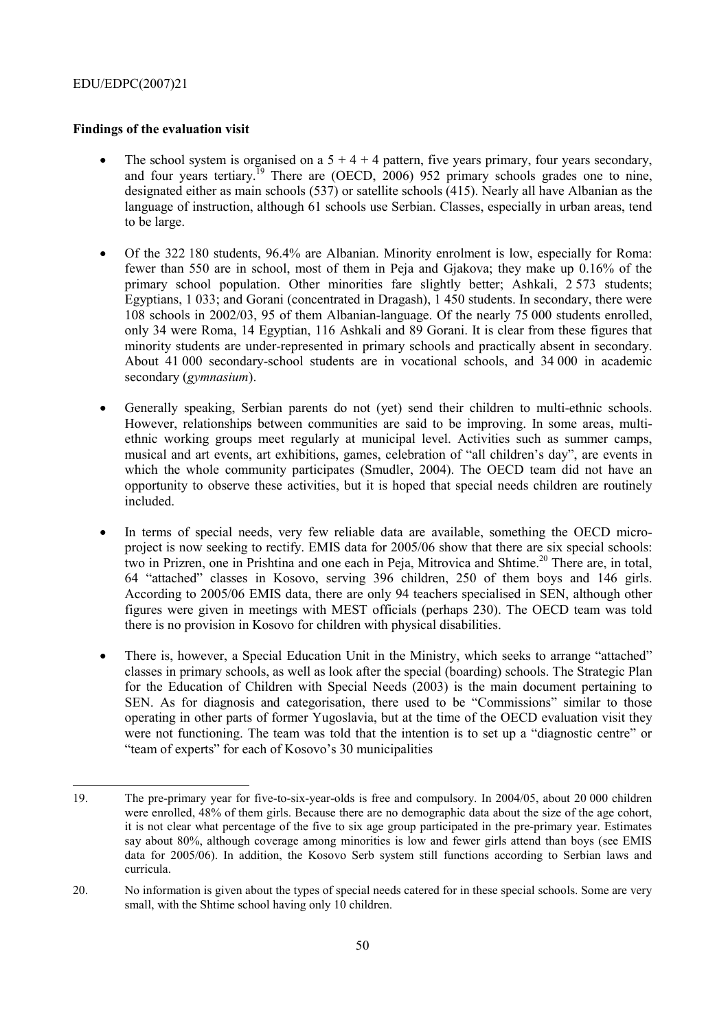**Findings of the evaluation visit**

- The school system is organised on a 5 + 4 + 4 pattern, five years primary, four years secondary, and four years tertiary.[19] There are (OECD, 2006) 952 primary schools grades one to nine, designated either as main schools (537) or satellite schools (415). Nearly all have Albanian as the language of instruction, although 61 schools use Serbian. Classes, especially in urban areas, tend to be large.

- Of the 322 180 students, 96.4% are Albanian. Minority enrolment is low, especially for Roma: fewer than 550 are in school, most of them in Peja and Gjakova; they make up 0.16% of the primary school population. Other minorities fare slightly better; Ashkali, 2 573 students; Egyptians, 1 033; and Gorani (concentrated in Dragash), 1 450 students. In secondary, there were 108 schools in 2002/03, 95 of them Albanian-language. Of the nearly 75 000 students enrolled, only 34 were Roma, 14 Egyptian, 116 Ashkali and 89 Gorani. It is clear from these figures that minority students are under-represented in primary schools and practically absent in secondary. About 41 000 secondary-school students are in vocational schools, and 34 000 in academic secondary (*gymnasium*).

- Generally speaking, Serbian parents do not (yet) send their children to multi-ethnic schools. However, relationships between communities are said to be improving. In some areas, multi-ethnic working groups meet regularly at municipal level. Activities such as summer camps, musical and art events, art exhibitions, games, celebration of "all children's day", are events in which the whole community participates (Smudler, 2004). The OECD team did not have an opportunity to observe these activities, but it is hoped that special needs children are routinely included.

- In terms of special needs, very few reliable data are available, something the OECD micro-project is now seeking to rectify. EMIS data for 2005/06 show that there are six special schools: two in Prizren, one in Prishtina and one each in Peja, Mitrovica and Shtime.[20] There are, in total, 64 "attached" classes in Kosovo, serving 396 children, 250 of them boys and 146 girls. According to 2005/06 EMIS data, there are only 94 teachers specialised in SEN, although other figures were given in meetings with MEST officials (perhaps 230). The OECD team was told there is no provision in Kosovo for children with physical disabilities.

- There is, however, a Special Education Unit in the Ministry, which seeks to arrange "attached" classes in primary schools, as well as look after the special (boarding) schools. The Strategic Plan for the Education of Children with Special Needs (2003) is the main document pertaining to SEN. As for diagnosis and categorisation, there used to be "Commissions" similar to those operating in other parts of former Yugoslavia, but at the time of the OECD evaluation visit they were not functioning. The team was told that the intention is to set up a "diagnostic centre" or "team of experts" for each of Kosovo's 30 municipalities

---

19. The pre-primary year for five-to-six-year-olds is free and compulsory. In 2004/05, about 20 000 children were enrolled, 48% of them girls. Because there are no demographic data about the size of the age cohort, it is not clear what percentage of the five to six age group participated in the pre-primary year. Estimates say about 80%, although coverage among minorities is low and fewer girls attend than boys (see EMIS data for 2005/06). In addition, the Kosovo Serb system still functions according to Serbian laws and curricula.

20. No information is given about the types of special needs catered for in these special schools. Some are very small, with the Shtime school having only 10 children.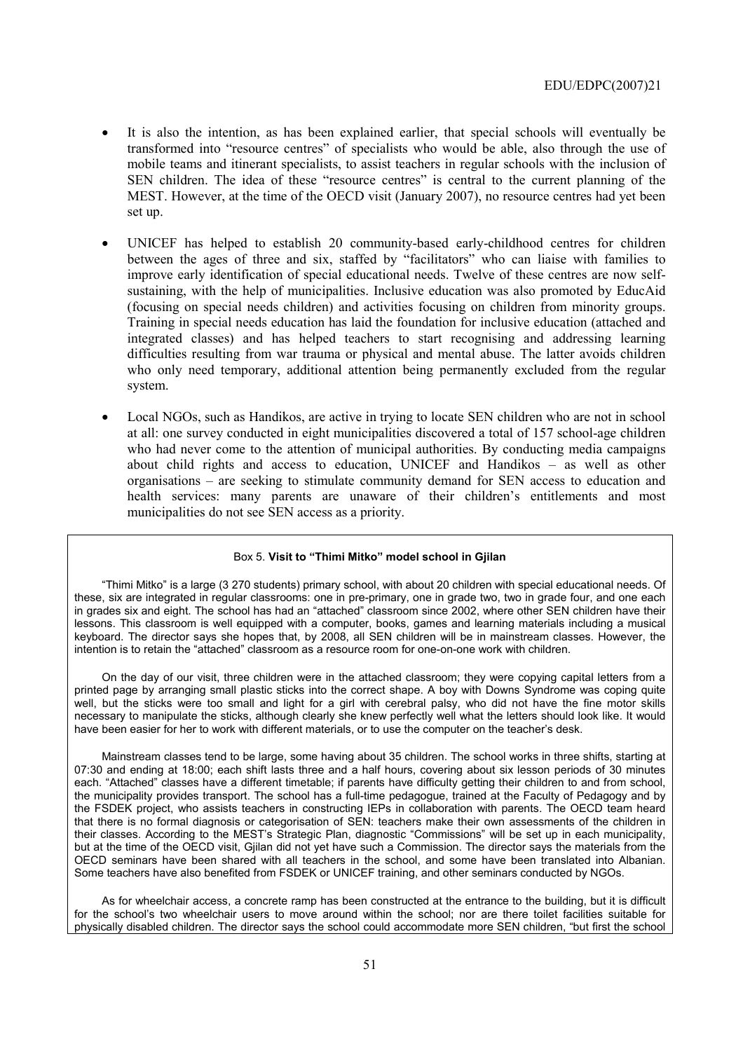- It is also the intention, as has been explained earlier, that special schools will eventually be transformed into "resource centres" of specialists who would be able, also through the use of mobile teams and itinerant specialists, to assist teachers in regular schools with the inclusion of SEN children. The idea of these "resource centres" is central to the current planning of the MEST. However, at the time of the OECD visit (January 2007), no resource centres had yet been set up.

- UNICEF has helped to establish 20 community-based early-childhood centres for children between the ages of three and six, staffed by "facilitators" who can liaise with families to improve early identification of special educational needs. Twelve of these centres are now self-sustaining, with the help of municipalities. Inclusive education was also promoted by EducAid (focusing on special needs children) and activities focusing on children from minority groups. Training in special needs education has laid the foundation for inclusive education (attached and integrated classes) and has helped teachers to start recognising and addressing learning difficulties resulting from war trauma or physical and mental abuse. The latter avoids children who only need temporary, additional attention being permanently excluded from the regular system.

- Local NGOs, such as Handikos, are active in trying to locate SEN children who are not in school at all: one survey conducted in eight municipalities discovered a total of 157 school-age children who had never come to the attention of municipal authorities. By conducting media campaigns about child rights and access to education, UNICEF and Handikos – as well as other organisations – are seeking to stimulate community demand for SEN access to education and health services: many parents are unaware of their children's entitlements and most municipalities do not see SEN access as a priority.

Box 5. **Visit to "Thimi Mitko" model school in Gjilan**

"Thimi Mitko" is a large (3 270 students) primary school, with about 20 children with special educational needs. Of these, six are integrated in regular classrooms: one in pre-primary, one in grade two, two in grade four, and one each in grades six and eight. The school has had an "attached" classroom since 2002, where other SEN children have their lessons. This classroom is well equipped with a computer, books, games and learning materials including a musical keyboard. The director says she hopes that, by 2008, all SEN children will be in mainstream classes. However, the intention is to retain the "attached" classroom as a resource room for one-on-one work with children.

On the day of our visit, three children were in the attached classroom; they were copying capital letters from a printed page by arranging small plastic sticks into the correct shape. A boy with Downs Syndrome was coping quite well, but the sticks were too small and light for a girl with cerebral palsy, who did not have the fine motor skills necessary to manipulate the sticks, although clearly she knew perfectly well what the letters should look like. It would have been easier for her to work with different materials, or to use the computer on the teacher's desk.

Mainstream classes tend to be large, some having about 35 children. The school works in three shifts, starting at 07:30 and ending at 18:00; each shift lasts three and a half hours, covering about six lesson periods of 30 minutes each. "Attached" classes have a different timetable; if parents have difficulty getting their children to and from school, the municipality provides transport. The school has a full-time pedagogue, trained at the Faculty of Pedagogy and by the FSDEK project, who assists teachers in constructing IEPs in collaboration with parents. The OECD team heard that there is no formal diagnosis or categorisation of SEN: teachers make their own assessments of the children in their classes. According to the MEST's Strategic Plan, diagnostic "Commissions" will be set up in each municipality, but at the time of the OECD visit, Gjilan did not yet have such a Commission. The director says the materials from the OECD seminars have been shared with all teachers in the school, and some have been translated into Albanian. Some teachers have also benefited from FSDEK or UNICEF training, and other seminars conducted by NGOs.

As for wheelchair access, a concrete ramp has been constructed at the entrance to the building, but it is difficult for the school's two wheelchair users to move around within the school; nor are there toilet facilities suitable for physically disabled children. The director says the school could accommodate more SEN children, "but first the school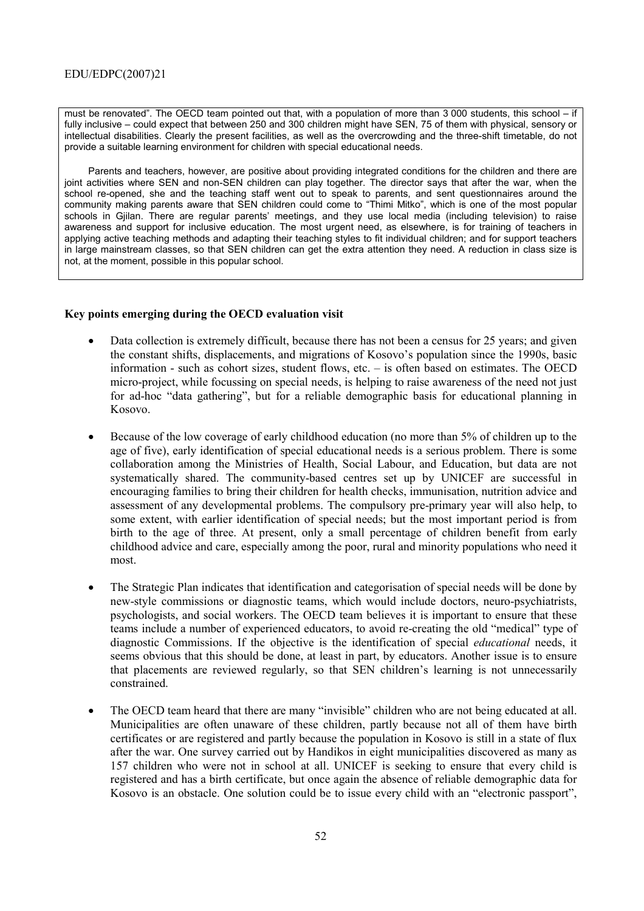must be renovated". The OECD team pointed out that, with a population of more than 3 000 students, this school – if fully inclusive – could expect that between 250 and 300 children might have SEN, 75 of them with physical, sensory or intellectual disabilities. Clearly the present facilities, as well as the overcrowding and the three-shift timetable, do not provide a suitable learning environment for children with special educational needs.

Parents and teachers, however, are positive about providing integrated conditions for the children and there are joint activities where SEN and non-SEN children can play together. The director says that after the war, when the school re-opened, she and the teaching staff went out to speak to parents, and sent questionnaires around the community making parents aware that SEN children could come to "Thimi Mitko", which is one of the most popular schools in Gjilan. There are regular parents' meetings, and they use local media (including television) to raise awareness and support for inclusive education. The most urgent need, as elsewhere, is for training of teachers in applying active teaching methods and adapting their teaching styles to fit individual children; and for support teachers in large mainstream classes, so that SEN children can get the extra attention they need. A reduction in class size is not, at the moment, possible in this popular school.

**Key points emerging during the OECD evaluation visit**

- Data collection is extremely difficult, because there has not been a census for 25 years; and given the constant shifts, displacements, and migrations of Kosovo's population since the 1990s, basic information - such as cohort sizes, student flows, etc. – is often based on estimates. The OECD micro-project, while focussing on special needs, is helping to raise awareness of the need not just for ad-hoc "data gathering", but for a reliable demographic basis for educational planning in Kosovo.

- Because of the low coverage of early childhood education (no more than 5% of children up to the age of five), early identification of special educational needs is a serious problem. There is some collaboration among the Ministries of Health, Social Labour, and Education, but data are not systematically shared. The community-based centres set up by UNICEF are successful in encouraging families to bring their children for health checks, immunisation, nutrition advice and assessment of any developmental problems. The compulsory pre-primary year will also help, to some extent, with earlier identification of special needs; but the most important period is from birth to the age of three. At present, only a small percentage of children benefit from early childhood advice and care, especially among the poor, rural and minority populations who need it most.

- The Strategic Plan indicates that identification and categorisation of special needs will be done by new-style commissions or diagnostic teams, which would include doctors, neuro-psychiatrists, psychologists, and social workers. The OECD team believes it is important to ensure that these teams include a number of experienced educators, to avoid re-creating the old "medical" type of diagnostic Commissions. If the objective is the identification of special *educational* needs, it seems obvious that this should be done, at least in part, by educators. Another issue is to ensure that placements are reviewed regularly, so that SEN children's learning is not unnecessarily constrained.

- The OECD team heard that there are many "invisible" children who are not being educated at all. Municipalities are often unaware of these children, partly because not all of them have birth certificates or are registered and partly because the population in Kosovo is still in a state of flux after the war. One survey carried out by Handikos in eight municipalities discovered as many as 157 children who were not in school at all. UNICEF is seeking to ensure that every child is registered and has a birth certificate, but once again the absence of reliable demographic data for Kosovo is an obstacle. One solution could be to issue every child with an "electronic passport",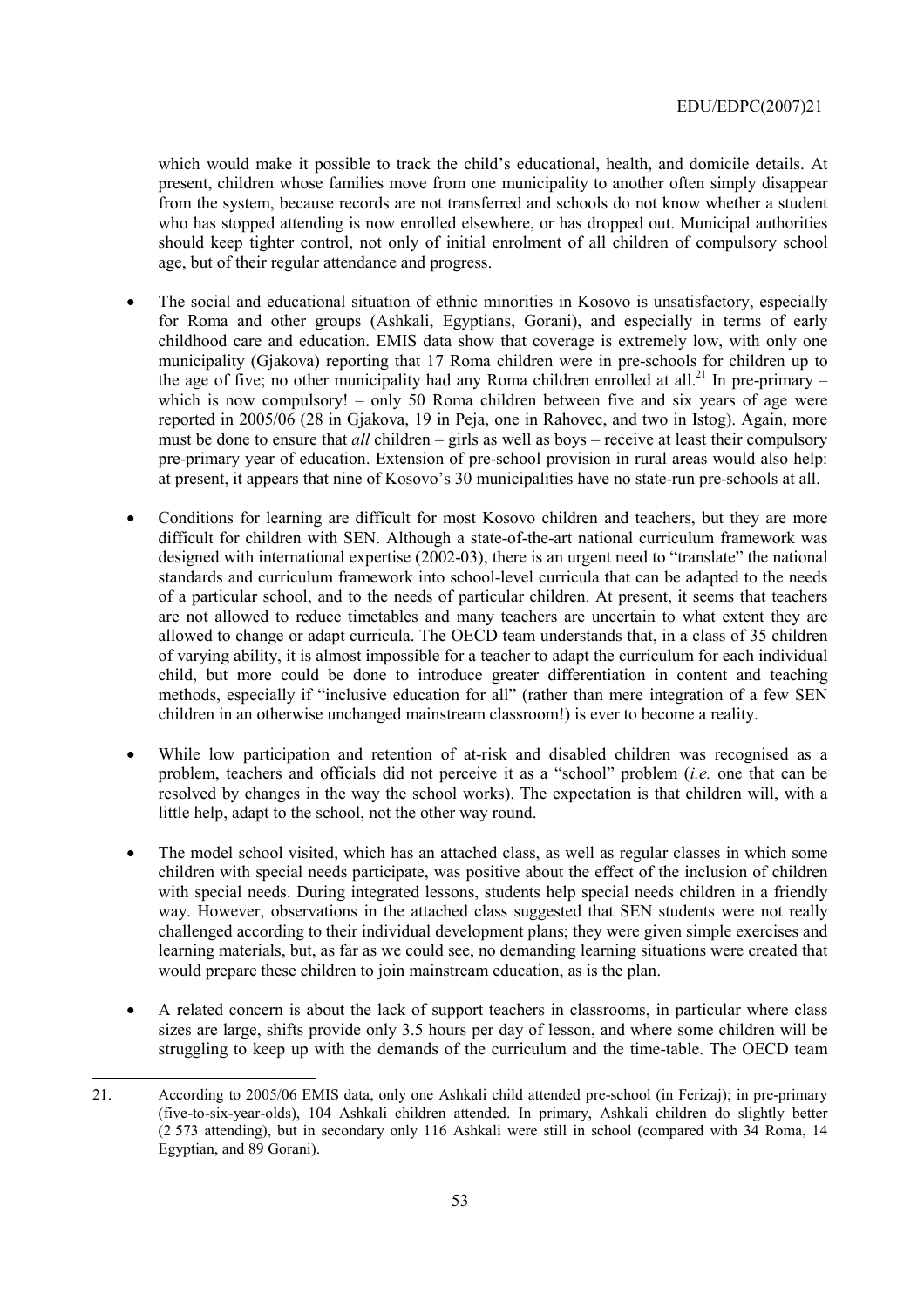which would make it possible to track the child's educational, health, and domicile details. At present, children whose families move from one municipality to another often simply disappear from the system, because records are not transferred and schools do not know whether a student who has stopped attending is now enrolled elsewhere, or has dropped out. Municipal authorities should keep tighter control, not only of initial enrolment of all children of compulsory school age, but of their regular attendance and progress.

- The social and educational situation of ethnic minorities in Kosovo is unsatisfactory, especially for Roma and other groups (Ashkali, Egyptians, Gorani), and especially in terms of early childhood care and education. EMIS data show that coverage is extremely low, with only one municipality (Gjakova) reporting that 17 Roma children were in pre-schools for children up to the age of five; no other municipality had any Roma children enrolled at all.[21] In pre-primary – which is now compulsory! – only 50 Roma children between five and six years of age were reported in 2005/06 (28 in Gjakova, 19 in Peja, one in Rahovec, and two in Istog). Again, more must be done to ensure that *all* children – girls as well as boys – receive at least their compulsory pre-primary year of education. Extension of pre-school provision in rural areas would also help: at present, it appears that nine of Kosovo's 30 municipalities have no state-run pre-schools at all.

- Conditions for learning are difficult for most Kosovo children and teachers, but they are more difficult for children with SEN. Although a state-of-the-art national curriculum framework was designed with international expertise (2002-03), there is an urgent need to "translate" the national standards and curriculum framework into school-level curricula that can be adapted to the needs of a particular school, and to the needs of particular children. At present, it seems that teachers are not allowed to reduce timetables and many teachers are uncertain to what extent they are allowed to change or adapt curricula. The OECD team understands that, in a class of 35 children of varying ability, it is almost impossible for a teacher to adapt the curriculum for each individual child, but more could be done to introduce greater differentiation in content and teaching methods, especially if "inclusive education for all" (rather than mere integration of a few SEN children in an otherwise unchanged mainstream classroom!) is ever to become a reality.

- While low participation and retention of at-risk and disabled children was recognised as a problem, teachers and officials did not perceive it as a "school" problem (*i.e.* one that can be resolved by changes in the way the school works). The expectation is that children will, with a little help, adapt to the school, not the other way round.

- The model school visited, which has an attached class, as well as regular classes in which some children with special needs participate, was positive about the effect of the inclusion of children with special needs. During integrated lessons, students help special needs children in a friendly way. However, observations in the attached class suggested that SEN students were not really challenged according to their individual development plans; they were given simple exercises and learning materials, but, as far as we could see, no demanding learning situations were created that would prepare these children to join mainstream education, as is the plan.

- A related concern is about the lack of support teachers in classrooms, in particular where class sizes are large, shifts provide only 3.5 hours per day of lesson, and where some children will be struggling to keep up with the demands of the curriculum and the time-table. The OECD team

21. According to 2005/06 EMIS data, only one Ashkali child attended pre-school (in Ferizaj); in pre-primary (five-to-six-year-olds), 104 Ashkali children attended. In primary, Ashkali children do slightly better (2 573 attending), but in secondary only 116 Ashkali were still in school (compared with 34 Roma, 14 Egyptian, and 89 Gorani).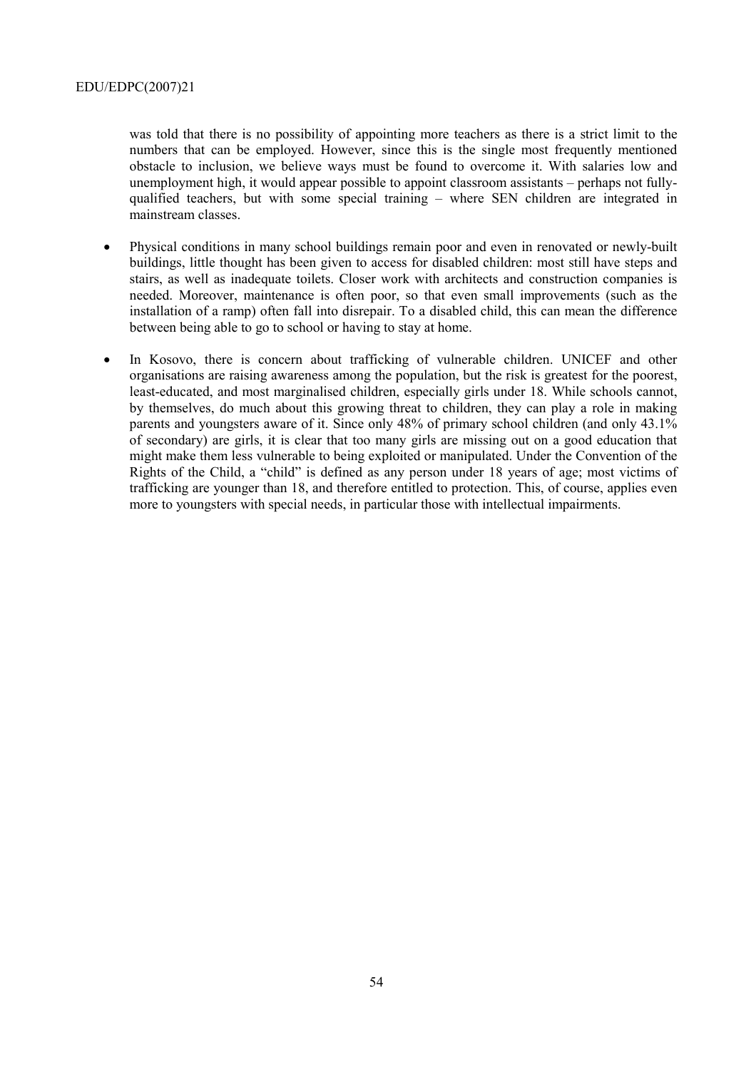was told that there is no possibility of appointing more teachers as there is a strict limit to the numbers that can be employed. However, since this is the single most frequently mentioned obstacle to inclusion, we believe ways must be found to overcome it. With salaries low and unemployment high, it would appear possible to appoint classroom assistants – perhaps not fully-qualified teachers, but with some special training – where SEN children are integrated in mainstream classes.

- Physical conditions in many school buildings remain poor and even in renovated or newly-built buildings, little thought has been given to access for disabled children: most still have steps and stairs, as well as inadequate toilets. Closer work with architects and construction companies is needed. Moreover, maintenance is often poor, so that even small improvements (such as the installation of a ramp) often fall into disrepair. To a disabled child, this can mean the difference between being able to go to school or having to stay at home.

- In Kosovo, there is concern about trafficking of vulnerable children. UNICEF and other organisations are raising awareness among the population, but the risk is greatest for the poorest, least-educated, and most marginalised children, especially girls under 18. While schools cannot, by themselves, do much about this growing threat to children, they can play a role in making parents and youngsters aware of it. Since only 48% of primary school children (and only 43.1% of secondary) are girls, it is clear that too many girls are missing out on a good education that might make them less vulnerable to being exploited or manipulated. Under the Convention of the Rights of the Child, a "child" is defined as any person under 18 years of age; most victims of trafficking are younger than 18, and therefore entitled to protection. This, of course, applies even more to youngsters with special needs, in particular those with intellectual impairments.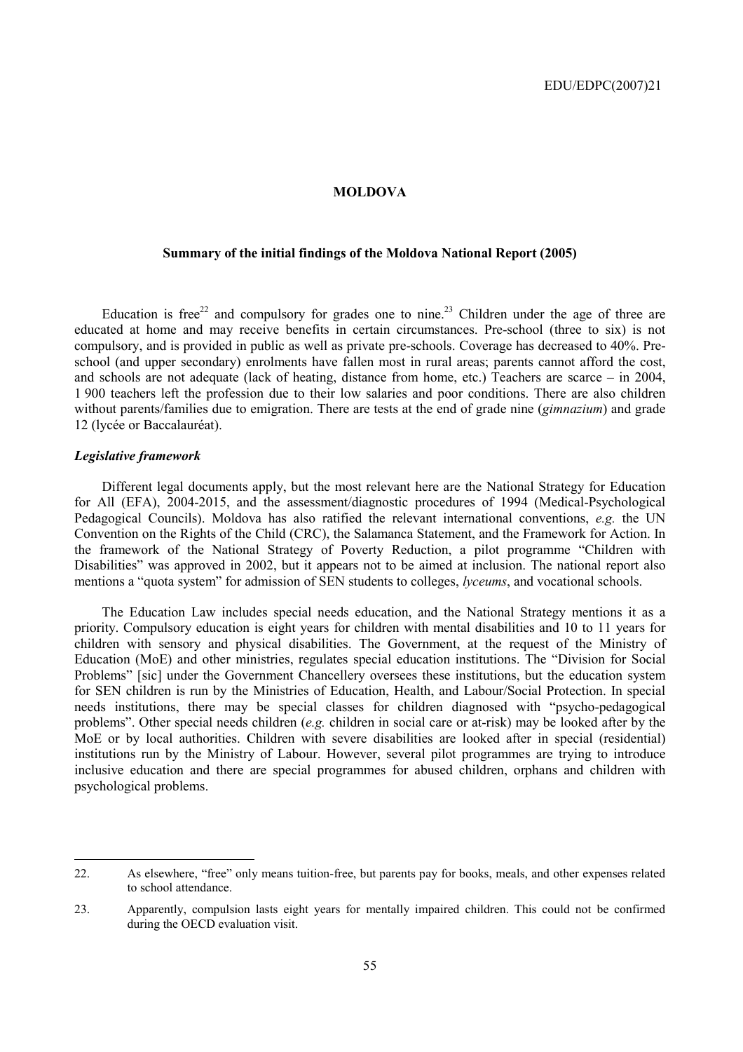# MOLDOVA

## Summary of the initial findings of the Moldova National Report (2005)

Education is free[22] and compulsory for grades one to nine.[23] Children under the age of three are educated at home and may receive benefits in certain circumstances. Pre-school (three to six) is not compulsory, and is provided in public as well as private pre-schools. Coverage has decreased to 40%. Pre-school (and upper secondary) enrolments have fallen most in rural areas; parents cannot afford the cost, and schools are not adequate (lack of heating, distance from home, etc.) Teachers are scarce – in 2004, 1 900 teachers left the profession due to their low salaries and poor conditions. There are also children without parents/families due to emigration. There are tests at the end of grade nine (*gimnazium*) and grade 12 (lycée or Baccalauréat).

### *Legislative framework*

Different legal documents apply, but the most relevant here are the National Strategy for Education for All (EFA), 2004-2015, and the assessment/diagnostic procedures of 1994 (Medical-Psychological Pedagogical Councils). Moldova has also ratified the relevant international conventions, *e.g.* the UN Convention on the Rights of the Child (CRC), the Salamanca Statement, and the Framework for Action. In the framework of the National Strategy of Poverty Reduction, a pilot programme "Children with Disabilities" was approved in 2002, but it appears not to be aimed at inclusion. The national report also mentions a "quota system" for admission of SEN students to colleges, *lyceums*, and vocational schools.

The Education Law includes special needs education, and the National Strategy mentions it as a priority. Compulsory education is eight years for children with mental disabilities and 10 to 11 years for children with sensory and physical disabilities. The Government, at the request of the Ministry of Education (MoE) and other ministries, regulates special education institutions. The "Division for Social Problems" [sic] under the Government Chancellery oversees these institutions, but the education system for SEN children is run by the Ministries of Education, Health, and Labour/Social Protection. In special needs institutions, there may be special classes for children diagnosed with "psycho-pedagogical problems". Other special needs children (*e.g.* children in social care or at-risk) may be looked after by the MoE or by local authorities. Children with severe disabilities are looked after in special (residential) institutions run by the Ministry of Labour. However, several pilot programmes are trying to introduce inclusive education and there are special programmes for abused children, orphans and children with psychological problems.

---

22. As elsewhere, "free" only means tuition-free, but parents pay for books, meals, and other expenses related to school attendance.

23. Apparently, compulsion lasts eight years for mentally impaired children. This could not be confirmed during the OECD evaluation visit.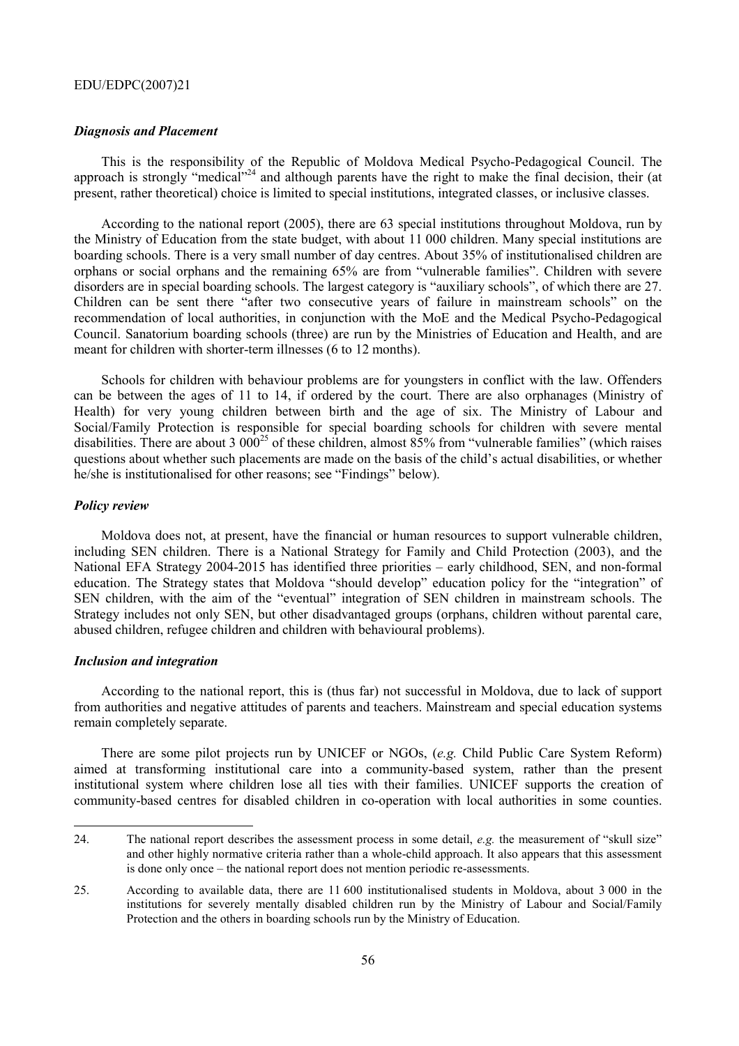### *Diagnosis and Placement*

This is the responsibility of the Republic of Moldova Medical Psycho-Pedagogical Council. The approach is strongly "medical"[24] and although parents have the right to make the final decision, their (at present, rather theoretical) choice is limited to special institutions, integrated classes, or inclusive classes.

According to the national report (2005), there are 63 special institutions throughout Moldova, run by the Ministry of Education from the state budget, with about 11 000 children. Many special institutions are boarding schools. There is a very small number of day centres. About 35% of institutionalised children are orphans or social orphans and the remaining 65% are from "vulnerable families". Children with severe disorders are in special boarding schools. The largest category is "auxiliary schools", of which there are 27. Children can be sent there "after two consecutive years of failure in mainstream schools" on the recommendation of local authorities, in conjunction with the MoE and the Medical Psycho-Pedagogical Council. Sanatorium boarding schools (three) are run by the Ministries of Education and Health, and are meant for children with shorter-term illnesses (6 to 12 months).

Schools for children with behaviour problems are for youngsters in conflict with the law. Offenders can be between the ages of 11 to 14, if ordered by the court. There are also orphanages (Ministry of Health) for very young children between birth and the age of six. The Ministry of Labour and Social/Family Protection is responsible for special boarding schools for children with severe mental disabilities. There are about 3 000[25] of these children, almost 85% from "vulnerable families" (which raises questions about whether such placements are made on the basis of the child's actual disabilities, or whether he/she is institutionalised for other reasons; see "Findings" below).

### *Policy review*

Moldova does not, at present, have the financial or human resources to support vulnerable children, including SEN children. There is a National Strategy for Family and Child Protection (2003), and the National EFA Strategy 2004-2015 has identified three priorities – early childhood, SEN, and non-formal education. The Strategy states that Moldova "should develop" education policy for the "integration" of SEN children, with the aim of the "eventual" integration of SEN children in mainstream schools. The Strategy includes not only SEN, but other disadvantaged groups (orphans, children without parental care, abused children, refugee children and children with behavioural problems).

### *Inclusion and integration*

According to the national report, this is (thus far) not successful in Moldova, due to lack of support from authorities and negative attitudes of parents and teachers. Mainstream and special education systems remain completely separate.

There are some pilot projects run by UNICEF or NGOs, (*e.g.* Child Public Care System Reform) aimed at transforming institutional care into a community-based system, rather than the present institutional system where children lose all ties with their families. UNICEF supports the creation of community-based centres for disabled children in co-operation with local authorities in some counties.

---

24. The national report describes the assessment process in some detail, *e.g.* the measurement of "skull size" and other highly normative criteria rather than a whole-child approach. It also appears that this assessment is done only once – the national report does not mention periodic re-assessments.

25. According to available data, there are 11 600 institutionalised students in Moldova, about 3 000 in the institutions for severely mentally disabled children run by the Ministry of Labour and Social/Family Protection and the others in boarding schools run by the Ministry of Education.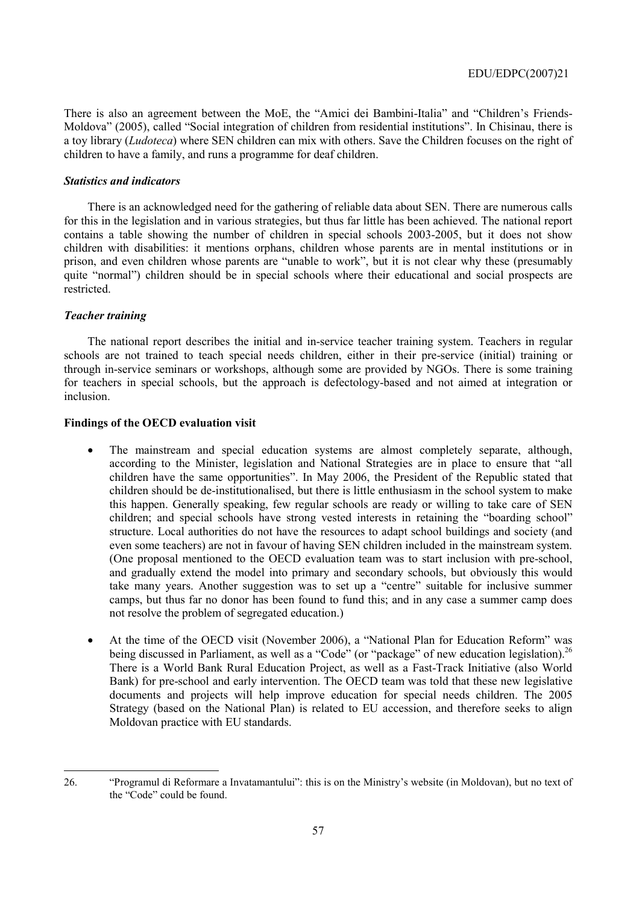There is also an agreement between the MoE, the "Amici dei Bambini-Italia" and "Children's Friends-Moldova" (2005), called "Social integration of children from residential institutions". In Chisinau, there is a toy library (*Ludoteca*) where SEN children can mix with others. Save the Children focuses on the right of children to have a family, and runs a programme for deaf children.

### *Statistics and indicators*

There is an acknowledged need for the gathering of reliable data about SEN. There are numerous calls for this in the legislation and in various strategies, but thus far little has been achieved. The national report contains a table showing the number of children in special schools 2003-2005, but it does not show children with disabilities: it mentions orphans, children whose parents are in mental institutions or in prison, and even children whose parents are "unable to work", but it is not clear why these (presumably quite "normal") children should be in special schools where their educational and social prospects are restricted.

### *Teacher training*

The national report describes the initial and in-service teacher training system. Teachers in regular schools are not trained to teach special needs children, either in their pre-service (initial) training or through in-service seminars or workshops, although some are provided by NGOs. There is some training for teachers in special schools, but the approach is defectology-based and not aimed at integration or inclusion.

### **Findings of the OECD evaluation visit**

- The mainstream and special education systems are almost completely separate, although, according to the Minister, legislation and National Strategies are in place to ensure that "all children have the same opportunities". In May 2006, the President of the Republic stated that children should be de-institutionalised, but there is little enthusiasm in the school system to make this happen. Generally speaking, few regular schools are ready or willing to take care of SEN children; and special schools have strong vested interests in retaining the "boarding school" structure. Local authorities do not have the resources to adapt school buildings and society (and even some teachers) are not in favour of having SEN children included in the mainstream system. (One proposal mentioned to the OECD evaluation team was to start inclusion with pre-school, and gradually extend the model into primary and secondary schools, but obviously this would take many years. Another suggestion was to set up a "centre" suitable for inclusive summer camps, but thus far no donor has been found to fund this; and in any case a summer camp does not resolve the problem of segregated education.)

- At the time of the OECD visit (November 2006), a "National Plan for Education Reform" was being discussed in Parliament, as well as a "Code" (or "package" of new education legislation).[26] There is a World Bank Rural Education Project, as well as a Fast-Track Initiative (also World Bank) for pre-school and early intervention. The OECD team was told that these new legislative documents and projects will help improve education for special needs children. The 2005 Strategy (based on the National Plan) is related to EU accession, and therefore seeks to align Moldovan practice with EU standards.

---

26. "Programul di Reformare a Invatamantului": this is on the Ministry's website (in Moldovan), but no text of the "Code" could be found.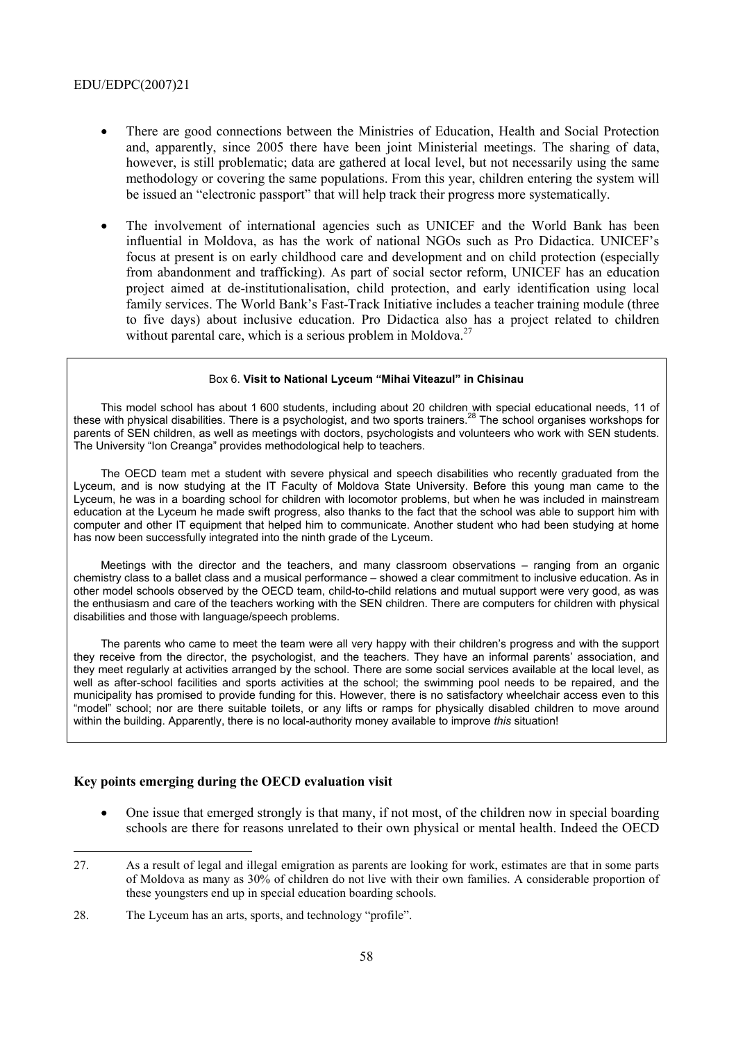- There are good connections between the Ministries of Education, Health and Social Protection and, apparently, since 2005 there have been joint Ministerial meetings. The sharing of data, however, is still problematic; data are gathered at local level, but not necessarily using the same methodology or covering the same populations. From this year, children entering the system will be issued an "electronic passport" that will help track their progress more systematically.

- The involvement of international agencies such as UNICEF and the World Bank has been influential in Moldova, as has the work of national NGOs such as Pro Didactica. UNICEF's focus at present is on early childhood care and development and on child protection (especially from abandonment and trafficking). As part of social sector reform, UNICEF has an education project aimed at de-institutionalisation, child protection, and early identification using local family services. The World Bank's Fast-Track Initiative includes a teacher training module (three to five days) about inclusive education. Pro Didactica also has a project related to children without parental care, which is a serious problem in Moldova.[27]

> Box 6. **Visit to National Lyceum "Mihai Viteazul" in Chisinau**
>
> This model school has about 1 600 students, including about 20 children with special educational needs, 11 of these with physical disabilities. There is a psychologist, and two sports trainers.[28] The school organises workshops for parents of SEN children, as well as meetings with doctors, psychologists and volunteers who work with SEN students. The University "Ion Creanga" provides methodological help to teachers.
>
> The OECD team met a student with severe physical and speech disabilities who recently graduated from the Lyceum, and is now studying at the IT Faculty of Moldova State University. Before this young man came to the Lyceum, he was in a boarding school for children with locomotor problems, but when he was included in mainstream education at the Lyceum he made swift progress, also thanks to the fact that the school was able to support him with computer and other IT equipment that helped him to communicate. Another student who had been studying at home has now been successfully integrated into the ninth grade of the Lyceum.
>
> Meetings with the director and the teachers, and many classroom observations – ranging from an organic chemistry class to a ballet class and a musical performance – showed a clear commitment to inclusive education. As in other model schools observed by the OECD team, child-to-child relations and mutual support were very good, as was the enthusiasm and care of the teachers working with the SEN children. There are computers for children with physical disabilities and those with language/speech problems.
>
> The parents who came to meet the team were all very happy with their children's progress and with the support they receive from the director, the psychologist, and the teachers. They have an informal parents' association, and they meet regularly at activities arranged by the school. There are some social services available at the local level, as well as after-school facilities and sports activities at the school; the swimming pool needs to be repaired, and the municipality has promised to provide funding for this. However, there is no satisfactory wheelchair access even to this "model" school; nor are there suitable toilets, or any lifts or ramps for physically disabled children to move around within the building. Apparently, there is no local-authority money available to improve *this* situation!

### Key points emerging during the OECD evaluation visit

- One issue that emerged strongly is that many, if not most, of the children now in special boarding schools are there for reasons unrelated to their own physical or mental health. Indeed the OECD

---

27. As a result of legal and illegal emigration as parents are looking for work, estimates are that in some parts of Moldova as many as 30% of children do not live with their own families. A considerable proportion of these youngsters end up in special education boarding schools.

28. The Lyceum has an arts, sports, and technology "profile".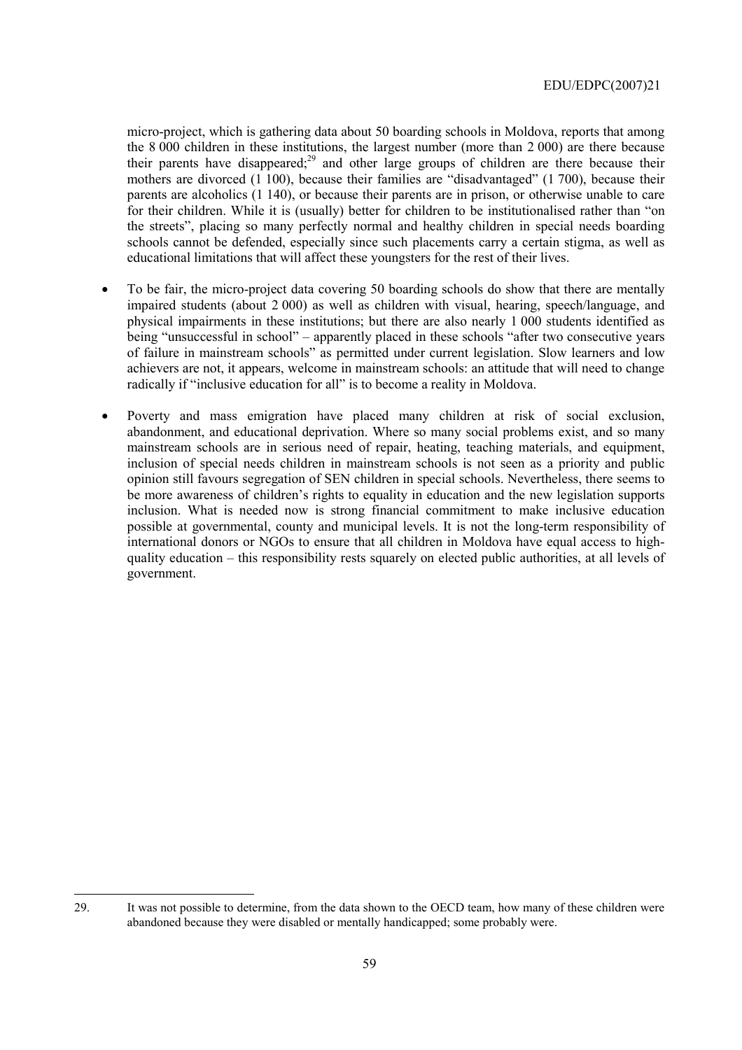micro-project, which is gathering data about 50 boarding schools in Moldova, reports that among the 8 000 children in these institutions, the largest number (more than 2 000) are there because their parents have disappeared;[29] and other large groups of children are there because their mothers are divorced (1 100), because their families are "disadvantaged" (1 700), because their parents are alcoholics (1 140), or because their parents are in prison, or otherwise unable to care for their children. While it is (usually) better for children to be institutionalised rather than "on the streets", placing so many perfectly normal and healthy children in special needs boarding schools cannot be defended, especially since such placements carry a certain stigma, as well as educational limitations that will affect these youngsters for the rest of their lives.

- To be fair, the micro-project data covering 50 boarding schools do show that there are mentally impaired students (about 2 000) as well as children with visual, hearing, speech/language, and physical impairments in these institutions; but there are also nearly 1 000 students identified as being "unsuccessful in school" – apparently placed in these schools "after two consecutive years of failure in mainstream schools" as permitted under current legislation. Slow learners and low achievers are not, it appears, welcome in mainstream schools: an attitude that will need to change radically if "inclusive education for all" is to become a reality in Moldova.

- Poverty and mass emigration have placed many children at risk of social exclusion, abandonment, and educational deprivation. Where so many social problems exist, and so many mainstream schools are in serious need of repair, heating, teaching materials, and equipment, inclusion of special needs children in mainstream schools is not seen as a priority and public opinion still favours segregation of SEN children in special schools. Nevertheless, there seems to be more awareness of children's rights to equality in education and the new legislation supports inclusion. What is needed now is strong financial commitment to make inclusive education possible at governmental, county and municipal levels. It is not the long-term responsibility of international donors or NGOs to ensure that all children in Moldova have equal access to high-quality education – this responsibility rests squarely on elected public authorities, at all levels of government.

---

29. It was not possible to determine, from the data shown to the OECD team, how many of these children were abandoned because they were disabled or mentally handicapped; some probably were.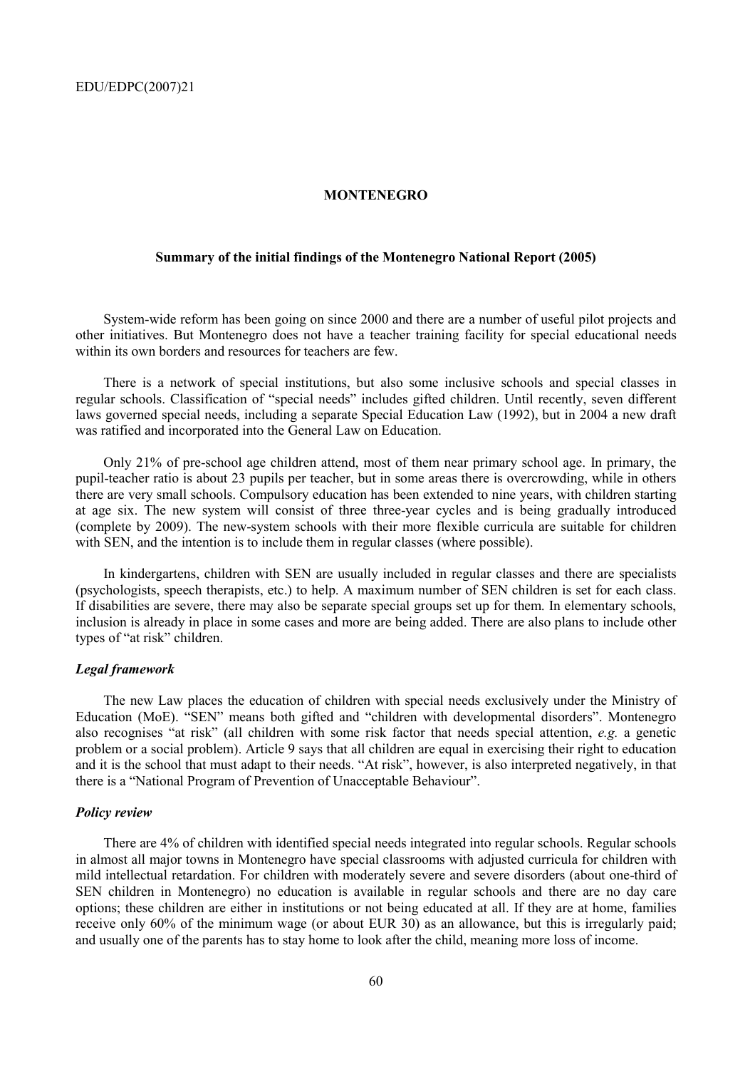## MONTENEGRO

### Summary of the initial findings of the Montenegro National Report (2005)

System-wide reform has been going on since 2000 and there are a number of useful pilot projects and other initiatives. But Montenegro does not have a teacher training facility for special educational needs within its own borders and resources for teachers are few.

There is a network of special institutions, but also some inclusive schools and special classes in regular schools. Classification of "special needs" includes gifted children. Until recently, seven different laws governed special needs, including a separate Special Education Law (1992), but in 2004 a new draft was ratified and incorporated into the General Law on Education.

Only 21% of pre-school age children attend, most of them near primary school age. In primary, the pupil-teacher ratio is about 23 pupils per teacher, but in some areas there is overcrowding, while in others there are very small schools. Compulsory education has been extended to nine years, with children starting at age six. The new system will consist of three three-year cycles and is being gradually introduced (complete by 2009). The new-system schools with their more flexible curricula are suitable for children with SEN, and the intention is to include them in regular classes (where possible).

In kindergartens, children with SEN are usually included in regular classes and there are specialists (psychologists, speech therapists, etc.) to help. A maximum number of SEN children is set for each class. If disabilities are severe, there may also be separate special groups set up for them. In elementary schools, inclusion is already in place in some cases and more are being added. There are also plans to include other types of "at risk" children.

#### *Legal framework*

The new Law places the education of children with special needs exclusively under the Ministry of Education (MoE). "SEN" means both gifted and "children with developmental disorders". Montenegro also recognises "at risk" (all children with some risk factor that needs special attention, *e.g.* a genetic problem or a social problem). Article 9 says that all children are equal in exercising their right to education and it is the school that must adapt to their needs. "At risk", however, is also interpreted negatively, in that there is a "National Program of Prevention of Unacceptable Behaviour".

#### *Policy review*

There are 4% of children with identified special needs integrated into regular schools. Regular schools in almost all major towns in Montenegro have special classrooms with adjusted curricula for children with mild intellectual retardation. For children with moderately severe and severe disorders (about one-third of SEN children in Montenegro) no education is available in regular schools and there are no day care options; these children are either in institutions or not being educated at all. If they are at home, families receive only 60% of the minimum wage (or about EUR 30) as an allowance, but this is irregularly paid; and usually one of the parents has to stay home to look after the child, meaning more loss of income.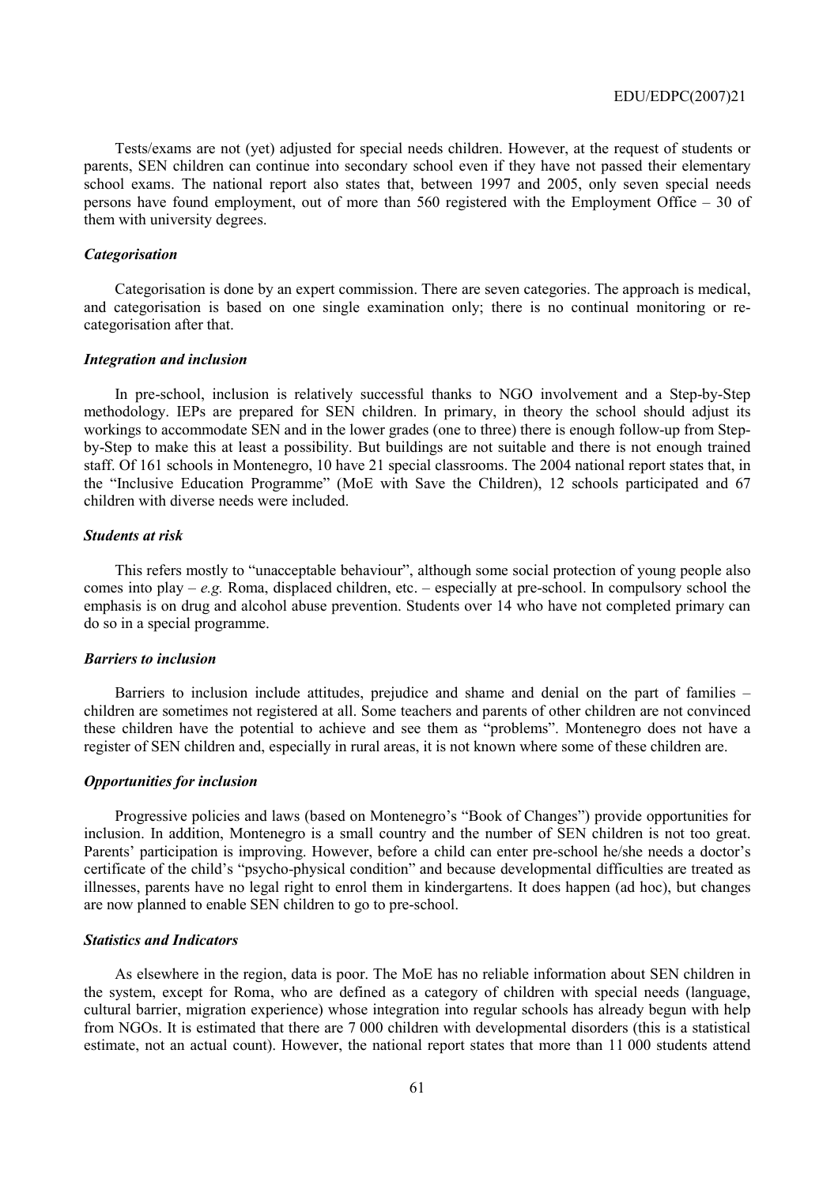Tests/exams are not (yet) adjusted for special needs children. However, at the request of students or parents, SEN children can continue into secondary school even if they have not passed their elementary school exams. The national report also states that, between 1997 and 2005, only seven special needs persons have found employment, out of more than 560 registered with the Employment Office – 30 of them with university degrees.

### *Categorisation*

Categorisation is done by an expert commission. There are seven categories. The approach is medical, and categorisation is based on one single examination only; there is no continual monitoring or re-categorisation after that.

### *Integration and inclusion*

In pre-school, inclusion is relatively successful thanks to NGO involvement and a Step-by-Step methodology. IEPs are prepared for SEN children. In primary, in theory the school should adjust its workings to accommodate SEN and in the lower grades (one to three) there is enough follow-up from Step-by-Step to make this at least a possibility. But buildings are not suitable and there is not enough trained staff. Of 161 schools in Montenegro, 10 have 21 special classrooms. The 2004 national report states that, in the "Inclusive Education Programme" (MoE with Save the Children), 12 schools participated and 67 children with diverse needs were included.

### *Students at risk*

This refers mostly to "unacceptable behaviour", although some social protection of young people also comes into play – *e.g.* Roma, displaced children, etc. – especially at pre-school. In compulsory school the emphasis is on drug and alcohol abuse prevention. Students over 14 who have not completed primary can do so in a special programme.

### *Barriers to inclusion*

Barriers to inclusion include attitudes, prejudice and shame and denial on the part of families – children are sometimes not registered at all. Some teachers and parents of other children are not convinced these children have the potential to achieve and see them as "problems". Montenegro does not have a register of SEN children and, especially in rural areas, it is not known where some of these children are.

### *Opportunities for inclusion*

Progressive policies and laws (based on Montenegro's "Book of Changes") provide opportunities for inclusion. In addition, Montenegro is a small country and the number of SEN children is not too great. Parents' participation is improving. However, before a child can enter pre-school he/she needs a doctor's certificate of the child's "psycho-physical condition" and because developmental difficulties are treated as illnesses, parents have no legal right to enrol them in kindergartens. It does happen (ad hoc), but changes are now planned to enable SEN children to go to pre-school.

### *Statistics and Indicators*

As elsewhere in the region, data is poor. The MoE has no reliable information about SEN children in the system, except for Roma, who are defined as a category of children with special needs (language, cultural barrier, migration experience) whose integration into regular schools has already begun with help from NGOs. It is estimated that there are 7 000 children with developmental disorders (this is a statistical estimate, not an actual count). However, the national report states that more than 11 000 students attend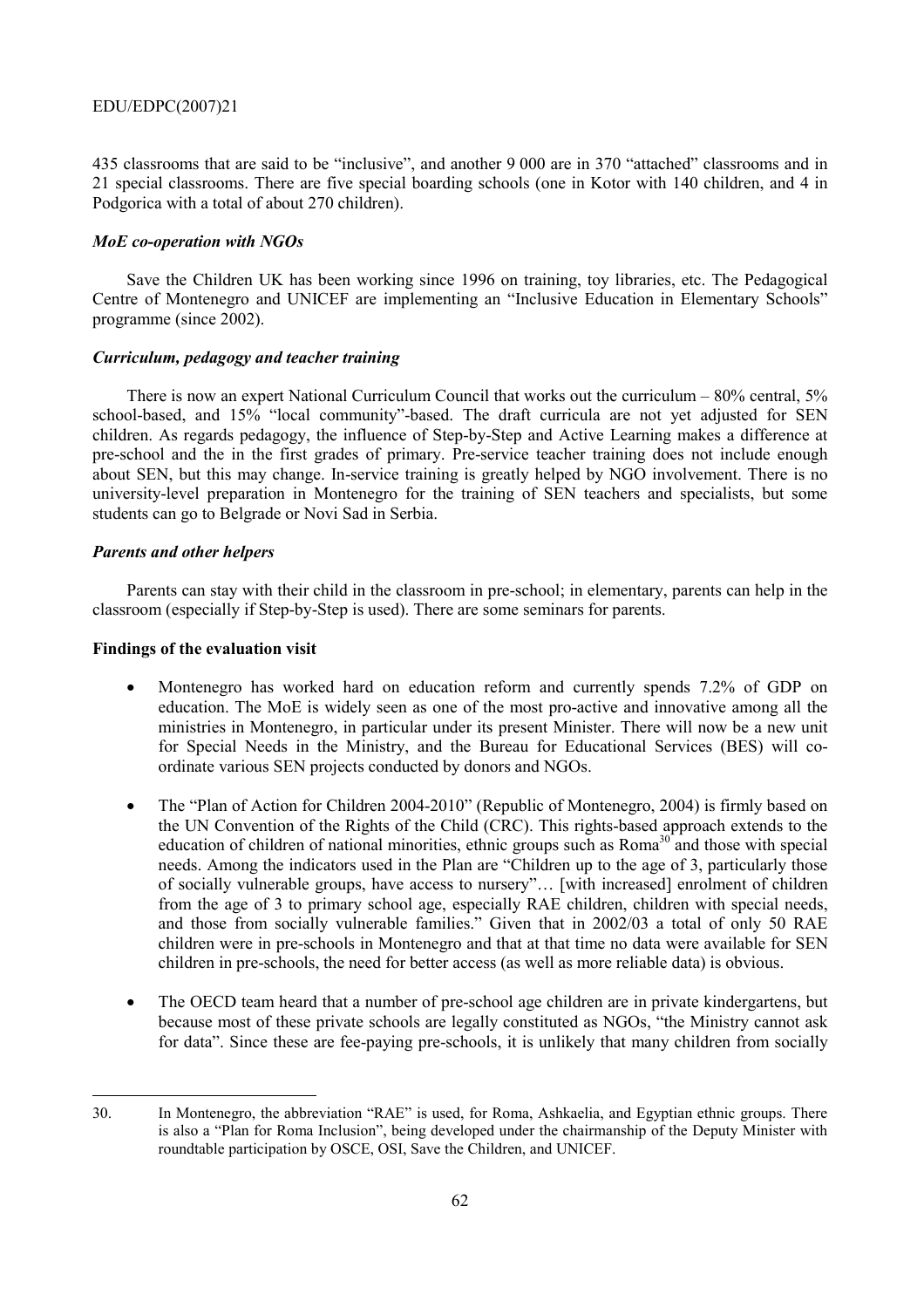435 classrooms that are said to be "inclusive", and another 9 000 are in 370 "attached" classrooms and in 21 special classrooms. There are five special boarding schools (one in Kotor with 140 children, and 4 in Podgorica with a total of about 270 children).

### *MoE co-operation with NGOs*

Save the Children UK has been working since 1996 on training, toy libraries, etc. The Pedagogical Centre of Montenegro and UNICEF are implementing an "Inclusive Education in Elementary Schools" programme (since 2002).

### *Curriculum, pedagogy and teacher training*

There is now an expert National Curriculum Council that works out the curriculum – 80% central, 5% school-based, and 15% "local community"-based. The draft curricula are not yet adjusted for SEN children. As regards pedagogy, the influence of Step-by-Step and Active Learning makes a difference at pre-school and the in the first grades of primary. Pre-service teacher training does not include enough about SEN, but this may change. In-service training is greatly helped by NGO involvement. There is no university-level preparation in Montenegro for the training of SEN teachers and specialists, but some students can go to Belgrade or Novi Sad in Serbia.

### *Parents and other helpers*

Parents can stay with their child in the classroom in pre-school; in elementary, parents can help in the classroom (especially if Step-by-Step is used). There are some seminars for parents.

### **Findings of the evaluation visit**

- Montenegro has worked hard on education reform and currently spends 7.2% of GDP on education. The MoE is widely seen as one of the most pro-active and innovative among all the ministries in Montenegro, in particular under its present Minister. There will now be a new unit for Special Needs in the Ministry, and the Bureau for Educational Services (BES) will co-ordinate various SEN projects conducted by donors and NGOs.
- The "Plan of Action for Children 2004-2010" (Republic of Montenegro, 2004) is firmly based on the UN Convention of the Rights of the Child (CRC). This rights-based approach extends to the education of children of national minorities, ethnic groups such as Roma[30] and those with special needs. Among the indicators used in the Plan are "Children up to the age of 3, particularly those of socially vulnerable groups, have access to nursery"… [with increased] enrolment of children from the age of 3 to primary school age, especially RAE children, children with special needs, and those from socially vulnerable families." Given that in 2002/03 a total of only 50 RAE children were in pre-schools in Montenegro and that at that time no data were available for SEN children in pre-schools, the need for better access (as well as more reliable data) is obvious.
- The OECD team heard that a number of pre-school age children are in private kindergartens, but because most of these private schools are legally constituted as NGOs, "the Ministry cannot ask for data". Since these are fee-paying pre-schools, it is unlikely that many children from socially

---

30. In Montenegro, the abbreviation "RAE" is used, for Roma, Ashkaelia, and Egyptian ethnic groups. There is also a "Plan for Roma Inclusion", being developed under the chairmanship of the Deputy Minister with roundtable participation by OSCE, OSI, Save the Children, and UNICEF.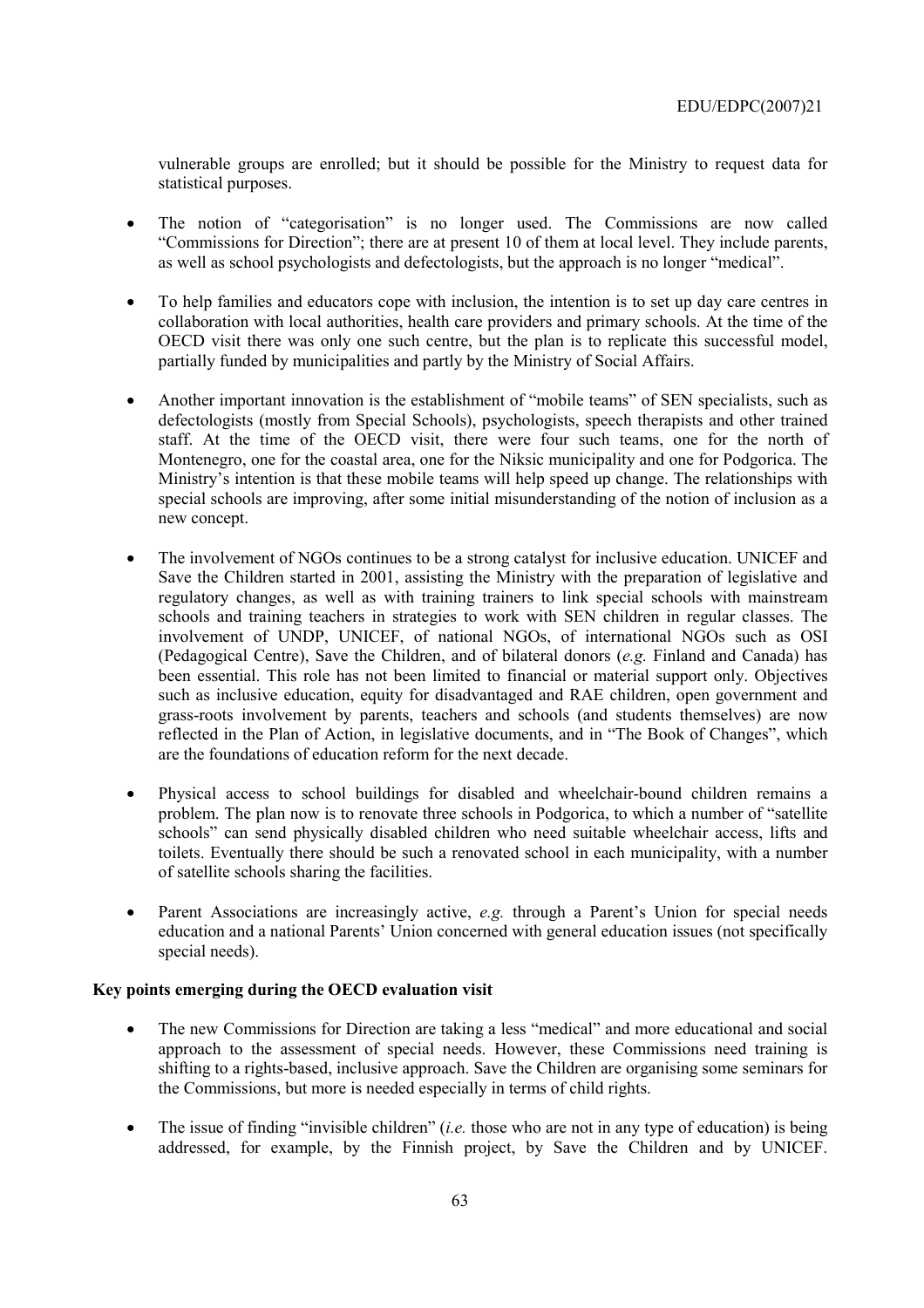vulnerable groups are enrolled; but it should be possible for the Ministry to request data for statistical purposes.

- The notion of "categorisation" is no longer used. The Commissions are now called "Commissions for Direction"; there are at present 10 of them at local level. They include parents, as well as school psychologists and defectologists, but the approach is no longer "medical".
- To help families and educators cope with inclusion, the intention is to set up day care centres in collaboration with local authorities, health care providers and primary schools. At the time of the OECD visit there was only one such centre, but the plan is to replicate this successful model, partially funded by municipalities and partly by the Ministry of Social Affairs.
- Another important innovation is the establishment of "mobile teams" of SEN specialists, such as defectologists (mostly from Special Schools), psychologists, speech therapists and other trained staff. At the time of the OECD visit, there were four such teams, one for the north of Montenegro, one for the coastal area, one for the Niksic municipality and one for Podgorica. The Ministry's intention is that these mobile teams will help speed up change. The relationships with special schools are improving, after some initial misunderstanding of the notion of inclusion as a new concept.
- The involvement of NGOs continues to be a strong catalyst for inclusive education. UNICEF and Save the Children started in 2001, assisting the Ministry with the preparation of legislative and regulatory changes, as well as with training trainers to link special schools with mainstream schools and training teachers in strategies to work with SEN children in regular classes. The involvement of UNDP, UNICEF, of national NGOs, of international NGOs such as OSI (Pedagogical Centre), Save the Children, and of bilateral donors (*e.g.* Finland and Canada) has been essential. This role has not been limited to financial or material support only. Objectives such as inclusive education, equity for disadvantaged and RAE children, open government and grass-roots involvement by parents, teachers and schools (and students themselves) are now reflected in the Plan of Action, in legislative documents, and in "The Book of Changes", which are the foundations of education reform for the next decade.
- Physical access to school buildings for disabled and wheelchair-bound children remains a problem. The plan now is to renovate three schools in Podgorica, to which a number of "satellite schools" can send physically disabled children who need suitable wheelchair access, lifts and toilets. Eventually there should be such a renovated school in each municipality, with a number of satellite schools sharing the facilities.
- Parent Associations are increasingly active, *e.g.* through a Parent's Union for special needs education and a national Parents' Union concerned with general education issues (not specifically special needs).

**Key points emerging during the OECD evaluation visit**

- The new Commissions for Direction are taking a less "medical" and more educational and social approach to the assessment of special needs. However, these Commissions need training is shifting to a rights-based, inclusive approach. Save the Children are organising some seminars for the Commissions, but more is needed especially in terms of child rights.
- The issue of finding "invisible children" (*i.e.* those who are not in any type of education) is being addressed, for example, by the Finnish project, by Save the Children and by UNICEF.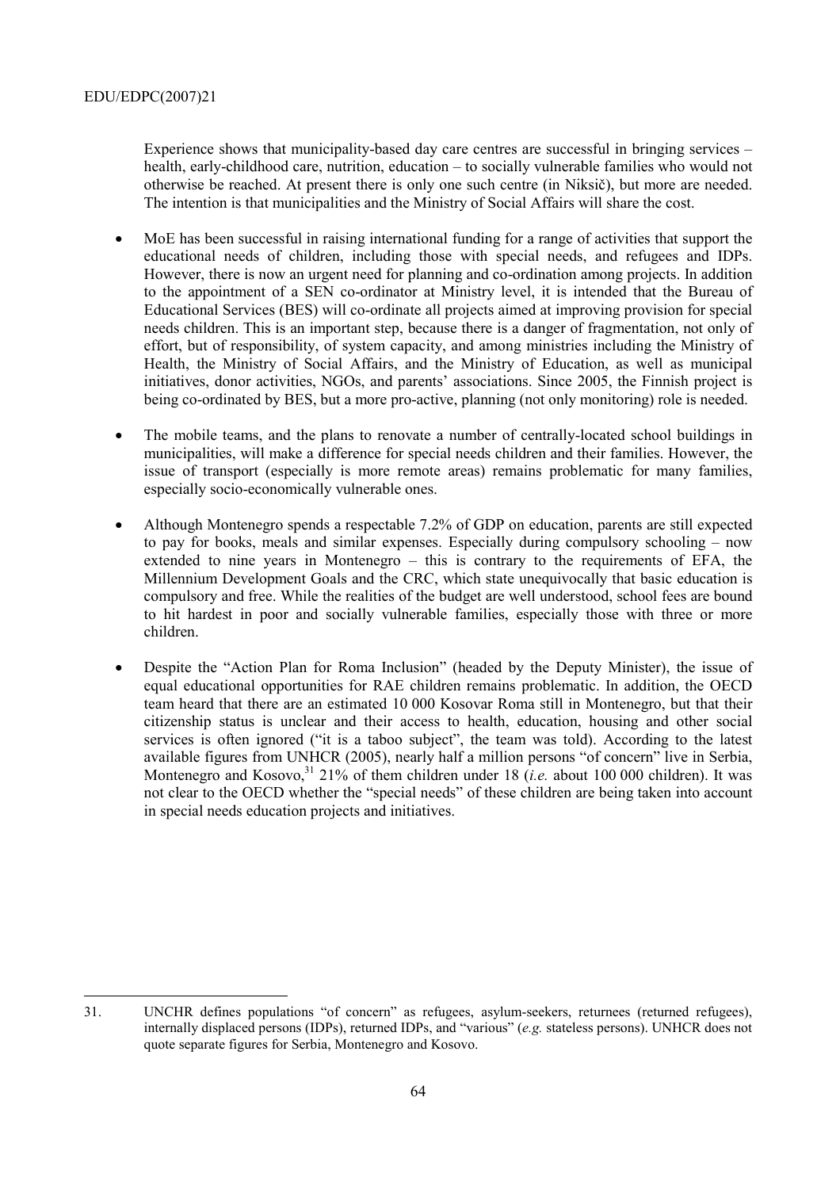Experience shows that municipality-based day care centres are successful in bringing services – health, early-childhood care, nutrition, education – to socially vulnerable families who would not otherwise be reached. At present there is only one such centre (in Niksič), but more are needed. The intention is that municipalities and the Ministry of Social Affairs will share the cost.

- MoE has been successful in raising international funding for a range of activities that support the educational needs of children, including those with special needs, and refugees and IDPs. However, there is now an urgent need for planning and co-ordination among projects. In addition to the appointment of a SEN co-ordinator at Ministry level, it is intended that the Bureau of Educational Services (BES) will co-ordinate all projects aimed at improving provision for special needs children. This is an important step, because there is a danger of fragmentation, not only of effort, but of responsibility, of system capacity, and among ministries including the Ministry of Health, the Ministry of Social Affairs, and the Ministry of Education, as well as municipal initiatives, donor activities, NGOs, and parents' associations. Since 2005, the Finnish project is being co-ordinated by BES, but a more pro-active, planning (not only monitoring) role is needed.

- The mobile teams, and the plans to renovate a number of centrally-located school buildings in municipalities, will make a difference for special needs children and their families. However, the issue of transport (especially is more remote areas) remains problematic for many families, especially socio-economically vulnerable ones.

- Although Montenegro spends a respectable 7.2% of GDP on education, parents are still expected to pay for books, meals and similar expenses. Especially during compulsory schooling – now extended to nine years in Montenegro – this is contrary to the requirements of EFA, the Millennium Development Goals and the CRC, which state unequivocally that basic education is compulsory and free. While the realities of the budget are well understood, school fees are bound to hit hardest in poor and socially vulnerable families, especially those with three or more children.

- Despite the "Action Plan for Roma Inclusion" (headed by the Deputy Minister), the issue of equal educational opportunities for RAE children remains problematic. In addition, the OECD team heard that there are an estimated 10 000 Kosovar Roma still in Montenegro, but that their citizenship status is unclear and their access to health, education, housing and other social services is often ignored ("it is a taboo subject", the team was told). According to the latest available figures from UNHCR (2005), nearly half a million persons "of concern" live in Serbia, Montenegro and Kosovo,[31] 21% of them children under 18 (*i.e.* about 100 000 children). It was not clear to the OECD whether the "special needs" of these children are being taken into account in special needs education projects and initiatives.

---

31. UNCHR defines populations "of concern" as refugees, asylum-seekers, returnees (returned refugees), internally displaced persons (IDPs), returned IDPs, and "various" (*e.g.* stateless persons). UNHCR does not quote separate figures for Serbia, Montenegro and Kosovo.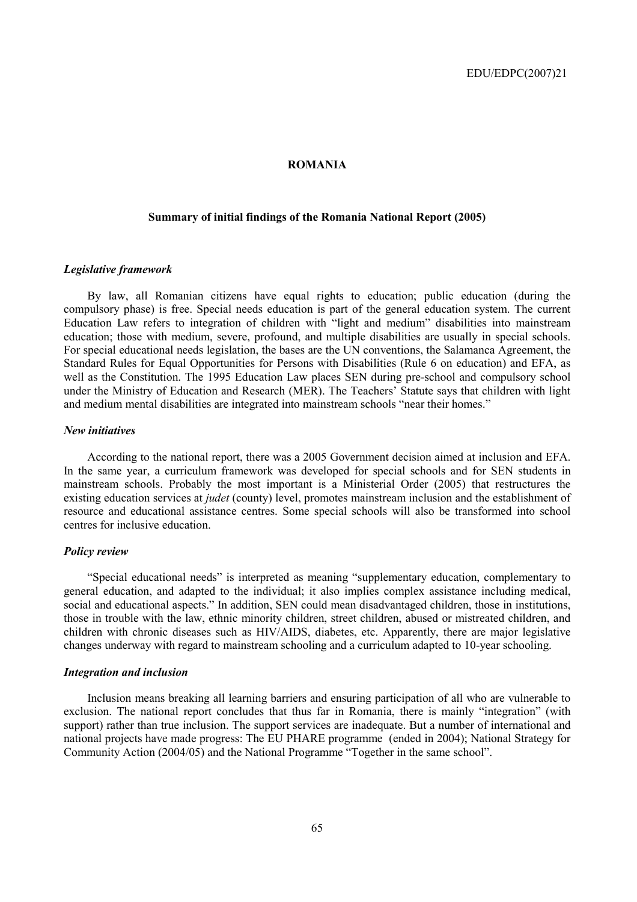# ROMANIA

## Summary of initial findings of the Romania National Report (2005)

### *Legislative framework*

By law, all Romanian citizens have equal rights to education; public education (during the compulsory phase) is free. Special needs education is part of the general education system. The current Education Law refers to integration of children with "light and medium" disabilities into mainstream education; those with medium, severe, profound, and multiple disabilities are usually in special schools. For special educational needs legislation, the bases are the UN conventions, the Salamanca Agreement, the Standard Rules for Equal Opportunities for Persons with Disabilities (Rule 6 on education) and EFA, as well as the Constitution. The 1995 Education Law places SEN during pre-school and compulsory school under the Ministry of Education and Research (MER). The Teachers' Statute says that children with light and medium mental disabilities are integrated into mainstream schools "near their homes."

### *New initiatives*

According to the national report, there was a 2005 Government decision aimed at inclusion and EFA. In the same year, a curriculum framework was developed for special schools and for SEN students in mainstream schools. Probably the most important is a Ministerial Order (2005) that restructures the existing education services at *judet* (county) level, promotes mainstream inclusion and the establishment of resource and educational assistance centres. Some special schools will also be transformed into school centres for inclusive education.

### *Policy review*

"Special educational needs" is interpreted as meaning "supplementary education, complementary to general education, and adapted to the individual; it also implies complex assistance including medical, social and educational aspects." In addition, SEN could mean disadvantaged children, those in institutions, those in trouble with the law, ethnic minority children, street children, abused or mistreated children, and children with chronic diseases such as HIV/AIDS, diabetes, etc. Apparently, there are major legislative changes underway with regard to mainstream schooling and a curriculum adapted to 10-year schooling.

### *Integration and inclusion*

Inclusion means breaking all learning barriers and ensuring participation of all who are vulnerable to exclusion. The national report concludes that thus far in Romania, there is mainly "integration" (with support) rather than true inclusion. The support services are inadequate. But a number of international and national projects have made progress: The EU PHARE programme (ended in 2004); National Strategy for Community Action (2004/05) and the National Programme "Together in the same school".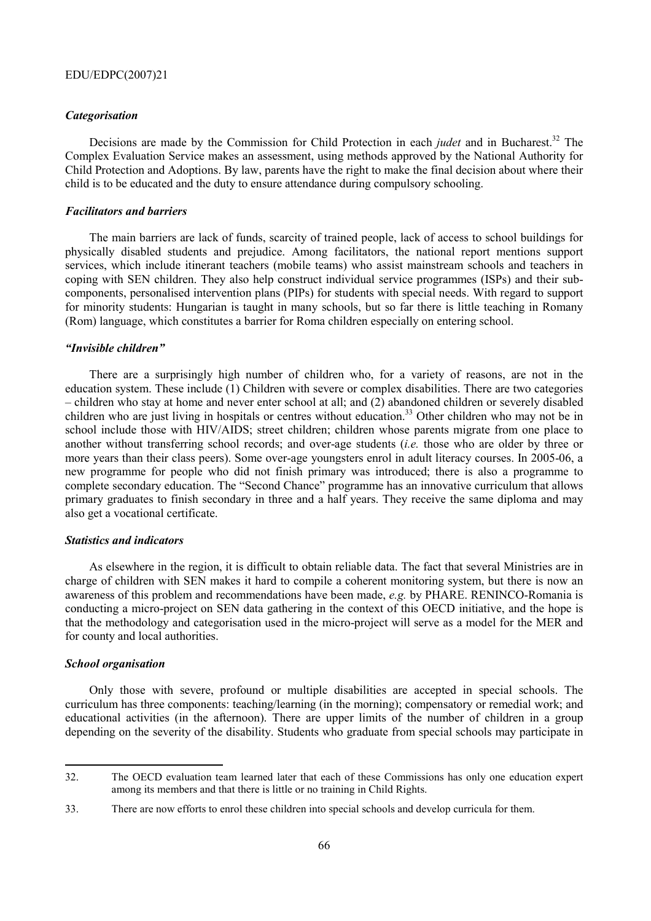### *Categorisation*

Decisions are made by the Commission for Child Protection in each *judet* and in Bucharest.[32] The Complex Evaluation Service makes an assessment, using methods approved by the National Authority for Child Protection and Adoptions. By law, parents have the right to make the final decision about where their child is to be educated and the duty to ensure attendance during compulsory schooling.

### *Facilitators and barriers*

The main barriers are lack of funds, scarcity of trained people, lack of access to school buildings for physically disabled students and prejudice. Among facilitators, the national report mentions support services, which include itinerant teachers (mobile teams) who assist mainstream schools and teachers in coping with SEN children. They also help construct individual service programmes (ISPs) and their sub-components, personalised intervention plans (PIPs) for students with special needs. With regard to support for minority students: Hungarian is taught in many schools, but so far there is little teaching in Romany (Rom) language, which constitutes a barrier for Roma children especially on entering school.

### *"Invisible children"*

There are a surprisingly high number of children who, for a variety of reasons, are not in the education system. These include (1) Children with severe or complex disabilities. There are two categories – children who stay at home and never enter school at all; and (2) abandoned children or severely disabled children who are just living in hospitals or centres without education.[33] Other children who may not be in school include those with HIV/AIDS; street children; children whose parents migrate from one place to another without transferring school records; and over-age students (*i.e.* those who are older by three or more years than their class peers). Some over-age youngsters enrol in adult literacy courses. In 2005-06, a new programme for people who did not finish primary was introduced; there is also a programme to complete secondary education. The "Second Chance" programme has an innovative curriculum that allows primary graduates to finish secondary in three and a half years. They receive the same diploma and may also get a vocational certificate.

### *Statistics and indicators*

As elsewhere in the region, it is difficult to obtain reliable data. The fact that several Ministries are in charge of children with SEN makes it hard to compile a coherent monitoring system, but there is now an awareness of this problem and recommendations have been made, *e.g.* by PHARE. RENINCO-Romania is conducting a micro-project on SEN data gathering in the context of this OECD initiative, and the hope is that the methodology and categorisation used in the micro-project will serve as a model for the MER and for county and local authorities.

### *School organisation*

Only those with severe, profound or multiple disabilities are accepted in special schools. The curriculum has three components: teaching/learning (in the morning); compensatory or remedial work; and educational activities (in the afternoon). There are upper limits of the number of children in a group depending on the severity of the disability. Students who graduate from special schools may participate in

---

32. The OECD evaluation team learned later that each of these Commissions has only one education expert among its members and that there is little or no training in Child Rights.

33. There are now efforts to enrol these children into special schools and develop curricula for them.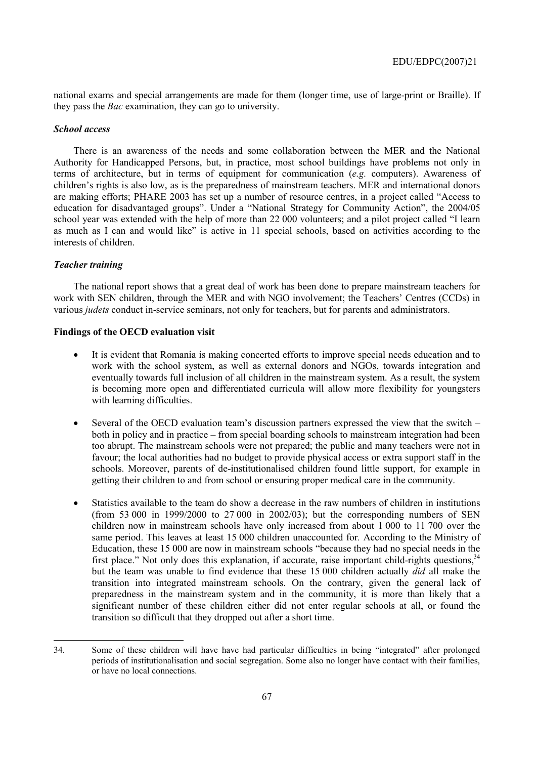national exams and special arrangements are made for them (longer time, use of large-print or Braille). If they pass the *Bac* examination, they can go to university.

### *School access*

There is an awareness of the needs and some collaboration between the MER and the National Authority for Handicapped Persons, but, in practice, most school buildings have problems not only in terms of architecture, but in terms of equipment for communication (*e.g.* computers). Awareness of children's rights is also low, as is the preparedness of mainstream teachers. MER and international donors are making efforts; PHARE 2003 has set up a number of resource centres, in a project called "Access to education for disadvantaged groups". Under a "National Strategy for Community Action", the 2004/05 school year was extended with the help of more than 22 000 volunteers; and a pilot project called "I learn as much as I can and would like" is active in 11 special schools, based on activities according to the interests of children.

### *Teacher training*

The national report shows that a great deal of work has been done to prepare mainstream teachers for work with SEN children, through the MER and with NGO involvement; the Teachers' Centres (CCDs) in various *judets* conduct in-service seminars, not only for teachers, but for parents and administrators.

### **Findings of the OECD evaluation visit**

- It is evident that Romania is making concerted efforts to improve special needs education and to work with the school system, as well as external donors and NGOs, towards integration and eventually towards full inclusion of all children in the mainstream system. As a result, the system is becoming more open and differentiated curricula will allow more flexibility for youngsters with learning difficulties.
- Several of the OECD evaluation team's discussion partners expressed the view that the switch – both in policy and in practice – from special boarding schools to mainstream integration had been too abrupt. The mainstream schools were not prepared; the public and many teachers were not in favour; the local authorities had no budget to provide physical access or extra support staff in the schools. Moreover, parents of de-institutionalised children found little support, for example in getting their children to and from school or ensuring proper medical care in the community.
- Statistics available to the team do show a decrease in the raw numbers of children in institutions (from 53 000 in 1999/2000 to 27 000 in 2002/03); but the corresponding numbers of SEN children now in mainstream schools have only increased from about 1 000 to 11 700 over the same period. This leaves at least 15 000 children unaccounted for. According to the Ministry of Education, these 15 000 are now in mainstream schools "because they had no special needs in the first place." Not only does this explanation, if accurate, raise important child-rights questions,[34] but the team was unable to find evidence that these 15 000 children actually *did* all make the transition into integrated mainstream schools. On the contrary, given the general lack of preparedness in the mainstream system and in the community, it is more than likely that a significant number of these children either did not enter regular schools at all, or found the transition so difficult that they dropped out after a short time.

---

34. Some of these children will have have had particular difficulties in being "integrated" after prolonged periods of institutionalisation and social segregation. Some also no longer have contact with their families, or have no local connections.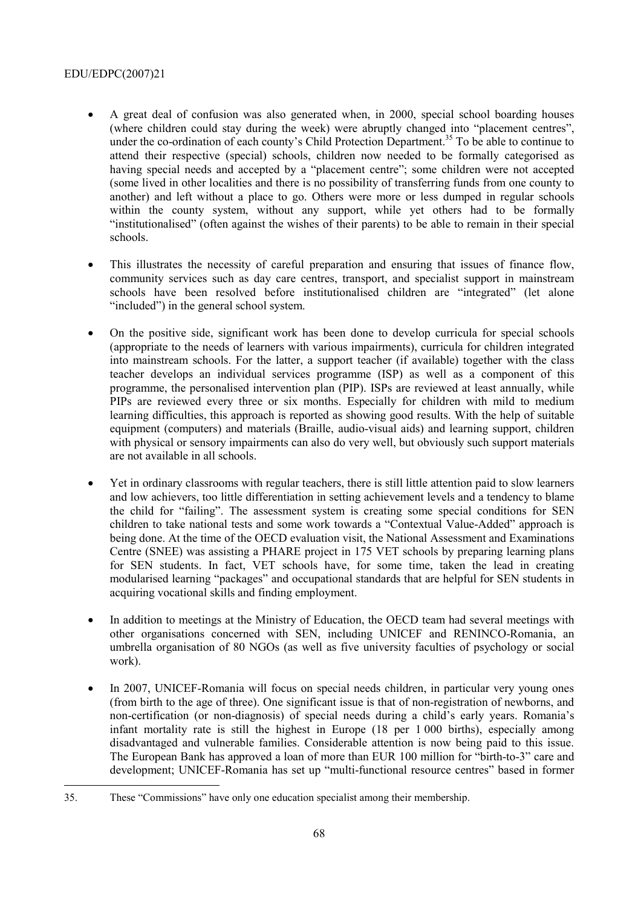- A great deal of confusion was also generated when, in 2000, special school boarding houses (where children could stay during the week) were abruptly changed into "placement centres", under the co-ordination of each county's Child Protection Department.[35] To be able to continue to attend their respective (special) schools, children now needed to be formally categorised as having special needs and accepted by a "placement centre"; some children were not accepted (some lived in other localities and there is no possibility of transferring funds from one county to another) and left without a place to go. Others were more or less dumped in regular schools within the county system, without any support, while yet others had to be formally "institutionalised" (often against the wishes of their parents) to be able to remain in their special schools.

- This illustrates the necessity of careful preparation and ensuring that issues of finance flow, community services such as day care centres, transport, and specialist support in mainstream schools have been resolved before institutionalised children are "integrated" (let alone "included") in the general school system.

- On the positive side, significant work has been done to develop curricula for special schools (appropriate to the needs of learners with various impairments), curricula for children integrated into mainstream schools. For the latter, a support teacher (if available) together with the class teacher develops an individual services programme (ISP) as well as a component of this programme, the personalised intervention plan (PIP). ISPs are reviewed at least annually, while PIPs are reviewed every three or six months. Especially for children with mild to medium learning difficulties, this approach is reported as showing good results. With the help of suitable equipment (computers) and materials (Braille, audio-visual aids) and learning support, children with physical or sensory impairments can also do very well, but obviously such support materials are not available in all schools.

- Yet in ordinary classrooms with regular teachers, there is still little attention paid to slow learners and low achievers, too little differentiation in setting achievement levels and a tendency to blame the child for "failing". The assessment system is creating some special conditions for SEN children to take national tests and some work towards a "Contextual Value-Added" approach is being done. At the time of the OECD evaluation visit, the National Assessment and Examinations Centre (SNEE) was assisting a PHARE project in 175 VET schools by preparing learning plans for SEN students. In fact, VET schools have, for some time, taken the lead in creating modularised learning "packages" and occupational standards that are helpful for SEN students in acquiring vocational skills and finding employment.

- In addition to meetings at the Ministry of Education, the OECD team had several meetings with other organisations concerned with SEN, including UNICEF and RENINCO-Romania, an umbrella organisation of 80 NGOs (as well as five university faculties of psychology or social work).

- In 2007, UNICEF-Romania will focus on special needs children, in particular very young ones (from birth to the age of three). One significant issue is that of non-registration of newborns, and non-certification (or non-diagnosis) of special needs during a child's early years. Romania's infant mortality rate is still the highest in Europe (18 per 1 000 births), especially among disadvantaged and vulnerable families. Considerable attention is now being paid to this issue. The European Bank has approved a loan of more than EUR 100 million for "birth-to-3" care and development; UNICEF-Romania has set up "multi-functional resource centres" based in former

---

35. These "Commissions" have only one education specialist among their membership.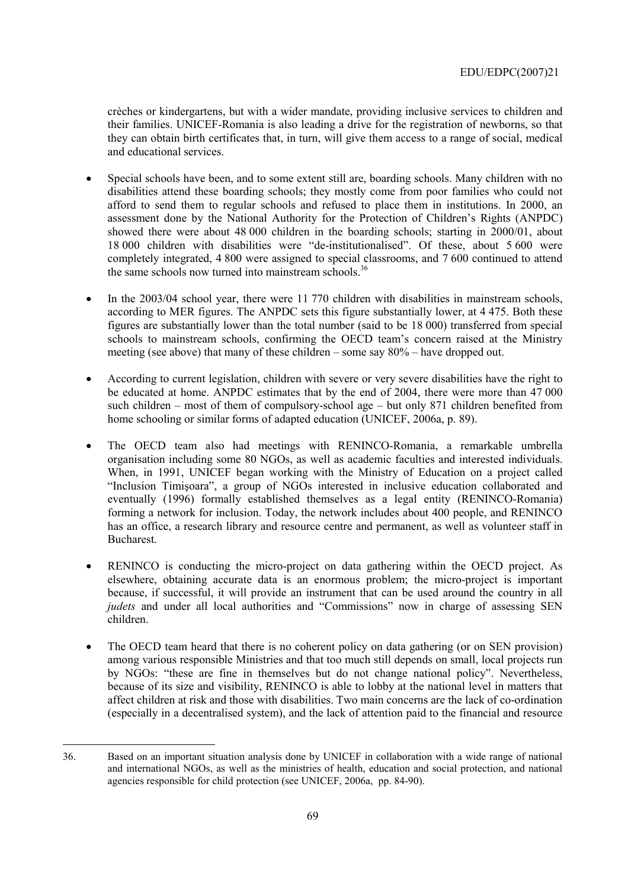crèches or kindergartens, but with a wider mandate, providing inclusive services to children and their families. UNICEF-Romania is also leading a drive for the registration of newborns, so that they can obtain birth certificates that, in turn, will give them access to a range of social, medical and educational services.

- Special schools have been, and to some extent still are, boarding schools. Many children with no disabilities attend these boarding schools; they mostly come from poor families who could not afford to send them to regular schools and refused to place them in institutions. In 2000, an assessment done by the National Authority for the Protection of Children's Rights (ANPDC) showed there were about 48 000 children in the boarding schools; starting in 2000/01, about 18 000 children with disabilities were "de-institutionalised". Of these, about 5 600 were completely integrated, 4 800 were assigned to special classrooms, and 7 600 continued to attend the same schools now turned into mainstream schools.[36]

- In the 2003/04 school year, there were 11 770 children with disabilities in mainstream schools, according to MER figures. The ANPDC sets this figure substantially lower, at 4 475. Both these figures are substantially lower than the total number (said to be 18 000) transferred from special schools to mainstream schools, confirming the OECD team's concern raised at the Ministry meeting (see above) that many of these children – some say 80% – have dropped out.

- According to current legislation, children with severe or very severe disabilities have the right to be educated at home. ANPDC estimates that by the end of 2004, there were more than 47 000 such children – most of them of compulsory-school age – but only 871 children benefited from home schooling or similar forms of adapted education (UNICEF, 2006a, p. 89).

- The OECD team also had meetings with RENINCO-Romania, a remarkable umbrella organisation including some 80 NGOs, as well as academic faculties and interested individuals. When, in 1991, UNICEF began working with the Ministry of Education on a project called "Inclusion Timişoara", a group of NGOs interested in inclusive education collaborated and eventually (1996) formally established themselves as a legal entity (RENINCO-Romania) forming a network for inclusion. Today, the network includes about 400 people, and RENINCO has an office, a research library and resource centre and permanent, as well as volunteer staff in Bucharest.

- RENINCO is conducting the micro-project on data gathering within the OECD project. As elsewhere, obtaining accurate data is an enormous problem; the micro-project is important because, if successful, it will provide an instrument that can be used around the country in all *judets* and under all local authorities and "Commissions" now in charge of assessing SEN children.

- The OECD team heard that there is no coherent policy on data gathering (or on SEN provision) among various responsible Ministries and that too much still depends on small, local projects run by NGOs: "these are fine in themselves but do not change national policy". Nevertheless, because of its size and visibility, RENINCO is able to lobby at the national level in matters that affect children at risk and those with disabilities. Two main concerns are the lack of co-ordination (especially in a decentralised system), and the lack of attention paid to the financial and resource

---

36. Based on an important situation analysis done by UNICEF in collaboration with a wide range of national and international NGOs, as well as the ministries of health, education and social protection, and national agencies responsible for child protection (see UNICEF, 2006a, pp. 84-90).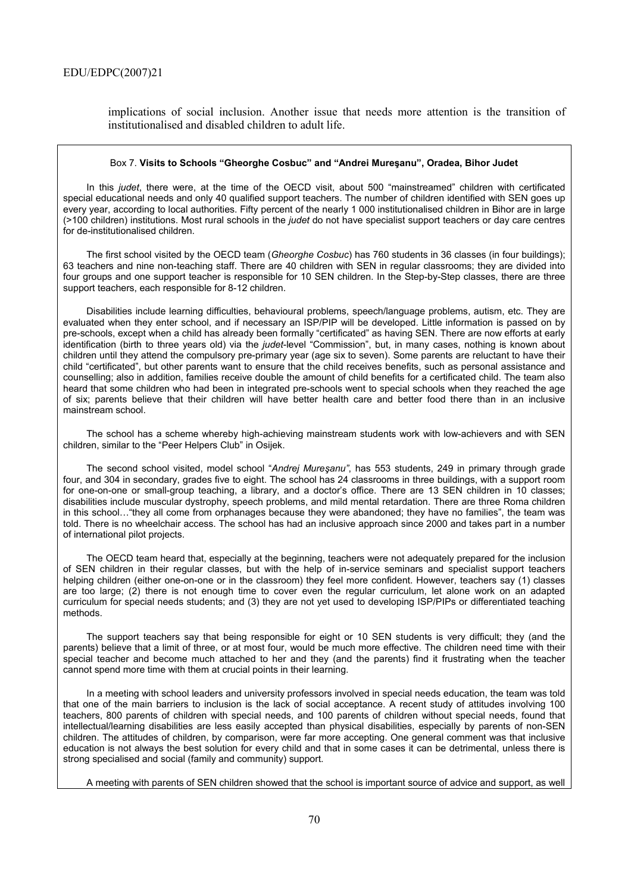implications of social inclusion. Another issue that needs more attention is the transition of institutionalised and disabled children to adult life.

### Box 7. **Visits to Schools "Gheorghe Cosbuc" and "Andrei Mureşanu", Oradea, Bihor Judet**

In this *judet*, there were, at the time of the OECD visit, about 500 "mainstreamed" children with certificated special educational needs and only 40 qualified support teachers. The number of children identified with SEN goes up every year, according to local authorities. Fifty percent of the nearly 1 000 institutionalised children in Bihor are in large (>100 children) institutions. Most rural schools in the *judet* do not have specialist support teachers or day care centres for de-institutionalised children.

The first school visited by the OECD team (*Gheorghe Cosbuc*) has 760 students in 36 classes (in four buildings); 63 teachers and nine non-teaching staff. There are 40 children with SEN in regular classrooms; they are divided into four groups and one support teacher is responsible for 10 SEN children. In the Step-by-Step classes, there are three support teachers, each responsible for 8-12 children.

Disabilities include learning difficulties, behavioural problems, speech/language problems, autism, etc. They are evaluated when they enter school, and if necessary an ISP/PIP will be developed. Little information is passed on by pre-schools, except when a child has already been formally "certificated" as having SEN. There are now efforts at early identification (birth to three years old) via the *judet*-level "Commission", but, in many cases, nothing is known about children until they attend the compulsory pre-primary year (age six to seven). Some parents are reluctant to have their child "certificated", but other parents want to ensure that the child receives benefits, such as personal assistance and counselling; also in addition, families receive double the amount of child benefits for a certificated child. The team also heard that some children who had been in integrated pre-schools went to special schools when they reached the age of six; parents believe that their children will have better health care and better food there than in an inclusive mainstream school.

The school has a scheme whereby high-achieving mainstream students work with low-achievers and with SEN children, similar to the "Peer Helpers Club" in Osijek.

The second school visited, model school "*Andrej Mureşanu"*, has 553 students, 249 in primary through grade four, and 304 in secondary, grades five to eight. The school has 24 classrooms in three buildings, with a support room for one-on-one or small-group teaching, a library, and a doctor's office. There are 13 SEN children in 10 classes; disabilities include muscular dystrophy, speech problems, and mild mental retardation. There are three Roma children in this school…"they all come from orphanages because they were abandoned; they have no families", the team was told. There is no wheelchair access. The school has had an inclusive approach since 2000 and takes part in a number of international pilot projects.

The OECD team heard that, especially at the beginning, teachers were not adequately prepared for the inclusion of SEN children in their regular classes, but with the help of in-service seminars and specialist support teachers helping children (either one-on-one or in the classroom) they feel more confident. However, teachers say (1) classes are too large; (2) there is not enough time to cover even the regular curriculum, let alone work on an adapted curriculum for special needs students; and (3) they are not yet used to developing ISP/PIPs or differentiated teaching methods.

The support teachers say that being responsible for eight or 10 SEN students is very difficult; they (and the parents) believe that a limit of three, or at most four, would be much more effective. The children need time with their special teacher and become much attached to her and they (and the parents) find it frustrating when the teacher cannot spend more time with them at crucial points in their learning.

In a meeting with school leaders and university professors involved in special needs education, the team was told that one of the main barriers to inclusion is the lack of social acceptance. A recent study of attitudes involving 100 teachers, 800 parents of children with special needs, and 100 parents of children without special needs, found that intellectual/learning disabilities are less easily accepted than physical disabilities, especially by parents of non-SEN children. The attitudes of children, by comparison, were far more accepting. One general comment was that inclusive education is not always the best solution for every child and that in some cases it can be detrimental, unless there is strong specialised and social (family and community) support.

A meeting with parents of SEN children showed that the school is important source of advice and support, as well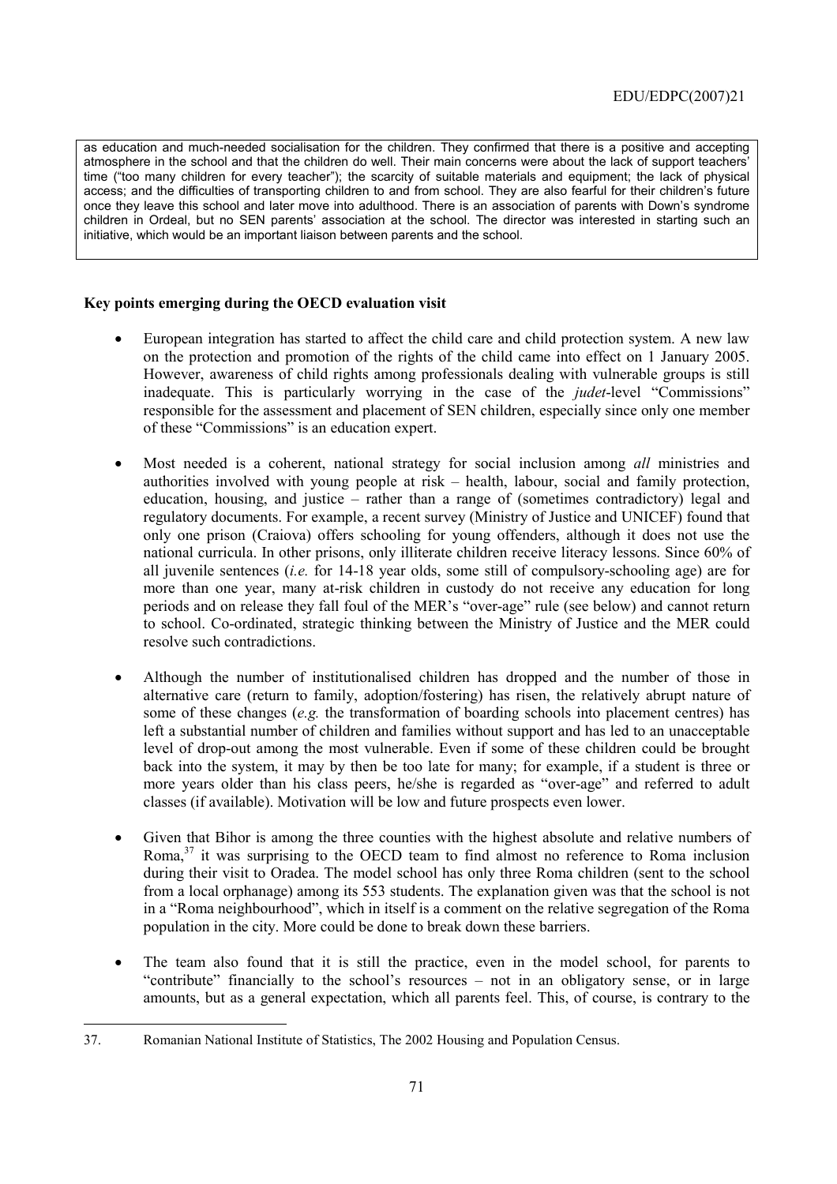as education and much-needed socialisation for the children. They confirmed that there is a positive and accepting atmosphere in the school and that the children do well. Their main concerns were about the lack of support teachers' time ("too many children for every teacher"); the scarcity of suitable materials and equipment; the lack of physical access; and the difficulties of transporting children to and from school. They are also fearful for their children's future once they leave this school and later move into adulthood. There is an association of parents with Down's syndrome children in Ordeal, but no SEN parents' association at the school. The director was interested in starting such an initiative, which would be an important liaison between parents and the school.

**Key points emerging during the OECD evaluation visit**

- European integration has started to affect the child care and child protection system. A new law on the protection and promotion of the rights of the child came into effect on 1 January 2005. However, awareness of child rights among professionals dealing with vulnerable groups is still inadequate. This is particularly worrying in the case of the *judet*-level "Commissions" responsible for the assessment and placement of SEN children, especially since only one member of these "Commissions" is an education expert.

- Most needed is a coherent, national strategy for social inclusion among *all* ministries and authorities involved with young people at risk – health, labour, social and family protection, education, housing, and justice – rather than a range of (sometimes contradictory) legal and regulatory documents. For example, a recent survey (Ministry of Justice and UNICEF) found that only one prison (Craiova) offers schooling for young offenders, although it does not use the national curricula. In other prisons, only illiterate children receive literacy lessons. Since 60% of all juvenile sentences (*i.e.* for 14-18 year olds, some still of compulsory-schooling age) are for more than one year, many at-risk children in custody do not receive any education for long periods and on release they fall foul of the MER's "over-age" rule (see below) and cannot return to school. Co-ordinated, strategic thinking between the Ministry of Justice and the MER could resolve such contradictions.

- Although the number of institutionalised children has dropped and the number of those in alternative care (return to family, adoption/fostering) has risen, the relatively abrupt nature of some of these changes (*e.g.* the transformation of boarding schools into placement centres) has left a substantial number of children and families without support and has led to an unacceptable level of drop-out among the most vulnerable. Even if some of these children could be brought back into the system, it may by then be too late for many; for example, if a student is three or more years older than his class peers, he/she is regarded as "over-age" and referred to adult classes (if available). Motivation will be low and future prospects even lower.

- Given that Bihor is among the three counties with the highest absolute and relative numbers of Roma,[37] it was surprising to the OECD team to find almost no reference to Roma inclusion during their visit to Oradea. The model school has only three Roma children (sent to the school from a local orphanage) among its 553 students. The explanation given was that the school is not in a "Roma neighbourhood", which in itself is a comment on the relative segregation of the Roma population in the city. More could be done to break down these barriers.

- The team also found that it is still the practice, even in the model school, for parents to "contribute" financially to the school's resources – not in an obligatory sense, or in large amounts, but as a general expectation, which all parents feel. This, of course, is contrary to the

37. Romanian National Institute of Statistics, The 2002 Housing and Population Census.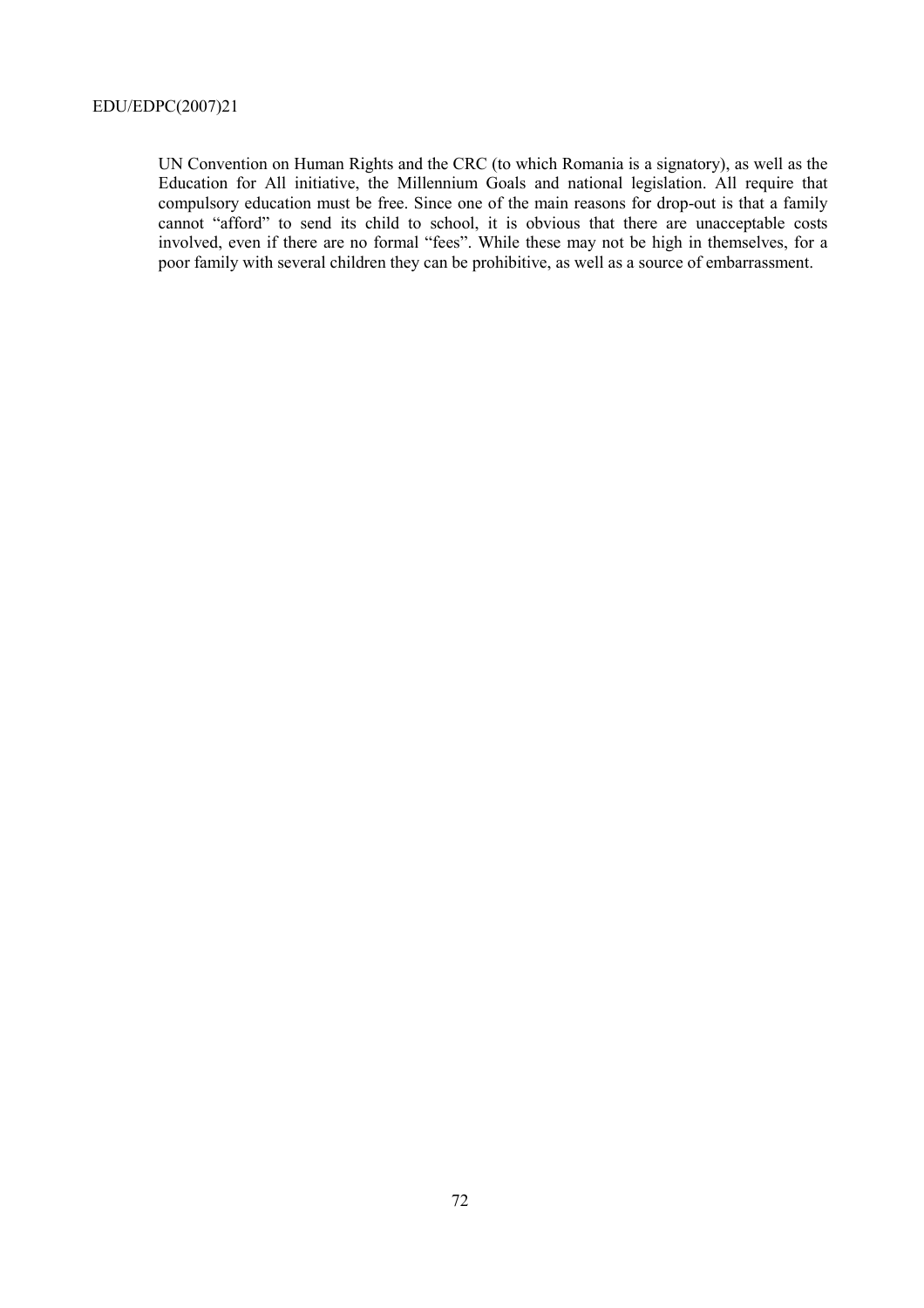UN Convention on Human Rights and the CRC (to which Romania is a signatory), as well as the Education for All initiative, the Millennium Goals and national legislation. All require that compulsory education must be free. Since one of the main reasons for drop-out is that a family cannot "afford" to send its child to school, it is obvious that there are unacceptable costs involved, even if there are no formal "fees". While these may not be high in themselves, for a poor family with several children they can be prohibitive, as well as a source of embarrassment.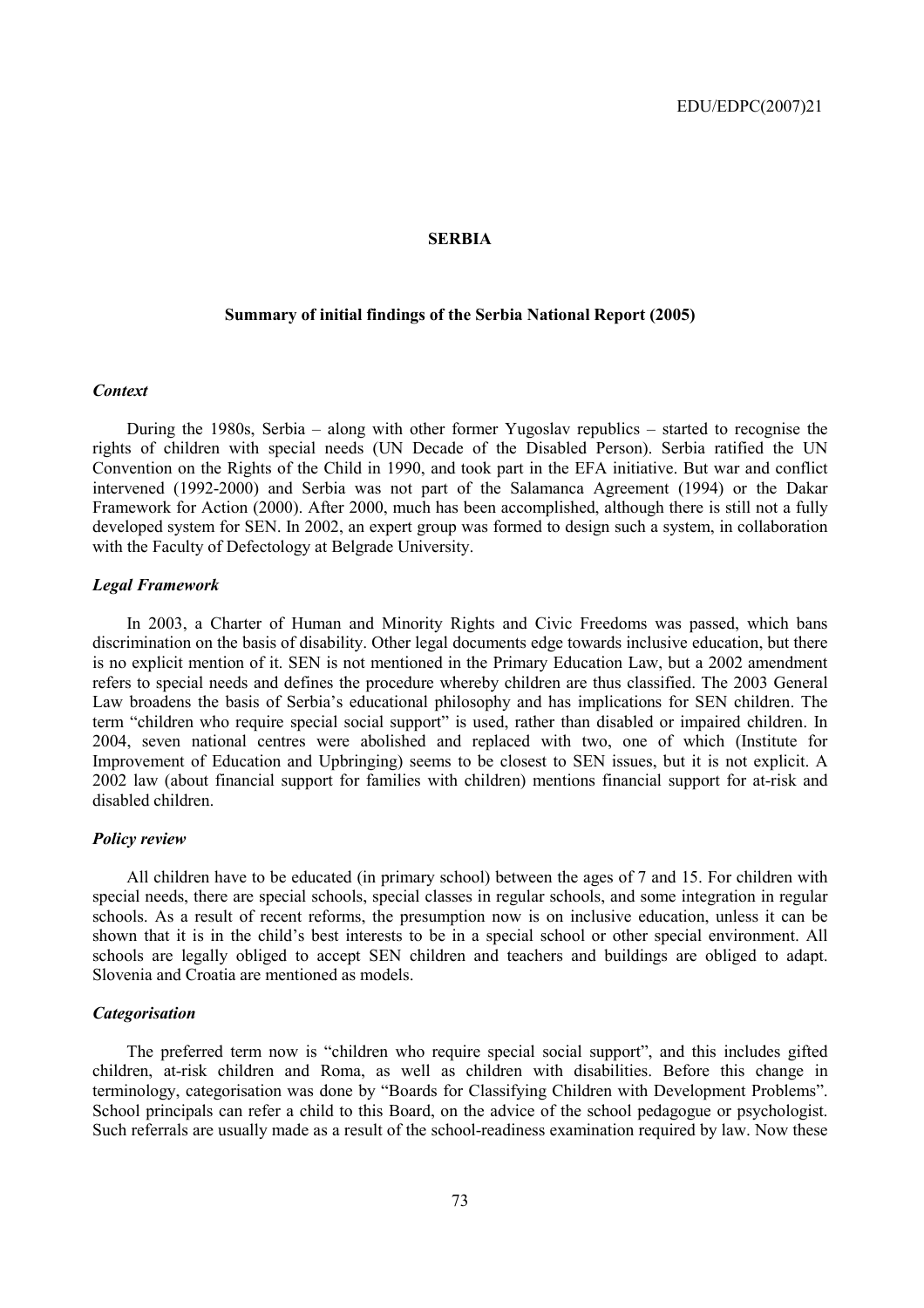# SERBIA

## Summary of initial findings of the Serbia National Report (2005)

### *Context*

During the 1980s, Serbia – along with other former Yugoslav republics – started to recognise the rights of children with special needs (UN Decade of the Disabled Person). Serbia ratified the UN Convention on the Rights of the Child in 1990, and took part in the EFA initiative. But war and conflict intervened (1992-2000) and Serbia was not part of the Salamanca Agreement (1994) or the Dakar Framework for Action (2000). After 2000, much has been accomplished, although there is still not a fully developed system for SEN. In 2002, an expert group was formed to design such a system, in collaboration with the Faculty of Defectology at Belgrade University.

### *Legal Framework*

In 2003, a Charter of Human and Minority Rights and Civic Freedoms was passed, which bans discrimination on the basis of disability. Other legal documents edge towards inclusive education, but there is no explicit mention of it. SEN is not mentioned in the Primary Education Law, but a 2002 amendment refers to special needs and defines the procedure whereby children are thus classified. The 2003 General Law broadens the basis of Serbia's educational philosophy and has implications for SEN children. The term "children who require special social support" is used, rather than disabled or impaired children. In 2004, seven national centres were abolished and replaced with two, one of which (Institute for Improvement of Education and Upbringing) seems to be closest to SEN issues, but it is not explicit. A 2002 law (about financial support for families with children) mentions financial support for at-risk and disabled children.

### *Policy review*

All children have to be educated (in primary school) between the ages of 7 and 15. For children with special needs, there are special schools, special classes in regular schools, and some integration in regular schools. As a result of recent reforms, the presumption now is on inclusive education, unless it can be shown that it is in the child's best interests to be in a special school or other special environment. All schools are legally obliged to accept SEN children and teachers and buildings are obliged to adapt. Slovenia and Croatia are mentioned as models.

### *Categorisation*

The preferred term now is "children who require special social support", and this includes gifted children, at-risk children and Roma, as well as children with disabilities. Before this change in terminology, categorisation was done by "Boards for Classifying Children with Development Problems". School principals can refer a child to this Board, on the advice of the school pedagogue or psychologist. Such referrals are usually made as a result of the school-readiness examination required by law. Now these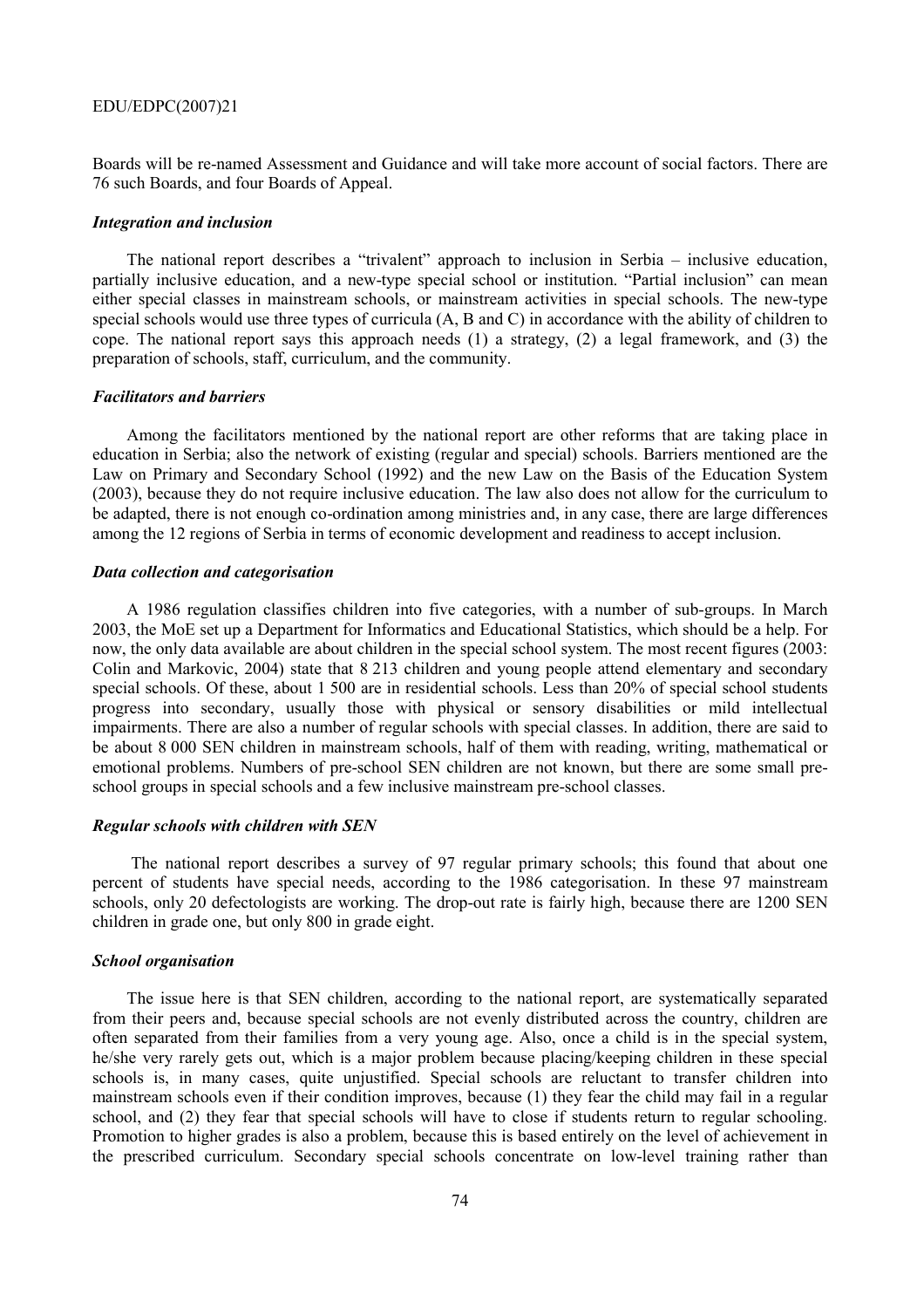Boards will be re-named Assessment and Guidance and will take more account of social factors. There are 76 such Boards, and four Boards of Appeal.

#### *Integration and inclusion*

The national report describes a "trivalent" approach to inclusion in Serbia – inclusive education, partially inclusive education, and a new-type special school or institution. "Partial inclusion" can mean either special classes in mainstream schools, or mainstream activities in special schools. The new-type special schools would use three types of curricula (A, B and C) in accordance with the ability of children to cope. The national report says this approach needs (1) a strategy, (2) a legal framework, and (3) the preparation of schools, staff, curriculum, and the community.

#### *Facilitators and barriers*

Among the facilitators mentioned by the national report are other reforms that are taking place in education in Serbia; also the network of existing (regular and special) schools. Barriers mentioned are the Law on Primary and Secondary School (1992) and the new Law on the Basis of the Education System (2003), because they do not require inclusive education. The law also does not allow for the curriculum to be adapted, there is not enough co-ordination among ministries and, in any case, there are large differences among the 12 regions of Serbia in terms of economic development and readiness to accept inclusion.

#### *Data collection and categorisation*

A 1986 regulation classifies children into five categories, with a number of sub-groups. In March 2003, the MoE set up a Department for Informatics and Educational Statistics, which should be a help. For now, the only data available are about children in the special school system. The most recent figures (2003: Colin and Markovic, 2004) state that 8 213 children and young people attend elementary and secondary special schools. Of these, about 1 500 are in residential schools. Less than 20% of special school students progress into secondary, usually those with physical or sensory disabilities or mild intellectual impairments. There are also a number of regular schools with special classes. In addition, there are said to be about 8 000 SEN children in mainstream schools, half of them with reading, writing, mathematical or emotional problems. Numbers of pre-school SEN children are not known, but there are some small pre-school groups in special schools and a few inclusive mainstream pre-school classes.

#### *Regular schools with children with SEN*

The national report describes a survey of 97 regular primary schools; this found that about one percent of students have special needs, according to the 1986 categorisation. In these 97 mainstream schools, only 20 defectologists are working. The drop-out rate is fairly high, because there are 1200 SEN children in grade one, but only 800 in grade eight.

#### *School organisation*

The issue here is that SEN children, according to the national report, are systematically separated from their peers and, because special schools are not evenly distributed across the country, children are often separated from their families from a very young age. Also, once a child is in the special system, he/she very rarely gets out, which is a major problem because placing/keeping children in these special schools is, in many cases, quite unjustified. Special schools are reluctant to transfer children into mainstream schools even if their condition improves, because (1) they fear the child may fail in a regular school, and (2) they fear that special schools will have to close if students return to regular schooling. Promotion to higher grades is also a problem, because this is based entirely on the level of achievement in the prescribed curriculum. Secondary special schools concentrate on low-level training rather than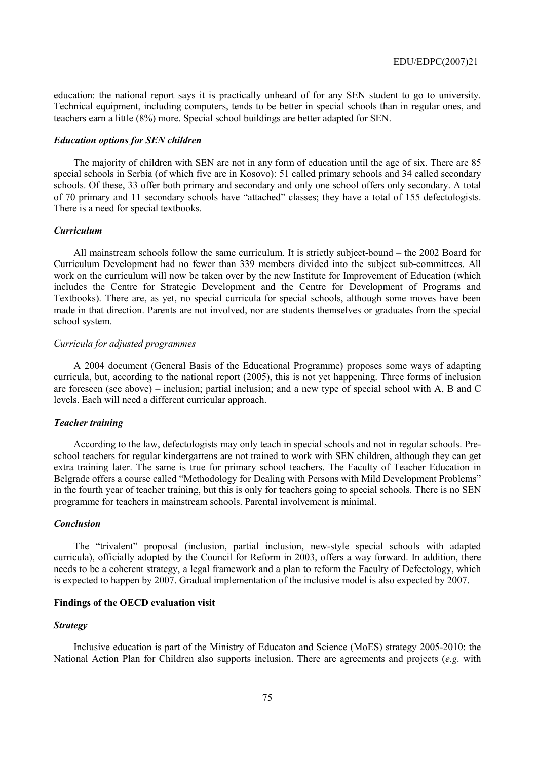education: the national report says it is practically unheard of for any SEN student to go to university. Technical equipment, including computers, tends to be better in special schools than in regular ones, and teachers earn a little (8%) more. Special school buildings are better adapted for SEN.

#### *Education options for SEN children*

The majority of children with SEN are not in any form of education until the age of six. There are 85 special schools in Serbia (of which five are in Kosovo): 51 called primary schools and 34 called secondary schools. Of these, 33 offer both primary and secondary and only one school offers only secondary. A total of 70 primary and 11 secondary schools have "attached" classes; they have a total of 155 defectologists. There is a need for special textbooks.

#### *Curriculum*

All mainstream schools follow the same curriculum. It is strictly subject-bound – the 2002 Board for Curriculum Development had no fewer than 339 members divided into the subject sub-committees. All work on the curriculum will now be taken over by the new Institute for Improvement of Education (which includes the Centre for Strategic Development and the Centre for Development of Programs and Textbooks). There are, as yet, no special curricula for special schools, although some moves have been made in that direction. Parents are not involved, nor are students themselves or graduates from the special school system.

##### *Curricula for adjusted programmes*

A 2004 document (General Basis of the Educational Programme) proposes some ways of adapting curricula, but, according to the national report (2005), this is not yet happening. Three forms of inclusion are foreseen (see above) – inclusion; partial inclusion; and a new type of special school with A, B and C levels. Each will need a different curricular approach.

#### *Teacher training*

According to the law, defectologists may only teach in special schools and not in regular schools. Pre-school teachers for regular kindergartens are not trained to work with SEN children, although they can get extra training later. The same is true for primary school teachers. The Faculty of Teacher Education in Belgrade offers a course called "Methodology for Dealing with Persons with Mild Development Problems" in the fourth year of teacher training, but this is only for teachers going to special schools. There is no SEN programme for teachers in mainstream schools. Parental involvement is minimal.

#### *Conclusion*

The "trivalent" proposal (inclusion, partial inclusion, new-style special schools with adapted curricula), officially adopted by the Council for Reform in 2003, offers a way forward. In addition, there needs to be a coherent strategy, a legal framework and a plan to reform the Faculty of Defectology, which is expected to happen by 2007. Gradual implementation of the inclusive model is also expected by 2007.

### **Findings of the OECD evaluation visit**

#### *Strategy*

Inclusive education is part of the Ministry of Educaton and Science (MoES) strategy 2005-2010: the National Action Plan for Children also supports inclusion. There are agreements and projects (*e.g.* with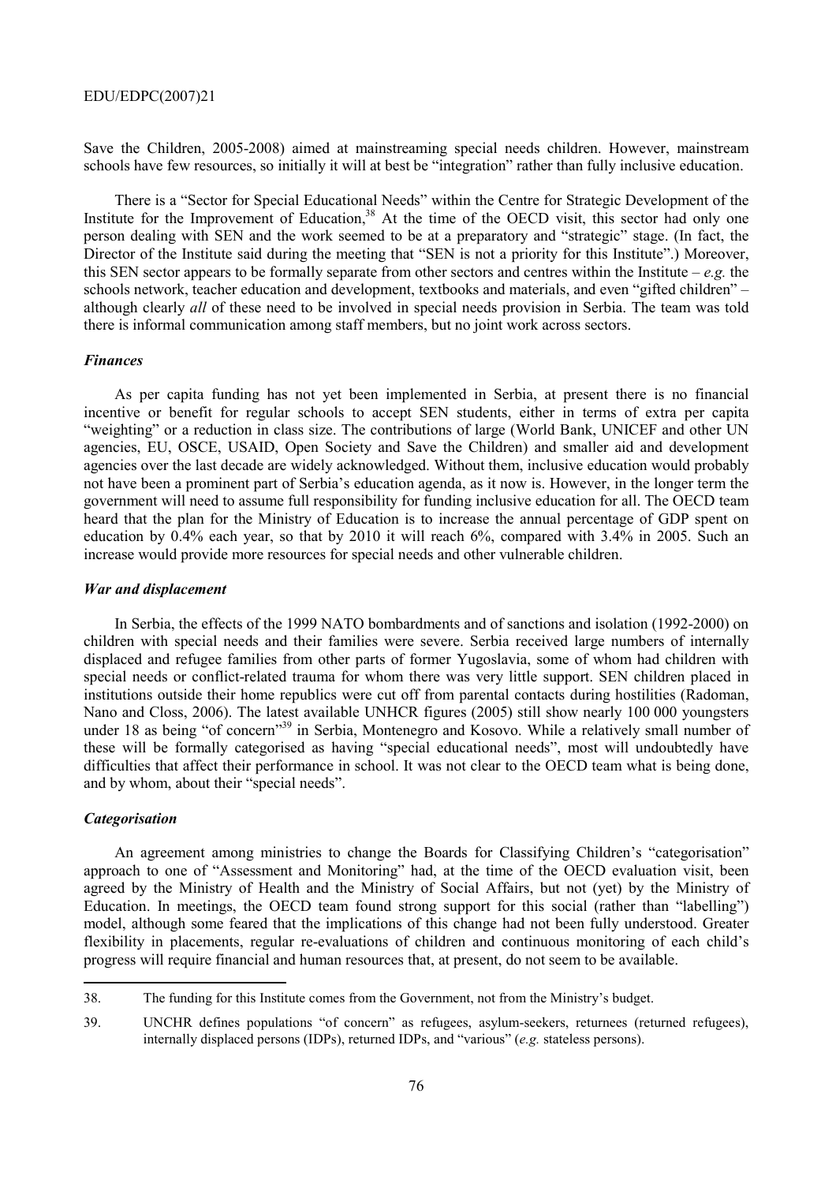Save the Children, 2005-2008) aimed at mainstreaming special needs children. However, mainstream schools have few resources, so initially it will at best be "integration" rather than fully inclusive education.

There is a "Sector for Special Educational Needs" within the Centre for Strategic Development of the Institute for the Improvement of Education,[38] At the time of the OECD visit, this sector had only one person dealing with SEN and the work seemed to be at a preparatory and "strategic" stage. (In fact, the Director of the Institute said during the meeting that "SEN is not a priority for this Institute".) Moreover, this SEN sector appears to be formally separate from other sectors and centres within the Institute – *e.g.* the schools network, teacher education and development, textbooks and materials, and even "gifted children" – although clearly *all* of these need to be involved in special needs provision in Serbia. The team was told there is informal communication among staff members, but no joint work across sectors.

### *Finances*

As per capita funding has not yet been implemented in Serbia, at present there is no financial incentive or benefit for regular schools to accept SEN students, either in terms of extra per capita "weighting" or a reduction in class size. The contributions of large (World Bank, UNICEF and other UN agencies, EU, OSCE, USAID, Open Society and Save the Children) and smaller aid and development agencies over the last decade are widely acknowledged. Without them, inclusive education would probably not have been a prominent part of Serbia's education agenda, as it now is. However, in the longer term the government will need to assume full responsibility for funding inclusive education for all. The OECD team heard that the plan for the Ministry of Education is to increase the annual percentage of GDP spent on education by 0.4% each year, so that by 2010 it will reach 6%, compared with 3.4% in 2005. Such an increase would provide more resources for special needs and other vulnerable children.

### *War and displacement*

In Serbia, the effects of the 1999 NATO bombardments and of sanctions and isolation (1992-2000) on children with special needs and their families were severe. Serbia received large numbers of internally displaced and refugee families from other parts of former Yugoslavia, some of whom had children with special needs or conflict-related trauma for whom there was very little support. SEN children placed in institutions outside their home republics were cut off from parental contacts during hostilities (Radoman, Nano and Closs, 2006). The latest available UNHCR figures (2005) still show nearly 100 000 youngsters under 18 as being "of concern"[39] in Serbia, Montenegro and Kosovo. While a relatively small number of these will be formally categorised as having "special educational needs", most will undoubtedly have difficulties that affect their performance in school. It was not clear to the OECD team what is being done, and by whom, about their "special needs".

### *Categorisation*

An agreement among ministries to change the Boards for Classifying Children's "categorisation" approach to one of "Assessment and Monitoring" had, at the time of the OECD evaluation visit, been agreed by the Ministry of Health and the Ministry of Social Affairs, but not (yet) by the Ministry of Education. In meetings, the OECD team found strong support for this social (rather than "labelling") model, although some feared that the implications of this change had not been fully understood. Greater flexibility in placements, regular re-evaluations of children and continuous monitoring of each child's progress will require financial and human resources that, at present, do not seem to be available.

---

38. The funding for this Institute comes from the Government, not from the Ministry's budget.

39. UNCHR defines populations "of concern" as refugees, asylum-seekers, returnees (returned refugees), internally displaced persons (IDPs), returned IDPs, and "various" (*e.g.* stateless persons).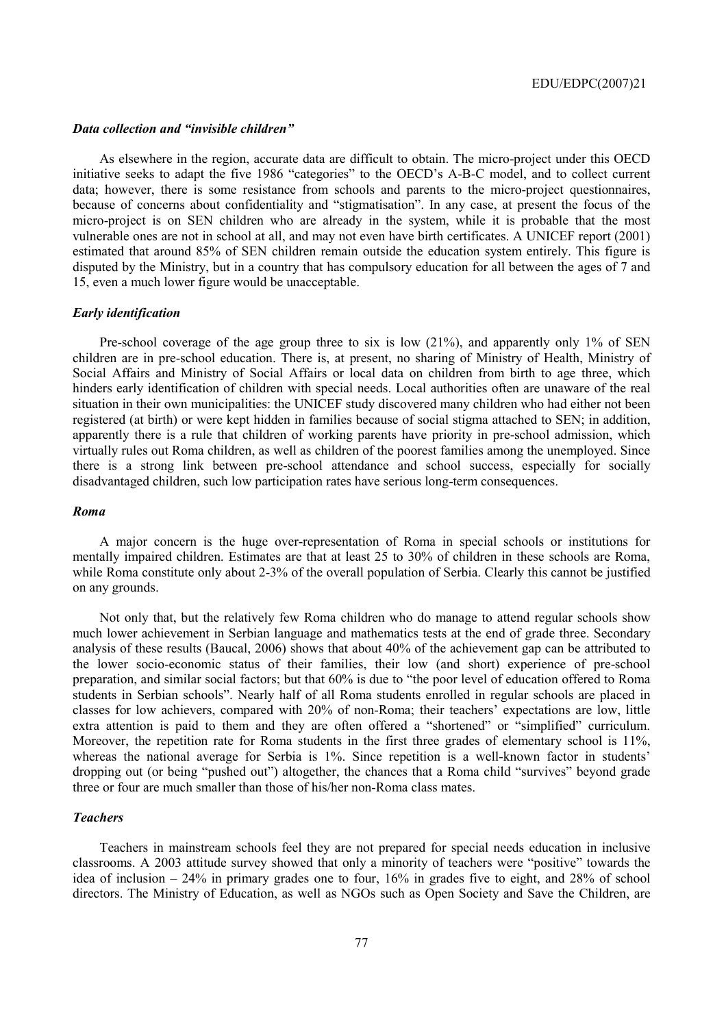### *Data collection and "invisible children"*

As elsewhere in the region, accurate data are difficult to obtain. The micro-project under this OECD initiative seeks to adapt the five 1986 "categories" to the OECD's A-B-C model, and to collect current data; however, there is some resistance from schools and parents to the micro-project questionnaires, because of concerns about confidentiality and "stigmatisation". In any case, at present the focus of the micro-project is on SEN children who are already in the system, while it is probable that the most vulnerable ones are not in school at all, and may not even have birth certificates. A UNICEF report (2001) estimated that around 85% of SEN children remain outside the education system entirely. This figure is disputed by the Ministry, but in a country that has compulsory education for all between the ages of 7 and 15, even a much lower figure would be unacceptable.

### *Early identification*

Pre-school coverage of the age group three to six is low (21%), and apparently only 1% of SEN children are in pre-school education. There is, at present, no sharing of Ministry of Health, Ministry of Social Affairs and Ministry of Social Affairs or local data on children from birth to age three, which hinders early identification of children with special needs. Local authorities often are unaware of the real situation in their own municipalities: the UNICEF study discovered many children who had either not been registered (at birth) or were kept hidden in families because of social stigma attached to SEN; in addition, apparently there is a rule that children of working parents have priority in pre-school admission, which virtually rules out Roma children, as well as children of the poorest families among the unemployed. Since there is a strong link between pre-school attendance and school success, especially for socially disadvantaged children, such low participation rates have serious long-term consequences.

### *Roma*

A major concern is the huge over-representation of Roma in special schools or institutions for mentally impaired children. Estimates are that at least 25 to 30% of children in these schools are Roma, while Roma constitute only about 2-3% of the overall population of Serbia. Clearly this cannot be justified on any grounds.

Not only that, but the relatively few Roma children who do manage to attend regular schools show much lower achievement in Serbian language and mathematics tests at the end of grade three. Secondary analysis of these results (Baucal, 2006) shows that about 40% of the achievement gap can be attributed to the lower socio-economic status of their families, their low (and short) experience of pre-school preparation, and similar social factors; but that 60% is due to "the poor level of education offered to Roma students in Serbian schools". Nearly half of all Roma students enrolled in regular schools are placed in classes for low achievers, compared with 20% of non-Roma; their teachers' expectations are low, little extra attention is paid to them and they are often offered a "shortened" or "simplified" curriculum. Moreover, the repetition rate for Roma students in the first three grades of elementary school is 11%, whereas the national average for Serbia is 1%. Since repetition is a well-known factor in students' dropping out (or being "pushed out") altogether, the chances that a Roma child "survives" beyond grade three or four are much smaller than those of his/her non-Roma class mates.

### *Teachers*

Teachers in mainstream schools feel they are not prepared for special needs education in inclusive classrooms. A 2003 attitude survey showed that only a minority of teachers were "positive" towards the idea of inclusion – 24% in primary grades one to four, 16% in grades five to eight, and 28% of school directors. The Ministry of Education, as well as NGOs such as Open Society and Save the Children, are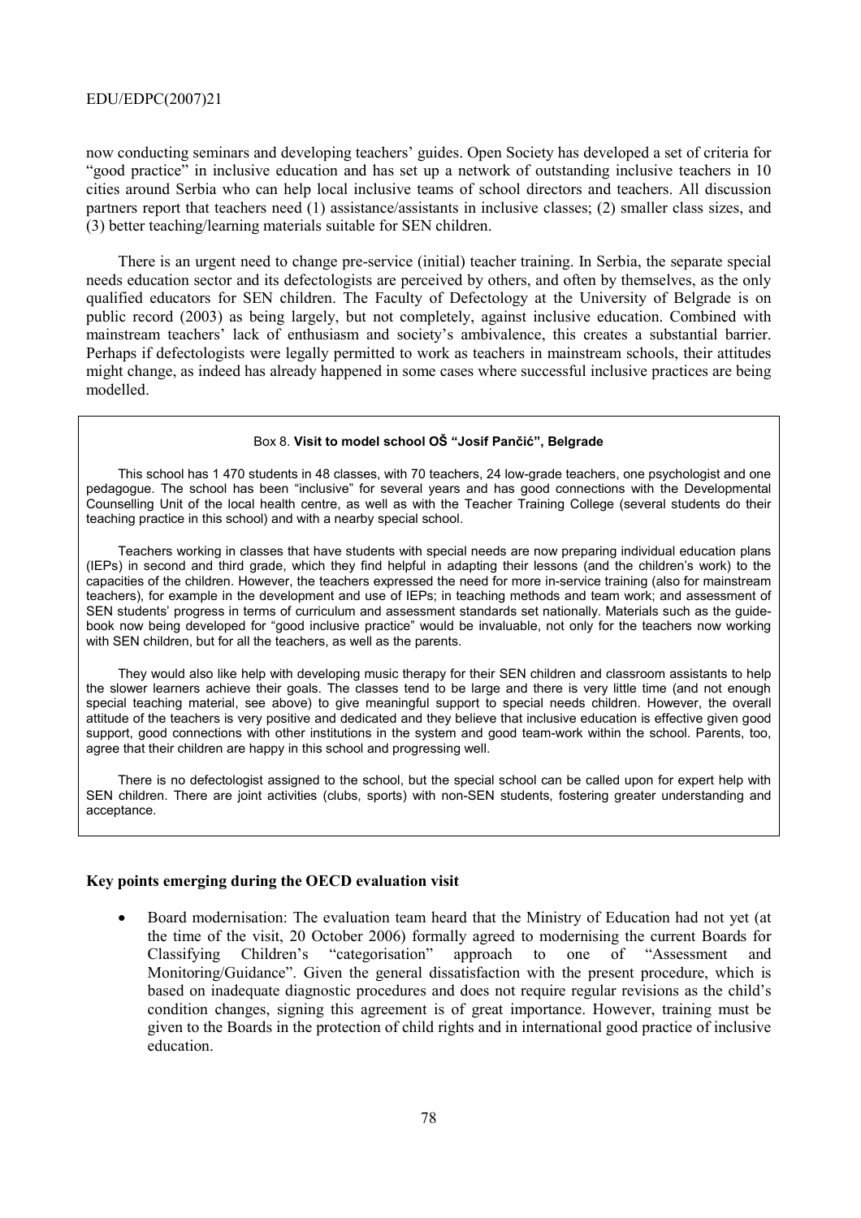now conducting seminars and developing teachers' guides. Open Society has developed a set of criteria for "good practice" in inclusive education and has set up a network of outstanding inclusive teachers in 10 cities around Serbia who can help local inclusive teams of school directors and teachers. All discussion partners report that teachers need (1) assistance/assistants in inclusive classes; (2) smaller class sizes, and (3) better teaching/learning materials suitable for SEN children.

There is an urgent need to change pre-service (initial) teacher training. In Serbia, the separate special needs education sector and its defectologists are perceived by others, and often by themselves, as the only qualified educators for SEN children. The Faculty of Defectology at the University of Belgrade is on public record (2003) as being largely, but not completely, against inclusive education. Combined with mainstream teachers' lack of enthusiasm and society's ambivalence, this creates a substantial barrier. Perhaps if defectologists were legally permitted to work as teachers in mainstream schools, their attitudes might change, as indeed has already happened in some cases where successful inclusive practices are being modelled.

> Box 8. **Visit to model school OŠ "Josif Pančić", Belgrade**
>
> This school has 1 470 students in 48 classes, with 70 teachers, 24 low-grade teachers, one psychologist and one pedagogue. The school has been "inclusive" for several years and has good connections with the Developmental Counselling Unit of the local health centre, as well as with the Teacher Training College (several students do their teaching practice in this school) and with a nearby special school.
>
> Teachers working in classes that have students with special needs are now preparing individual education plans (IEPs) in second and third grade, which they find helpful in adapting their lessons (and the children's work) to the capacities of the children. However, the teachers expressed the need for more in-service training (also for mainstream teachers), for example in the development and use of IEPs; in teaching methods and team work; and assessment of SEN students' progress in terms of curriculum and assessment standards set nationally. Materials such as the guide-book now being developed for "good inclusive practice" would be invaluable, not only for the teachers now working with SEN children, but for all the teachers, as well as the parents.
>
> They would also like help with developing music therapy for their SEN children and classroom assistants to help the slower learners achieve their goals. The classes tend to be large and there is very little time (and not enough special teaching material, see above) to give meaningful support to special needs children. However, the overall attitude of the teachers is very positive and dedicated and they believe that inclusive education is effective given good support, good connections with other institutions in the system and good team-work within the school. Parents, too, agree that their children are happy in this school and progressing well.
>
> There is no defectologist assigned to the school, but the special school can be called upon for expert help with SEN children. There are joint activities (clubs, sports) with non-SEN students, fostering greater understanding and acceptance.

**Key points emerging during the OECD evaluation visit**

- Board modernisation: The evaluation team heard that the Ministry of Education had not yet (at the time of the visit, 20 October 2006) formally agreed to modernising the current Boards for Classifying Children's "categorisation" approach to one of "Assessment and Monitoring/Guidance". Given the general dissatisfaction with the present procedure, which is based on inadequate diagnostic procedures and does not require regular revisions as the child's condition changes, signing this agreement is of great importance. However, training must be given to the Boards in the protection of child rights and in international good practice of inclusive education.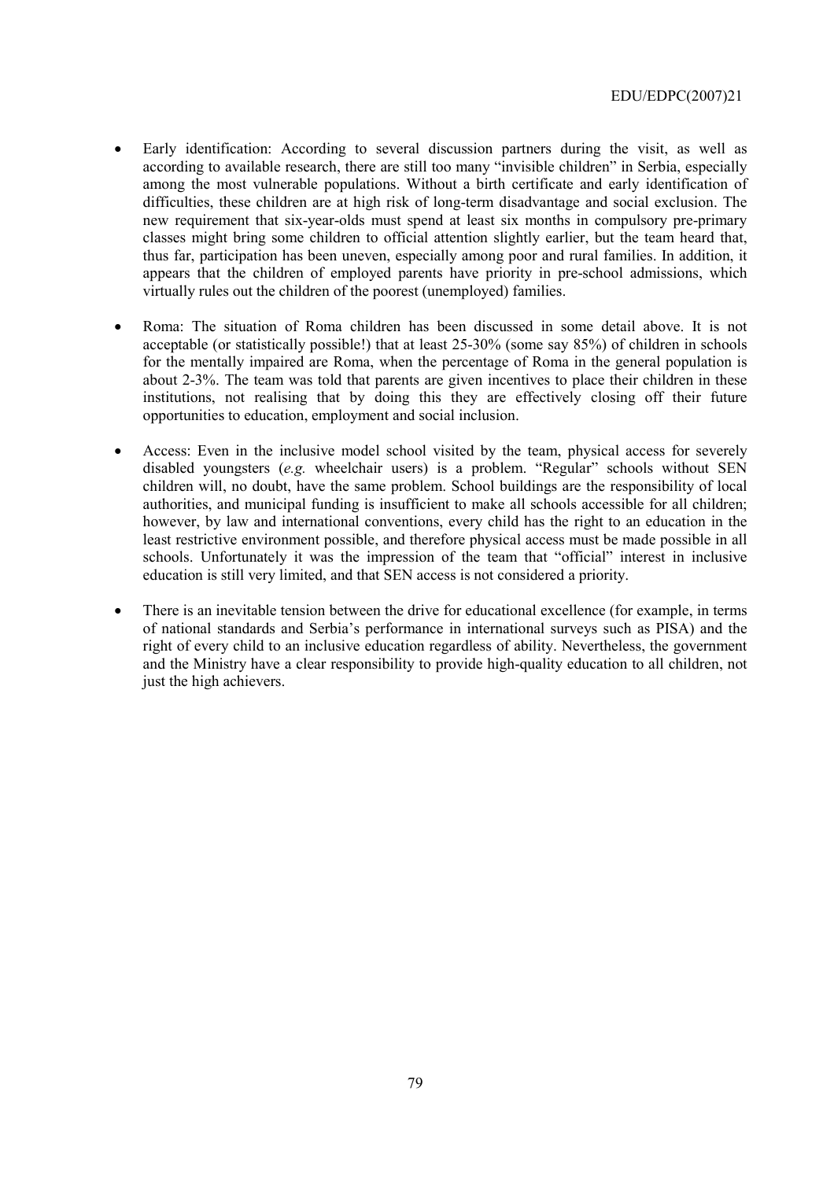- Early identification: According to several discussion partners during the visit, as well as according to available research, there are still too many "invisible children" in Serbia, especially among the most vulnerable populations. Without a birth certificate and early identification of difficulties, these children are at high risk of long-term disadvantage and social exclusion. The new requirement that six-year-olds must spend at least six months in compulsory pre-primary classes might bring some children to official attention slightly earlier, but the team heard that, thus far, participation has been uneven, especially among poor and rural families. In addition, it appears that the children of employed parents have priority in pre-school admissions, which virtually rules out the children of the poorest (unemployed) families.

- Roma: The situation of Roma children has been discussed in some detail above. It is not acceptable (or statistically possible!) that at least 25-30% (some say 85%) of children in schools for the mentally impaired are Roma, when the percentage of Roma in the general population is about 2-3%. The team was told that parents are given incentives to place their children in these institutions, not realising that by doing this they are effectively closing off their future opportunities to education, employment and social inclusion.

- Access: Even in the inclusive model school visited by the team, physical access for severely disabled youngsters (*e.g.* wheelchair users) is a problem. "Regular" schools without SEN children will, no doubt, have the same problem. School buildings are the responsibility of local authorities, and municipal funding is insufficient to make all schools accessible for all children; however, by law and international conventions, every child has the right to an education in the least restrictive environment possible, and therefore physical access must be made possible in all schools. Unfortunately it was the impression of the team that "official" interest in inclusive education is still very limited, and that SEN access is not considered a priority.

- There is an inevitable tension between the drive for educational excellence (for example, in terms of national standards and Serbia's performance in international surveys such as PISA) and the right of every child to an inclusive education regardless of ability. Nevertheless, the government and the Ministry have a clear responsibility to provide high-quality education to all children, not just the high achievers.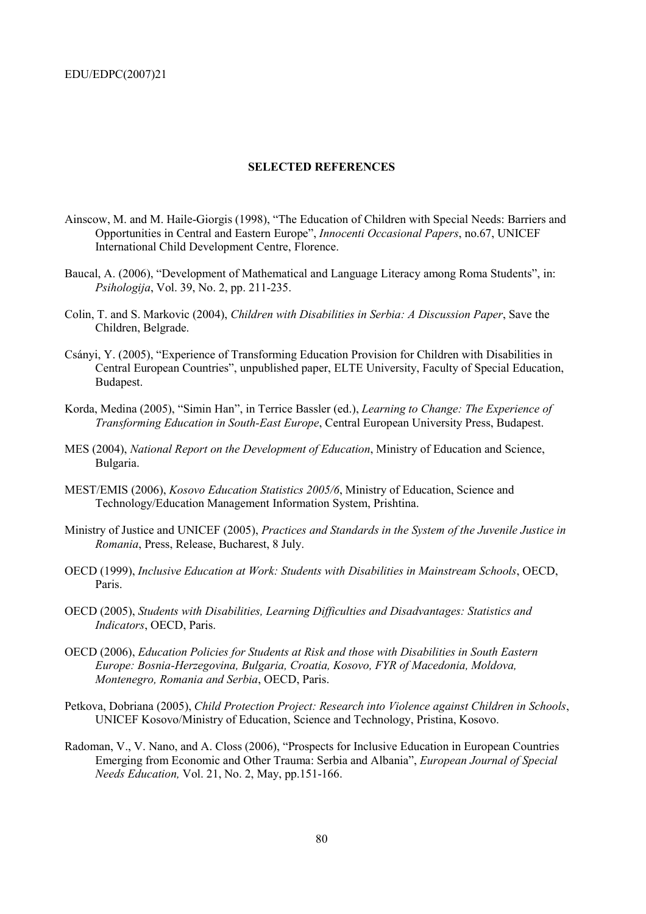## SELECTED REFERENCES

Ainscow, M. and M. Haile-Giorgis (1998), "The Education of Children with Special Needs: Barriers and Opportunities in Central and Eastern Europe", *Innocenti Occasional Papers*, no.67, UNICEF International Child Development Centre, Florence.

Baucal, A. (2006), "Development of Mathematical and Language Literacy among Roma Students", in: *Psihologija*, Vol. 39, No. 2, pp. 211-235.

Colin, T. and S. Markovic (2004), *Children with Disabilities in Serbia: A Discussion Paper*, Save the Children, Belgrade.

Csányi, Y. (2005), "Experience of Transforming Education Provision for Children with Disabilities in Central European Countries", unpublished paper, ELTE University, Faculty of Special Education, Budapest.

Korda, Medina (2005), "Simin Han", in Terrice Bassler (ed.), *Learning to Change: The Experience of Transforming Education in South-East Europe*, Central European University Press, Budapest.

MES (2004), *National Report on the Development of Education*, Ministry of Education and Science, Bulgaria.

MEST/EMIS (2006), *Kosovo Education Statistics 2005/6*, Ministry of Education, Science and Technology/Education Management Information System, Prishtina.

Ministry of Justice and UNICEF (2005), *Practices and Standards in the System of the Juvenile Justice in Romania*, Press, Release, Bucharest, 8 July.

OECD (1999), *Inclusive Education at Work: Students with Disabilities in Mainstream Schools*, OECD, Paris.

OECD (2005), *Students with Disabilities, Learning Difficulties and Disadvantages: Statistics and Indicators*, OECD, Paris.

OECD (2006), *Education Policies for Students at Risk and those with Disabilities in South Eastern Europe: Bosnia-Herzegovina, Bulgaria, Croatia, Kosovo, FYR of Macedonia, Moldova, Montenegro, Romania and Serbia*, OECD, Paris.

Petkova, Dobriana (2005), *Child Protection Project: Research into Violence against Children in Schools*, UNICEF Kosovo/Ministry of Education, Science and Technology, Pristina, Kosovo.

Radoman, V., V. Nano, and A. Closs (2006), "Prospects for Inclusive Education in European Countries Emerging from Economic and Other Trauma: Serbia and Albania", *European Journal of Special Needs Education,* Vol. 21, No. 2, May, pp.151-166.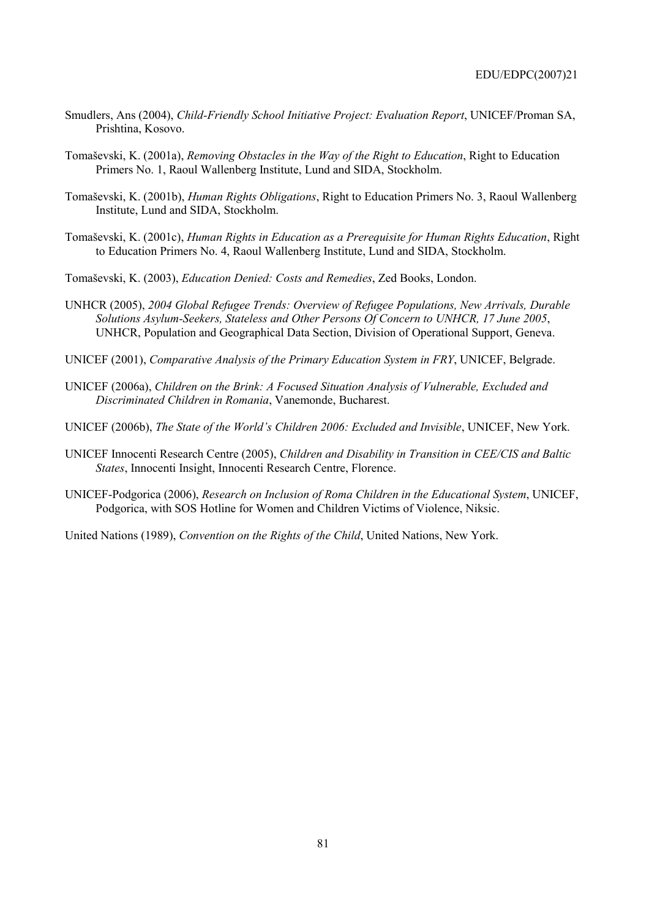Smudlers, Ans (2004), *Child-Friendly School Initiative Project: Evaluation Report*, UNICEF/Proman SA, Prishtina, Kosovo.

Tomaševski, K. (2001a), *Removing Obstacles in the Way of the Right to Education*, Right to Education Primers No. 1, Raoul Wallenberg Institute, Lund and SIDA, Stockholm.

Tomaševski, K. (2001b), *Human Rights Obligations*, Right to Education Primers No. 3, Raoul Wallenberg Institute, Lund and SIDA, Stockholm.

Tomaševski, K. (2001c), *Human Rights in Education as a Prerequisite for Human Rights Education*, Right to Education Primers No. 4, Raoul Wallenberg Institute, Lund and SIDA, Stockholm.

Tomaševski, K. (2003), *Education Denied: Costs and Remedies*, Zed Books, London.

UNHCR (2005), *2004 Global Refugee Trends: Overview of Refugee Populations, New Arrivals, Durable Solutions Asylum-Seekers, Stateless and Other Persons Of Concern to UNHCR, 17 June 2005*, UNHCR, Population and Geographical Data Section, Division of Operational Support, Geneva.

UNICEF (2001), *Comparative Analysis of the Primary Education System in FRY*, UNICEF, Belgrade.

UNICEF (2006a), *Children on the Brink: A Focused Situation Analysis of Vulnerable, Excluded and Discriminated Children in Romania*, Vanemonde, Bucharest.

UNICEF (2006b), *The State of the World's Children 2006: Excluded and Invisible*, UNICEF, New York.

UNICEF Innocenti Research Centre (2005), *Children and Disability in Transition in CEE/CIS and Baltic States*, Innocenti Insight, Innocenti Research Centre, Florence.

UNICEF-Podgorica (2006), *Research on Inclusion of Roma Children in the Educational System*, UNICEF, Podgorica, with SOS Hotline for Women and Children Victims of Violence, Niksic.

United Nations (1989), *Convention on the Rights of the Child*, United Nations, New York.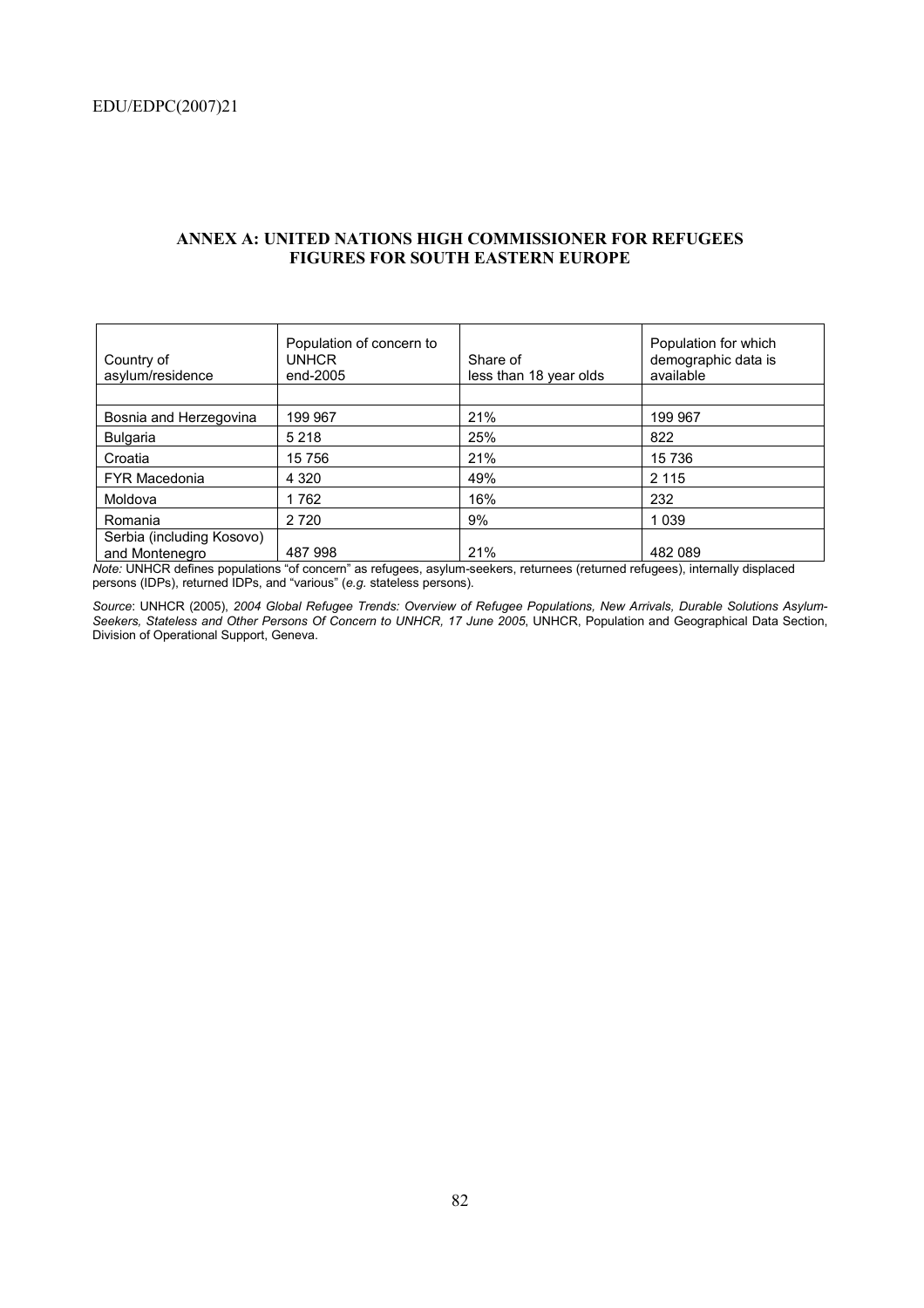## ANNEX A: UNITED NATIONS HIGH COMMISSIONER FOR REFUGEES FIGURES FOR SOUTH EASTERN EUROPE

| Country of asylum/residence | Population of concern to UNHCR end-2005 | Share of less than 18 year olds | Population for which demographic data is available |
|---|---|---|---|
| | | | |
| Bosnia and Herzegovina | 199 967 | 21% | 199 967 |
| Bulgaria | 5 218 | 25% | 822 |
| Croatia | 15 756 | 21% | 15 736 |
| FYR Macedonia | 4 320 | 49% | 2 115 |
| Moldova | 1 762 | 16% | 232 |
| Romania | 2 720 | 9% | 1 039 |
| Serbia (including Kosovo) and Montenegro | 487 998 | 21% | 482 089 |

*Note:* UNHCR defines populations "of concern" as refugees, asylum-seekers, returnees (returned refugees), internally displaced persons (IDPs), returned IDPs, and "various" (*e.g.* stateless persons).

*Source*: UNHCR (2005), *2004 Global Refugee Trends: Overview of Refugee Populations, New Arrivals, Durable Solutions Asylum-Seekers, Stateless and Other Persons Of Concern to UNHCR, 17 June 2005*, UNHCR, Population and Geographical Data Section, Division of Operational Support, Geneva.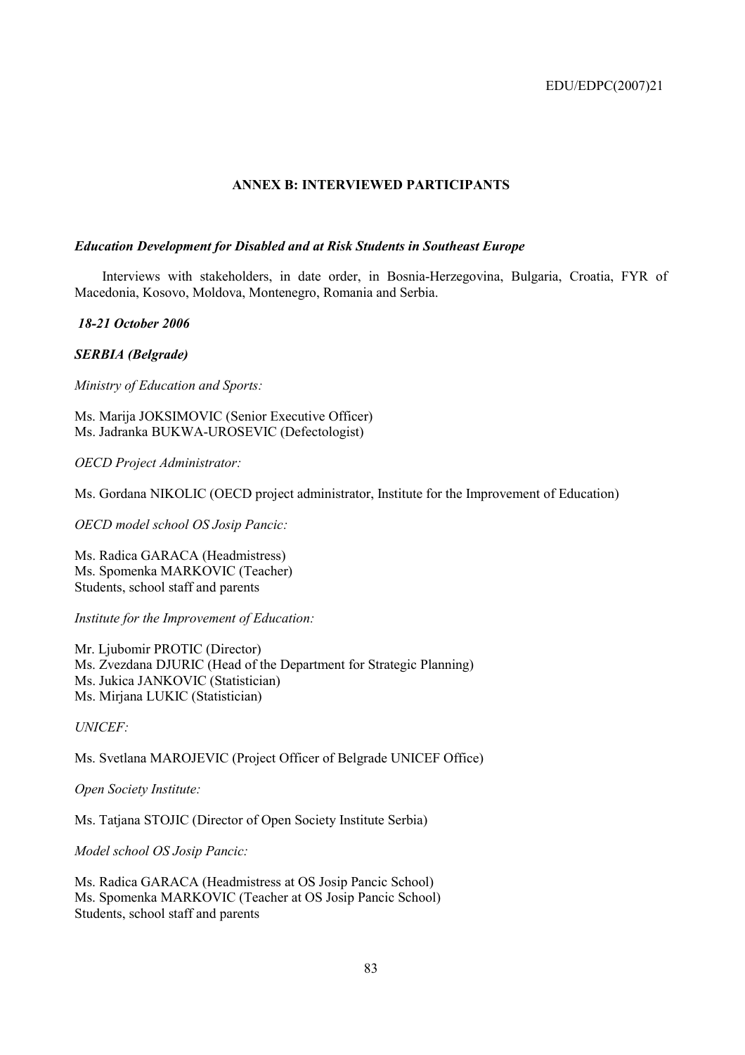## ANNEX B: INTERVIEWED PARTICIPANTS

***Education Development for Disabled and at Risk Students in Southeast Europe***

Interviews with stakeholders, in date order, in Bosnia-Herzegovina, Bulgaria, Croatia, FYR of Macedonia, Kosovo, Moldova, Montenegro, Romania and Serbia.

***18-21 October 2006***

***SERBIA (Belgrade)***

*Ministry of Education and Sports:*

Ms. Marija JOKSIMOVIC (Senior Executive Officer)
Ms. Jadranka BUKWA-UROSEVIC (Defectologist)

*OECD Project Administrator:*

Ms. Gordana NIKOLIC (OECD project administrator, Institute for the Improvement of Education)

*OECD model school OS Josip Pancic:*

Ms. Radica GARACA (Headmistress)
Ms. Spomenka MARKOVIC (Teacher)
Students, school staff and parents

*Institute for the Improvement of Education:*

Mr. Ljubomir PROTIC (Director)
Ms. Zvezdana DJURIC (Head of the Department for Strategic Planning)
Ms. Jukica JANKOVIC (Statistician)
Ms. Mirjana LUKIC (Statistician)

*UNICEF:*

Ms. Svetlana MAROJEVIC (Project Officer of Belgrade UNICEF Office)

*Open Society Institute:*

Ms. Tatjana STOJIC (Director of Open Society Institute Serbia)

*Model school OS Josip Pancic:*

Ms. Radica GARACA (Headmistress at OS Josip Pancic School)
Ms. Spomenka MARKOVIC (Teacher at OS Josip Pancic School)
Students, school staff and parents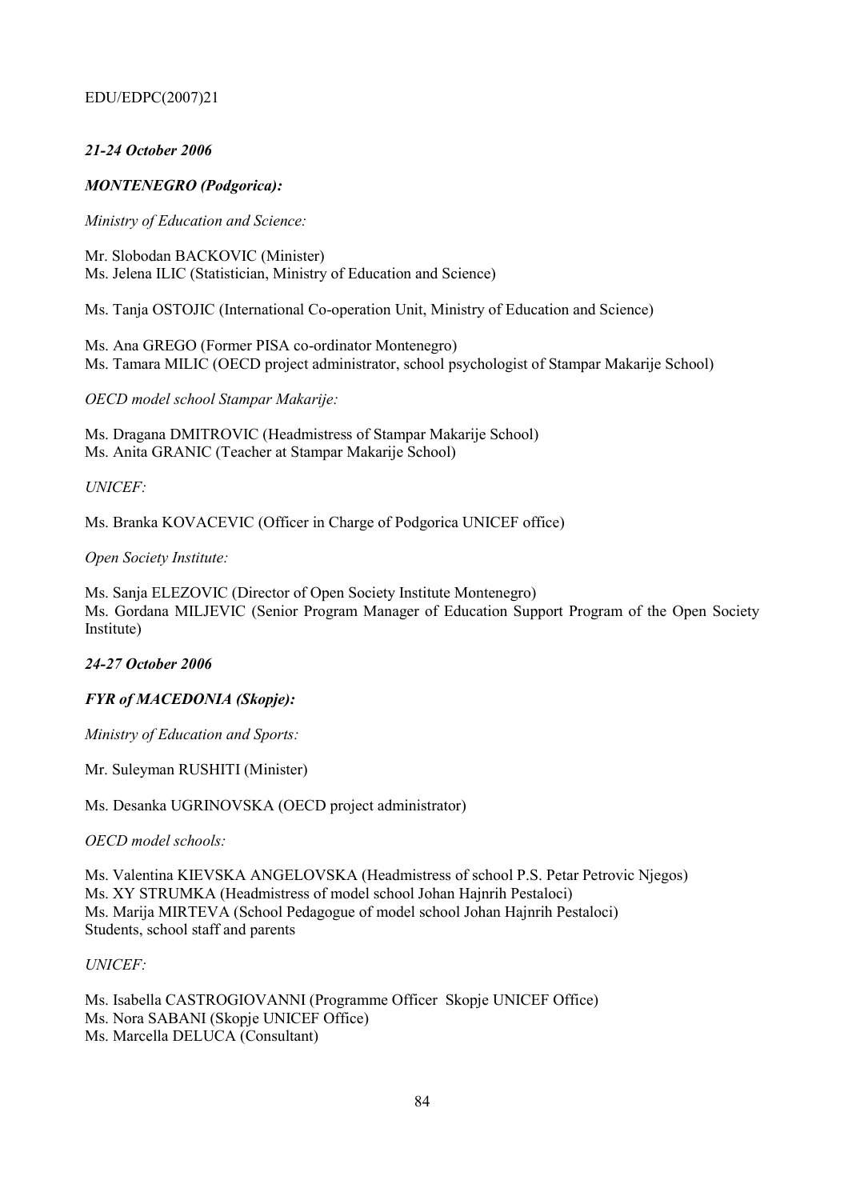***21-24 October 2006***

***MONTENEGRO (Podgorica):***

*Ministry of Education and Science:*

Mr. Slobodan BACKOVIC (Minister)
Ms. Jelena ILIC (Statistician, Ministry of Education and Science)

Ms. Tanja OSTOJIC (International Co-operation Unit, Ministry of Education and Science)

Ms. Ana GREGO (Former PISA co-ordinator Montenegro)
Ms. Tamara MILIC (OECD project administrator, school psychologist of Stampar Makarije School)

*OECD model school Stampar Makarije:*

Ms. Dragana DMITROVIC (Headmistress of Stampar Makarije School)
Ms. Anita GRANIC (Teacher at Stampar Makarije School)

*UNICEF:*

Ms. Branka KOVACEVIC (Officer in Charge of Podgorica UNICEF office)

*Open Society Institute:*

Ms. Sanja ELEZOVIC (Director of Open Society Institute Montenegro)
Ms. Gordana MILJEVIC (Senior Program Manager of Education Support Program of the Open Society Institute)

***24-27 October 2006***

***FYR of MACEDONIA (Skopje):***

*Ministry of Education and Sports:*

Mr. Suleyman RUSHITI (Minister)

Ms. Desanka UGRINOVSKA (OECD project administrator)

*OECD model schools:*

Ms. Valentina KIEVSKA ANGELOVSKA (Headmistress of school P.S. Petar Petrovic Njegos)
Ms. XY STRUMKA (Headmistress of model school Johan Hajnrih Pestaloci)
Ms. Marija MIRTEVA (School Pedagogue of model school Johan Hajnrih Pestaloci)
Students, school staff and parents

*UNICEF:*

Ms. Isabella CASTROGIOVANNI (Programme Officer Skopje UNICEF Office)
Ms. Nora SABANI (Skopje UNICEF Office)
Ms. Marcella DELUCA (Consultant)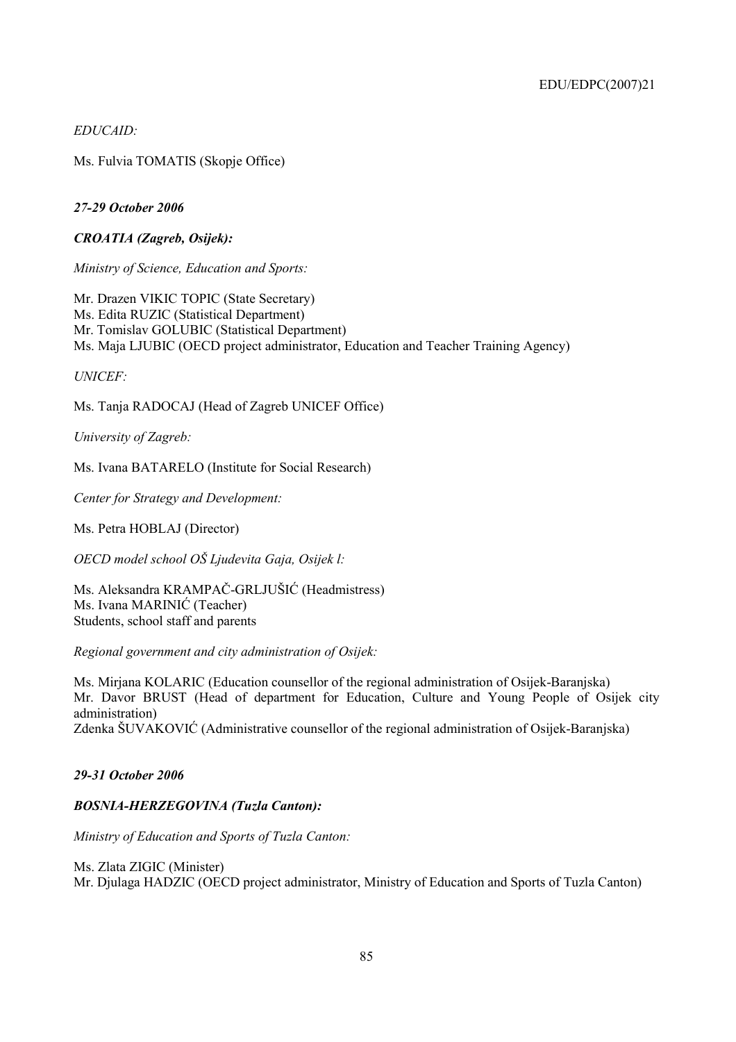*EDUCAID:*

Ms. Fulvia TOMATIS (Skopje Office)

***27-29 October 2006***

***CROATIA (Zagreb, Osijek):***

*Ministry of Science, Education and Sports:*

Mr. Drazen VIKIC TOPIC (State Secretary)
Ms. Edita RUZIC (Statistical Department)
Mr. Tomislav GOLUBIC (Statistical Department)
Ms. Maja LJUBIC (OECD project administrator, Education and Teacher Training Agency)

*UNICEF:*

Ms. Tanja RADOCAJ (Head of Zagreb UNICEF Office)

*University of Zagreb:*

Ms. Ivana BATARELO (Institute for Social Research)

*Center for Strategy and Development:*

Ms. Petra HOBLAJ (Director)

*OECD model school OŠ Ljudevita Gaja, Osijek l:*

Ms. Aleksandra KRAMPAČ-GRLJUŠIĆ (Headmistress)
Ms. Ivana MARINIĆ (Teacher)
Students, school staff and parents

*Regional government and city administration of Osijek:*

Ms. Mirjana KOLARIC (Education counsellor of the regional administration of Osijek-Baranjska)
Mr. Davor BRUST (Head of department for Education, Culture and Young People of Osijek city administration)
Zdenka ŠUVAKOVIĆ (Administrative counsellor of the regional administration of Osijek-Baranjska)

***29-31 October 2006***

***BOSNIA-HERZEGOVINA (Tuzla Canton):***

*Ministry of Education and Sports of Tuzla Canton:*

Ms. Zlata ZIGIC (Minister)
Mr. Djulaga HADZIC (OECD project administrator, Ministry of Education and Sports of Tuzla Canton)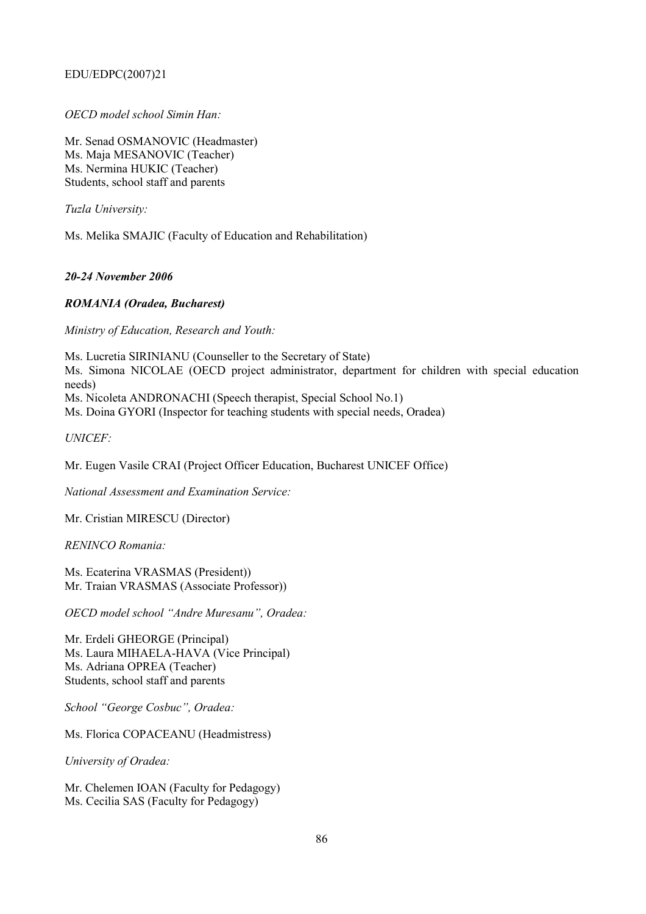*OECD model school Simin Han:*

Mr. Senad OSMANOVIC (Headmaster)
Ms. Maja MESANOVIC (Teacher)
Ms. Nermina HUKIC (Teacher)
Students, school staff and parents

*Tuzla University:*

Ms. Melika SMAJIC (Faculty of Education and Rehabilitation)

***20-24 November 2006***

***ROMANIA (Oradea, Bucharest)***

*Ministry of Education, Research and Youth:*

Ms. Lucretia SIRINIANU (Counseller to the Secretary of State)
Ms. Simona NICOLAE (OECD project administrator, department for children with special education needs)
Ms. Nicoleta ANDRONACHI (Speech therapist, Special School No.1)
Ms. Doina GYORI (Inspector for teaching students with special needs, Oradea)

*UNICEF:*

Mr. Eugen Vasile CRAI (Project Officer Education, Bucharest UNICEF Office)

*National Assessment and Examination Service:*

Mr. Cristian MIRESCU (Director)

*RENINCO Romania:*

Ms. Ecaterina VRASMAS (President))
Mr. Traian VRASMAS (Associate Professor))

*OECD model school "Andre Muresanu", Oradea:*

Mr. Erdeli GHEORGE (Principal)
Ms. Laura MIHAELA-HAVA (Vice Principal)
Ms. Adriana OPREA (Teacher)
Students, school staff and parents

*School "George Cosbuc", Oradea:*

Ms. Florica COPACEANU (Headmistress)

*University of Oradea:*

Mr. Chelemen IOAN (Faculty for Pedagogy)
Ms. Cecilia SAS (Faculty for Pedagogy)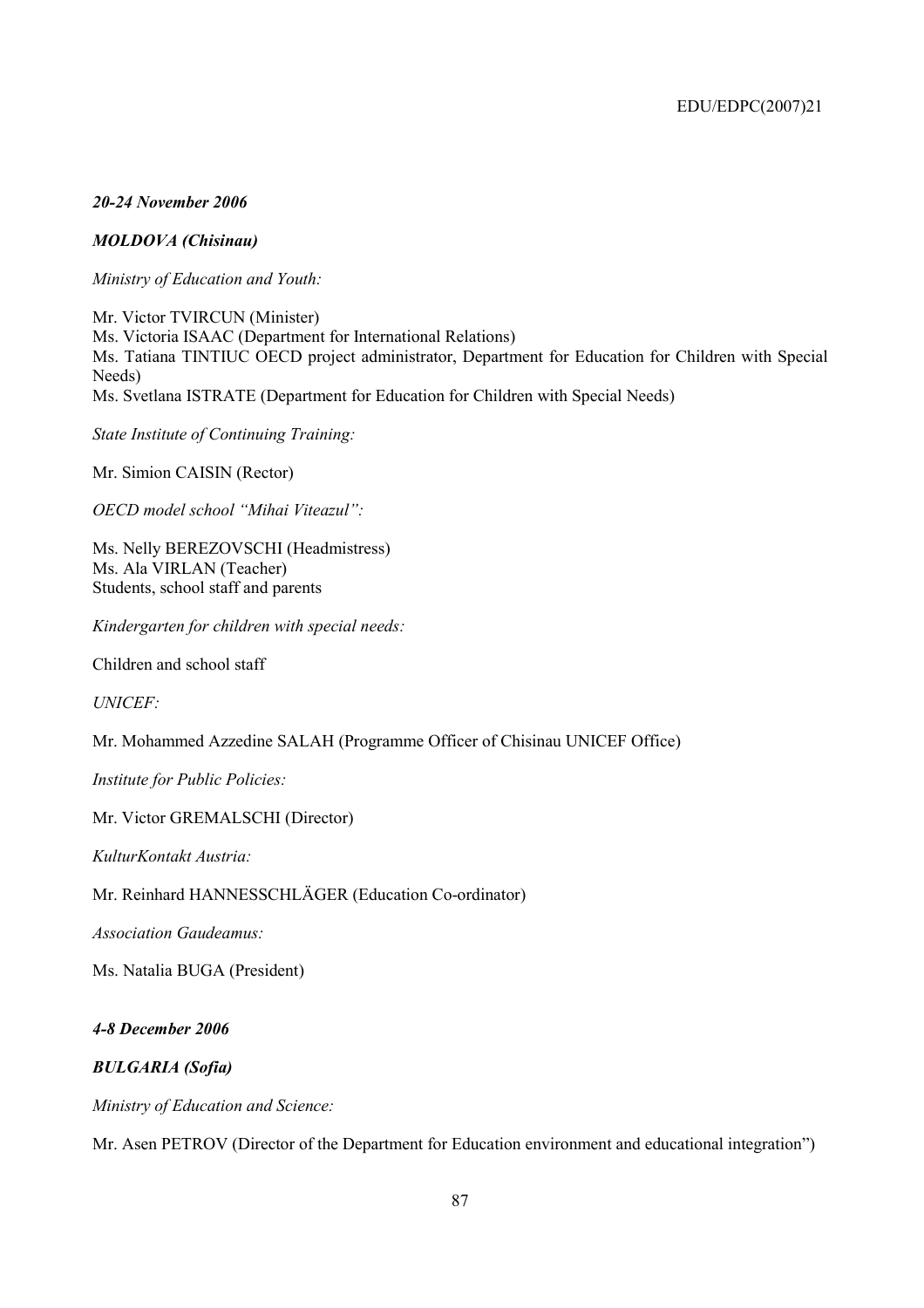***20-24 November 2006***

***MOLDOVA (Chisinau)***

*Ministry of Education and Youth:*

Mr. Victor TVIRCUN (Minister)
Ms. Victoria ISAAC (Department for International Relations)
Ms. Tatiana TINTIUC OECD project administrator, Department for Education for Children with Special Needs)
Ms. Svetlana ISTRATE (Department for Education for Children with Special Needs)

*State Institute of Continuing Training:*

Mr. Simion CAISIN (Rector)

*OECD model school "Mihai Viteazul":*

Ms. Nelly BEREZOVSCHI (Headmistress)
Ms. Ala VIRLAN (Teacher)
Students, school staff and parents

*Kindergarten for children with special needs:*

Children and school staff

*UNICEF:*

Mr. Mohammed Azzedine SALAH (Programme Officer of Chisinau UNICEF Office)

*Institute for Public Policies:*

Mr. Victor GREMALSCHI (Director)

*KulturKontakt Austria:*

Mr. Reinhard HANNESSCHLÄGER (Education Co-ordinator)

*Association Gaudeamus:*

Ms. Natalia BUGA (President)

***4-8 December 2006***

***BULGARIA (Sofia)***

*Ministry of Education and Science:*

Mr. Asen PETROV (Director of the Department for Education environment and educational integration")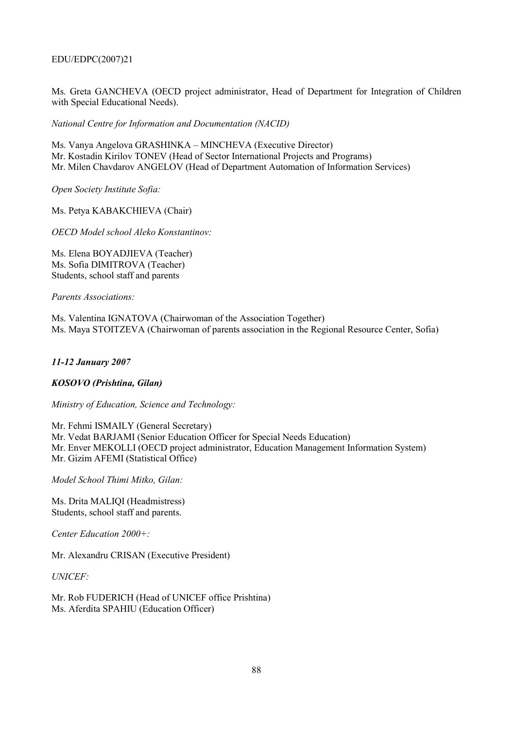Ms. Greta GANCHEVA (OECD project administrator, Head of Department for Integration of Children with Special Educational Needs).

*National Centre for Information and Documentation (NACID)*

Ms. Vanya Angelova GRASHINKA – MINCHEVA (Executive Director)
Mr. Kostadin Kirilov TONEV (Head of Sector International Projects and Programs)
Mr. Milen Chavdarov ANGELOV (Head of Department Automation of Information Services)

*Open Society Institute Sofia:*

Ms. Petya KABAKCHIEVA (Chair)

*OECD Model school Aleko Konstantinov:*

Ms. Elena BOYADJIEVA (Teacher)
Ms. Sofia DIMITROVA (Teacher)
Students, school staff and parents

*Parents Associations:*

Ms. Valentina IGNATOVA (Chairwoman of the Association Together)
Ms. Maya STOITZEVA (Chairwoman of parents association in the Regional Resource Center, Sofia)

***11-12 January 2007***

***KOSOVO (Prishtina, Gilan)***

*Ministry of Education, Science and Technology:*

Mr. Fehmi ISMAILY (General Secretary)
Mr. Vedat BARJAMI (Senior Education Officer for Special Needs Education)
Mr. Enver MEKOLLI (OECD project administrator, Education Management Information System)
Mr. Gizim AFEMI (Statistical Office)

*Model School Thimi Mitko, Gilan:*

Ms. Drita MALIQI (Headmistress)
Students, school staff and parents.

*Center Education 2000+:*

Mr. Alexandru CRISAN (Executive President)

*UNICEF:*

Mr. Rob FUDERICH (Head of UNICEF office Prishtina)
Ms. Aferdita SPAHIU (Education Officer)